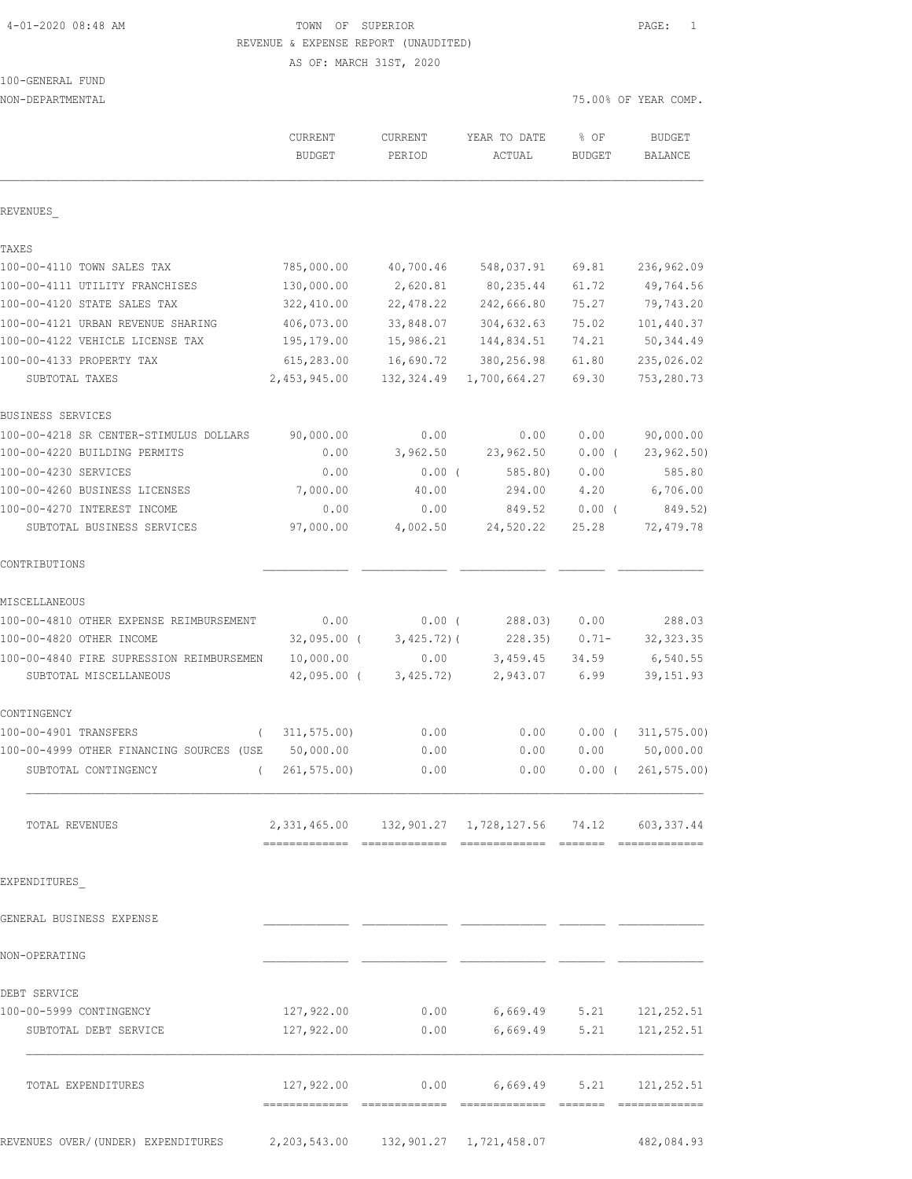TOWN OF SUPERIOR
REVENUE & EXPENSE REPORT (UNAUDITED)
AS OF: MARCH 31ST, 2020

100-GENERAL FUND
NON-DEPARTMENTAL

75.00% OF YEAR COMP.

| | CURRENT BUDGET | CURRENT PERIOD | YEAR TO DATE ACTUAL | % OF BUDGET | BUDGET BALANCE |
|---|---|---|---|---|---|
| **REVENUES_** | | | | | |
| **TAXES** | | | | | |
| 100-00-4110 TOWN SALES TAX | 785,000.00 | 40,700.46 | 548,037.91 | 69.81 | 236,962.09 |
| 100-00-4111 UTILITY FRANCHISES | 130,000.00 | 2,620.81 | 80,235.44 | 61.72 | 49,764.56 |
| 100-00-4120 STATE SALES TAX | 322,410.00 | 22,478.22 | 242,666.80 | 75.27 | 79,743.20 |
| 100-00-4121 URBAN REVENUE SHARING | 406,073.00 | 33,848.07 | 304,632.63 | 75.02 | 101,440.37 |
| 100-00-4122 VEHICLE LICENSE TAX | 195,179.00 | 15,986.21 | 144,834.51 | 74.21 | 50,344.49 |
| 100-00-4133 PROPERTY TAX | 615,283.00 | 16,690.72 | 380,256.98 | 61.80 | 235,026.02 |
| SUBTOTAL TAXES | 2,453,945.00 | 132,324.49 | 1,700,664.27 | 69.30 | 753,280.73 |
| **BUSINESS SERVICES** | | | | | |
| 100-00-4218 SR CENTER-STIMULUS DOLLARS | 90,000.00 | 0.00 | 0.00 | 0.00 | 90,000.00 |
| 100-00-4220 BUILDING PERMITS | 0.00 | 3,962.50 | 23,962.50 | 0.00 | ( 23,962.50) |
| 100-00-4230 SERVICES | 0.00 | 0.00 | ( 585.80) | 0.00 | 585.80 |
| 100-00-4260 BUSINESS LICENSES | 7,000.00 | 40.00 | 294.00 | 4.20 | 6,706.00 |
| 100-00-4270 INTEREST INCOME | 0.00 | 0.00 | 849.52 | 0.00 | ( 849.52) |
| SUBTOTAL BUSINESS SERVICES | 97,000.00 | 4,002.50 | 24,520.22 | 25.28 | 72,479.78 |
| **CONTRIBUTIONS** | | | | | |
| **MISCELLANEOUS** | | | | | |
| 100-00-4810 OTHER EXPENSE REIMBURSEMENT | 0.00 | 0.00 | ( 288.03) | 0.00 | 288.03 |
| 100-00-4820 OTHER INCOME | 32,095.00 | ( 3,425.72) | ( 228.35) | 0.71- | 32,323.35 |
| 100-00-4840 FIRE SUPRESSION REIMBURSEMEN | 10,000.00 | 0.00 | 3,459.45 | 34.59 | 6,540.55 |
| SUBTOTAL MISCELLANEOUS | 42,095.00 | ( 3,425.72) | 2,943.07 | 6.99 | 39,151.93 |
| **CONTINGENCY** | | | | | |
| 100-00-4901 TRANSFERS | ( 311,575.00) | 0.00 | 0.00 | 0.00 | ( 311,575.00) |
| 100-00-4999 OTHER FINANCING SOURCES (USE | 50,000.00 | 0.00 | 0.00 | 0.00 | 50,000.00 |
| SUBTOTAL CONTINGENCY | ( 261,575.00) | 0.00 | 0.00 | 0.00 | ( 261,575.00) |
| TOTAL REVENUES | 2,331,465.00 | 132,901.27 | 1,728,127.56 | 74.12 | 603,337.44 |
| **EXPENDITURES_** | | | | | |
| **GENERAL BUSINESS EXPENSE** | | | | | |
| **NON-OPERATING** | | | | | |
| **DEBT SERVICE** | | | | | |
| 100-00-5999 CONTINGENCY | 127,922.00 | 0.00 | 6,669.49 | 5.21 | 121,252.51 |
| SUBTOTAL DEBT SERVICE | 127,922.00 | 0.00 | 6,669.49 | 5.21 | 121,252.51 |
| TOTAL EXPENDITURES | 127,922.00 | 0.00 | 6,669.49 | 5.21 | 121,252.51 |
| REVENUES OVER/(UNDER) EXPENDITURES | 2,203,543.00 | 132,901.27 | 1,721,458.07 | | 482,084.93 |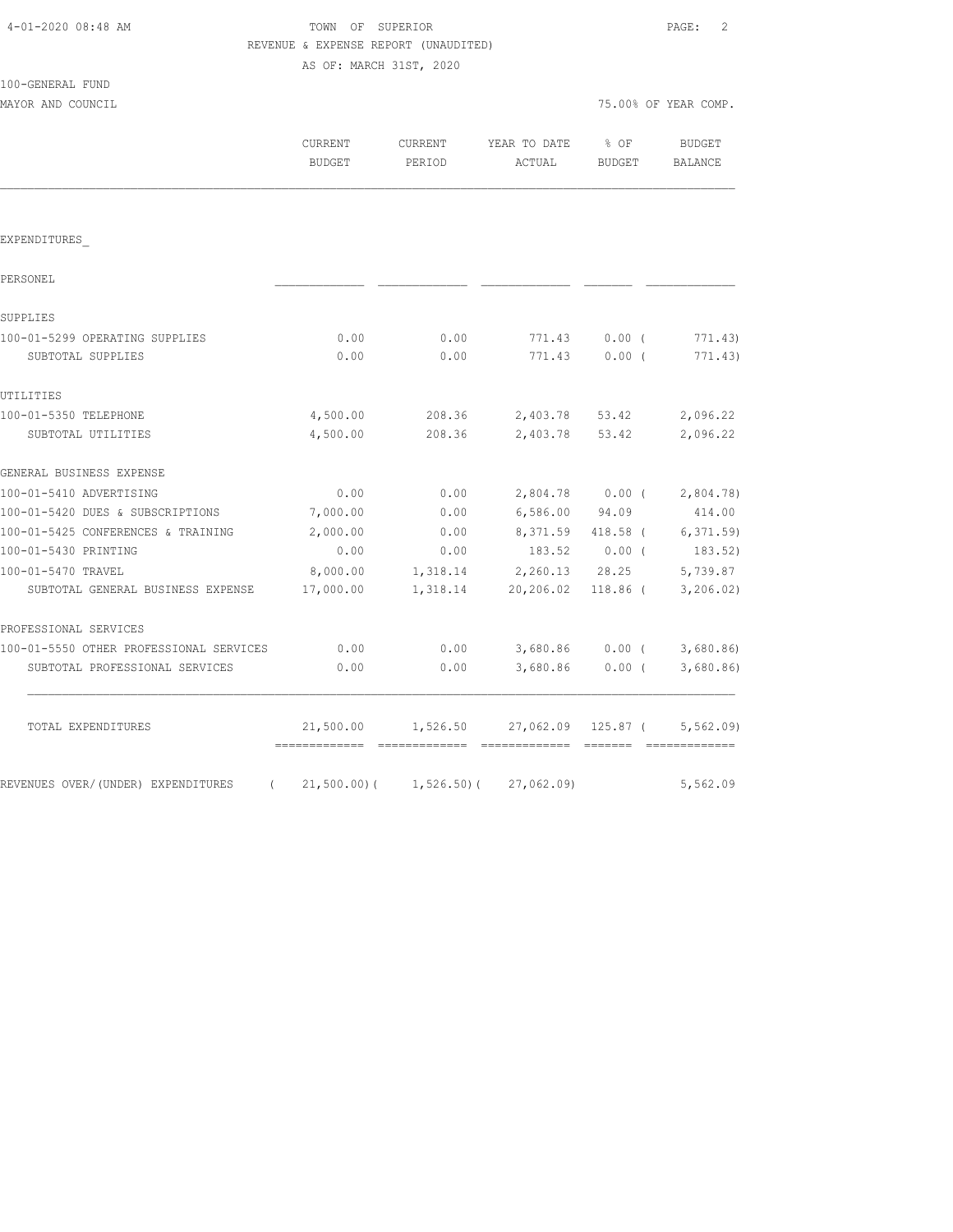4-01-2020 08:48 AM

TOWN OF SUPERIOR
REVENUE & EXPENSE REPORT (UNAUDITED)
AS OF: MARCH 31ST, 2020

100-GENERAL FUND
MAYOR AND COUNCIL

75.00% OF YEAR COMP.

|  | CURRENT BUDGET | CURRENT PERIOD | YEAR TO DATE ACTUAL | % OF BUDGET | BUDGET BALANCE |
|---|---|---|---|---|---|
| EXPENDITURES_ | | | | | |
| PERSONEL | | | | | |
| SUPPLIES | | | | | |
| 100-01-5299 OPERATING SUPPLIES | 0.00 | 0.00 | 771.43 | 0.00 ( | 771.43) |
| SUBTOTAL SUPPLIES | 0.00 | 0.00 | 771.43 | 0.00 ( | 771.43) |
| UTILITIES | | | | | |
| 100-01-5350 TELEPHONE | 4,500.00 | 208.36 | 2,403.78 | 53.42 | 2,096.22 |
| SUBTOTAL UTILITIES | 4,500.00 | 208.36 | 2,403.78 | 53.42 | 2,096.22 |
| GENERAL BUSINESS EXPENSE | | | | | |
| 100-01-5410 ADVERTISING | 0.00 | 0.00 | 2,804.78 | 0.00 ( | 2,804.78) |
| 100-01-5420 DUES & SUBSCRIPTIONS | 7,000.00 | 0.00 | 6,586.00 | 94.09 | 414.00 |
| 100-01-5425 CONFERENCES & TRAINING | 2,000.00 | 0.00 | 8,371.59 | 418.58 ( | 6,371.59) |
| 100-01-5430 PRINTING | 0.00 | 0.00 | 183.52 | 0.00 ( | 183.52) |
| 100-01-5470 TRAVEL | 8,000.00 | 1,318.14 | 2,260.13 | 28.25 | 5,739.87 |
| SUBTOTAL GENERAL BUSINESS EXPENSE | 17,000.00 | 1,318.14 | 20,206.02 | 118.86 ( | 3,206.02) |
| PROFESSIONAL SERVICES | | | | | |
| 100-01-5550 OTHER PROFESSIONAL SERVICES | 0.00 | 0.00 | 3,680.86 | 0.00 ( | 3,680.86) |
| SUBTOTAL PROFESSIONAL SERVICES | 0.00 | 0.00 | 3,680.86 | 0.00 ( | 3,680.86) |
| TOTAL EXPENDITURES | 21,500.00 | 1,526.50 | 27,062.09 | 125.87 ( | 5,562.09) |
| REVENUES OVER/(UNDER) EXPENDITURES | ( 21,500.00)( | 1,526.50)( | 27,062.09) | | 5,562.09 |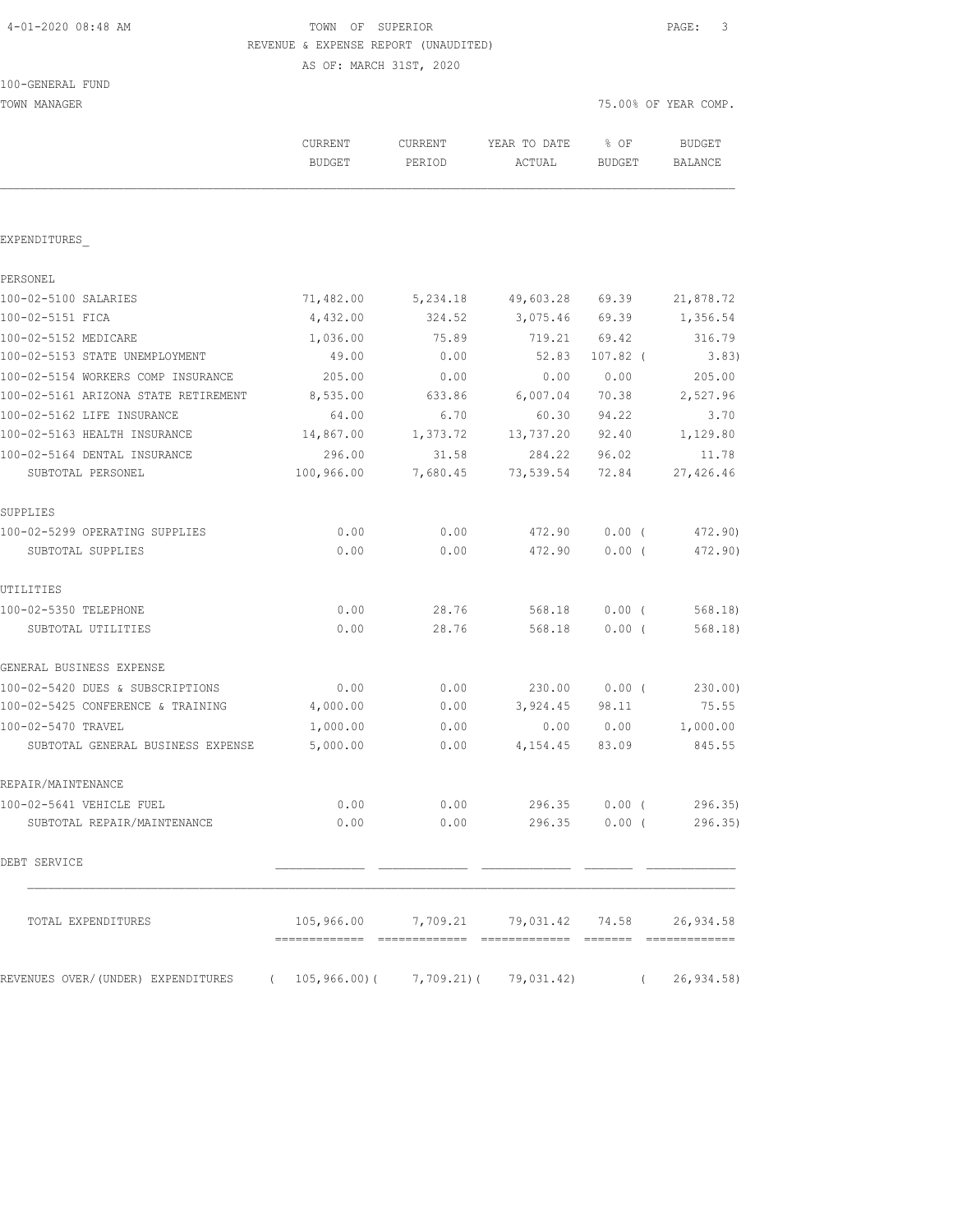TOWN OF SUPERIOR
REVENUE & EXPENSE REPORT (UNAUDITED)
AS OF: MARCH 31ST, 2020

4-01-2020 08:48 AM

100-GENERAL FUND

TOWN MANAGER — 75.00% OF YEAR COMP.

| | CURRENT BUDGET | CURRENT PERIOD | YEAR TO DATE ACTUAL | % OF BUDGET | BUDGET BALANCE |
|---|---|---|---|---|---|
| EXPENDITURES_ | | | | | |
| PERSONEL | | | | | |
| 100-02-5100 SALARIES | 71,482.00 | 5,234.18 | 49,603.28 | 69.39 | 21,878.72 |
| 100-02-5151 FICA | 4,432.00 | 324.52 | 3,075.46 | 69.39 | 1,356.54 |
| 100-02-5152 MEDICARE | 1,036.00 | 75.89 | 719.21 | 69.42 | 316.79 |
| 100-02-5153 STATE UNEMPLOYMENT | 49.00 | 0.00 | 52.83 | 107.82 ( | 3.83) |
| 100-02-5154 WORKERS COMP INSURANCE | 205.00 | 0.00 | 0.00 | 0.00 | 205.00 |
| 100-02-5161 ARIZONA STATE RETIREMENT | 8,535.00 | 633.86 | 6,007.04 | 70.38 | 2,527.96 |
| 100-02-5162 LIFE INSURANCE | 64.00 | 6.70 | 60.30 | 94.22 | 3.70 |
| 100-02-5163 HEALTH INSURANCE | 14,867.00 | 1,373.72 | 13,737.20 | 92.40 | 1,129.80 |
| 100-02-5164 DENTAL INSURANCE | 296.00 | 31.58 | 284.22 | 96.02 | 11.78 |
| SUBTOTAL PERSONEL | 100,966.00 | 7,680.45 | 73,539.54 | 72.84 | 27,426.46 |
| SUPPLIES | | | | | |
| 100-02-5299 OPERATING SUPPLIES | 0.00 | 0.00 | 472.90 | 0.00 ( | 472.90) |
| SUBTOTAL SUPPLIES | 0.00 | 0.00 | 472.90 | 0.00 ( | 472.90) |
| UTILITIES | | | | | |
| 100-02-5350 TELEPHONE | 0.00 | 28.76 | 568.18 | 0.00 ( | 568.18) |
| SUBTOTAL UTILITIES | 0.00 | 28.76 | 568.18 | 0.00 ( | 568.18) |
| GENERAL BUSINESS EXPENSE | | | | | |
| 100-02-5420 DUES & SUBSCRIPTIONS | 0.00 | 0.00 | 230.00 | 0.00 ( | 230.00) |
| 100-02-5425 CONFERENCE & TRAINING | 4,000.00 | 0.00 | 3,924.45 | 98.11 | 75.55 |
| 100-02-5470 TRAVEL | 1,000.00 | 0.00 | 0.00 | 0.00 | 1,000.00 |
| SUBTOTAL GENERAL BUSINESS EXPENSE | 5,000.00 | 0.00 | 4,154.45 | 83.09 | 845.55 |
| REPAIR/MAINTENANCE | | | | | |
| 100-02-5641 VEHICLE FUEL | 0.00 | 0.00 | 296.35 | 0.00 ( | 296.35) |
| SUBTOTAL REPAIR/MAINTENANCE | 0.00 | 0.00 | 296.35 | 0.00 ( | 296.35) |
| DEBT SERVICE | | | | | |
| TOTAL EXPENDITURES | 105,966.00 | 7,709.21 | 79,031.42 | 74.58 | 26,934.58 |
| REVENUES OVER/(UNDER) EXPENDITURES | ( 105,966.00)( | 7,709.21)( | 79,031.42) | ( | 26,934.58) |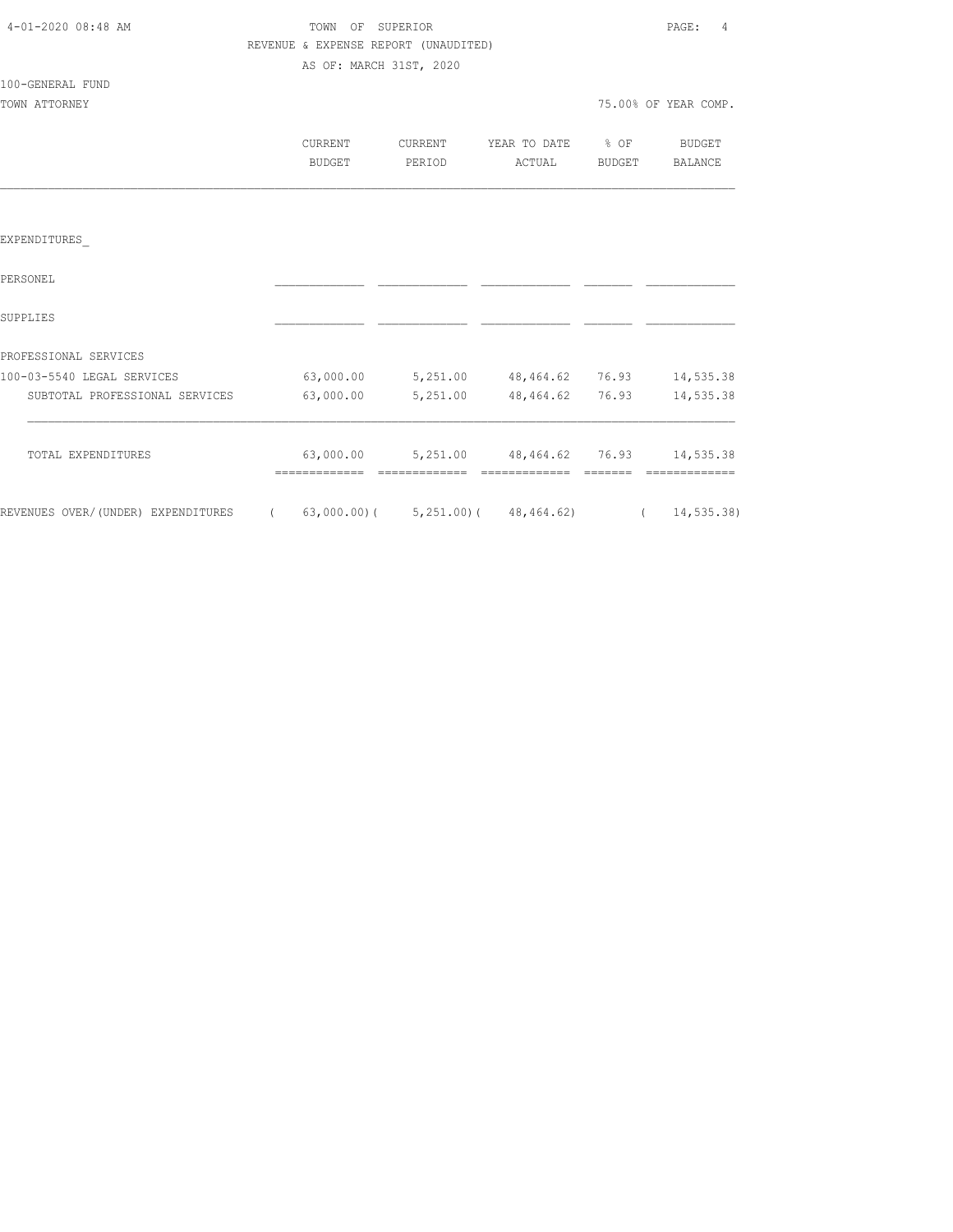TOWN OF SUPERIOR
REVENUE & EXPENSE REPORT (UNAUDITED)
AS OF: MARCH 31ST, 2020

100-GENERAL FUND
TOWN ATTORNEY — 75.00% OF YEAR COMP.

| | CURRENT BUDGET | CURRENT PERIOD | YEAR TO DATE ACTUAL | % OF BUDGET | BUDGET BALANCE |
|---|---|---|---|---|---|
| **EXPENDITURES** | | | | | |
| PERSONEL | | | | | |
| SUPPLIES | | | | | |
| PROFESSIONAL SERVICES | | | | | |
| 100-03-5540 LEGAL SERVICES | 63,000.00 | 5,251.00 | 48,464.62 | 76.93 | 14,535.38 |
| SUBTOTAL PROFESSIONAL SERVICES | 63,000.00 | 5,251.00 | 48,464.62 | 76.93 | 14,535.38 |
| TOTAL EXPENDITURES | 63,000.00 | 5,251.00 | 48,464.62 | 76.93 | 14,535.38 |
| REVENUES OVER/(UNDER) EXPENDITURES | ( 63,000.00) | ( 5,251.00) | ( 48,464.62) | | ( 14,535.38) |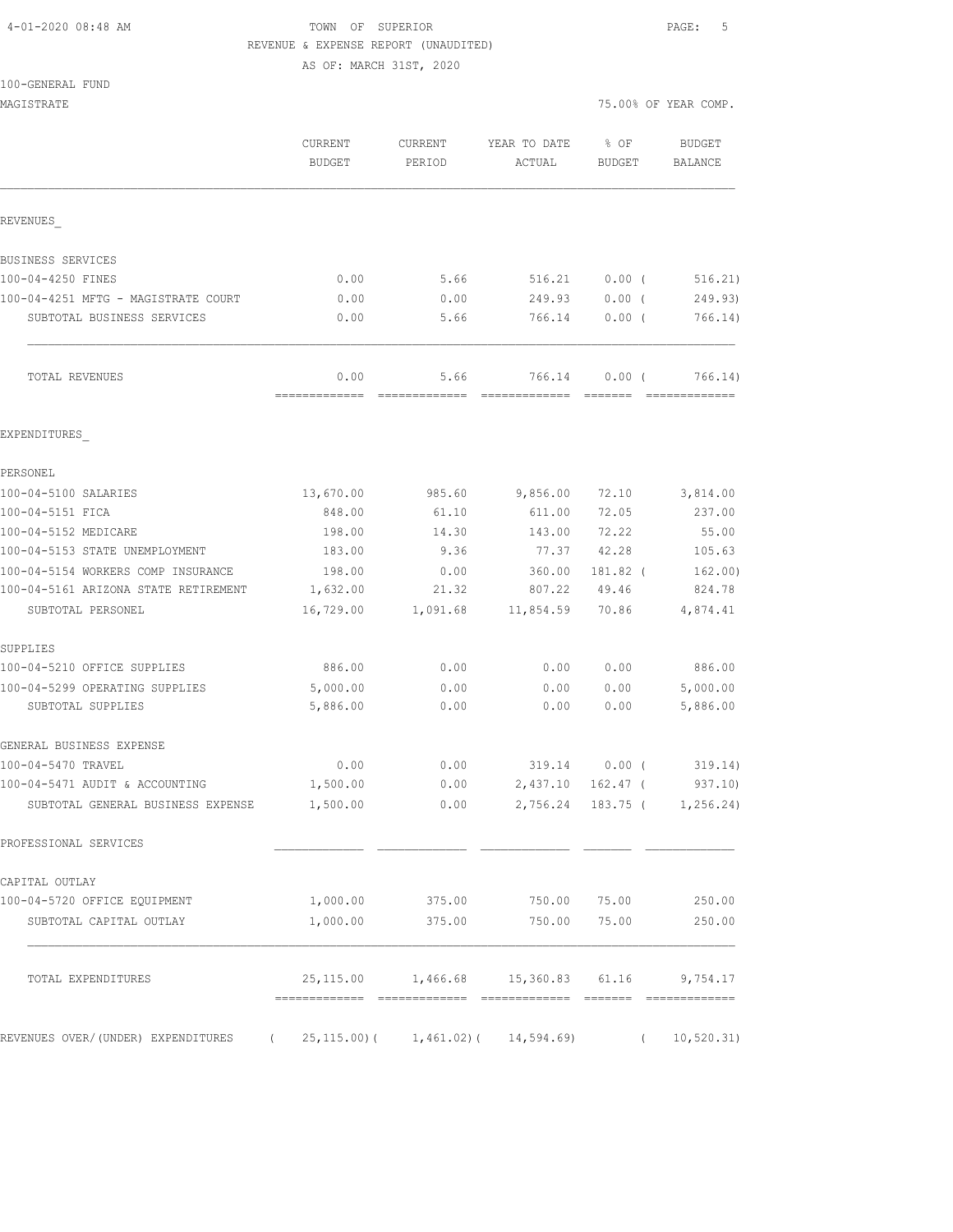TOWN OF SUPERIOR
REVENUE & EXPENSE REPORT (UNAUDITED)
AS OF: MARCH 31ST, 2020

4-01-2020 08:48 AM

100-GENERAL FUND
MAGISTRATE

75.00% OF YEAR COMP.

| | CURRENT BUDGET | CURRENT PERIOD | YEAR TO DATE ACTUAL | % OF BUDGET | BUDGET BALANCE |
|---|---|---|---|---|---|
| REVENUES_ | | | | | |
| BUSINESS SERVICES | | | | | |
| 100-04-4250 FINES | 0.00 | 5.66 | 516.21 | 0.00 ( | 516.21) |
| 100-04-4251 MFTG - MAGISTRATE COURT | 0.00 | 0.00 | 249.93 | 0.00 ( | 249.93) |
| SUBTOTAL BUSINESS SERVICES | 0.00 | 5.66 | 766.14 | 0.00 ( | 766.14) |
| TOTAL REVENUES | 0.00 | 5.66 | 766.14 | 0.00 ( | 766.14) |
| EXPENDITURES_ | | | | | |
| PERSONEL | | | | | |
| 100-04-5100 SALARIES | 13,670.00 | 985.60 | 9,856.00 | 72.10 | 3,814.00 |
| 100-04-5151 FICA | 848.00 | 61.10 | 611.00 | 72.05 | 237.00 |
| 100-04-5152 MEDICARE | 198.00 | 14.30 | 143.00 | 72.22 | 55.00 |
| 100-04-5153 STATE UNEMPLOYMENT | 183.00 | 9.36 | 77.37 | 42.28 | 105.63 |
| 100-04-5154 WORKERS COMP INSURANCE | 198.00 | 0.00 | 360.00 | 181.82 ( | 162.00) |
| 100-04-5161 ARIZONA STATE RETIREMENT | 1,632.00 | 21.32 | 807.22 | 49.46 | 824.78 |
| SUBTOTAL PERSONEL | 16,729.00 | 1,091.68 | 11,854.59 | 70.86 | 4,874.41 |
| SUPPLIES | | | | | |
| 100-04-5210 OFFICE SUPPLIES | 886.00 | 0.00 | 0.00 | 0.00 | 886.00 |
| 100-04-5299 OPERATING SUPPLIES | 5,000.00 | 0.00 | 0.00 | 0.00 | 5,000.00 |
| SUBTOTAL SUPPLIES | 5,886.00 | 0.00 | 0.00 | 0.00 | 5,886.00 |
| GENERAL BUSINESS EXPENSE | | | | | |
| 100-04-5470 TRAVEL | 0.00 | 0.00 | 319.14 | 0.00 ( | 319.14) |
| 100-04-5471 AUDIT & ACCOUNTING | 1,500.00 | 0.00 | 2,437.10 | 162.47 ( | 937.10) |
| SUBTOTAL GENERAL BUSINESS EXPENSE | 1,500.00 | 0.00 | 2,756.24 | 183.75 ( | 1,256.24) |
| PROFESSIONAL SERVICES | | | | | |
| CAPITAL OUTLAY | | | | | |
| 100-04-5720 OFFICE EQUIPMENT | 1,000.00 | 375.00 | 750.00 | 75.00 | 250.00 |
| SUBTOTAL CAPITAL OUTLAY | 1,000.00 | 375.00 | 750.00 | 75.00 | 250.00 |
| TOTAL EXPENDITURES | 25,115.00 | 1,466.68 | 15,360.83 | 61.16 | 9,754.17 |
| REVENUES OVER/(UNDER) EXPENDITURES | ( 25,115.00)( | 1,461.02)( | 14,594.69) | ( | 10,520.31) |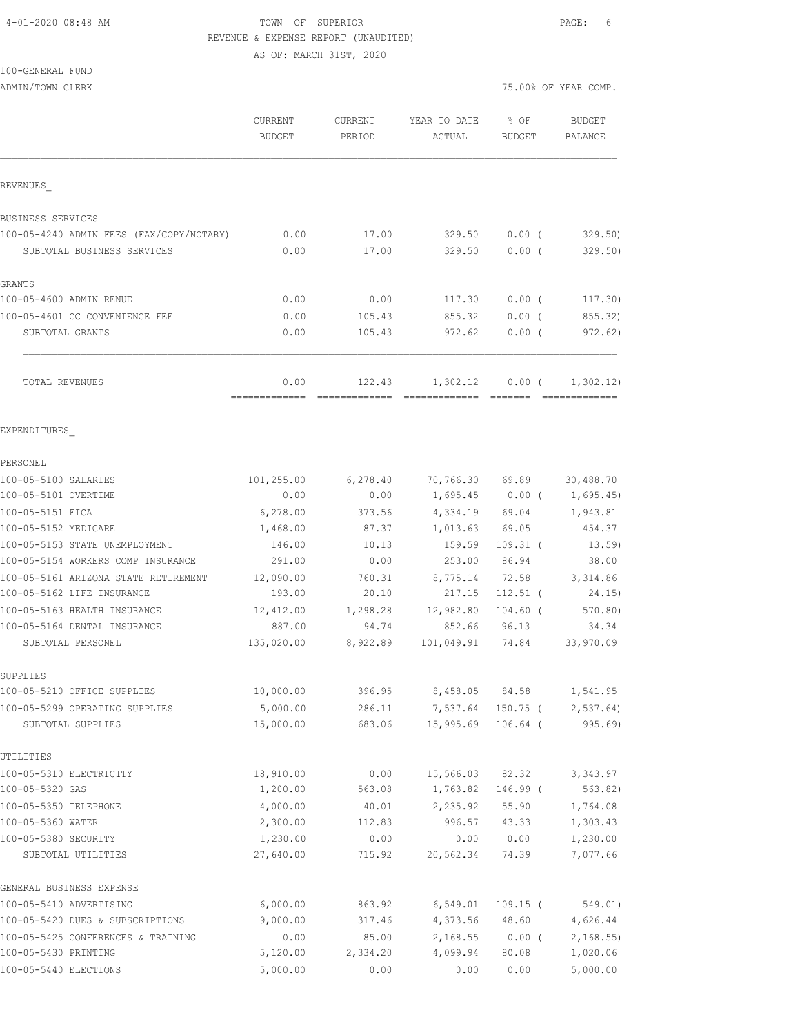4-01-2020 08:48 AM

TOWN OF SUPERIOR

REVENUE & EXPENSE REPORT (UNAUDITED)

AS OF: MARCH 31ST, 2020

100-GENERAL FUND

ADMIN/TOWN CLERK

75.00% OF YEAR COMP.

| | CURRENT BUDGET | CURRENT PERIOD | YEAR TO DATE ACTUAL | % OF BUDGET | BUDGET BALANCE |
|---|---|---|---|---|---|
| REVENUES_ | | | | | |
| BUSINESS SERVICES | | | | | |
| 100-05-4240 ADMIN FEES (FAX/COPY/NOTARY) | 0.00 | 17.00 | 329.50 | 0.00 ( | 329.50) |
| SUBTOTAL BUSINESS SERVICES | 0.00 | 17.00 | 329.50 | 0.00 ( | 329.50) |
| GRANTS | | | | | |
| 100-05-4600 ADMIN RENUE | 0.00 | 0.00 | 117.30 | 0.00 ( | 117.30) |
| 100-05-4601 CC CONVENIENCE FEE | 0.00 | 105.43 | 855.32 | 0.00 ( | 855.32) |
| SUBTOTAL GRANTS | 0.00 | 105.43 | 972.62 | 0.00 ( | 972.62) |
| TOTAL REVENUES | 0.00 | 122.43 | 1,302.12 | 0.00 ( | 1,302.12) |
| EXPENDITURES_ | | | | | |
| PERSONEL | | | | | |
| 100-05-5100 SALARIES | 101,255.00 | 6,278.40 | 70,766.30 | 69.89 | 30,488.70 |
| 100-05-5101 OVERTIME | 0.00 | 0.00 | 1,695.45 | 0.00 ( | 1,695.45) |
| 100-05-5151 FICA | 6,278.00 | 373.56 | 4,334.19 | 69.04 | 1,943.81 |
| 100-05-5152 MEDICARE | 1,468.00 | 87.37 | 1,013.63 | 69.05 | 454.37 |
| 100-05-5153 STATE UNEMPLOYMENT | 146.00 | 10.13 | 159.59 | 109.31 ( | 13.59) |
| 100-05-5154 WORKERS COMP INSURANCE | 291.00 | 0.00 | 253.00 | 86.94 | 38.00 |
| 100-05-5161 ARIZONA STATE RETIREMENT | 12,090.00 | 760.31 | 8,775.14 | 72.58 | 3,314.86 |
| 100-05-5162 LIFE INSURANCE | 193.00 | 20.10 | 217.15 | 112.51 ( | 24.15) |
| 100-05-5163 HEALTH INSURANCE | 12,412.00 | 1,298.28 | 12,982.80 | 104.60 ( | 570.80) |
| 100-05-5164 DENTAL INSURANCE | 887.00 | 94.74 | 852.66 | 96.13 | 34.34 |
| SUBTOTAL PERSONEL | 135,020.00 | 8,922.89 | 101,049.91 | 74.84 | 33,970.09 |
| SUPPLIES | | | | | |
| 100-05-5210 OFFICE SUPPLIES | 10,000.00 | 396.95 | 8,458.05 | 84.58 | 1,541.95 |
| 100-05-5299 OPERATING SUPPLIES | 5,000.00 | 286.11 | 7,537.64 | 150.75 ( | 2,537.64) |
| SUBTOTAL SUPPLIES | 15,000.00 | 683.06 | 15,995.69 | 106.64 ( | 995.69) |
| UTILITIES | | | | | |
| 100-05-5310 ELECTRICITY | 18,910.00 | 0.00 | 15,566.03 | 82.32 | 3,343.97 |
| 100-05-5320 GAS | 1,200.00 | 563.08 | 1,763.82 | 146.99 ( | 563.82) |
| 100-05-5350 TELEPHONE | 4,000.00 | 40.01 | 2,235.92 | 55.90 | 1,764.08 |
| 100-05-5360 WATER | 2,300.00 | 112.83 | 996.57 | 43.33 | 1,303.43 |
| 100-05-5380 SECURITY | 1,230.00 | 0.00 | 0.00 | 0.00 | 1,230.00 |
| SUBTOTAL UTILITIES | 27,640.00 | 715.92 | 20,562.34 | 74.39 | 7,077.66 |
| GENERAL BUSINESS EXPENSE | | | | | |
| 100-05-5410 ADVERTISING | 6,000.00 | 863.92 | 6,549.01 | 109.15 ( | 549.01) |
| 100-05-5420 DUES & SUBSCRIPTIONS | 9,000.00 | 317.46 | 4,373.56 | 48.60 | 4,626.44 |
| 100-05-5425 CONFERENCES & TRAINING | 0.00 | 85.00 | 2,168.55 | 0.00 ( | 2,168.55) |
| 100-05-5430 PRINTING | 5,120.00 | 2,334.20 | 4,099.94 | 80.08 | 1,020.06 |
| 100-05-5440 ELECTIONS | 5,000.00 | 0.00 | 0.00 | 0.00 | 5,000.00 |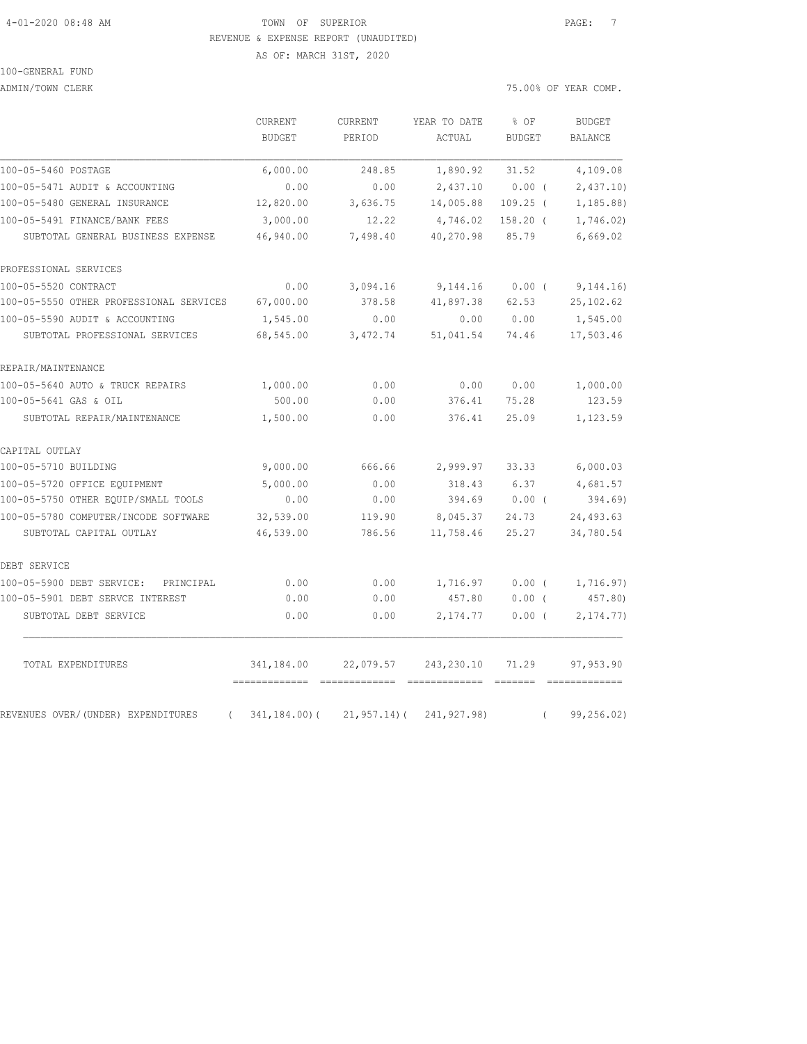4-01-2020 08:48 AM TOWN OF SUPERIOR

REVENUE & EXPENSE REPORT (UNAUDITED)

AS OF: MARCH 31ST, 2020

100-GENERAL FUND

ADMIN/TOWN CLERK 75.00% OF YEAR COMP.

| | CURRENT BUDGET | CURRENT PERIOD | YEAR TO DATE ACTUAL | % OF BUDGET | BUDGET BALANCE |
|---|---|---|---|---|---|
| 100-05-5460 POSTAGE | 6,000.00 | 248.85 | 1,890.92 | 31.52 | 4,109.08 |
| 100-05-5471 AUDIT & ACCOUNTING | 0.00 | 0.00 | 2,437.10 | 0.00 ( | 2,437.10) |
| 100-05-5480 GENERAL INSURANCE | 12,820.00 | 3,636.75 | 14,005.88 | 109.25 ( | 1,185.88) |
| 100-05-5491 FINANCE/BANK FEES | 3,000.00 | 12.22 | 4,746.02 | 158.20 ( | 1,746.02) |
| SUBTOTAL GENERAL BUSINESS EXPENSE | 46,940.00 | 7,498.40 | 40,270.98 | 85.79 | 6,669.02 |
| PROFESSIONAL SERVICES | | | | | |
| 100-05-5520 CONTRACT | 0.00 | 3,094.16 | 9,144.16 | 0.00 ( | 9,144.16) |
| 100-05-5550 OTHER PROFESSIONAL SERVICES | 67,000.00 | 378.58 | 41,897.38 | 62.53 | 25,102.62 |
| 100-05-5590 AUDIT & ACCOUNTING | 1,545.00 | 0.00 | 0.00 | 0.00 | 1,545.00 |
| SUBTOTAL PROFESSIONAL SERVICES | 68,545.00 | 3,472.74 | 51,041.54 | 74.46 | 17,503.46 |
| REPAIR/MAINTENANCE | | | | | |
| 100-05-5640 AUTO & TRUCK REPAIRS | 1,000.00 | 0.00 | 0.00 | 0.00 | 1,000.00 |
| 100-05-5641 GAS & OIL | 500.00 | 0.00 | 376.41 | 75.28 | 123.59 |
| SUBTOTAL REPAIR/MAINTENANCE | 1,500.00 | 0.00 | 376.41 | 25.09 | 1,123.59 |
| CAPITAL OUTLAY | | | | | |
| 100-05-5710 BUILDING | 9,000.00 | 666.66 | 2,999.97 | 33.33 | 6,000.03 |
| 100-05-5720 OFFICE EQUIPMENT | 5,000.00 | 0.00 | 318.43 | 6.37 | 4,681.57 |
| 100-05-5750 OTHER EQUIP/SMALL TOOLS | 0.00 | 0.00 | 394.69 | 0.00 ( | 394.69) |
| 100-05-5780 COMPUTER/INCODE SOFTWARE | 32,539.00 | 119.90 | 8,045.37 | 24.73 | 24,493.63 |
| SUBTOTAL CAPITAL OUTLAY | 46,539.00 | 786.56 | 11,758.46 | 25.27 | 34,780.54 |
| DEBT SERVICE | | | | | |
| 100-05-5900 DEBT SERVICE: PRINCIPAL | 0.00 | 0.00 | 1,716.97 | 0.00 ( | 1,716.97) |
| 100-05-5901 DEBT SERVCE INTEREST | 0.00 | 0.00 | 457.80 | 0.00 ( | 457.80) |
| SUBTOTAL DEBT SERVICE | 0.00 | 0.00 | 2,174.77 | 0.00 ( | 2,174.77) |
| TOTAL EXPENDITURES | 341,184.00 | 22,079.57 | 243,230.10 | 71.29 | 97,953.90 |
| REVENUES OVER/(UNDER) EXPENDITURES | ( 341,184.00)( | 21,957.14)( | 241,927.98) | ( | 99,256.02) |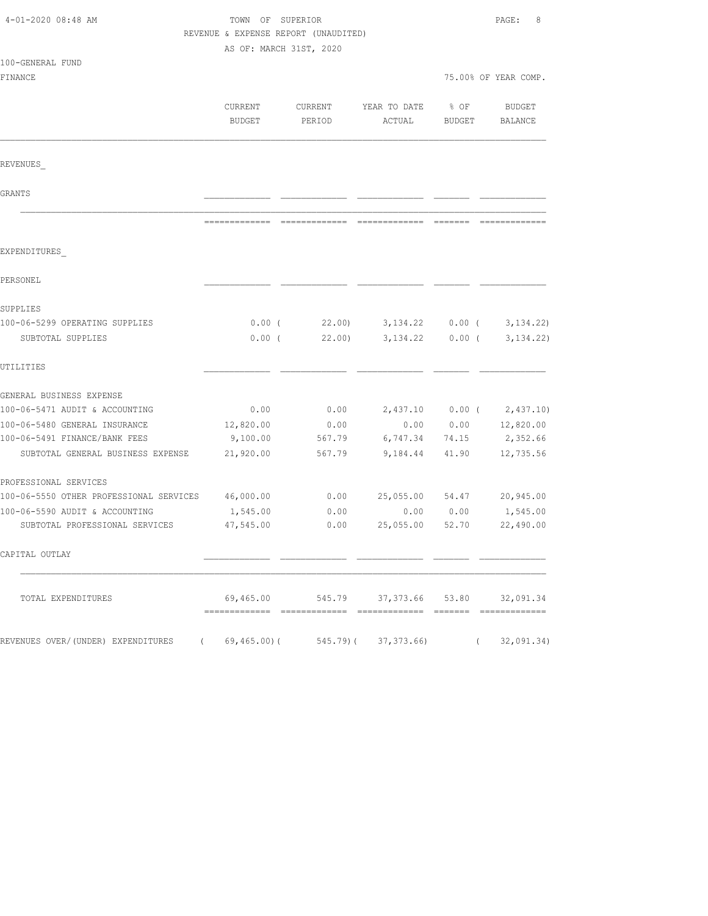4-01-2020 08:48 AM

TOWN OF SUPERIOR

REVENUE & EXPENSE REPORT (UNAUDITED)

AS OF: MARCH 31ST, 2020

100-GENERAL FUND

FINANCE

75.00% OF YEAR COMP.

| | CURRENT BUDGET | CURRENT PERIOD | YEAR TO DATE ACTUAL | % OF BUDGET | BUDGET BALANCE |
|---|---|---|---|---|---|
| REVENUES_ | | | | | |
| GRANTS | | | | | |
| EXPENDITURES_ | | | | | |
| PERSONEL | | | | | |
| SUPPLIES | | | | | |
| 100-06-5299 OPERATING SUPPLIES | 0.00 | ( 22.00) | 3,134.22 | 0.00 | ( 3,134.22) |
| SUBTOTAL SUPPLIES | 0.00 | ( 22.00) | 3,134.22 | 0.00 | ( 3,134.22) |
| UTILITIES | | | | | |
| GENERAL BUSINESS EXPENSE | | | | | |
| 100-06-5471 AUDIT & ACCOUNTING | 0.00 | 0.00 | 2,437.10 | 0.00 | ( 2,437.10) |
| 100-06-5480 GENERAL INSURANCE | 12,820.00 | 0.00 | 0.00 | 0.00 | 12,820.00 |
| 100-06-5491 FINANCE/BANK FEES | 9,100.00 | 567.79 | 6,747.34 | 74.15 | 2,352.66 |
| SUBTOTAL GENERAL BUSINESS EXPENSE | 21,920.00 | 567.79 | 9,184.44 | 41.90 | 12,735.56 |
| PROFESSIONAL SERVICES | | | | | |
| 100-06-5550 OTHER PROFESSIONAL SERVICES | 46,000.00 | 0.00 | 25,055.00 | 54.47 | 20,945.00 |
| 100-06-5590 AUDIT & ACCOUNTING | 1,545.00 | 0.00 | 0.00 | 0.00 | 1,545.00 |
| SUBTOTAL PROFESSIONAL SERVICES | 47,545.00 | 0.00 | 25,055.00 | 52.70 | 22,490.00 |
| CAPITAL OUTLAY | | | | | |
| TOTAL EXPENDITURES | 69,465.00 | 545.79 | 37,373.66 | 53.80 | 32,091.34 |
| REVENUES OVER/(UNDER) EXPENDITURES | ( 69,465.00) | ( 545.79) | ( 37,373.66) | | ( 32,091.34) |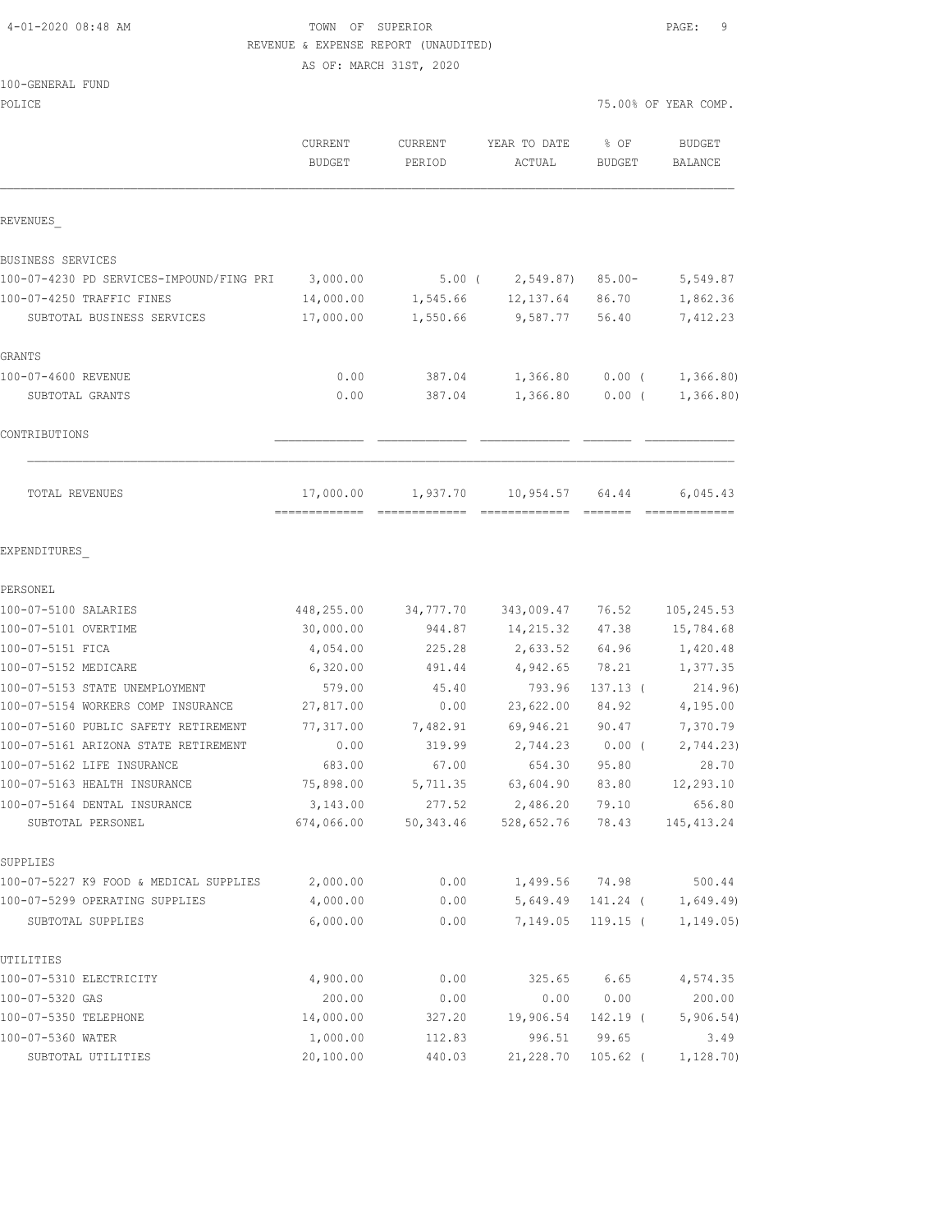4-01-2020 08:48 AM

TOWN OF SUPERIOR

REVENUE & EXPENSE REPORT (UNAUDITED)

AS OF: MARCH 31ST, 2020

100-GENERAL FUND

POLICE

75.00% OF YEAR COMP.

| | CURRENT BUDGET | CURRENT PERIOD | YEAR TO DATE ACTUAL | % OF BUDGET | BUDGET BALANCE |
|---|---|---|---|---|---|
| **REVENUES** | | | | | |
| BUSINESS SERVICES | | | | | |
| 100-07-4230 PD SERVICES-IMPOUND/FING PRI | 3,000.00 | 5.00 | ( 2,549.87) | 85.00- | 5,549.87 |
| 100-07-4250 TRAFFIC FINES | 14,000.00 | 1,545.66 | 12,137.64 | 86.70 | 1,862.36 |
| SUBTOTAL BUSINESS SERVICES | 17,000.00 | 1,550.66 | 9,587.77 | 56.40 | 7,412.23 |
| GRANTS | | | | | |
| 100-07-4600 REVENUE | 0.00 | 387.04 | 1,366.80 | 0.00 | ( 1,366.80) |
| SUBTOTAL GRANTS | 0.00 | 387.04 | 1,366.80 | 0.00 | ( 1,366.80) |
| CONTRIBUTIONS | | | | | |
| TOTAL REVENUES | 17,000.00 | 1,937.70 | 10,954.57 | 64.44 | 6,045.43 |
| **EXPENDITURES** | | | | | |
| PERSONEL | | | | | |
| 100-07-5100 SALARIES | 448,255.00 | 34,777.70 | 343,009.47 | 76.52 | 105,245.53 |
| 100-07-5101 OVERTIME | 30,000.00 | 944.87 | 14,215.32 | 47.38 | 15,784.68 |
| 100-07-5151 FICA | 4,054.00 | 225.28 | 2,633.52 | 64.96 | 1,420.48 |
| 100-07-5152 MEDICARE | 6,320.00 | 491.44 | 4,942.65 | 78.21 | 1,377.35 |
| 100-07-5153 STATE UNEMPLOYMENT | 579.00 | 45.40 | 793.96 | 137.13 | ( 214.96) |
| 100-07-5154 WORKERS COMP INSURANCE | 27,817.00 | 0.00 | 23,622.00 | 84.92 | 4,195.00 |
| 100-07-5160 PUBLIC SAFETY RETIREMENT | 77,317.00 | 7,482.91 | 69,946.21 | 90.47 | 7,370.79 |
| 100-07-5161 ARIZONA STATE RETIREMENT | 0.00 | 319.99 | 2,744.23 | 0.00 | ( 2,744.23) |
| 100-07-5162 LIFE INSURANCE | 683.00 | 67.00 | 654.30 | 95.80 | 28.70 |
| 100-07-5163 HEALTH INSURANCE | 75,898.00 | 5,711.35 | 63,604.90 | 83.80 | 12,293.10 |
| 100-07-5164 DENTAL INSURANCE | 3,143.00 | 277.52 | 2,486.20 | 79.10 | 656.80 |
| SUBTOTAL PERSONEL | 674,066.00 | 50,343.46 | 528,652.76 | 78.43 | 145,413.24 |
| SUPPLIES | | | | | |
| 100-07-5227 K9 FOOD & MEDICAL SUPPLIES | 2,000.00 | 0.00 | 1,499.56 | 74.98 | 500.44 |
| 100-07-5299 OPERATING SUPPLIES | 4,000.00 | 0.00 | 5,649.49 | 141.24 | ( 1,649.49) |
| SUBTOTAL SUPPLIES | 6,000.00 | 0.00 | 7,149.05 | 119.15 | ( 1,149.05) |
| UTILITIES | | | | | |
| 100-07-5310 ELECTRICITY | 4,900.00 | 0.00 | 325.65 | 6.65 | 4,574.35 |
| 100-07-5320 GAS | 200.00 | 0.00 | 0.00 | 0.00 | 200.00 |
| 100-07-5350 TELEPHONE | 14,000.00 | 327.20 | 19,906.54 | 142.19 | ( 5,906.54) |
| 100-07-5360 WATER | 1,000.00 | 112.83 | 996.51 | 99.65 | 3.49 |
| SUBTOTAL UTILITIES | 20,100.00 | 440.03 | 21,228.70 | 105.62 | ( 1,128.70) |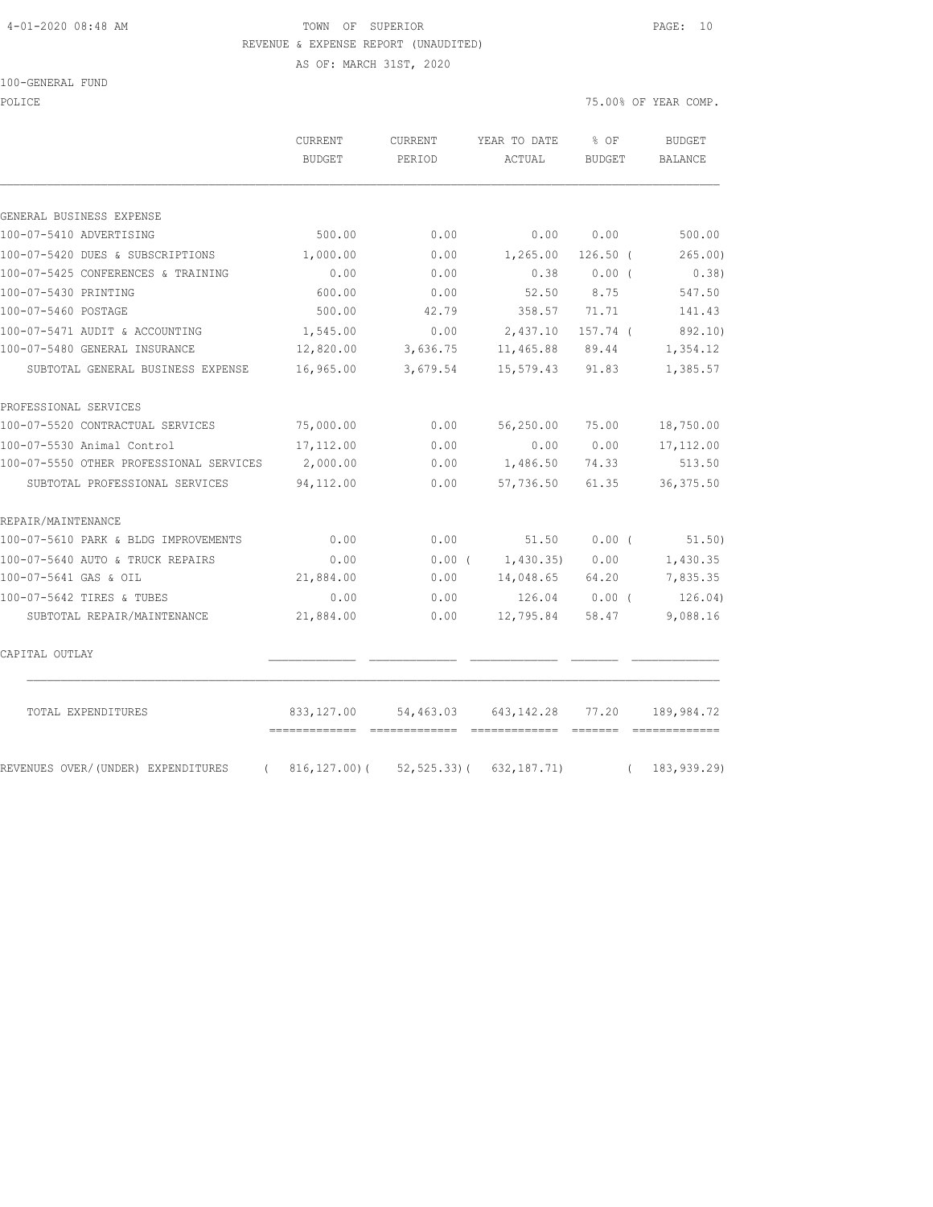TOWN OF SUPERIOR

REVENUE & EXPENSE REPORT (UNAUDITED)

AS OF: MARCH 31ST, 2020

100-GENERAL FUND

POLICE — 75.00% OF YEAR COMP.

| | CURRENT BUDGET | CURRENT PERIOD | YEAR TO DATE ACTUAL | % OF BUDGET | BUDGET BALANCE |
|---|---|---|---|---|---|
| GENERAL BUSINESS EXPENSE | | | | | |
| 100-07-5410 ADVERTISING | 500.00 | 0.00 | 0.00 | 0.00 | 500.00 |
| 100-07-5420 DUES & SUBSCRIPTIONS | 1,000.00 | 0.00 | 1,265.00 | 126.50 | ( 265.00) |
| 100-07-5425 CONFERENCES & TRAINING | 0.00 | 0.00 | 0.38 | 0.00 | ( 0.38) |
| 100-07-5430 PRINTING | 600.00 | 0.00 | 52.50 | 8.75 | 547.50 |
| 100-07-5460 POSTAGE | 500.00 | 42.79 | 358.57 | 71.71 | 141.43 |
| 100-07-5471 AUDIT & ACCOUNTING | 1,545.00 | 0.00 | 2,437.10 | 157.74 | ( 892.10) |
| 100-07-5480 GENERAL INSURANCE | 12,820.00 | 3,636.75 | 11,465.88 | 89.44 | 1,354.12 |
| SUBTOTAL GENERAL BUSINESS EXPENSE | 16,965.00 | 3,679.54 | 15,579.43 | 91.83 | 1,385.57 |
| PROFESSIONAL SERVICES | | | | | |
| 100-07-5520 CONTRACTUAL SERVICES | 75,000.00 | 0.00 | 56,250.00 | 75.00 | 18,750.00 |
| 100-07-5530 Animal Control | 17,112.00 | 0.00 | 0.00 | 0.00 | 17,112.00 |
| 100-07-5550 OTHER PROFESSIONAL SERVICES | 2,000.00 | 0.00 | 1,486.50 | 74.33 | 513.50 |
| SUBTOTAL PROFESSIONAL SERVICES | 94,112.00 | 0.00 | 57,736.50 | 61.35 | 36,375.50 |
| REPAIR/MAINTENANCE | | | | | |
| 100-07-5610 PARK & BLDG IMPROVEMENTS | 0.00 | 0.00 | 51.50 | 0.00 | ( 51.50) |
| 100-07-5640 AUTO & TRUCK REPAIRS | 0.00 | 0.00 | ( 1,430.35) | 0.00 | 1,430.35 |
| 100-07-5641 GAS & OIL | 21,884.00 | 0.00 | 14,048.65 | 64.20 | 7,835.35 |
| 100-07-5642 TIRES & TUBES | 0.00 | 0.00 | 126.04 | 0.00 | ( 126.04) |
| SUBTOTAL REPAIR/MAINTENANCE | 21,884.00 | 0.00 | 12,795.84 | 58.47 | 9,088.16 |
| CAPITAL OUTLAY | | | | | |
| TOTAL EXPENDITURES | 833,127.00 | 54,463.03 | 643,142.28 | 77.20 | 189,984.72 |
| REVENUES OVER/(UNDER) EXPENDITURES | ( 816,127.00) | ( 52,525.33) | ( 632,187.71) | | ( 183,939.29) |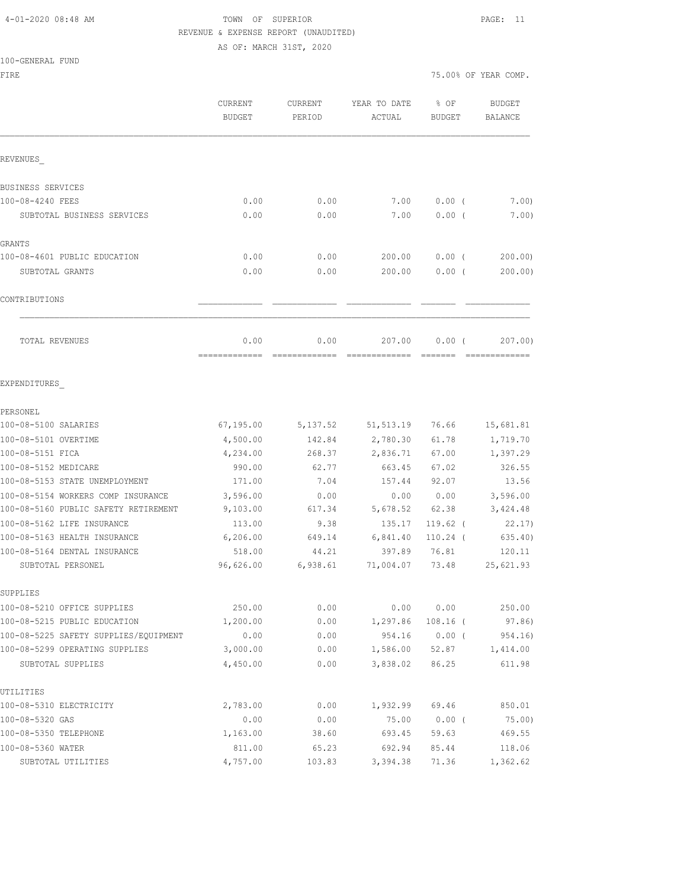4-01-2020 08:48 AM

TOWN OF SUPERIOR
REVENUE & EXPENSE REPORT (UNAUDITED)
AS OF: MARCH 31ST, 2020

100-GENERAL FUND
FIRE

75.00% OF YEAR COMP.

| | CURRENT BUDGET | CURRENT PERIOD | YEAR TO DATE ACTUAL | % OF BUDGET | BUDGET BALANCE |
|---|---|---|---|---|---|
| REVENUES_ | | | | | |
| BUSINESS SERVICES | | | | | |
| 100-08-4240 FEES | 0.00 | 0.00 | 7.00 | 0.00 ( | 7.00) |
| SUBTOTAL BUSINESS SERVICES | 0.00 | 0.00 | 7.00 | 0.00 ( | 7.00) |
| GRANTS | | | | | |
| 100-08-4601 PUBLIC EDUCATION | 0.00 | 0.00 | 200.00 | 0.00 ( | 200.00) |
| SUBTOTAL GRANTS | 0.00 | 0.00 | 200.00 | 0.00 ( | 200.00) |
| CONTRIBUTIONS | | | | | |
| TOTAL REVENUES | 0.00 | 0.00 | 207.00 | 0.00 ( | 207.00) |
| EXPENDITURES_ | | | | | |
| PERSONEL | | | | | |
| 100-08-5100 SALARIES | 67,195.00 | 5,137.52 | 51,513.19 | 76.66 | 15,681.81 |
| 100-08-5101 OVERTIME | 4,500.00 | 142.84 | 2,780.30 | 61.78 | 1,719.70 |
| 100-08-5151 FICA | 4,234.00 | 268.37 | 2,836.71 | 67.00 | 1,397.29 |
| 100-08-5152 MEDICARE | 990.00 | 62.77 | 663.45 | 67.02 | 326.55 |
| 100-08-5153 STATE UNEMPLOYMENT | 171.00 | 7.04 | 157.44 | 92.07 | 13.56 |
| 100-08-5154 WORKERS COMP INSURANCE | 3,596.00 | 0.00 | 0.00 | 0.00 | 3,596.00 |
| 100-08-5160 PUBLIC SAFETY RETIREMENT | 9,103.00 | 617.34 | 5,678.52 | 62.38 | 3,424.48 |
| 100-08-5162 LIFE INSURANCE | 113.00 | 9.38 | 135.17 | 119.62 ( | 22.17) |
| 100-08-5163 HEALTH INSURANCE | 6,206.00 | 649.14 | 6,841.40 | 110.24 ( | 635.40) |
| 100-08-5164 DENTAL INSURANCE | 518.00 | 44.21 | 397.89 | 76.81 | 120.11 |
| SUBTOTAL PERSONEL | 96,626.00 | 6,938.61 | 71,004.07 | 73.48 | 25,621.93 |
| SUPPLIES | | | | | |
| 100-08-5210 OFFICE SUPPLIES | 250.00 | 0.00 | 0.00 | 0.00 | 250.00 |
| 100-08-5215 PUBLIC EDUCATION | 1,200.00 | 0.00 | 1,297.86 | 108.16 ( | 97.86) |
| 100-08-5225 SAFETY SUPPLIES/EQUIPMENT | 0.00 | 0.00 | 954.16 | 0.00 ( | 954.16) |
| 100-08-5299 OPERATING SUPPLIES | 3,000.00 | 0.00 | 1,586.00 | 52.87 | 1,414.00 |
| SUBTOTAL SUPPLIES | 4,450.00 | 0.00 | 3,838.02 | 86.25 | 611.98 |
| UTILITIES | | | | | |
| 100-08-5310 ELECTRICITY | 2,783.00 | 0.00 | 1,932.99 | 69.46 | 850.01 |
| 100-08-5320 GAS | 0.00 | 0.00 | 75.00 | 0.00 ( | 75.00) |
| 100-08-5350 TELEPHONE | 1,163.00 | 38.60 | 693.45 | 59.63 | 469.55 |
| 100-08-5360 WATER | 811.00 | 65.23 | 692.94 | 85.44 | 118.06 |
| SUBTOTAL UTILITIES | 4,757.00 | 103.83 | 3,394.38 | 71.36 | 1,362.62 |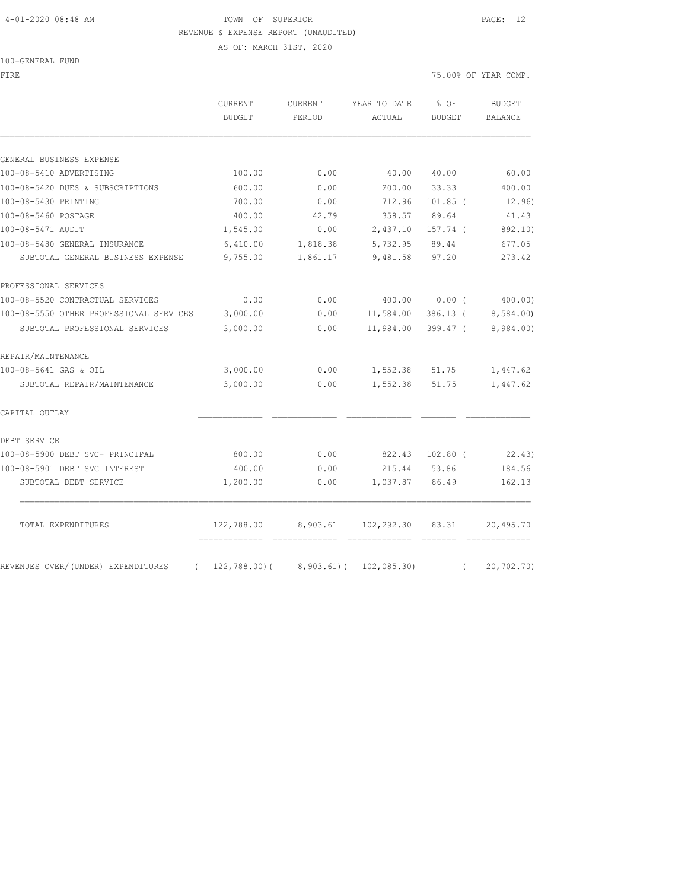TOWN OF SUPERIOR
REVENUE & EXPENSE REPORT (UNAUDITED)
AS OF: MARCH 31ST, 2020

100-GENERAL FUND

FIRE — 75.00% OF YEAR COMP.

| | CURRENT BUDGET | CURRENT PERIOD | YEAR TO DATE ACTUAL | % OF BUDGET | BUDGET BALANCE |
|---|---|---|---|---|---|
| **GENERAL BUSINESS EXPENSE** | | | | | |
| 100-08-5410 ADVERTISING | 100.00 | 0.00 | 40.00 | 40.00 | 60.00 |
| 100-08-5420 DUES & SUBSCRIPTIONS | 600.00 | 0.00 | 200.00 | 33.33 | 400.00 |
| 100-08-5430 PRINTING | 700.00 | 0.00 | 712.96 | 101.85 | ( 12.96) |
| 100-08-5460 POSTAGE | 400.00 | 42.79 | 358.57 | 89.64 | 41.43 |
| 100-08-5471 AUDIT | 1,545.00 | 0.00 | 2,437.10 | 157.74 | ( 892.10) |
| 100-08-5480 GENERAL INSURANCE | 6,410.00 | 1,818.38 | 5,732.95 | 89.44 | 677.05 |
| SUBTOTAL GENERAL BUSINESS EXPENSE | 9,755.00 | 1,861.17 | 9,481.58 | 97.20 | 273.42 |
| **PROFESSIONAL SERVICES** | | | | | |
| 100-08-5520 CONTRACTUAL SERVICES | 0.00 | 0.00 | 400.00 | 0.00 | ( 400.00) |
| 100-08-5550 OTHER PROFESSIONAL SERVICES | 3,000.00 | 0.00 | 11,584.00 | 386.13 | ( 8,584.00) |
| SUBTOTAL PROFESSIONAL SERVICES | 3,000.00 | 0.00 | 11,984.00 | 399.47 | ( 8,984.00) |
| **REPAIR/MAINTENANCE** | | | | | |
| 100-08-5641 GAS & OIL | 3,000.00 | 0.00 | 1,552.38 | 51.75 | 1,447.62 |
| SUBTOTAL REPAIR/MAINTENANCE | 3,000.00 | 0.00 | 1,552.38 | 51.75 | 1,447.62 |
| **CAPITAL OUTLAY** | | | | | |
| **DEBT SERVICE** | | | | | |
| 100-08-5900 DEBT SVC- PRINCIPAL | 800.00 | 0.00 | 822.43 | 102.80 | ( 22.43) |
| 100-08-5901 DEBT SVC INTEREST | 400.00 | 0.00 | 215.44 | 53.86 | 184.56 |
| SUBTOTAL DEBT SERVICE | 1,200.00 | 0.00 | 1,037.87 | 86.49 | 162.13 |
| TOTAL EXPENDITURES | 122,788.00 | 8,903.61 | 102,292.30 | 83.31 | 20,495.70 |
| REVENUES OVER/(UNDER) EXPENDITURES | ( 122,788.00) | ( 8,903.61) | ( 102,085.30) | | ( 20,702.70) |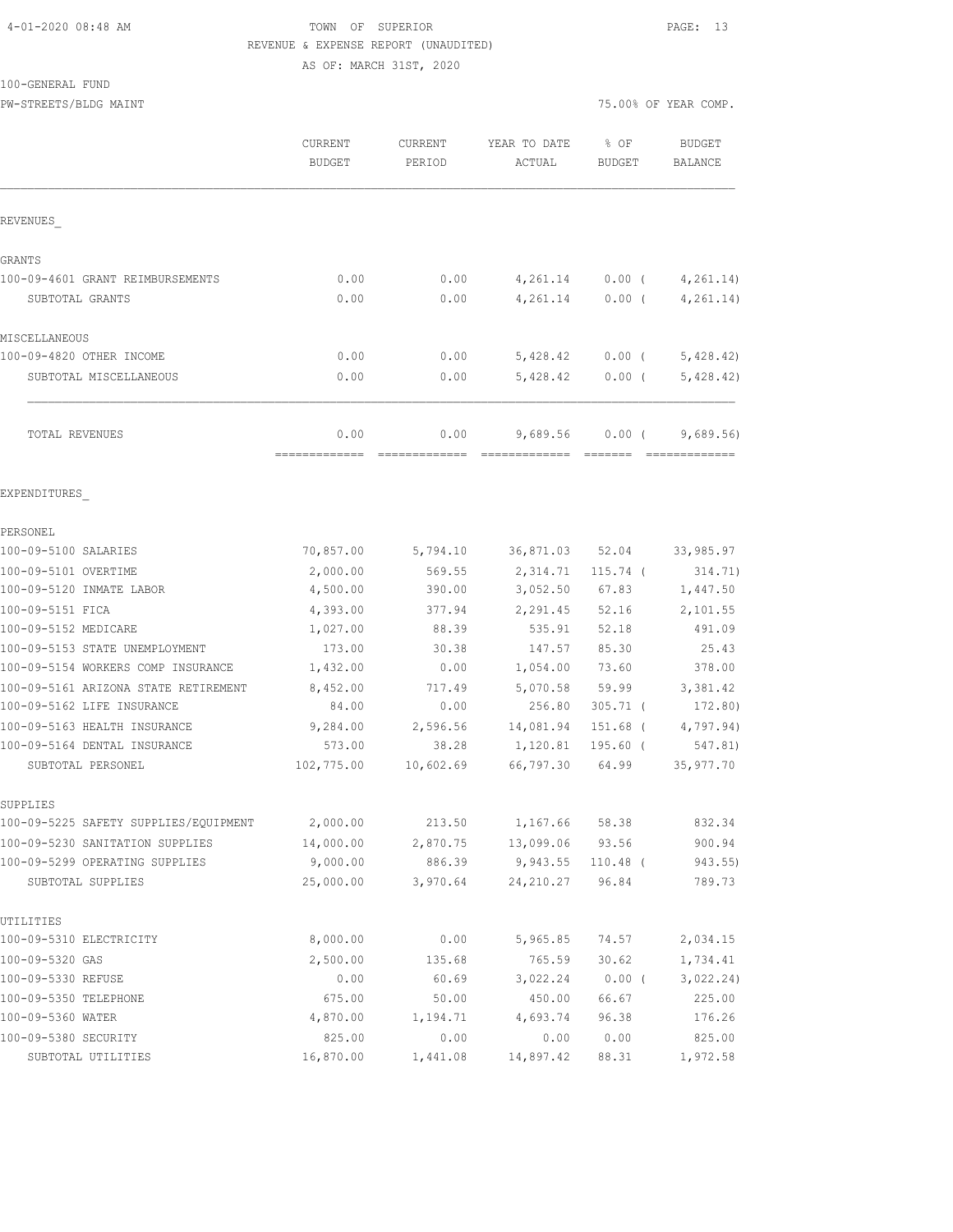TOWN OF SUPERIOR
REVENUE & EXPENSE REPORT (UNAUDITED)
AS OF: MARCH 31ST, 2020

100-GENERAL FUND
PW-STREETS/BLDG MAINT — 75.00% OF YEAR COMP.

| | CURRENT BUDGET | CURRENT PERIOD | YEAR TO DATE ACTUAL | % OF BUDGET | BUDGET BALANCE |
|---|---|---|---|---|---|
| **REVENUES** | | | | | |
| GRANTS | | | | | |
| 100-09-4601 GRANT REIMBURSEMENTS | 0.00 | 0.00 | 4,261.14 | 0.00 ( | 4,261.14) |
| SUBTOTAL GRANTS | 0.00 | 0.00 | 4,261.14 | 0.00 ( | 4,261.14) |
| MISCELLANEOUS | | | | | |
| 100-09-4820 OTHER INCOME | 0.00 | 0.00 | 5,428.42 | 0.00 ( | 5,428.42) |
| SUBTOTAL MISCELLANEOUS | 0.00 | 0.00 | 5,428.42 | 0.00 ( | 5,428.42) |
| TOTAL REVENUES | 0.00 | 0.00 | 9,689.56 | 0.00 ( | 9,689.56) |
| **EXPENDITURES** | | | | | |
| PERSONEL | | | | | |
| 100-09-5100 SALARIES | 70,857.00 | 5,794.10 | 36,871.03 | 52.04 | 33,985.97 |
| 100-09-5101 OVERTIME | 2,000.00 | 569.55 | 2,314.71 | 115.74 ( | 314.71) |
| 100-09-5120 INMATE LABOR | 4,500.00 | 390.00 | 3,052.50 | 67.83 | 1,447.50 |
| 100-09-5151 FICA | 4,393.00 | 377.94 | 2,291.45 | 52.16 | 2,101.55 |
| 100-09-5152 MEDICARE | 1,027.00 | 88.39 | 535.91 | 52.18 | 491.09 |
| 100-09-5153 STATE UNEMPLOYMENT | 173.00 | 30.38 | 147.57 | 85.30 | 25.43 |
| 100-09-5154 WORKERS COMP INSURANCE | 1,432.00 | 0.00 | 1,054.00 | 73.60 | 378.00 |
| 100-09-5161 ARIZONA STATE RETIREMENT | 8,452.00 | 717.49 | 5,070.58 | 59.99 | 3,381.42 |
| 100-09-5162 LIFE INSURANCE | 84.00 | 0.00 | 256.80 | 305.71 ( | 172.80) |
| 100-09-5163 HEALTH INSURANCE | 9,284.00 | 2,596.56 | 14,081.94 | 151.68 ( | 4,797.94) |
| 100-09-5164 DENTAL INSURANCE | 573.00 | 38.28 | 1,120.81 | 195.60 ( | 547.81) |
| SUBTOTAL PERSONEL | 102,775.00 | 10,602.69 | 66,797.30 | 64.99 | 35,977.70 |
| SUPPLIES | | | | | |
| 100-09-5225 SAFETY SUPPLIES/EQUIPMENT | 2,000.00 | 213.50 | 1,167.66 | 58.38 | 832.34 |
| 100-09-5230 SANITATION SUPPLIES | 14,000.00 | 2,870.75 | 13,099.06 | 93.56 | 900.94 |
| 100-09-5299 OPERATING SUPPLIES | 9,000.00 | 886.39 | 9,943.55 | 110.48 ( | 943.55) |
| SUBTOTAL SUPPLIES | 25,000.00 | 3,970.64 | 24,210.27 | 96.84 | 789.73 |
| UTILITIES | | | | | |
| 100-09-5310 ELECTRICITY | 8,000.00 | 0.00 | 5,965.85 | 74.57 | 2,034.15 |
| 100-09-5320 GAS | 2,500.00 | 135.68 | 765.59 | 30.62 | 1,734.41 |
| 100-09-5330 REFUSE | 0.00 | 60.69 | 3,022.24 | 0.00 ( | 3,022.24) |
| 100-09-5350 TELEPHONE | 675.00 | 50.00 | 450.00 | 66.67 | 225.00 |
| 100-09-5360 WATER | 4,870.00 | 1,194.71 | 4,693.74 | 96.38 | 176.26 |
| 100-09-5380 SECURITY | 825.00 | 0.00 | 0.00 | 0.00 | 825.00 |
| SUBTOTAL UTILITIES | 16,870.00 | 1,441.08 | 14,897.42 | 88.31 | 1,972.58 |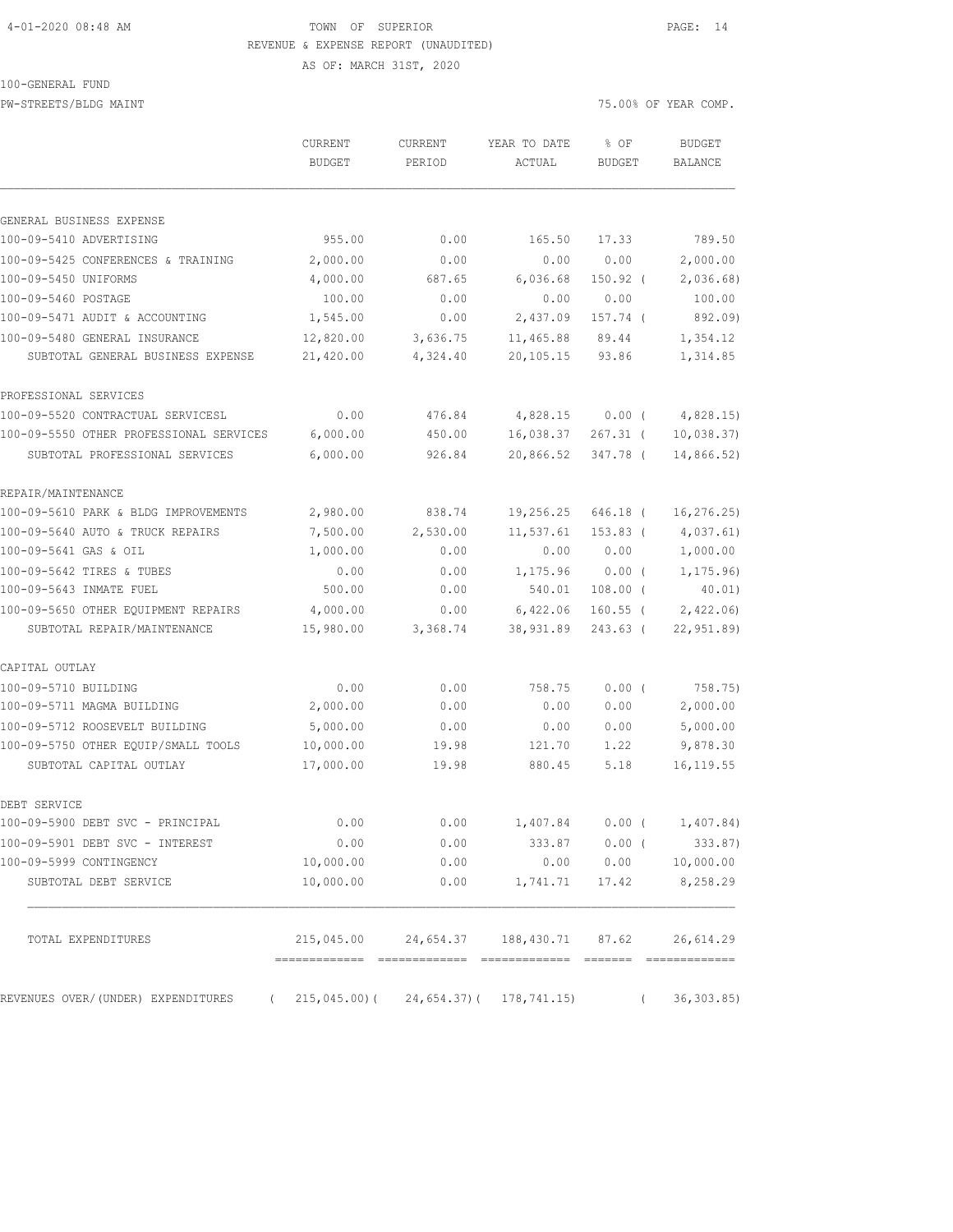4-01-2020 08:48 AM TOWN OF SUPERIOR PAGE: 14

REVENUE & EXPENSE REPORT (UNAUDITED)

AS OF: MARCH 31ST, 2020

100-GENERAL FUND

PW-STREETS/BLDG MAINT 75.00% OF YEAR COMP.

| | CURRENT BUDGET | CURRENT PERIOD | YEAR TO DATE ACTUAL | % OF BUDGET | BUDGET BALANCE |
|---|---|---|---|---|---|
| GENERAL BUSINESS EXPENSE | | | | | |
| 100-09-5410 ADVERTISING | 955.00 | 0.00 | 165.50 | 17.33 | 789.50 |
| 100-09-5425 CONFERENCES & TRAINING | 2,000.00 | 0.00 | 0.00 | 0.00 | 2,000.00 |
| 100-09-5450 UNIFORMS | 4,000.00 | 687.65 | 6,036.68 | 150.92 ( | 2,036.68) |
| 100-09-5460 POSTAGE | 100.00 | 0.00 | 0.00 | 0.00 | 100.00 |
| 100-09-5471 AUDIT & ACCOUNTING | 1,545.00 | 0.00 | 2,437.09 | 157.74 ( | 892.09) |
| 100-09-5480 GENERAL INSURANCE | 12,820.00 | 3,636.75 | 11,465.88 | 89.44 | 1,354.12 |
| SUBTOTAL GENERAL BUSINESS EXPENSE | 21,420.00 | 4,324.40 | 20,105.15 | 93.86 | 1,314.85 |
| PROFESSIONAL SERVICES | | | | | |
| 100-09-5520 CONTRACTUAL SERVICESL | 0.00 | 476.84 | 4,828.15 | 0.00 ( | 4,828.15) |
| 100-09-5550 OTHER PROFESSIONAL SERVICES | 6,000.00 | 450.00 | 16,038.37 | 267.31 ( | 10,038.37) |
| SUBTOTAL PROFESSIONAL SERVICES | 6,000.00 | 926.84 | 20,866.52 | 347.78 ( | 14,866.52) |
| REPAIR/MAINTENANCE | | | | | |
| 100-09-5610 PARK & BLDG IMPROVEMENTS | 2,980.00 | 838.74 | 19,256.25 | 646.18 ( | 16,276.25) |
| 100-09-5640 AUTO & TRUCK REPAIRS | 7,500.00 | 2,530.00 | 11,537.61 | 153.83 ( | 4,037.61) |
| 100-09-5641 GAS & OIL | 1,000.00 | 0.00 | 0.00 | 0.00 | 1,000.00 |
| 100-09-5642 TIRES & TUBES | 0.00 | 0.00 | 1,175.96 | 0.00 ( | 1,175.96) |
| 100-09-5643 INMATE FUEL | 500.00 | 0.00 | 540.01 | 108.00 ( | 40.01) |
| 100-09-5650 OTHER EQUIPMENT REPAIRS | 4,000.00 | 0.00 | 6,422.06 | 160.55 ( | 2,422.06) |
| SUBTOTAL REPAIR/MAINTENANCE | 15,980.00 | 3,368.74 | 38,931.89 | 243.63 ( | 22,951.89) |
| CAPITAL OUTLAY | | | | | |
| 100-09-5710 BUILDING | 0.00 | 0.00 | 758.75 | 0.00 ( | 758.75) |
| 100-09-5711 MAGMA BUILDING | 2,000.00 | 0.00 | 0.00 | 0.00 | 2,000.00 |
| 100-09-5712 ROOSEVELT BUILDING | 5,000.00 | 0.00 | 0.00 | 0.00 | 5,000.00 |
| 100-09-5750 OTHER EQUIP/SMALL TOOLS | 10,000.00 | 19.98 | 121.70 | 1.22 | 9,878.30 |
| SUBTOTAL CAPITAL OUTLAY | 17,000.00 | 19.98 | 880.45 | 5.18 | 16,119.55 |
| DEBT SERVICE | | | | | |
| 100-09-5900 DEBT SVC - PRINCIPAL | 0.00 | 0.00 | 1,407.84 | 0.00 ( | 1,407.84) |
| 100-09-5901 DEBT SVC - INTEREST | 0.00 | 0.00 | 333.87 | 0.00 ( | 333.87) |
| 100-09-5999 CONTINGENCY | 10,000.00 | 0.00 | 0.00 | 0.00 | 10,000.00 |
| SUBTOTAL DEBT SERVICE | 10,000.00 | 0.00 | 1,741.71 | 17.42 | 8,258.29 |
| TOTAL EXPENDITURES | 215,045.00 | 24,654.37 | 188,430.71 | 87.62 | 26,614.29 |
| REVENUES OVER/(UNDER) EXPENDITURES | ( 215,045.00)( | 24,654.37)( | 178,741.15) | ( | 36,303.85) |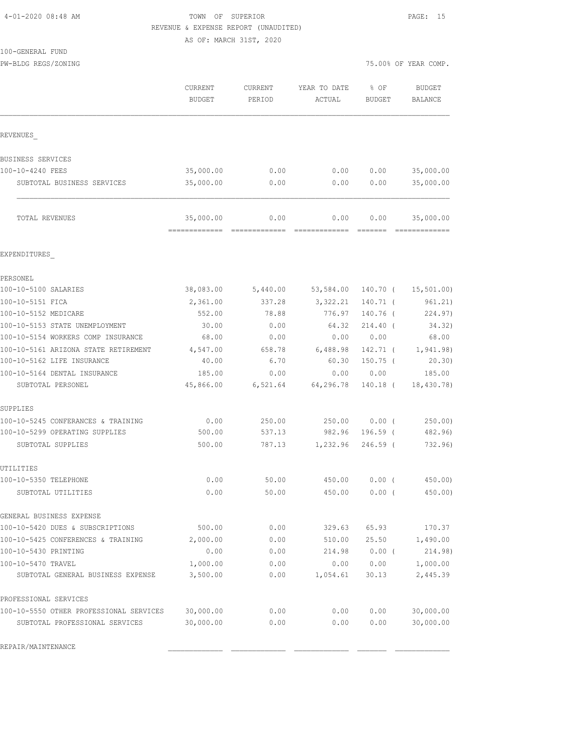4-01-2020 08:48 AM

TOWN OF SUPERIOR
REVENUE & EXPENSE REPORT (UNAUDITED)
AS OF: MARCH 31ST, 2020

100-GENERAL FUND
PW-BLDG REGS/ZONING

75.00% OF YEAR COMP.

| | CURRENT BUDGET | CURRENT PERIOD | YEAR TO DATE ACTUAL | % OF BUDGET | BUDGET BALANCE |
|---|---|---|---|---|---|
| REVENUES_ | | | | | |
| BUSINESS SERVICES | | | | | |
| 100-10-4240 FEES | 35,000.00 | 0.00 | 0.00 | 0.00 | 35,000.00 |
| SUBTOTAL BUSINESS SERVICES | 35,000.00 | 0.00 | 0.00 | 0.00 | 35,000.00 |
| TOTAL REVENUES | 35,000.00 | 0.00 | 0.00 | 0.00 | 35,000.00 |
| EXPENDITURES_ | | | | | |
| PERSONEL | | | | | |
| 100-10-5100 SALARIES | 38,083.00 | 5,440.00 | 53,584.00 | 140.70 ( | 15,501.00) |
| 100-10-5151 FICA | 2,361.00 | 337.28 | 3,322.21 | 140.71 ( | 961.21) |
| 100-10-5152 MEDICARE | 552.00 | 78.88 | 776.97 | 140.76 ( | 224.97) |
| 100-10-5153 STATE UNEMPLOYMENT | 30.00 | 0.00 | 64.32 | 214.40 ( | 34.32) |
| 100-10-5154 WORKERS COMP INSURANCE | 68.00 | 0.00 | 0.00 | 0.00 | 68.00 |
| 100-10-5161 ARIZONA STATE RETIREMENT | 4,547.00 | 658.78 | 6,488.98 | 142.71 ( | 1,941.98) |
| 100-10-5162 LIFE INSURANCE | 40.00 | 6.70 | 60.30 | 150.75 ( | 20.30) |
| 100-10-5164 DENTAL INSURANCE | 185.00 | 0.00 | 0.00 | 0.00 | 185.00 |
| SUBTOTAL PERSONEL | 45,866.00 | 6,521.64 | 64,296.78 | 140.18 ( | 18,430.78) |
| SUPPLIES | | | | | |
| 100-10-5245 CONFERANCES & TRAINING | 0.00 | 250.00 | 250.00 | 0.00 ( | 250.00) |
| 100-10-5299 OPERATING SUPPLIES | 500.00 | 537.13 | 982.96 | 196.59 ( | 482.96) |
| SUBTOTAL SUPPLIES | 500.00 | 787.13 | 1,232.96 | 246.59 ( | 732.96) |
| UTILITIES | | | | | |
| 100-10-5350 TELEPHONE | 0.00 | 50.00 | 450.00 | 0.00 ( | 450.00) |
| SUBTOTAL UTILITIES | 0.00 | 50.00 | 450.00 | 0.00 ( | 450.00) |
| GENERAL BUSINESS EXPENSE | | | | | |
| 100-10-5420 DUES & SUBSCRIPTIONS | 500.00 | 0.00 | 329.63 | 65.93 | 170.37 |
| 100-10-5425 CONFERENCES & TRAINING | 2,000.00 | 0.00 | 510.00 | 25.50 | 1,490.00 |
| 100-10-5430 PRINTING | 0.00 | 0.00 | 214.98 | 0.00 ( | 214.98) |
| 100-10-5470 TRAVEL | 1,000.00 | 0.00 | 0.00 | 0.00 | 1,000.00 |
| SUBTOTAL GENERAL BUSINESS EXPENSE | 3,500.00 | 0.00 | 1,054.61 | 30.13 | 2,445.39 |
| PROFESSIONAL SERVICES | | | | | |
| 100-10-5550 OTHER PROFESSIONAL SERVICES | 30,000.00 | 0.00 | 0.00 | 0.00 | 30,000.00 |
| SUBTOTAL PROFESSIONAL SERVICES | 30,000.00 | 0.00 | 0.00 | 0.00 | 30,000.00 |
| REPAIR/MAINTENANCE | | | | | |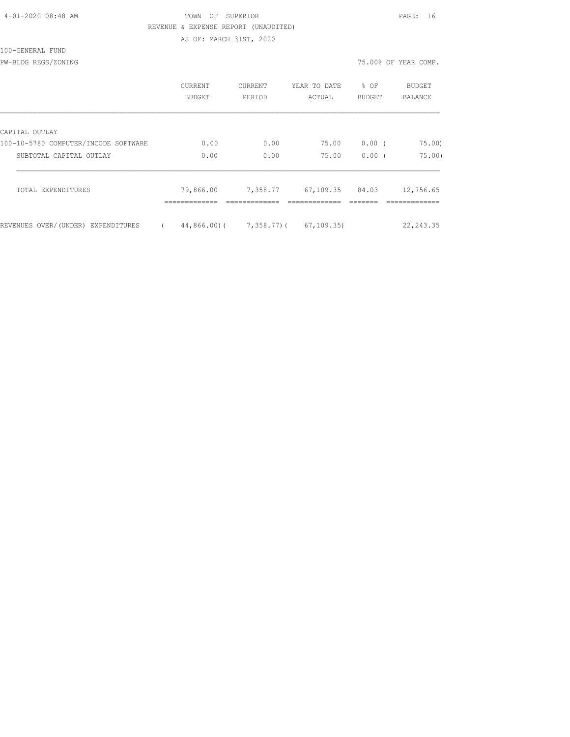TOWN OF SUPERIOR

REVENUE & EXPENSE REPORT (UNAUDITED)

AS OF: MARCH 31ST, 2020

100-GENERAL FUND

PW-BLDG REGS/ZONING

75.00% OF YEAR COMP.

| | CURRENT BUDGET | CURRENT PERIOD | YEAR TO DATE ACTUAL | % OF BUDGET | BUDGET BALANCE |
|---|---|---|---|---|---|
| CAPITAL OUTLAY | | | | | |
| 100-10-5780 COMPUTER/INCODE SOFTWARE | 0.00 | 0.00 | 75.00 | 0.00 | ( 75.00) |
| SUBTOTAL CAPITAL OUTLAY | 0.00 | 0.00 | 75.00 | 0.00 | ( 75.00) |
| TOTAL EXPENDITURES | 79,866.00 | 7,358.77 | 67,109.35 | 84.03 | 12,756.65 |
| REVENUES OVER/(UNDER) EXPENDITURES | ( 44,866.00) | ( 7,358.77) | ( 67,109.35) | | 22,243.35 |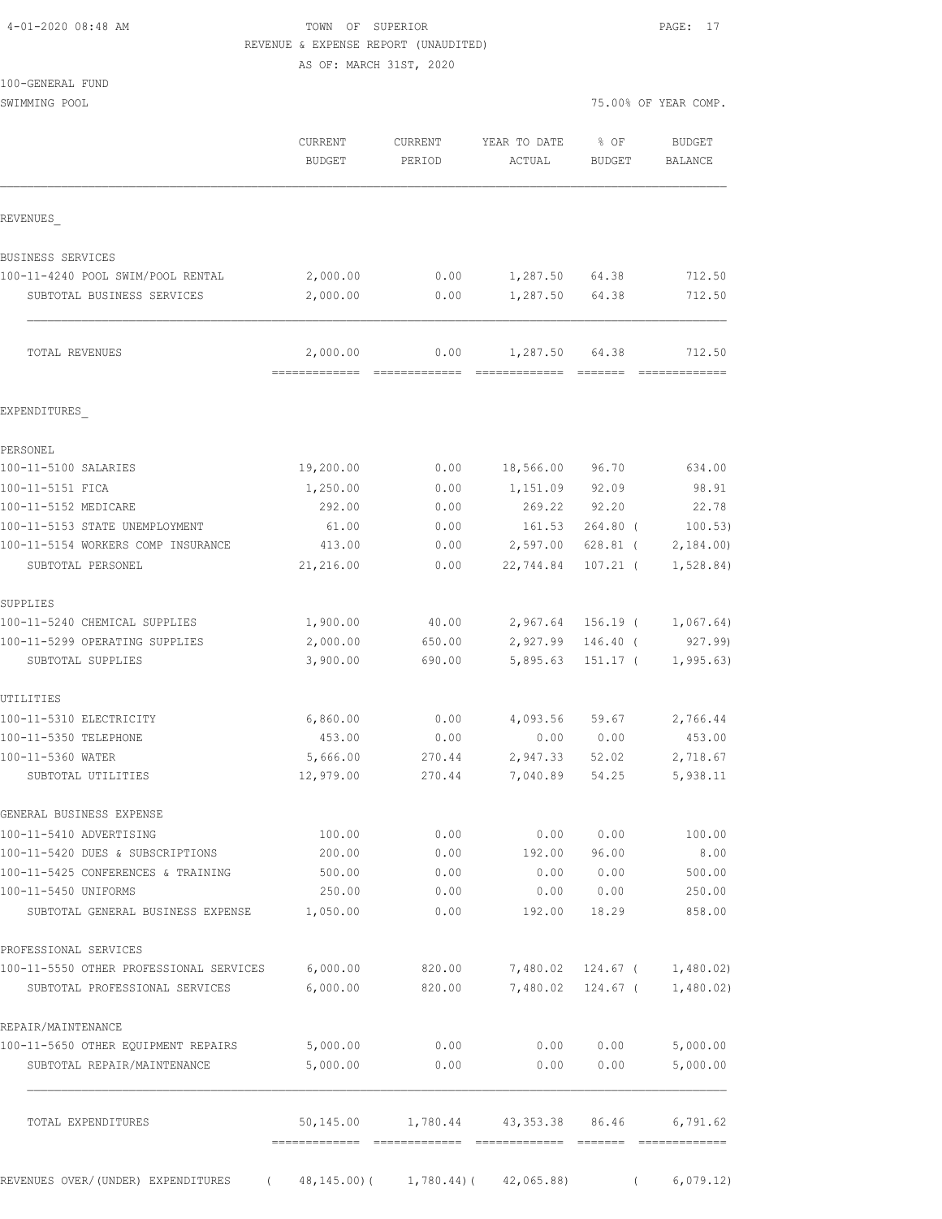4-01-2020 08:48 AM

# TOWN OF SUPERIOR

REVENUE & EXPENSE REPORT (UNAUDITED)

AS OF: MARCH 31ST, 2020

100-GENERAL FUND

SWIMMING POOL

75.00% OF YEAR COMP.

| | CURRENT BUDGET | CURRENT PERIOD | YEAR TO DATE ACTUAL | % OF BUDGET | BUDGET BALANCE |
|---|---|---|---|---|---|
| REVENUES_ | | | | | |
| BUSINESS SERVICES | | | | | |
| 100-11-4240 POOL SWIM/POOL RENTAL | 2,000.00 | 0.00 | 1,287.50 | 64.38 | 712.50 |
| SUBTOTAL BUSINESS SERVICES | 2,000.00 | 0.00 | 1,287.50 | 64.38 | 712.50 |
| TOTAL REVENUES | 2,000.00 | 0.00 | 1,287.50 | 64.38 | 712.50 |
| EXPENDITURES_ | | | | | |
| PERSONEL | | | | | |
| 100-11-5100 SALARIES | 19,200.00 | 0.00 | 18,566.00 | 96.70 | 634.00 |
| 100-11-5151 FICA | 1,250.00 | 0.00 | 1,151.09 | 92.09 | 98.91 |
| 100-11-5152 MEDICARE | 292.00 | 0.00 | 269.22 | 92.20 | 22.78 |
| 100-11-5153 STATE UNEMPLOYMENT | 61.00 | 0.00 | 161.53 | 264.80 | ( 100.53) |
| 100-11-5154 WORKERS COMP INSURANCE | 413.00 | 0.00 | 2,597.00 | 628.81 | ( 2,184.00) |
| SUBTOTAL PERSONEL | 21,216.00 | 0.00 | 22,744.84 | 107.21 | ( 1,528.84) |
| SUPPLIES | | | | | |
| 100-11-5240 CHEMICAL SUPPLIES | 1,900.00 | 40.00 | 2,967.64 | 156.19 | ( 1,067.64) |
| 100-11-5299 OPERATING SUPPLIES | 2,000.00 | 650.00 | 2,927.99 | 146.40 | ( 927.99) |
| SUBTOTAL SUPPLIES | 3,900.00 | 690.00 | 5,895.63 | 151.17 | ( 1,995.63) |
| UTILITIES | | | | | |
| 100-11-5310 ELECTRICITY | 6,860.00 | 0.00 | 4,093.56 | 59.67 | 2,766.44 |
| 100-11-5350 TELEPHONE | 453.00 | 0.00 | 0.00 | 0.00 | 453.00 |
| 100-11-5360 WATER | 5,666.00 | 270.44 | 2,947.33 | 52.02 | 2,718.67 |
| SUBTOTAL UTILITIES | 12,979.00 | 270.44 | 7,040.89 | 54.25 | 5,938.11 |
| GENERAL BUSINESS EXPENSE | | | | | |
| 100-11-5410 ADVERTISING | 100.00 | 0.00 | 0.00 | 0.00 | 100.00 |
| 100-11-5420 DUES & SUBSCRIPTIONS | 200.00 | 0.00 | 192.00 | 96.00 | 8.00 |
| 100-11-5425 CONFERENCES & TRAINING | 500.00 | 0.00 | 0.00 | 0.00 | 500.00 |
| 100-11-5450 UNIFORMS | 250.00 | 0.00 | 0.00 | 0.00 | 250.00 |
| SUBTOTAL GENERAL BUSINESS EXPENSE | 1,050.00 | 0.00 | 192.00 | 18.29 | 858.00 |
| PROFESSIONAL SERVICES | | | | | |
| 100-11-5550 OTHER PROFESSIONAL SERVICES | 6,000.00 | 820.00 | 7,480.02 | 124.67 | ( 1,480.02) |
| SUBTOTAL PROFESSIONAL SERVICES | 6,000.00 | 820.00 | 7,480.02 | 124.67 | ( 1,480.02) |
| REPAIR/MAINTENANCE | | | | | |
| 100-11-5650 OTHER EQUIPMENT REPAIRS | 5,000.00 | 0.00 | 0.00 | 0.00 | 5,000.00 |
| SUBTOTAL REPAIR/MAINTENANCE | 5,000.00 | 0.00 | 0.00 | 0.00 | 5,000.00 |
| TOTAL EXPENDITURES | 50,145.00 | 1,780.44 | 43,353.38 | 86.46 | 6,791.62 |
| REVENUES OVER/(UNDER) EXPENDITURES | ( 48,145.00) | ( 1,780.44) | ( 42,065.88) | | ( 6,079.12) |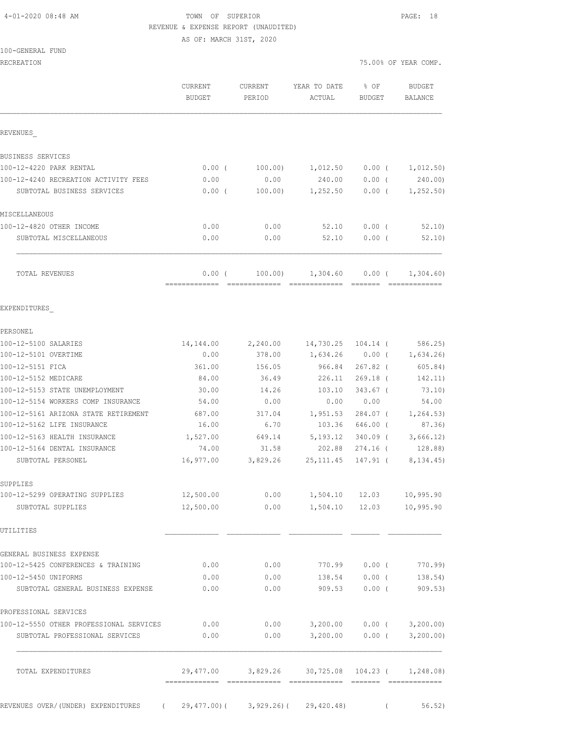4-01-2020 08:48 AM TOWN OF SUPERIOR

REVENUE & EXPENSE REPORT (UNAUDITED)

AS OF: MARCH 31ST, 2020

100-GENERAL FUND

RECREATION 75.00% OF YEAR COMP.

| | CURRENT BUDGET | CURRENT PERIOD | YEAR TO DATE ACTUAL | % OF BUDGET | BUDGET BALANCE |
|---|---|---|---|---|---|
| **REVENUES_** | | | | | |
| BUSINESS SERVICES | | | | | |
| 100-12-4220 PARK RENTAL | 0.00 | ( 100.00) | 1,012.50 | 0.00 | ( 1,012.50) |
| 100-12-4240 RECREATION ACTIVITY FEES | 0.00 | 0.00 | 240.00 | 0.00 | ( 240.00) |
| SUBTOTAL BUSINESS SERVICES | 0.00 | ( 100.00) | 1,252.50 | 0.00 | ( 1,252.50) |
| MISCELLANEOUS | | | | | |
| 100-12-4820 OTHER INCOME | 0.00 | 0.00 | 52.10 | 0.00 | ( 52.10) |
| SUBTOTAL MISCELLANEOUS | 0.00 | 0.00 | 52.10 | 0.00 | ( 52.10) |
| TOTAL REVENUES | 0.00 | ( 100.00) | 1,304.60 | 0.00 | ( 1,304.60) |
| **EXPENDITURES_** | | | | | |
| PERSONEL | | | | | |
| 100-12-5100 SALARIES | 14,144.00 | 2,240.00 | 14,730.25 | 104.14 | ( 586.25) |
| 100-12-5101 OVERTIME | 0.00 | 378.00 | 1,634.26 | 0.00 | ( 1,634.26) |
| 100-12-5151 FICA | 361.00 | 156.05 | 966.84 | 267.82 | ( 605.84) |
| 100-12-5152 MEDICARE | 84.00 | 36.49 | 226.11 | 269.18 | ( 142.11) |
| 100-12-5153 STATE UNEMPLOYMENT | 30.00 | 14.26 | 103.10 | 343.67 | ( 73.10) |
| 100-12-5154 WORKERS COMP INSURANCE | 54.00 | 0.00 | 0.00 | 0.00 | 54.00 |
| 100-12-5161 ARIZONA STATE RETIREMENT | 687.00 | 317.04 | 1,951.53 | 284.07 | ( 1,264.53) |
| 100-12-5162 LIFE INSURANCE | 16.00 | 6.70 | 103.36 | 646.00 | ( 87.36) |
| 100-12-5163 HEALTH INSURANCE | 1,527.00 | 649.14 | 5,193.12 | 340.09 | ( 3,666.12) |
| 100-12-5164 DENTAL INSURANCE | 74.00 | 31.58 | 202.88 | 274.16 | ( 128.88) |
| SUBTOTAL PERSONEL | 16,977.00 | 3,829.26 | 25,111.45 | 147.91 | ( 8,134.45) |
| SUPPLIES | | | | | |
| 100-12-5299 OPERATING SUPPLIES | 12,500.00 | 0.00 | 1,504.10 | 12.03 | 10,995.90 |
| SUBTOTAL SUPPLIES | 12,500.00 | 0.00 | 1,504.10 | 12.03 | 10,995.90 |
| UTILITIES | | | | | |
| GENERAL BUSINESS EXPENSE | | | | | |
| 100-12-5425 CONFERENCES & TRAINING | 0.00 | 0.00 | 770.99 | 0.00 | ( 770.99) |
| 100-12-5450 UNIFORMS | 0.00 | 0.00 | 138.54 | 0.00 | ( 138.54) |
| SUBTOTAL GENERAL BUSINESS EXPENSE | 0.00 | 0.00 | 909.53 | 0.00 | ( 909.53) |
| PROFESSIONAL SERVICES | | | | | |
| 100-12-5550 OTHER PROFESSIONAL SERVICES | 0.00 | 0.00 | 3,200.00 | 0.00 | ( 3,200.00) |
| SUBTOTAL PROFESSIONAL SERVICES | 0.00 | 0.00 | 3,200.00 | 0.00 | ( 3,200.00) |
| TOTAL EXPENDITURES | 29,477.00 | 3,829.26 | 30,725.08 | 104.23 | ( 1,248.08) |
| REVENUES OVER/(UNDER) EXPENDITURES | ( 29,477.00) | ( 3,929.26) | ( 29,420.48) | | ( 56.52) |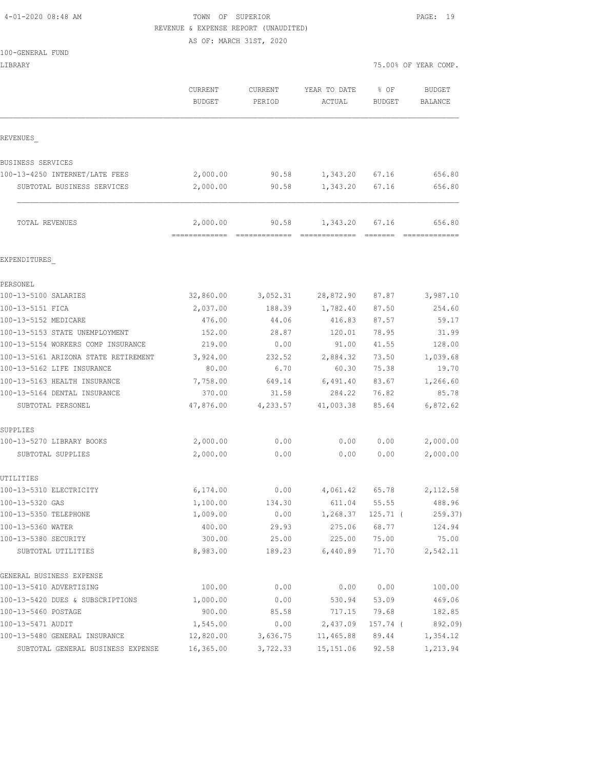TOWN OF SUPERIOR
REVENUE & EXPENSE REPORT (UNAUDITED)
AS OF: MARCH 31ST, 2020

100-GENERAL FUND
LIBRARY

75.00% OF YEAR COMP.

| | CURRENT BUDGET | CURRENT PERIOD | YEAR TO DATE ACTUAL | % OF BUDGET | BUDGET BALANCE |
|---|---|---|---|---|---|
| REVENUES_ | | | | | |
| BUSINESS SERVICES | | | | | |
| 100-13-4250 INTERNET/LATE FEES | 2,000.00 | 90.58 | 1,343.20 | 67.16 | 656.80 |
| SUBTOTAL BUSINESS SERVICES | 2,000.00 | 90.58 | 1,343.20 | 67.16 | 656.80 |
| TOTAL REVENUES | 2,000.00 | 90.58 | 1,343.20 | 67.16 | 656.80 |
| EXPENDITURES_ | | | | | |
| PERSONEL | | | | | |
| 100-13-5100 SALARIES | 32,860.00 | 3,052.31 | 28,872.90 | 87.87 | 3,987.10 |
| 100-13-5151 FICA | 2,037.00 | 188.39 | 1,782.40 | 87.50 | 254.60 |
| 100-13-5152 MEDICARE | 476.00 | 44.06 | 416.83 | 87.57 | 59.17 |
| 100-13-5153 STATE UNEMPLOYMENT | 152.00 | 28.87 | 120.01 | 78.95 | 31.99 |
| 100-13-5154 WORKERS COMP INSURANCE | 219.00 | 0.00 | 91.00 | 41.55 | 128.00 |
| 100-13-5161 ARIZONA STATE RETIREMENT | 3,924.00 | 232.52 | 2,884.32 | 73.50 | 1,039.68 |
| 100-13-5162 LIFE INSURANCE | 80.00 | 6.70 | 60.30 | 75.38 | 19.70 |
| 100-13-5163 HEALTH INSURANCE | 7,758.00 | 649.14 | 6,491.40 | 83.67 | 1,266.60 |
| 100-13-5164 DENTAL INSURANCE | 370.00 | 31.58 | 284.22 | 76.82 | 85.78 |
| SUBTOTAL PERSONEL | 47,876.00 | 4,233.57 | 41,003.38 | 85.64 | 6,872.62 |
| SUPPLIES | | | | | |
| 100-13-5270 LIBRARY BOOKS | 2,000.00 | 0.00 | 0.00 | 0.00 | 2,000.00 |
| SUBTOTAL SUPPLIES | 2,000.00 | 0.00 | 0.00 | 0.00 | 2,000.00 |
| UTILITIES | | | | | |
| 100-13-5310 ELECTRICITY | 6,174.00 | 0.00 | 4,061.42 | 65.78 | 2,112.58 |
| 100-13-5320 GAS | 1,100.00 | 134.30 | 611.04 | 55.55 | 488.96 |
| 100-13-5350 TELEPHONE | 1,009.00 | 0.00 | 1,268.37 | 125.71 | ( 259.37) |
| 100-13-5360 WATER | 400.00 | 29.93 | 275.06 | 68.77 | 124.94 |
| 100-13-5380 SECURITY | 300.00 | 25.00 | 225.00 | 75.00 | 75.00 |
| SUBTOTAL UTILITIES | 8,983.00 | 189.23 | 6,440.89 | 71.70 | 2,542.11 |
| GENERAL BUSINESS EXPENSE | | | | | |
| 100-13-5410 ADVERTISING | 100.00 | 0.00 | 0.00 | 0.00 | 100.00 |
| 100-13-5420 DUES & SUBSCRIPTIONS | 1,000.00 | 0.00 | 530.94 | 53.09 | 469.06 |
| 100-13-5460 POSTAGE | 900.00 | 85.58 | 717.15 | 79.68 | 182.85 |
| 100-13-5471 AUDIT | 1,545.00 | 0.00 | 2,437.09 | 157.74 | ( 892.09) |
| 100-13-5480 GENERAL INSURANCE | 12,820.00 | 3,636.75 | 11,465.88 | 89.44 | 1,354.12 |
| SUBTOTAL GENERAL BUSINESS EXPENSE | 16,365.00 | 3,722.33 | 15,151.06 | 92.58 | 1,213.94 |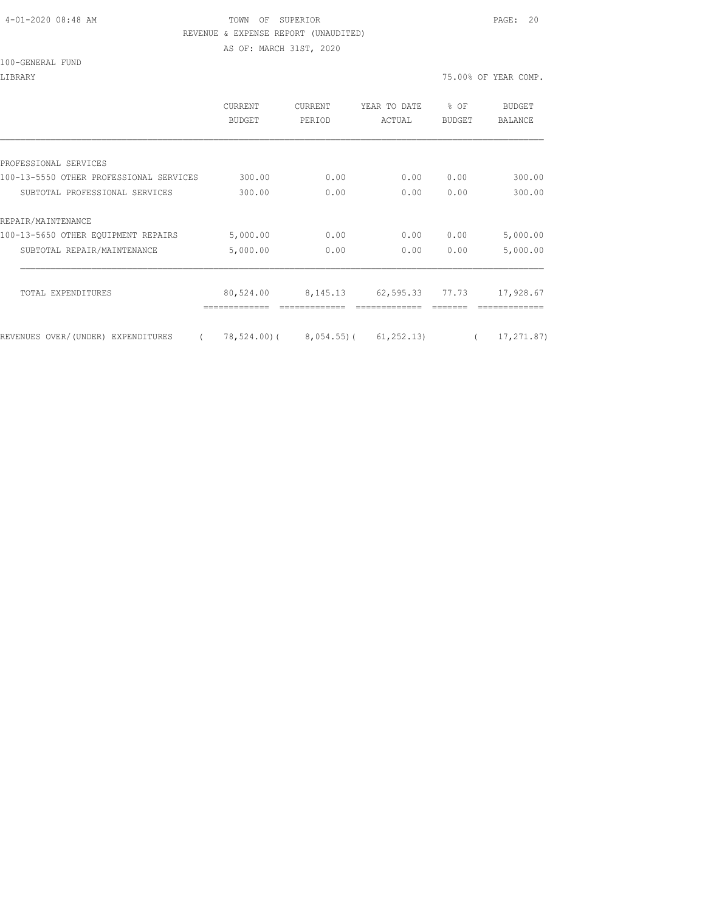TOWN OF SUPERIOR

REVENUE & EXPENSE REPORT (UNAUDITED)

AS OF: MARCH 31ST, 2020

100-GENERAL FUND

LIBRARY — 75.00% OF YEAR COMP.

| | CURRENT BUDGET | CURRENT PERIOD | YEAR TO DATE ACTUAL | % OF BUDGET | BUDGET BALANCE |
|---|---|---|---|---|---|
| PROFESSIONAL SERVICES | | | | | |
| 100-13-5550 OTHER PROFESSIONAL SERVICES | 300.00 | 0.00 | 0.00 | 0.00 | 300.00 |
| SUBTOTAL PROFESSIONAL SERVICES | 300.00 | 0.00 | 0.00 | 0.00 | 300.00 |
| REPAIR/MAINTENANCE | | | | | |
| 100-13-5650 OTHER EQUIPMENT REPAIRS | 5,000.00 | 0.00 | 0.00 | 0.00 | 5,000.00 |
| SUBTOTAL REPAIR/MAINTENANCE | 5,000.00 | 0.00 | 0.00 | 0.00 | 5,000.00 |
| TOTAL EXPENDITURES | 80,524.00 | 8,145.13 | 62,595.33 | 77.73 | 17,928.67 |
| REVENUES OVER/(UNDER) EXPENDITURES | (78,524.00) | (8,054.55) | (61,252.13) | | (17,271.87) |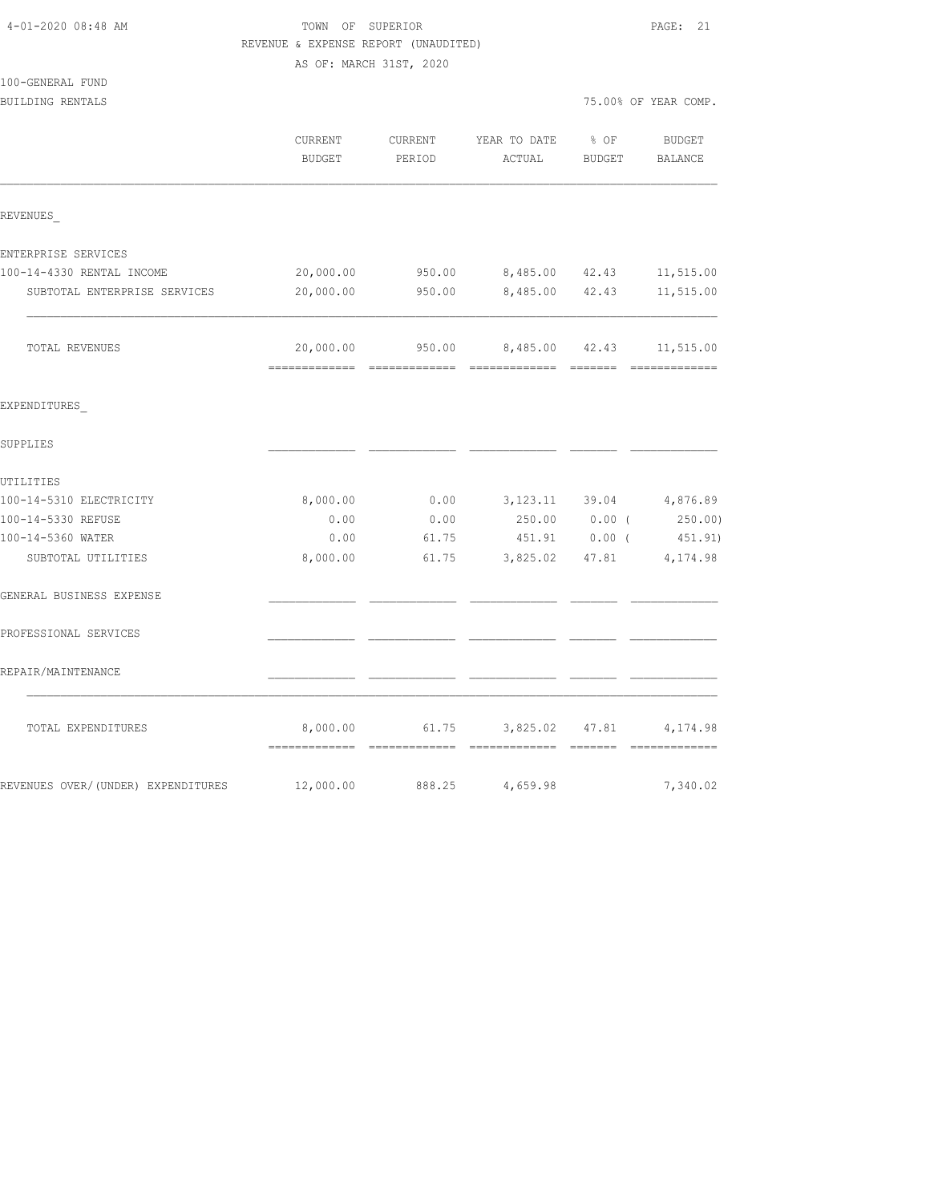4-01-2020 08:48 AM

# TOWN OF SUPERIOR

REVENUE & EXPENSE REPORT (UNAUDITED)

AS OF: MARCH 31ST, 2020

100-GENERAL FUND

BUILDING RENTALS — 75.00% OF YEAR COMP.

| | CURRENT BUDGET | CURRENT PERIOD | YEAR TO DATE ACTUAL | % OF BUDGET | BUDGET BALANCE |
|---|---|---|---|---|---|
| **REVENUES** | | | | | |
| ENTERPRISE SERVICES | | | | | |
| 100-14-4330 RENTAL INCOME | 20,000.00 | 950.00 | 8,485.00 | 42.43 | 11,515.00 |
| SUBTOTAL ENTERPRISE SERVICES | 20,000.00 | 950.00 | 8,485.00 | 42.43 | 11,515.00 |
| TOTAL REVENUES | 20,000.00 | 950.00 | 8,485.00 | 42.43 | 11,515.00 |
| **EXPENDITURES** | | | | | |
| SUPPLIES | | | | | |
| UTILITIES | | | | | |
| 100-14-5310 ELECTRICITY | 8,000.00 | 0.00 | 3,123.11 | 39.04 | 4,876.89 |
| 100-14-5330 REFUSE | 0.00 | 0.00 | 250.00 | 0.00 | (250.00) |
| 100-14-5360 WATER | 0.00 | 61.75 | 451.91 | 0.00 | (451.91) |
| SUBTOTAL UTILITIES | 8,000.00 | 61.75 | 3,825.02 | 47.81 | 4,174.98 |
| GENERAL BUSINESS EXPENSE | | | | | |
| PROFESSIONAL SERVICES | | | | | |
| REPAIR/MAINTENANCE | | | | | |
| TOTAL EXPENDITURES | 8,000.00 | 61.75 | 3,825.02 | 47.81 | 4,174.98 |
| REVENUES OVER/(UNDER) EXPENDITURES | 12,000.00 | 888.25 | 4,659.98 | | 7,340.02 |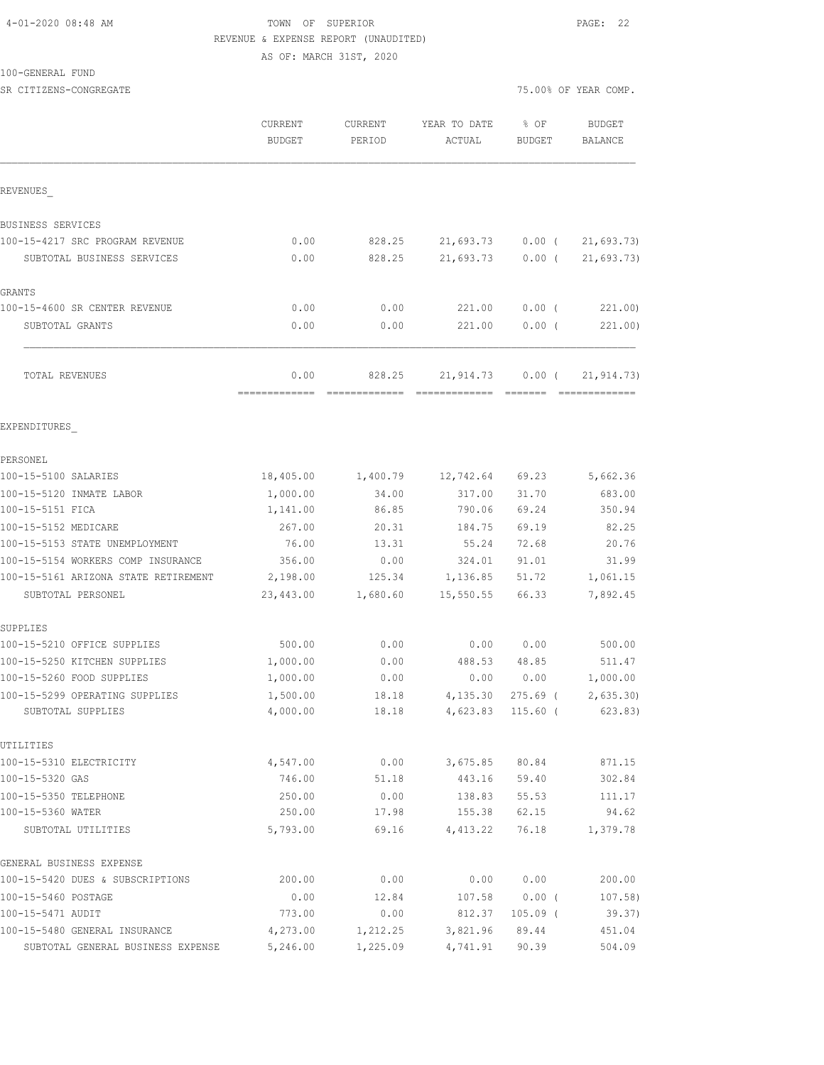4-01-2020 08:48 AM

TOWN OF SUPERIOR

REVENUE & EXPENSE REPORT (UNAUDITED)

AS OF: MARCH 31ST, 2020

100-GENERAL FUND

SR CITIZENS-CONGREGATE

75.00% OF YEAR COMP.

| | CURRENT BUDGET | CURRENT PERIOD | YEAR TO DATE ACTUAL | % OF BUDGET | BUDGET BALANCE |
|---|---|---|---|---|---|
| REVENUES_ | | | | | |
| BUSINESS SERVICES | | | | | |
| 100-15-4217 SRC PROGRAM REVENUE | 0.00 | 828.25 | 21,693.73 | 0.00 ( | 21,693.73) |
| SUBTOTAL BUSINESS SERVICES | 0.00 | 828.25 | 21,693.73 | 0.00 ( | 21,693.73) |
| GRANTS | | | | | |
| 100-15-4600 SR CENTER REVENUE | 0.00 | 0.00 | 221.00 | 0.00 ( | 221.00) |
| SUBTOTAL GRANTS | 0.00 | 0.00 | 221.00 | 0.00 ( | 221.00) |
| TOTAL REVENUES | 0.00 | 828.25 | 21,914.73 | 0.00 ( | 21,914.73) |
| EXPENDITURES_ | | | | | |
| PERSONEL | | | | | |
| 100-15-5100 SALARIES | 18,405.00 | 1,400.79 | 12,742.64 | 69.23 | 5,662.36 |
| 100-15-5120 INMATE LABOR | 1,000.00 | 34.00 | 317.00 | 31.70 | 683.00 |
| 100-15-5151 FICA | 1,141.00 | 86.85 | 790.06 | 69.24 | 350.94 |
| 100-15-5152 MEDICARE | 267.00 | 20.31 | 184.75 | 69.19 | 82.25 |
| 100-15-5153 STATE UNEMPLOYMENT | 76.00 | 13.31 | 55.24 | 72.68 | 20.76 |
| 100-15-5154 WORKERS COMP INSURANCE | 356.00 | 0.00 | 324.01 | 91.01 | 31.99 |
| 100-15-5161 ARIZONA STATE RETIREMENT | 2,198.00 | 125.34 | 1,136.85 | 51.72 | 1,061.15 |
| SUBTOTAL PERSONEL | 23,443.00 | 1,680.60 | 15,550.55 | 66.33 | 7,892.45 |
| SUPPLIES | | | | | |
| 100-15-5210 OFFICE SUPPLIES | 500.00 | 0.00 | 0.00 | 0.00 | 500.00 |
| 100-15-5250 KITCHEN SUPPLIES | 1,000.00 | 0.00 | 488.53 | 48.85 | 511.47 |
| 100-15-5260 FOOD SUPPLIES | 1,000.00 | 0.00 | 0.00 | 0.00 | 1,000.00 |
| 100-15-5299 OPERATING SUPPLIES | 1,500.00 | 18.18 | 4,135.30 | 275.69 ( | 2,635.30) |
| SUBTOTAL SUPPLIES | 4,000.00 | 18.18 | 4,623.83 | 115.60 ( | 623.83) |
| UTILITIES | | | | | |
| 100-15-5310 ELECTRICITY | 4,547.00 | 0.00 | 3,675.85 | 80.84 | 871.15 |
| 100-15-5320 GAS | 746.00 | 51.18 | 443.16 | 59.40 | 302.84 |
| 100-15-5350 TELEPHONE | 250.00 | 0.00 | 138.83 | 55.53 | 111.17 |
| 100-15-5360 WATER | 250.00 | 17.98 | 155.38 | 62.15 | 94.62 |
| SUBTOTAL UTILITIES | 5,793.00 | 69.16 | 4,413.22 | 76.18 | 1,379.78 |
| GENERAL BUSINESS EXPENSE | | | | | |
| 100-15-5420 DUES & SUBSCRIPTIONS | 200.00 | 0.00 | 0.00 | 0.00 | 200.00 |
| 100-15-5460 POSTAGE | 0.00 | 12.84 | 107.58 | 0.00 ( | 107.58) |
| 100-15-5471 AUDIT | 773.00 | 0.00 | 812.37 | 105.09 ( | 39.37) |
| 100-15-5480 GENERAL INSURANCE | 4,273.00 | 1,212.25 | 3,821.96 | 89.44 | 451.04 |
| SUBTOTAL GENERAL BUSINESS EXPENSE | 5,246.00 | 1,225.09 | 4,741.91 | 90.39 | 504.09 |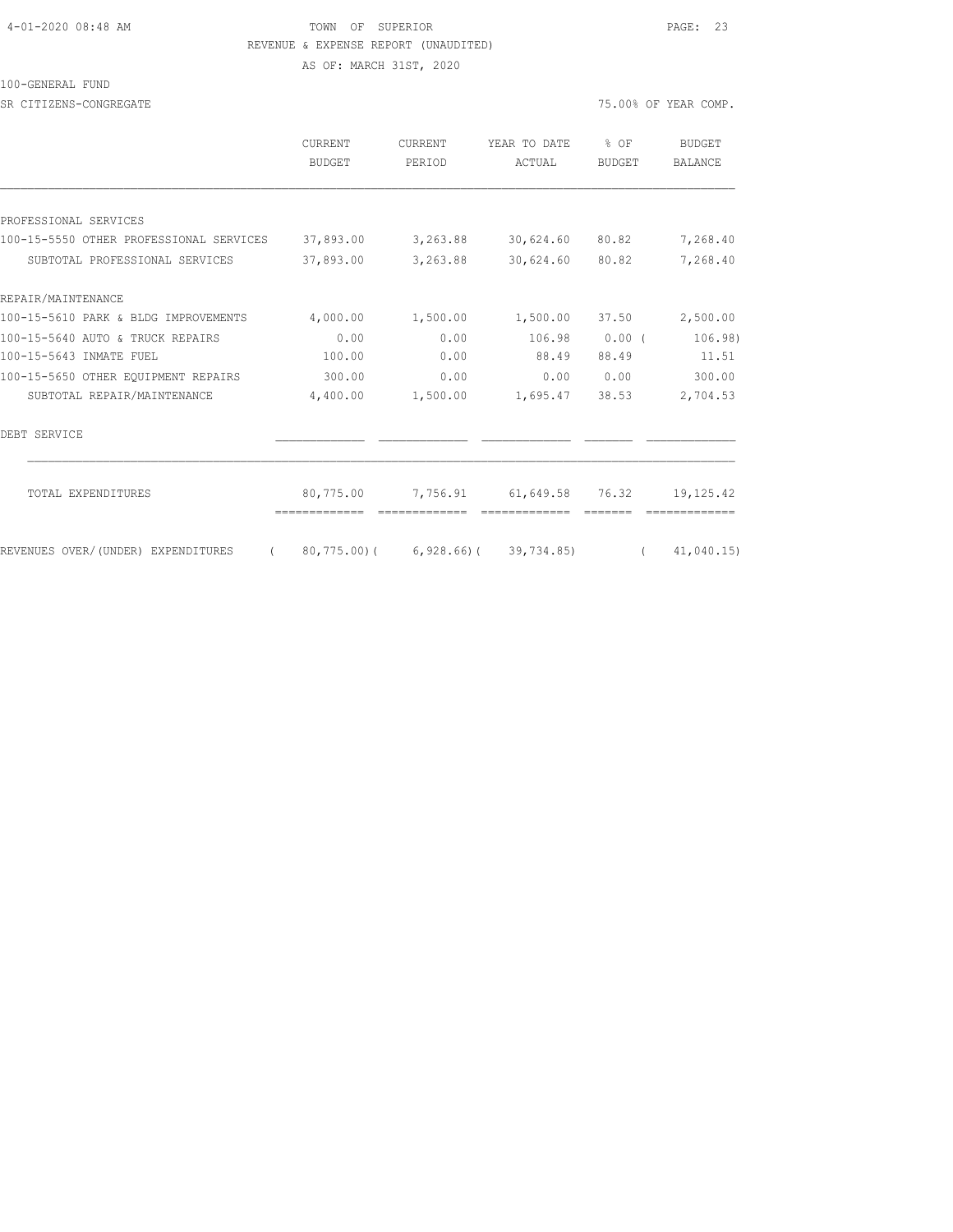TOWN OF SUPERIOR

REVENUE & EXPENSE REPORT (UNAUDITED)

AS OF: MARCH 31ST, 2020

100-GENERAL FUND

SR CITIZENS-CONGREGATE

75.00% OF YEAR COMP.

| | CURRENT BUDGET | CURRENT PERIOD | YEAR TO DATE ACTUAL | % OF BUDGET | BUDGET BALANCE |
|---|---|---|---|---|---|
| PROFESSIONAL SERVICES | | | | | |
| 100-15-5550 OTHER PROFESSIONAL SERVICES | 37,893.00 | 3,263.88 | 30,624.60 | 80.82 | 7,268.40 |
| SUBTOTAL PROFESSIONAL SERVICES | 37,893.00 | 3,263.88 | 30,624.60 | 80.82 | 7,268.40 |
| REPAIR/MAINTENANCE | | | | | |
| 100-15-5610 PARK & BLDG IMPROVEMENTS | 4,000.00 | 1,500.00 | 1,500.00 | 37.50 | 2,500.00 |
| 100-15-5640 AUTO & TRUCK REPAIRS | 0.00 | 0.00 | 106.98 | 0.00 | ( 106.98) |
| 100-15-5643 INMATE FUEL | 100.00 | 0.00 | 88.49 | 88.49 | 11.51 |
| 100-15-5650 OTHER EQUIPMENT REPAIRS | 300.00 | 0.00 | 0.00 | 0.00 | 300.00 |
| SUBTOTAL REPAIR/MAINTENANCE | 4,400.00 | 1,500.00 | 1,695.47 | 38.53 | 2,704.53 |
| DEBT SERVICE | | | | | |
| TOTAL EXPENDITURES | 80,775.00 | 7,756.91 | 61,649.58 | 76.32 | 19,125.42 |
| REVENUES OVER/(UNDER) EXPENDITURES | ( 80,775.00) | ( 6,928.66) | ( 39,734.85) | | ( 41,040.15) |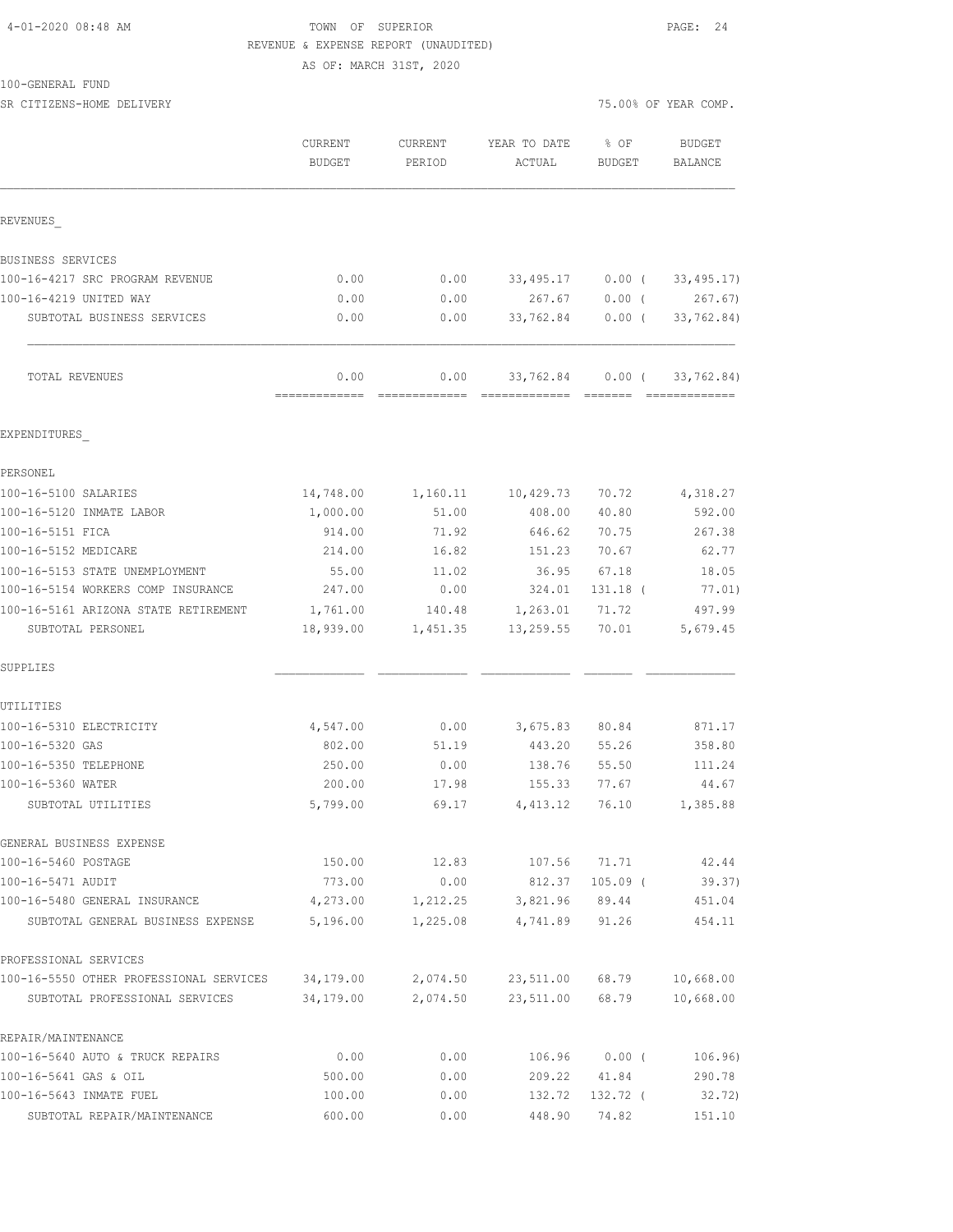TOWN OF SUPERIOR
REVENUE & EXPENSE REPORT (UNAUDITED)
AS OF: MARCH 31ST, 2020

100-GENERAL FUND
SR CITIZENS-HOME DELIVERY — 75.00% OF YEAR COMP.

| | CURRENT BUDGET | CURRENT PERIOD | YEAR TO DATE ACTUAL | % OF BUDGET | BUDGET BALANCE |
|---|---|---|---|---|---|
| **REVENUES** | | | | | |
| BUSINESS SERVICES | | | | | |
| 100-16-4217 SRC PROGRAM REVENUE | 0.00 | 0.00 | 33,495.17 | 0.00 ( | 33,495.17) |
| 100-16-4219 UNITED WAY | 0.00 | 0.00 | 267.67 | 0.00 ( | 267.67) |
| SUBTOTAL BUSINESS SERVICES | 0.00 | 0.00 | 33,762.84 | 0.00 ( | 33,762.84) |
| TOTAL REVENUES | 0.00 | 0.00 | 33,762.84 | 0.00 ( | 33,762.84) |
| **EXPENDITURES** | | | | | |
| PERSONEL | | | | | |
| 100-16-5100 SALARIES | 14,748.00 | 1,160.11 | 10,429.73 | 70.72 | 4,318.27 |
| 100-16-5120 INMATE LABOR | 1,000.00 | 51.00 | 408.00 | 40.80 | 592.00 |
| 100-16-5151 FICA | 914.00 | 71.92 | 646.62 | 70.75 | 267.38 |
| 100-16-5152 MEDICARE | 214.00 | 16.82 | 151.23 | 70.67 | 62.77 |
| 100-16-5153 STATE UNEMPLOYMENT | 55.00 | 11.02 | 36.95 | 67.18 | 18.05 |
| 100-16-5154 WORKERS COMP INSURANCE | 247.00 | 0.00 | 324.01 | 131.18 ( | 77.01) |
| 100-16-5161 ARIZONA STATE RETIREMENT | 1,761.00 | 140.48 | 1,263.01 | 71.72 | 497.99 |
| SUBTOTAL PERSONEL | 18,939.00 | 1,451.35 | 13,259.55 | 70.01 | 5,679.45 |
| SUPPLIES | | | | | |
| UTILITIES | | | | | |
| 100-16-5310 ELECTRICITY | 4,547.00 | 0.00 | 3,675.83 | 80.84 | 871.17 |
| 100-16-5320 GAS | 802.00 | 51.19 | 443.20 | 55.26 | 358.80 |
| 100-16-5350 TELEPHONE | 250.00 | 0.00 | 138.76 | 55.50 | 111.24 |
| 100-16-5360 WATER | 200.00 | 17.98 | 155.33 | 77.67 | 44.67 |
| SUBTOTAL UTILITIES | 5,799.00 | 69.17 | 4,413.12 | 76.10 | 1,385.88 |
| GENERAL BUSINESS EXPENSE | | | | | |
| 100-16-5460 POSTAGE | 150.00 | 12.83 | 107.56 | 71.71 | 42.44 |
| 100-16-5471 AUDIT | 773.00 | 0.00 | 812.37 | 105.09 ( | 39.37) |
| 100-16-5480 GENERAL INSURANCE | 4,273.00 | 1,212.25 | 3,821.96 | 89.44 | 451.04 |
| SUBTOTAL GENERAL BUSINESS EXPENSE | 5,196.00 | 1,225.08 | 4,741.89 | 91.26 | 454.11 |
| PROFESSIONAL SERVICES | | | | | |
| 100-16-5550 OTHER PROFESSIONAL SERVICES | 34,179.00 | 2,074.50 | 23,511.00 | 68.79 | 10,668.00 |
| SUBTOTAL PROFESSIONAL SERVICES | 34,179.00 | 2,074.50 | 23,511.00 | 68.79 | 10,668.00 |
| REPAIR/MAINTENANCE | | | | | |
| 100-16-5640 AUTO & TRUCK REPAIRS | 0.00 | 0.00 | 106.96 | 0.00 ( | 106.96) |
| 100-16-5641 GAS & OIL | 500.00 | 0.00 | 209.22 | 41.84 | 290.78 |
| 100-16-5643 INMATE FUEL | 100.00 | 0.00 | 132.72 | 132.72 ( | 32.72) |
| SUBTOTAL REPAIR/MAINTENANCE | 600.00 | 0.00 | 448.90 | 74.82 | 151.10 |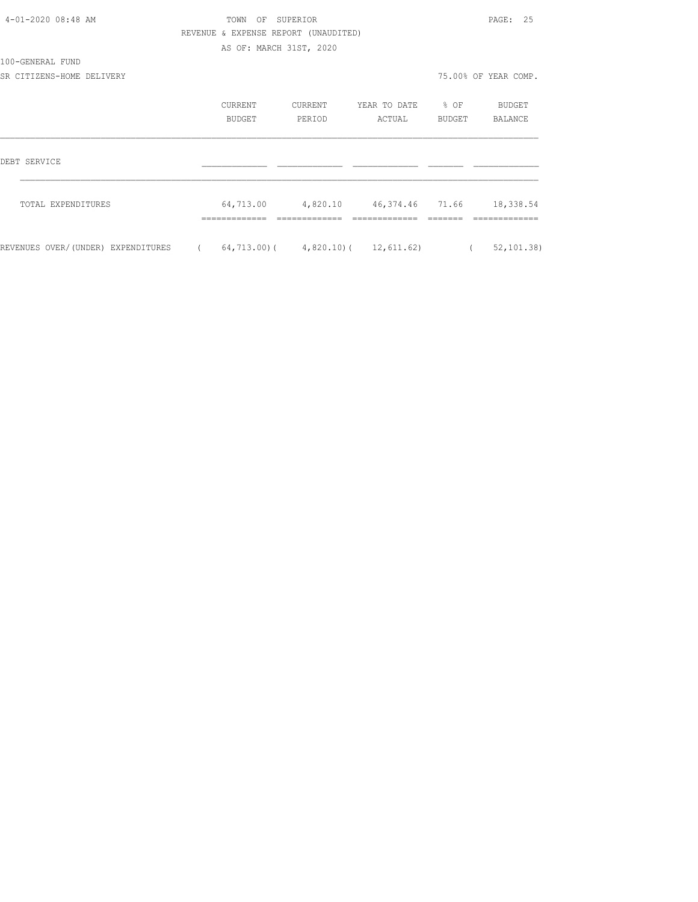TOWN OF SUPERIOR

REVENUE & EXPENSE REPORT (UNAUDITED)

AS OF: MARCH 31ST, 2020

100-GENERAL FUND

SR CITIZENS-HOME DELIVERY

75.00% OF YEAR COMP.

| | CURRENT BUDGET | CURRENT PERIOD | YEAR TO DATE ACTUAL | % OF BUDGET | BUDGET BALANCE |
|---|---|---|---|---|---|
| DEBT SERVICE | | | | | |
| TOTAL EXPENDITURES | 64,713.00 | 4,820.10 | 46,374.46 | 71.66 | 18,338.54 |
| REVENUES OVER/(UNDER) EXPENDITURES | ( 64,713.00) | ( 4,820.10) | ( 12,611.62) | | ( 52,101.38) |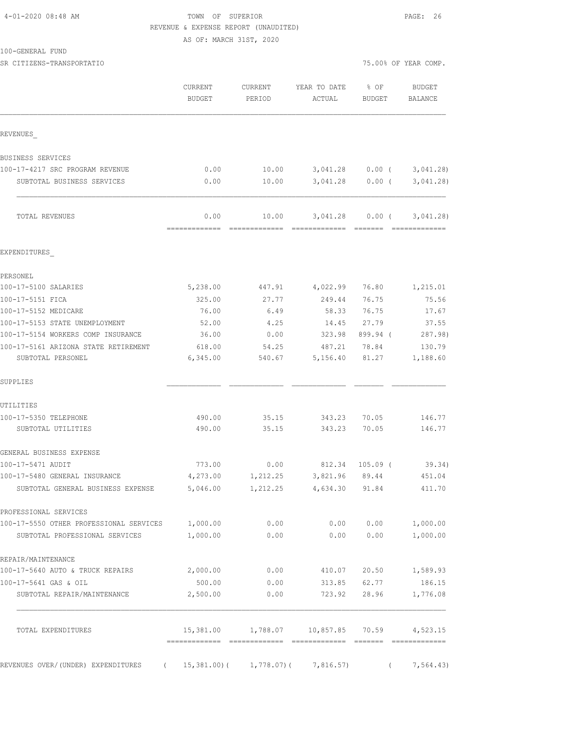4-01-2020 08:48 AM

# TOWN OF SUPERIOR

REVENUE & EXPENSE REPORT (UNAUDITED)

AS OF: MARCH 31ST, 2020

100-GENERAL FUND

SR CITIZENS-TRANSPORTATIO — 75.00% OF YEAR COMP.

| | CURRENT BUDGET | CURRENT PERIOD | YEAR TO DATE ACTUAL | % OF BUDGET | BUDGET BALANCE |
|---|---|---|---|---|---|
| **REVENUES_** | | | | | |
| BUSINESS SERVICES | | | | | |
| 100-17-4217 SRC PROGRAM REVENUE | 0.00 | 10.00 | 3,041.28 | 0.00 ( | 3,041.28) |
| SUBTOTAL BUSINESS SERVICES | 0.00 | 10.00 | 3,041.28 | 0.00 ( | 3,041.28) |
| TOTAL REVENUES | 0.00 | 10.00 | 3,041.28 | 0.00 ( | 3,041.28) |
| **EXPENDITURES_** | | | | | |
| PERSONEL | | | | | |
| 100-17-5100 SALARIES | 5,238.00 | 447.91 | 4,022.99 | 76.80 | 1,215.01 |
| 100-17-5151 FICA | 325.00 | 27.77 | 249.44 | 76.75 | 75.56 |
| 100-17-5152 MEDICARE | 76.00 | 6.49 | 58.33 | 76.75 | 17.67 |
| 100-17-5153 STATE UNEMPLOYMENT | 52.00 | 4.25 | 14.45 | 27.79 | 37.55 |
| 100-17-5154 WORKERS COMP INSURANCE | 36.00 | 0.00 | 323.98 | 899.94 ( | 287.98) |
| 100-17-5161 ARIZONA STATE RETIREMENT | 618.00 | 54.25 | 487.21 | 78.84 | 130.79 |
| SUBTOTAL PERSONEL | 6,345.00 | 540.67 | 5,156.40 | 81.27 | 1,188.60 |
| SUPPLIES | | | | | |
| UTILITIES | | | | | |
| 100-17-5350 TELEPHONE | 490.00 | 35.15 | 343.23 | 70.05 | 146.77 |
| SUBTOTAL UTILITIES | 490.00 | 35.15 | 343.23 | 70.05 | 146.77 |
| GENERAL BUSINESS EXPENSE | | | | | |
| 100-17-5471 AUDIT | 773.00 | 0.00 | 812.34 | 105.09 ( | 39.34) |
| 100-17-5480 GENERAL INSURANCE | 4,273.00 | 1,212.25 | 3,821.96 | 89.44 | 451.04 |
| SUBTOTAL GENERAL BUSINESS EXPENSE | 5,046.00 | 1,212.25 | 4,634.30 | 91.84 | 411.70 |
| PROFESSIONAL SERVICES | | | | | |
| 100-17-5550 OTHER PROFESSIONAL SERVICES | 1,000.00 | 0.00 | 0.00 | 0.00 | 1,000.00 |
| SUBTOTAL PROFESSIONAL SERVICES | 1,000.00 | 0.00 | 0.00 | 0.00 | 1,000.00 |
| REPAIR/MAINTENANCE | | | | | |
| 100-17-5640 AUTO & TRUCK REPAIRS | 2,000.00 | 0.00 | 410.07 | 20.50 | 1,589.93 |
| 100-17-5641 GAS & OIL | 500.00 | 0.00 | 313.85 | 62.77 | 186.15 |
| SUBTOTAL REPAIR/MAINTENANCE | 2,500.00 | 0.00 | 723.92 | 28.96 | 1,776.08 |
| TOTAL EXPENDITURES | 15,381.00 | 1,788.07 | 10,857.85 | 70.59 | 4,523.15 |
| REVENUES OVER/(UNDER) EXPENDITURES | ( 15,381.00) | ( 1,778.07) | ( 7,816.57) | | ( 7,564.43) |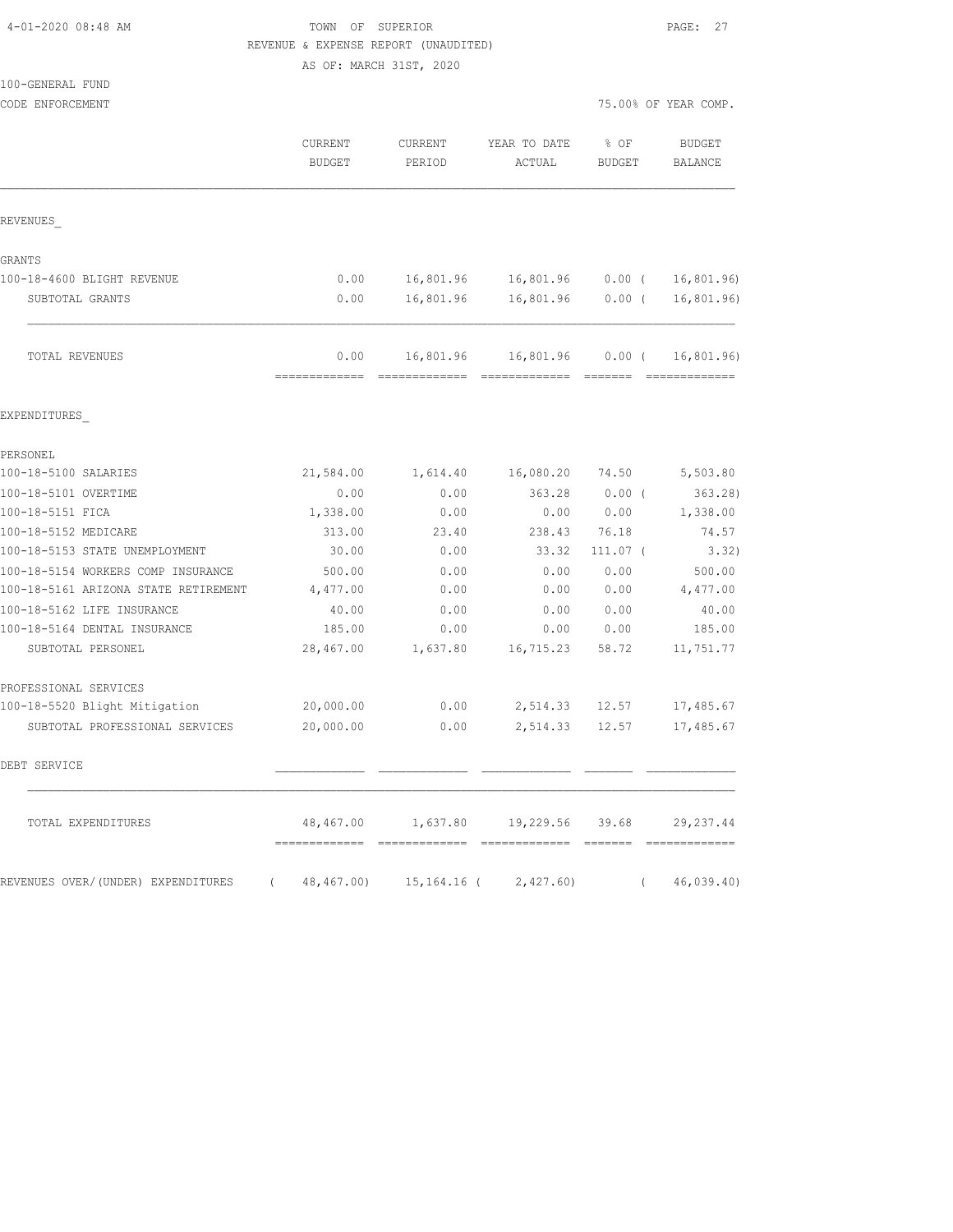TOWN OF SUPERIOR
REVENUE & EXPENSE REPORT (UNAUDITED)
AS OF: MARCH 31ST, 2020

100-GENERAL FUND
CODE ENFORCEMENT

75.00% OF YEAR COMP.

| | CURRENT BUDGET | CURRENT PERIOD | YEAR TO DATE ACTUAL | % OF BUDGET | BUDGET BALANCE |
|---|---|---|---|---|---|
| REVENUES_ | | | | | |
| GRANTS | | | | | |
| 100-18-4600 BLIGHT REVENUE | 0.00 | 16,801.96 | 16,801.96 | 0.00 ( | 16,801.96) |
| SUBTOTAL GRANTS | 0.00 | 16,801.96 | 16,801.96 | 0.00 ( | 16,801.96) |
| TOTAL REVENUES | 0.00 | 16,801.96 | 16,801.96 | 0.00 ( | 16,801.96) |
| EXPENDITURES_ | | | | | |
| PERSONEL | | | | | |
| 100-18-5100 SALARIES | 21,584.00 | 1,614.40 | 16,080.20 | 74.50 | 5,503.80 |
| 100-18-5101 OVERTIME | 0.00 | 0.00 | 363.28 | 0.00 ( | 363.28) |
| 100-18-5151 FICA | 1,338.00 | 0.00 | 0.00 | 0.00 | 1,338.00 |
| 100-18-5152 MEDICARE | 313.00 | 23.40 | 238.43 | 76.18 | 74.57 |
| 100-18-5153 STATE UNEMPLOYMENT | 30.00 | 0.00 | 33.32 | 111.07 ( | 3.32) |
| 100-18-5154 WORKERS COMP INSURANCE | 500.00 | 0.00 | 0.00 | 0.00 | 500.00 |
| 100-18-5161 ARIZONA STATE RETIREMENT | 4,477.00 | 0.00 | 0.00 | 0.00 | 4,477.00 |
| 100-18-5162 LIFE INSURANCE | 40.00 | 0.00 | 0.00 | 0.00 | 40.00 |
| 100-18-5164 DENTAL INSURANCE | 185.00 | 0.00 | 0.00 | 0.00 | 185.00 |
| SUBTOTAL PERSONEL | 28,467.00 | 1,637.80 | 16,715.23 | 58.72 | 11,751.77 |
| PROFESSIONAL SERVICES | | | | | |
| 100-18-5520 Blight Mitigation | 20,000.00 | 0.00 | 2,514.33 | 12.57 | 17,485.67 |
| SUBTOTAL PROFESSIONAL SERVICES | 20,000.00 | 0.00 | 2,514.33 | 12.57 | 17,485.67 |
| DEBT SERVICE | | | | | |
| TOTAL EXPENDITURES | 48,467.00 | 1,637.80 | 19,229.56 | 39.68 | 29,237.44 |
| REVENUES OVER/(UNDER) EXPENDITURES | ( 48,467.00) | 15,164.16 | ( 2,427.60) | | ( 46,039.40) |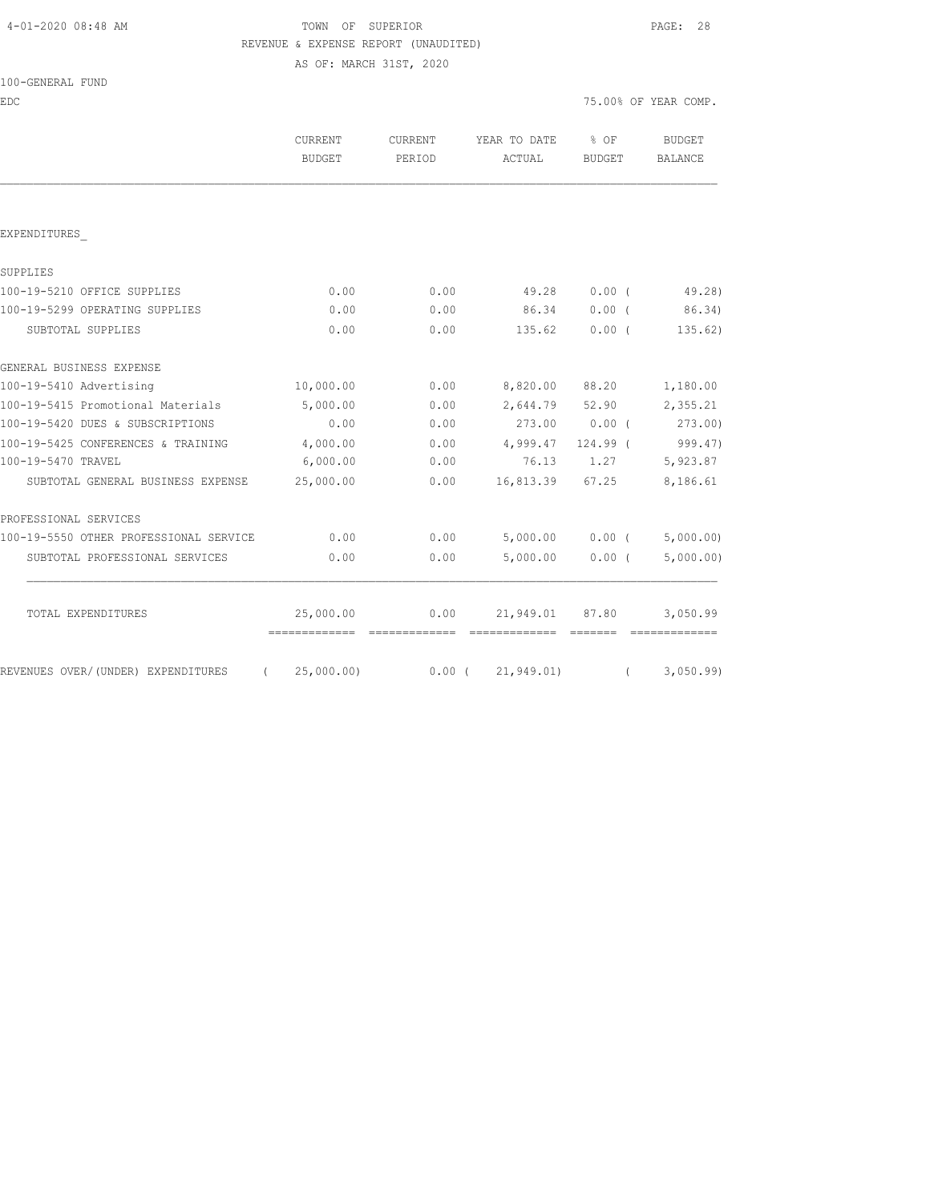4-01-2020 08:48 AM

TOWN OF SUPERIOR
REVENUE & EXPENSE REPORT (UNAUDITED)
AS OF: MARCH 31ST, 2020

100-GENERAL FUND
EDC

75.00% OF YEAR COMP.

| | CURRENT BUDGET | CURRENT PERIOD | YEAR TO DATE ACTUAL | % OF BUDGET | BUDGET BALANCE |
|---|---|---|---|---|---|
| EXPENDITURES_ | | | | | |
| SUPPLIES | | | | | |
| 100-19-5210 OFFICE SUPPLIES | 0.00 | 0.00 | 49.28 | 0.00 ( | 49.28) |
| 100-19-5299 OPERATING SUPPLIES | 0.00 | 0.00 | 86.34 | 0.00 ( | 86.34) |
| SUBTOTAL SUPPLIES | 0.00 | 0.00 | 135.62 | 0.00 ( | 135.62) |
| GENERAL BUSINESS EXPENSE | | | | | |
| 100-19-5410 Advertising | 10,000.00 | 0.00 | 8,820.00 | 88.20 | 1,180.00 |
| 100-19-5415 Promotional Materials | 5,000.00 | 0.00 | 2,644.79 | 52.90 | 2,355.21 |
| 100-19-5420 DUES & SUBSCRIPTIONS | 0.00 | 0.00 | 273.00 | 0.00 ( | 273.00) |
| 100-19-5425 CONFERENCES & TRAINING | 4,000.00 | 0.00 | 4,999.47 | 124.99 ( | 999.47) |
| 100-19-5470 TRAVEL | 6,000.00 | 0.00 | 76.13 | 1.27 | 5,923.87 |
| SUBTOTAL GENERAL BUSINESS EXPENSE | 25,000.00 | 0.00 | 16,813.39 | 67.25 | 8,186.61 |
| PROFESSIONAL SERVICES | | | | | |
| 100-19-5550 OTHER PROFESSIONAL SERVICE | 0.00 | 0.00 | 5,000.00 | 0.00 ( | 5,000.00) |
| SUBTOTAL PROFESSIONAL SERVICES | 0.00 | 0.00 | 5,000.00 | 0.00 ( | 5,000.00) |
| TOTAL EXPENDITURES | 25,000.00 | 0.00 | 21,949.01 | 87.80 | 3,050.99 |
| REVENUES OVER/(UNDER) EXPENDITURES | ( 25,000.00) | 0.00 ( | 21,949.01) | ( | 3,050.99) |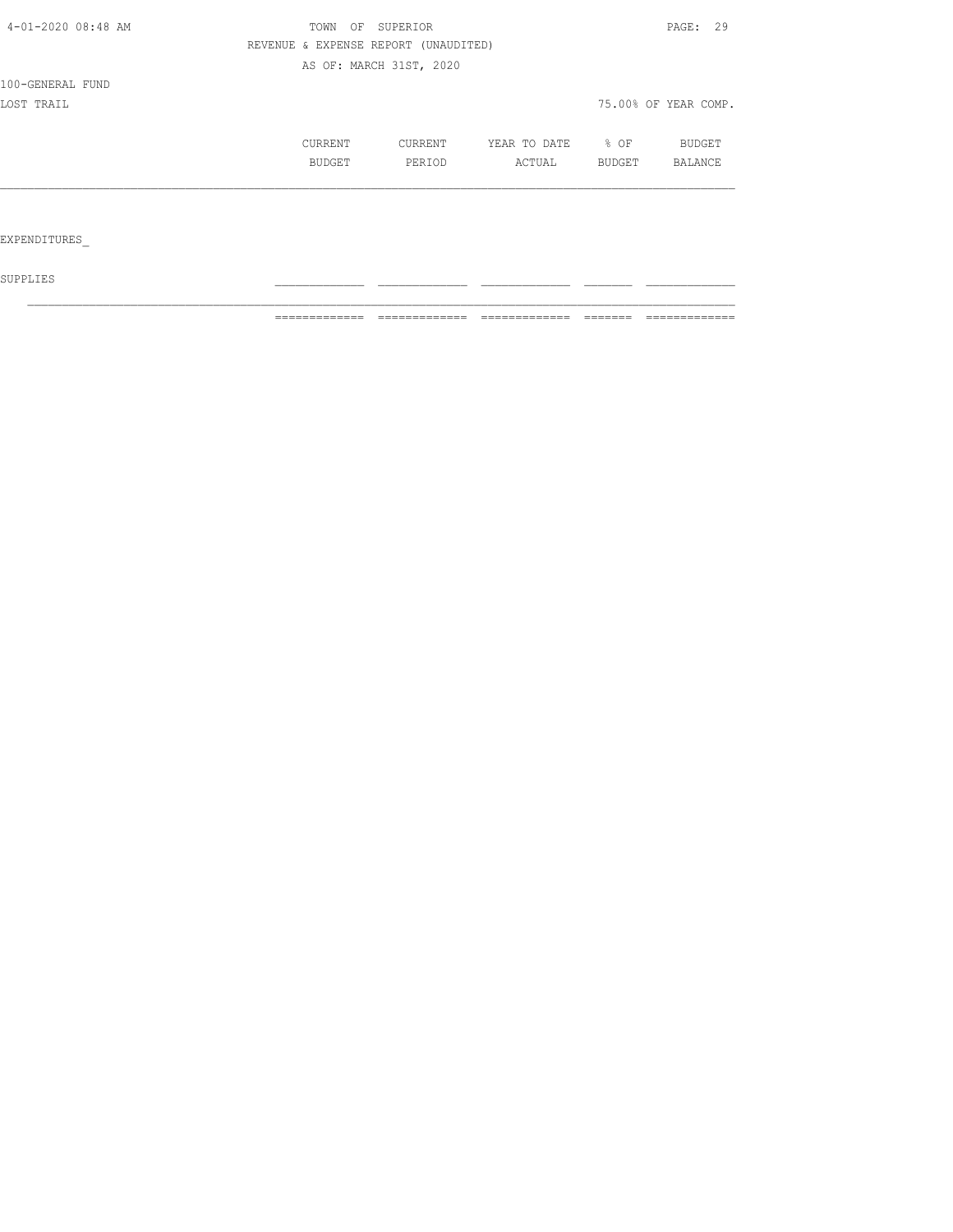TOWN OF SUPERIOR

REVENUE & EXPENSE REPORT (UNAUDITED)

AS OF: MARCH 31ST, 2020

100-GENERAL FUND

LOST TRAIL

75.00% OF YEAR COMP.

| | CURRENT BUDGET | CURRENT PERIOD | YEAR TO DATE ACTUAL | % OF BUDGET | BUDGET BALANCE |
|---|---|---|---|---|---|
| EXPENDITURES_ | | | | | |
| SUPPLIES | | | | | |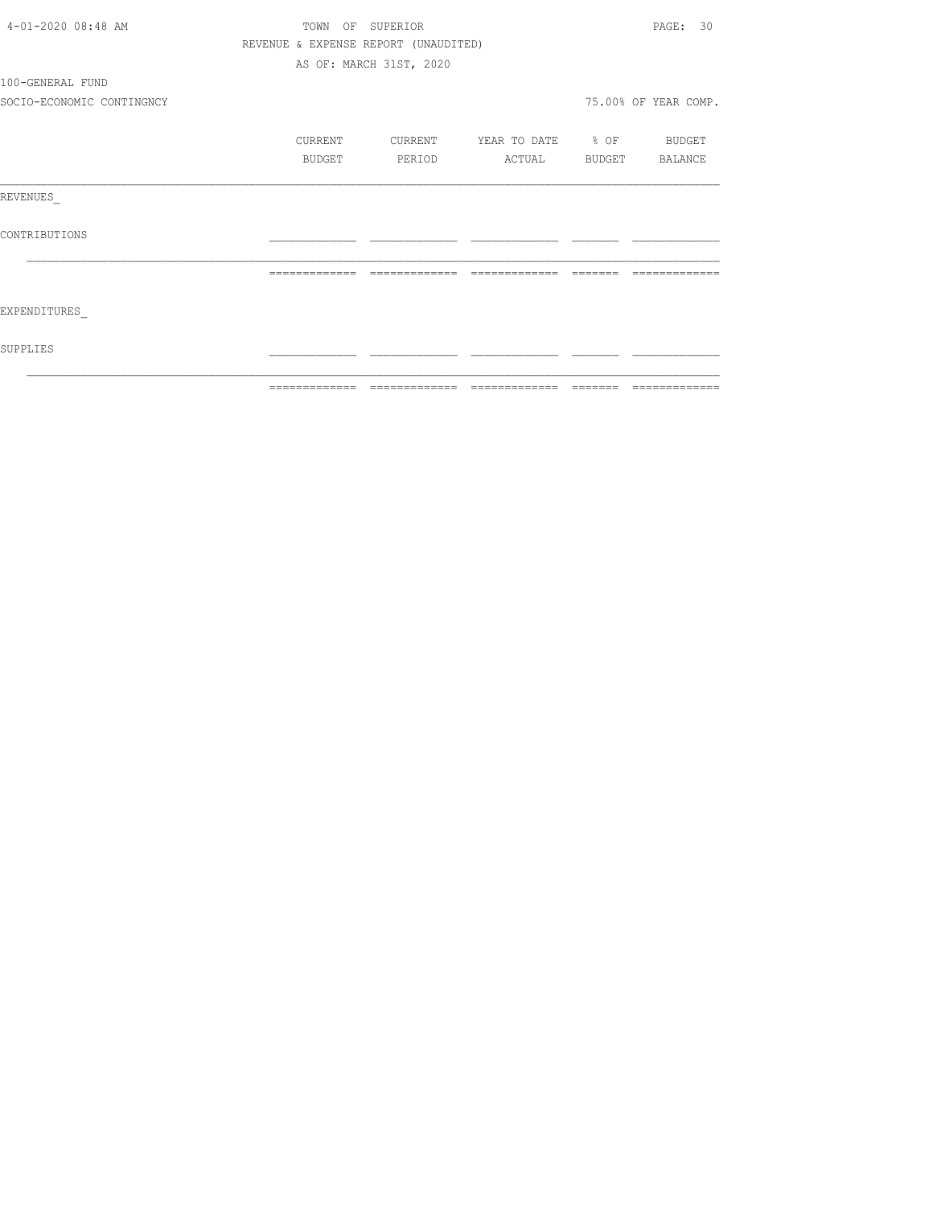TOWN OF SUPERIOR

REVENUE & EXPENSE REPORT (UNAUDITED)

AS OF: MARCH 31ST, 2020

100-GENERAL FUND

SOCIO-ECONOMIC CONTINGNCY

75.00% OF YEAR COMP.

| | CURRENT BUDGET | CURRENT PERIOD | YEAR TO DATE ACTUAL | % OF BUDGET | BUDGET BALANCE |
|---|---|---|---|---|---|
| REVENUES_ | | | | | |
| CONTRIBUTIONS | | | | | |
| | | | | | |
| EXPENDITURES_ | | | | | |
| SUPPLIES | | | | | |
| | | | | | |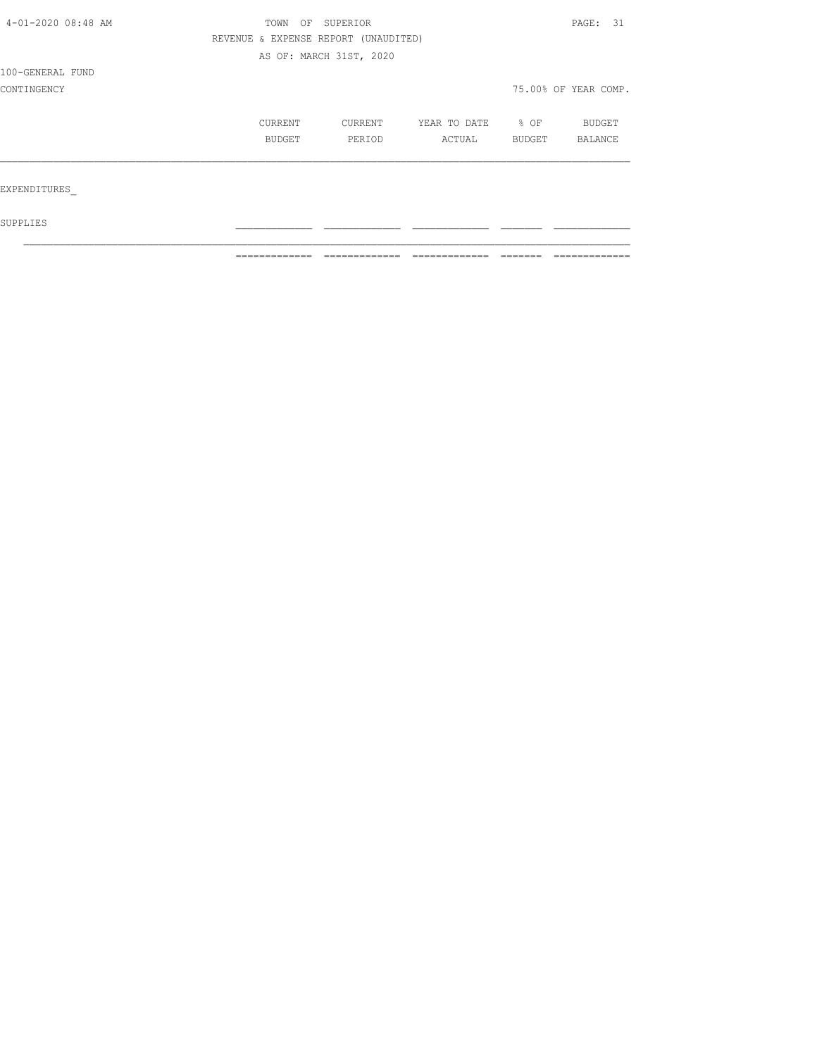4-01-2020 08:48 AM

TOWN OF SUPERIOR

REVENUE & EXPENSE REPORT (UNAUDITED)

AS OF: MARCH 31ST, 2020

100-GENERAL FUND

CONTINGENCY

75.00% OF YEAR COMP.

| | CURRENT BUDGET | CURRENT PERIOD | YEAR TO DATE ACTUAL | % OF BUDGET | BUDGET BALANCE |
|---|---|---|---|---|---|
| EXPENDITURES_ | | | | | |
| SUPPLIES | | | | | |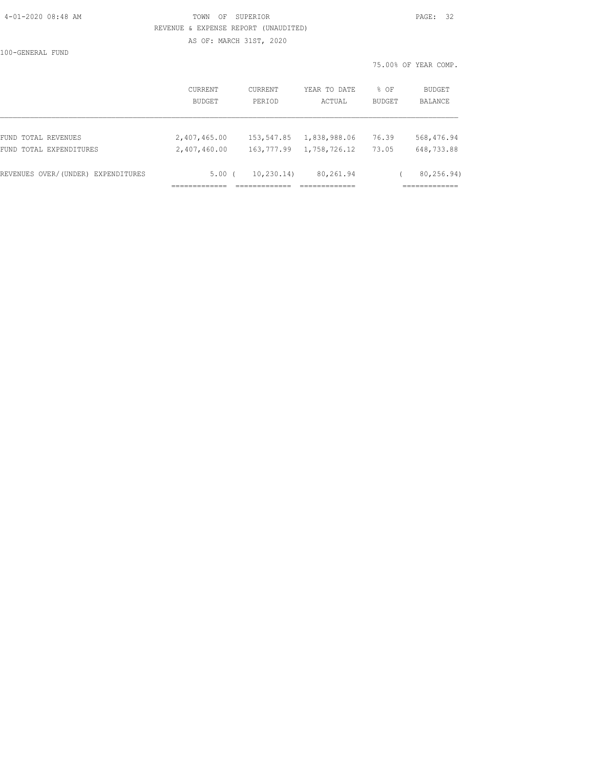TOWN OF SUPERIOR

REVENUE & EXPENSE REPORT (UNAUDITED)

AS OF: MARCH 31ST, 2020

100-GENERAL FUND

75.00% OF YEAR COMP.

| | CURRENT BUDGET | CURRENT PERIOD | YEAR TO DATE ACTUAL | % OF BUDGET | BUDGET BALANCE |
|---|---|---|---|---|---|
| FUND TOTAL REVENUES | 2,407,465.00 | 153,547.85 | 1,838,988.06 | 76.39 | 568,476.94 |
| FUND TOTAL EXPENDITURES | 2,407,460.00 | 163,777.99 | 1,758,726.12 | 73.05 | 648,733.88 |
| REVENUES OVER/(UNDER) EXPENDITURES | 5.00 | ( 10,230.14) | 80,261.94 | | ( 80,256.94) |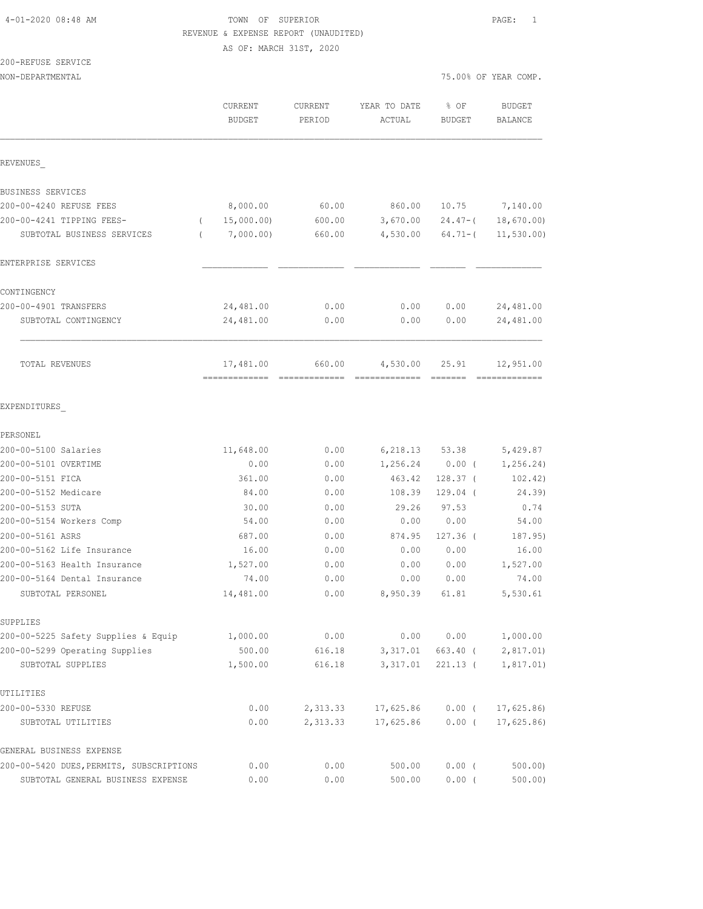4-01-2020 08:48 AM

# TOWN OF SUPERIOR

REVENUE & EXPENSE REPORT (UNAUDITED)

AS OF: MARCH 31ST, 2020

200-REFUSE SERVICE

NON-DEPARTMENTAL — 75.00% OF YEAR COMP.

| | CURRENT BUDGET | CURRENT PERIOD | YEAR TO DATE ACTUAL | % OF BUDGET | BUDGET BALANCE |
|---|---|---|---|---|---|
| **REVENUES** | | | | | |
| BUSINESS SERVICES | | | | | |
| 200-00-4240 REFUSE FEES | 8,000.00 | 60.00 | 860.00 | 10.75 | 7,140.00 |
| 200-00-4241 TIPPING FEES- | ( 15,000.00) | 600.00 | 3,670.00 | 24.47-( | 18,670.00) |
| SUBTOTAL BUSINESS SERVICES | ( 7,000.00) | 660.00 | 4,530.00 | 64.71-( | 11,530.00) |
| ENTERPRISE SERVICES | | | | | |
| CONTINGENCY | | | | | |
| 200-00-4901 TRANSFERS | 24,481.00 | 0.00 | 0.00 | 0.00 | 24,481.00 |
| SUBTOTAL CONTINGENCY | 24,481.00 | 0.00 | 0.00 | 0.00 | 24,481.00 |
| TOTAL REVENUES | 17,481.00 | 660.00 | 4,530.00 | 25.91 | 12,951.00 |
| **EXPENDITURES** | | | | | |
| PERSONEL | | | | | |
| 200-00-5100 Salaries | 11,648.00 | 0.00 | 6,218.13 | 53.38 | 5,429.87 |
| 200-00-5101 OVERTIME | 0.00 | 0.00 | 1,256.24 | 0.00 ( | 1,256.24) |
| 200-00-5151 FICA | 361.00 | 0.00 | 463.42 | 128.37 ( | 102.42) |
| 200-00-5152 Medicare | 84.00 | 0.00 | 108.39 | 129.04 ( | 24.39) |
| 200-00-5153 SUTA | 30.00 | 0.00 | 29.26 | 97.53 | 0.74 |
| 200-00-5154 Workers Comp | 54.00 | 0.00 | 0.00 | 0.00 | 54.00 |
| 200-00-5161 ASRS | 687.00 | 0.00 | 874.95 | 127.36 ( | 187.95) |
| 200-00-5162 Life Insurance | 16.00 | 0.00 | 0.00 | 0.00 | 16.00 |
| 200-00-5163 Health Insurance | 1,527.00 | 0.00 | 0.00 | 0.00 | 1,527.00 |
| 200-00-5164 Dental Insurance | 74.00 | 0.00 | 0.00 | 0.00 | 74.00 |
| SUBTOTAL PERSONEL | 14,481.00 | 0.00 | 8,950.39 | 61.81 | 5,530.61 |
| SUPPLIES | | | | | |
| 200-00-5225 Safety Supplies & Equip | 1,000.00 | 0.00 | 0.00 | 0.00 | 1,000.00 |
| 200-00-5299 Operating Supplies | 500.00 | 616.18 | 3,317.01 | 663.40 ( | 2,817.01) |
| SUBTOTAL SUPPLIES | 1,500.00 | 616.18 | 3,317.01 | 221.13 ( | 1,817.01) |
| UTILITIES | | | | | |
| 200-00-5330 REFUSE | 0.00 | 2,313.33 | 17,625.86 | 0.00 ( | 17,625.86) |
| SUBTOTAL UTILITIES | 0.00 | 2,313.33 | 17,625.86 | 0.00 ( | 17,625.86) |
| GENERAL BUSINESS EXPENSE | | | | | |
| 200-00-5420 DUES,PERMITS, SUBSCRIPTIONS | 0.00 | 0.00 | 500.00 | 0.00 ( | 500.00) |
| SUBTOTAL GENERAL BUSINESS EXPENSE | 0.00 | 0.00 | 500.00 | 0.00 ( | 500.00) |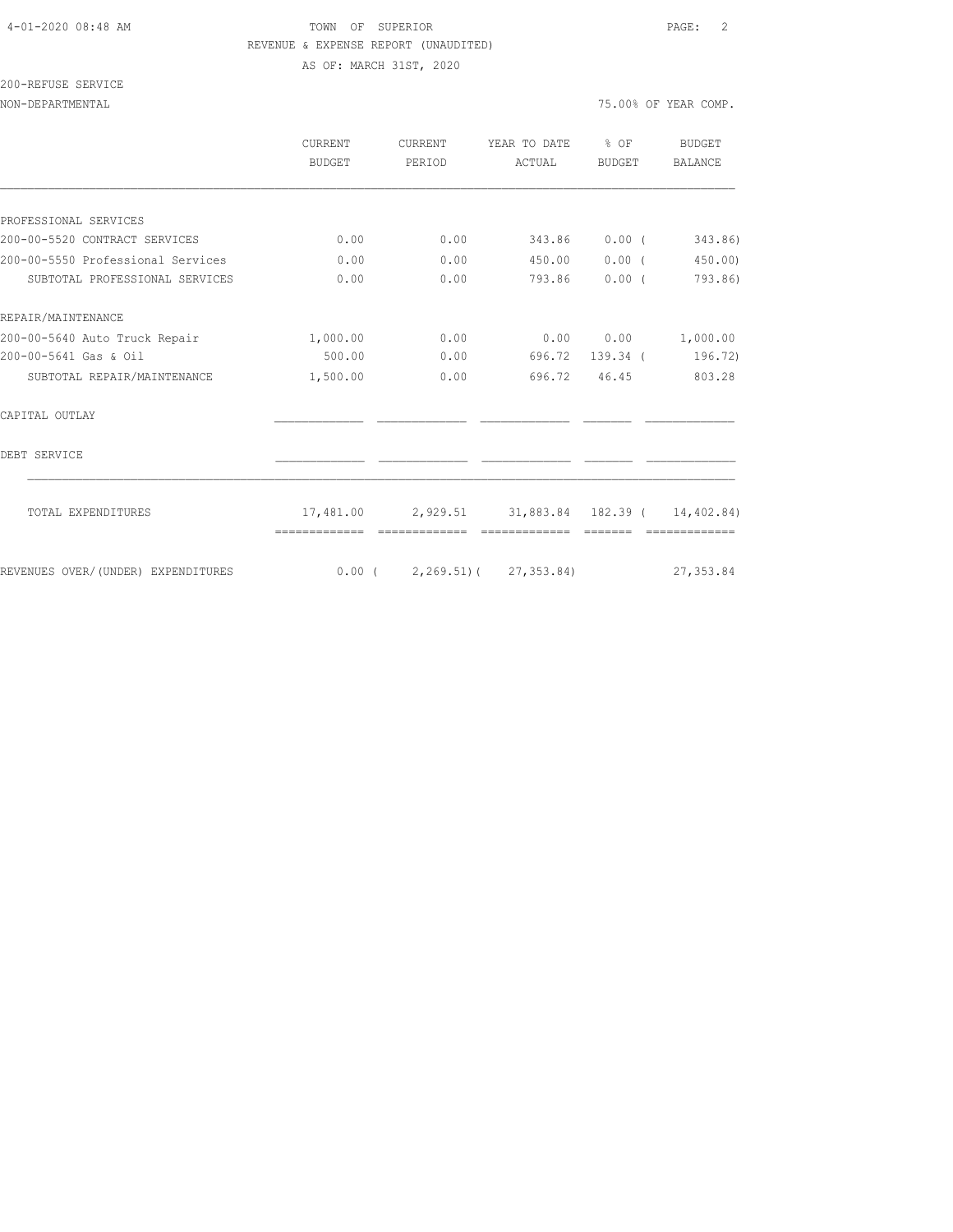TOWN OF SUPERIOR
REVENUE & EXPENSE REPORT (UNAUDITED)
AS OF: MARCH 31ST, 2020

200-REFUSE SERVICE
NON-DEPARTMENTAL

75.00% OF YEAR COMP.

| | CURRENT BUDGET | CURRENT PERIOD | YEAR TO DATE ACTUAL | % OF BUDGET | BUDGET BALANCE |
|---|---|---|---|---|---|
| PROFESSIONAL SERVICES | | | | | |
| 200-00-5520 CONTRACT SERVICES | 0.00 | 0.00 | 343.86 | 0.00 ( | 343.86) |
| 200-00-5550 Professional Services | 0.00 | 0.00 | 450.00 | 0.00 ( | 450.00) |
| SUBTOTAL PROFESSIONAL SERVICES | 0.00 | 0.00 | 793.86 | 0.00 ( | 793.86) |
| REPAIR/MAINTENANCE | | | | | |
| 200-00-5640 Auto Truck Repair | 1,000.00 | 0.00 | 0.00 | 0.00 | 1,000.00 |
| 200-00-5641 Gas & Oil | 500.00 | 0.00 | 696.72 | 139.34 ( | 196.72) |
| SUBTOTAL REPAIR/MAINTENANCE | 1,500.00 | 0.00 | 696.72 | 46.45 | 803.28 |
| CAPITAL OUTLAY | | | | | |
| DEBT SERVICE | | | | | |
| TOTAL EXPENDITURES | 17,481.00 | 2,929.51 | 31,883.84 | 182.39 ( | 14,402.84) |
| REVENUES OVER/(UNDER) EXPENDITURES | 0.00 ( | 2,269.51)( | 27,353.84) | | 27,353.84 |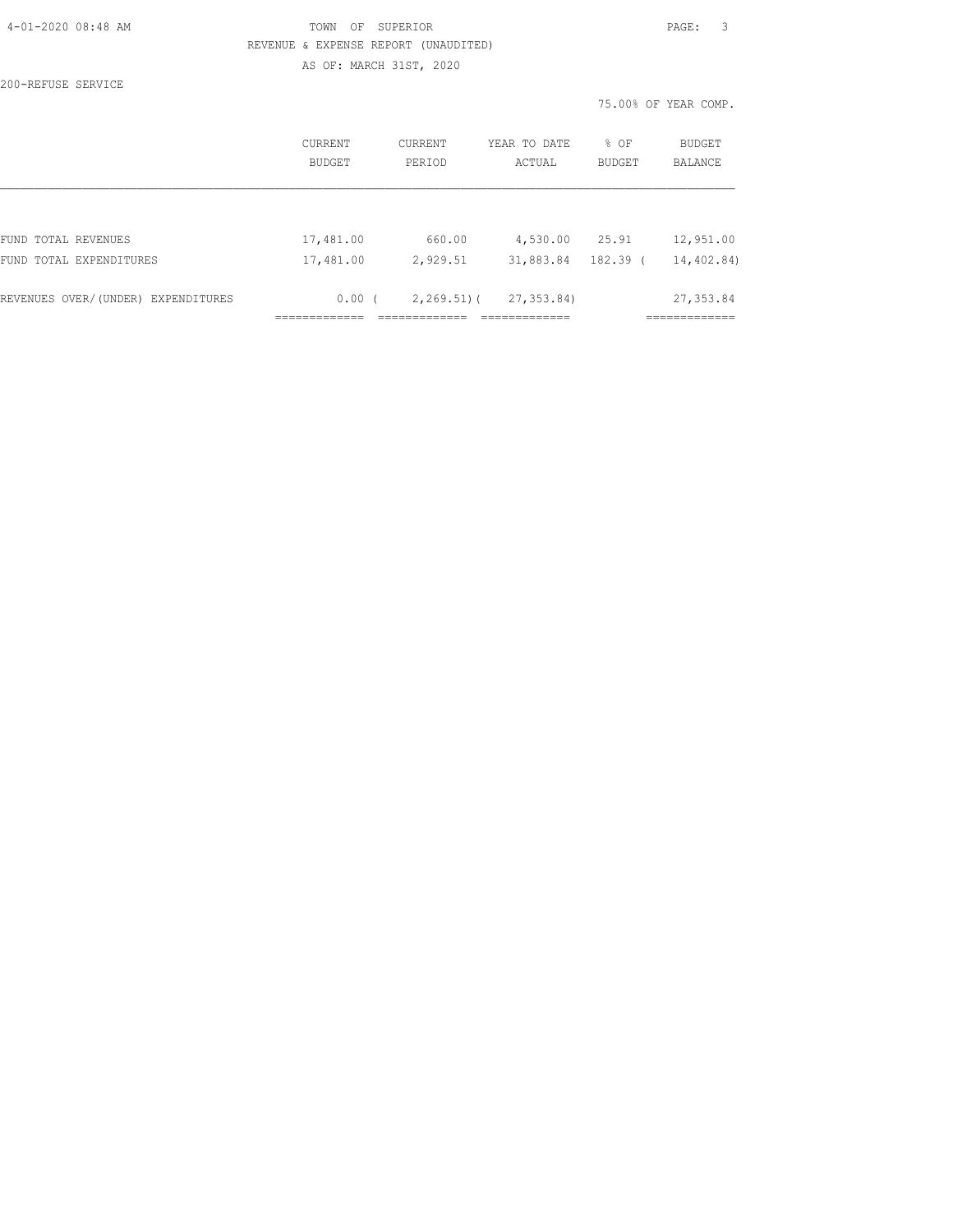TOWN OF SUPERIOR

REVENUE & EXPENSE REPORT (UNAUDITED)

AS OF: MARCH 31ST, 2020

200-REFUSE SERVICE

75.00% OF YEAR COMP.

| | CURRENT BUDGET | CURRENT PERIOD | YEAR TO DATE ACTUAL | % OF BUDGET | BUDGET BALANCE |
|---|---|---|---|---|---|
| FUND TOTAL REVENUES | 17,481.00 | 660.00 | 4,530.00 | 25.91 | 12,951.00 |
| FUND TOTAL EXPENDITURES | 17,481.00 | 2,929.51 | 31,883.84 | 182.39 | ( 14,402.84) |
| REVENUES OVER/(UNDER) EXPENDITURES | 0.00 | ( 2,269.51) | ( 27,353.84) | | 27,353.84 |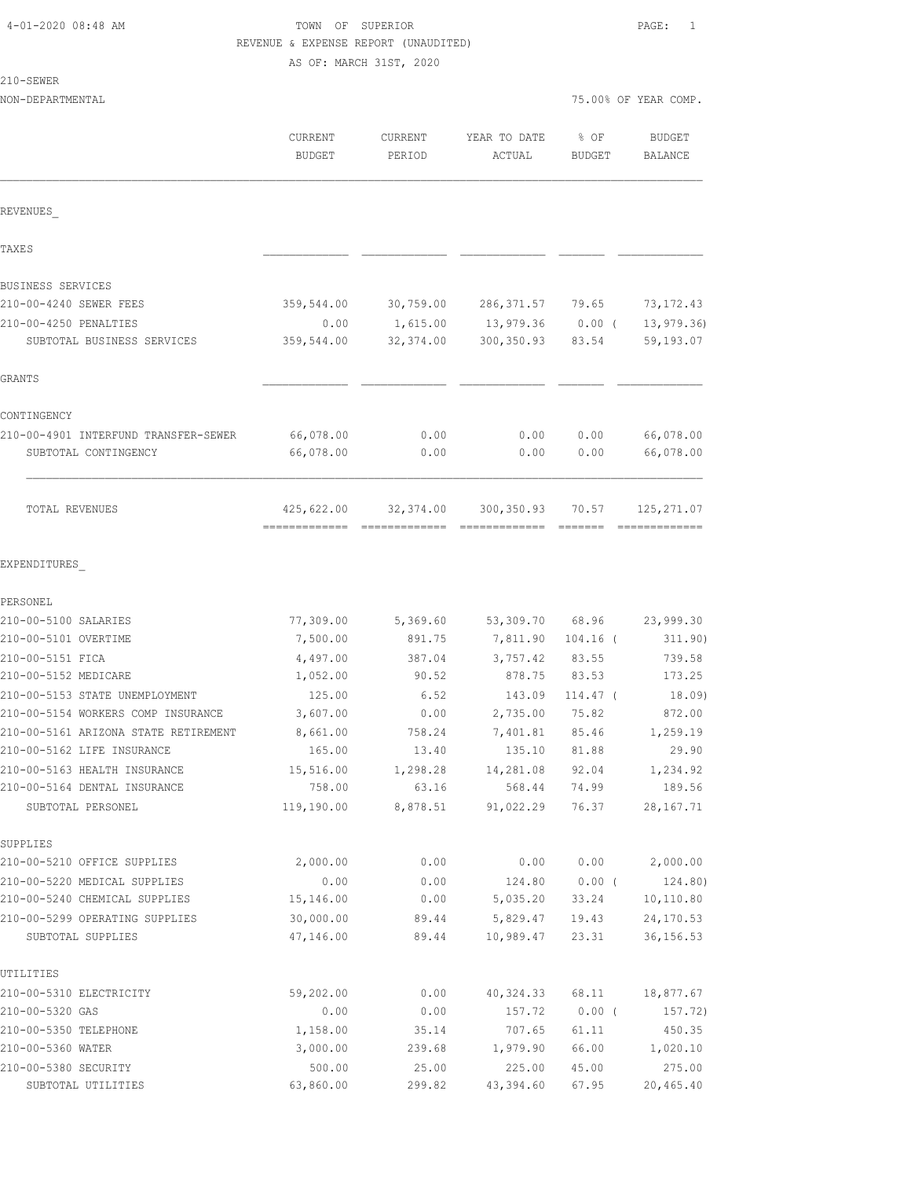4-01-2020 08:48 AM

# TOWN OF SUPERIOR

REVENUE & EXPENSE REPORT (UNAUDITED)

AS OF: MARCH 31ST, 2020

210-SEWER

NON-DEPARTMENTAL — 75.00% OF YEAR COMP.

| | CURRENT BUDGET | CURRENT PERIOD | YEAR TO DATE ACTUAL | % OF BUDGET | BUDGET BALANCE |
|---|---|---|---|---|---|
| **REVENUES** | | | | | |
| TAXES | | | | | |
| BUSINESS SERVICES | | | | | |
| 210-00-4240 SEWER FEES | 359,544.00 | 30,759.00 | 286,371.57 | 79.65 | 73,172.43 |
| 210-00-4250 PENALTIES | 0.00 | 1,615.00 | 13,979.36 | 0.00 ( | 13,979.36) |
| SUBTOTAL BUSINESS SERVICES | 359,544.00 | 32,374.00 | 300,350.93 | 83.54 | 59,193.07 |
| GRANTS | | | | | |
| CONTINGENCY | | | | | |
| 210-00-4901 INTERFUND TRANSFER-SEWER | 66,078.00 | 0.00 | 0.00 | 0.00 | 66,078.00 |
| SUBTOTAL CONTINGENCY | 66,078.00 | 0.00 | 0.00 | 0.00 | 66,078.00 |
| TOTAL REVENUES | 425,622.00 | 32,374.00 | 300,350.93 | 70.57 | 125,271.07 |
| **EXPENDITURES** | | | | | |
| PERSONEL | | | | | |
| 210-00-5100 SALARIES | 77,309.00 | 5,369.60 | 53,309.70 | 68.96 | 23,999.30 |
| 210-00-5101 OVERTIME | 7,500.00 | 891.75 | 7,811.90 | 104.16 ( | 311.90) |
| 210-00-5151 FICA | 4,497.00 | 387.04 | 3,757.42 | 83.55 | 739.58 |
| 210-00-5152 MEDICARE | 1,052.00 | 90.52 | 878.75 | 83.53 | 173.25 |
| 210-00-5153 STATE UNEMPLOYMENT | 125.00 | 6.52 | 143.09 | 114.47 ( | 18.09) |
| 210-00-5154 WORKERS COMP INSURANCE | 3,607.00 | 0.00 | 2,735.00 | 75.82 | 872.00 |
| 210-00-5161 ARIZONA STATE RETIREMENT | 8,661.00 | 758.24 | 7,401.81 | 85.46 | 1,259.19 |
| 210-00-5162 LIFE INSURANCE | 165.00 | 13.40 | 135.10 | 81.88 | 29.90 |
| 210-00-5163 HEALTH INSURANCE | 15,516.00 | 1,298.28 | 14,281.08 | 92.04 | 1,234.92 |
| 210-00-5164 DENTAL INSURANCE | 758.00 | 63.16 | 568.44 | 74.99 | 189.56 |
| SUBTOTAL PERSONEL | 119,190.00 | 8,878.51 | 91,022.29 | 76.37 | 28,167.71 |
| SUPPLIES | | | | | |
| 210-00-5210 OFFICE SUPPLIES | 2,000.00 | 0.00 | 0.00 | 0.00 | 2,000.00 |
| 210-00-5220 MEDICAL SUPPLIES | 0.00 | 0.00 | 124.80 | 0.00 ( | 124.80) |
| 210-00-5240 CHEMICAL SUPPLIES | 15,146.00 | 0.00 | 5,035.20 | 33.24 | 10,110.80 |
| 210-00-5299 OPERATING SUPPLIES | 30,000.00 | 89.44 | 5,829.47 | 19.43 | 24,170.53 |
| SUBTOTAL SUPPLIES | 47,146.00 | 89.44 | 10,989.47 | 23.31 | 36,156.53 |
| UTILITIES | | | | | |
| 210-00-5310 ELECTRICITY | 59,202.00 | 0.00 | 40,324.33 | 68.11 | 18,877.67 |
| 210-00-5320 GAS | 0.00 | 0.00 | 157.72 | 0.00 ( | 157.72) |
| 210-00-5350 TELEPHONE | 1,158.00 | 35.14 | 707.65 | 61.11 | 450.35 |
| 210-00-5360 WATER | 3,000.00 | 239.68 | 1,979.90 | 66.00 | 1,020.10 |
| 210-00-5380 SECURITY | 500.00 | 25.00 | 225.00 | 45.00 | 275.00 |
| SUBTOTAL UTILITIES | 63,860.00 | 299.82 | 43,394.60 | 67.95 | 20,465.40 |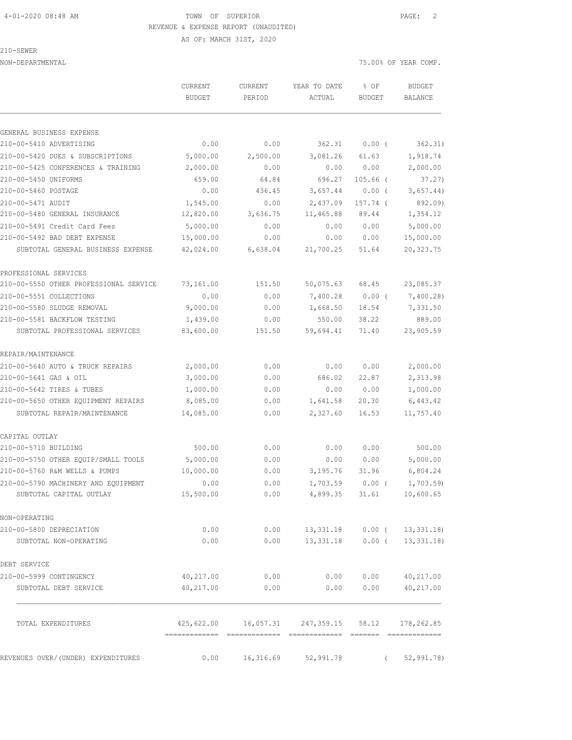TOWN OF SUPERIOR
REVENUE & EXPENSE REPORT (UNAUDITED)
AS OF: MARCH 31ST, 2020

210-SEWER
NON-DEPARTMENTAL

75.00% OF YEAR COMP.

| | CURRENT BUDGET | CURRENT PERIOD | YEAR TO DATE ACTUAL | % OF BUDGET | BUDGET BALANCE |
|---|---|---|---|---|---|
| GENERAL BUSINESS EXPENSE | | | | | |
| 210-00-5410 ADVERTISING | 0.00 | 0.00 | 362.31 | 0.00 ( | 362.31) |
| 210-00-5420 DUES & SUBSCRIPTIONS | 5,000.00 | 2,500.00 | 3,081.26 | 61.63 | 1,918.74 |
| 210-00-5425 CONFERENCES & TRAINING | 2,000.00 | 0.00 | 0.00 | 0.00 | 2,000.00 |
| 210-00-5450 UNIFORMS | 659.00 | 64.84 | 696.27 | 105.66 ( | 37.27) |
| 210-00-5460 POSTAGE | 0.00 | 436.45 | 3,657.44 | 0.00 ( | 3,657.44) |
| 210-00-5471 AUDIT | 1,545.00 | 0.00 | 2,437.09 | 157.74 ( | 892.09) |
| 210-00-5480 GENERAL INSURANCE | 12,820.00 | 3,636.75 | 11,465.88 | 89.44 | 1,354.12 |
| 210-00-5491 Credit Card Fees | 5,000.00 | 0.00 | 0.00 | 0.00 | 5,000.00 |
| 210-00-5492 BAD DEBT EXPENSE | 15,000.00 | 0.00 | 0.00 | 0.00 | 15,000.00 |
| SUBTOTAL GENERAL BUSINESS EXPENSE | 42,024.00 | 6,638.04 | 21,700.25 | 51.64 | 20,323.75 |
| PROFESSIONAL SERVICES | | | | | |
| 210-00-5550 OTHER PROFESSIONAL SERVICE | 73,161.00 | 151.50 | 50,075.63 | 68.45 | 23,085.37 |
| 210-00-5551 COLLECTIONS | 0.00 | 0.00 | 7,400.28 | 0.00 ( | 7,400.28) |
| 210-00-5580 SLUDGE REMOVAL | 9,000.00 | 0.00 | 1,668.50 | 18.54 | 7,331.50 |
| 210-00-5581 BACKFLOW TESTING | 1,439.00 | 0.00 | 550.00 | 38.22 | 889.00 |
| SUBTOTAL PROFESSIONAL SERVICES | 83,600.00 | 151.50 | 59,694.41 | 71.40 | 23,905.59 |
| REPAIR/MAINTENANCE | | | | | |
| 210-00-5640 AUTO & TRUCK REPAIRS | 2,000.00 | 0.00 | 0.00 | 0.00 | 2,000.00 |
| 210-00-5641 GAS & OIL | 3,000.00 | 0.00 | 686.02 | 22.87 | 2,313.98 |
| 210-00-5642 TIRES & TUBES | 1,000.00 | 0.00 | 0.00 | 0.00 | 1,000.00 |
| 210-00-5650 OTHER EQUIPMENT REPAIRS | 8,085.00 | 0.00 | 1,641.58 | 20.30 | 6,443.42 |
| SUBTOTAL REPAIR/MAINTENANCE | 14,085.00 | 0.00 | 2,327.60 | 16.53 | 11,757.40 |
| CAPITAL OUTLAY | | | | | |
| 210-00-5710 BUILDING | 500.00 | 0.00 | 0.00 | 0.00 | 500.00 |
| 210-00-5750 OTHER EQUIP/SMALL TOOLS | 5,000.00 | 0.00 | 0.00 | 0.00 | 5,000.00 |
| 210-00-5760 R&M WELLS & PUMPS | 10,000.00 | 0.00 | 3,195.76 | 31.96 | 6,804.24 |
| 210-00-5790 MACHINERY AND EQUIPMENT | 0.00 | 0.00 | 1,703.59 | 0.00 ( | 1,703.59) |
| SUBTOTAL CAPITAL OUTLAY | 15,500.00 | 0.00 | 4,899.35 | 31.61 | 10,600.65 |
| NON-OPERATING | | | | | |
| 210-00-5800 DEPRECIATION | 0.00 | 0.00 | 13,331.18 | 0.00 ( | 13,331.18) |
| SUBTOTAL NON-OPERATING | 0.00 | 0.00 | 13,331.18 | 0.00 ( | 13,331.18) |
| DEBT SERVICE | | | | | |
| 210-00-5999 CONTINGENCY | 40,217.00 | 0.00 | 0.00 | 0.00 | 40,217.00 |
| SUBTOTAL DEBT SERVICE | 40,217.00 | 0.00 | 0.00 | 0.00 | 40,217.00 |
| TOTAL EXPENDITURES | 425,622.00 | 16,057.31 | 247,359.15 | 58.12 | 178,262.85 |
| REVENUES OVER/(UNDER) EXPENDITURES | 0.00 | 16,316.69 | 52,991.78 | ( | 52,991.78) |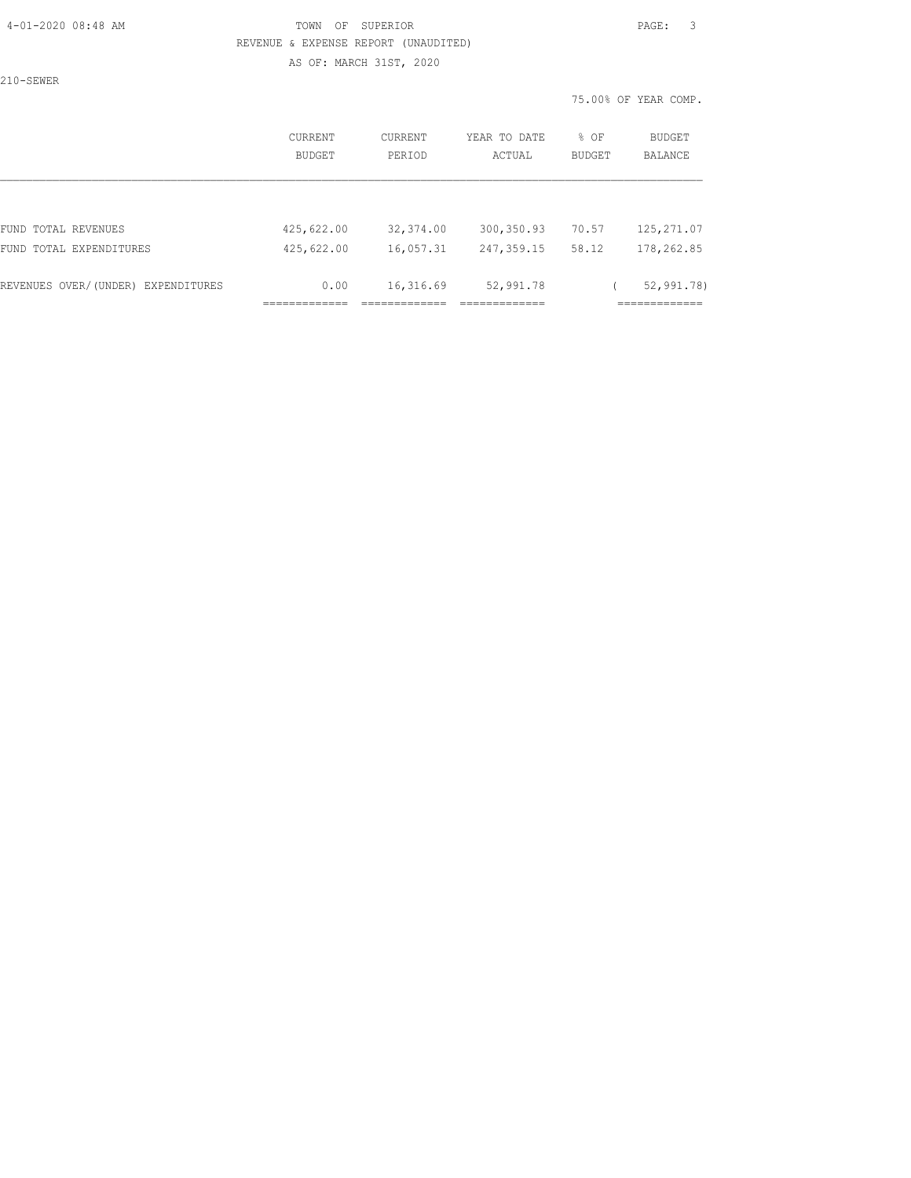TOWN OF SUPERIOR

REVENUE & EXPENSE REPORT (UNAUDITED)

AS OF: MARCH 31ST, 2020

210-SEWER

75.00% OF YEAR COMP.

| | CURRENT BUDGET | CURRENT PERIOD | YEAR TO DATE ACTUAL | % OF BUDGET | BUDGET BALANCE |
|---|---|---|---|---|---|
| FUND TOTAL REVENUES | 425,622.00 | 32,374.00 | 300,350.93 | 70.57 | 125,271.07 |
| FUND TOTAL EXPENDITURES | 425,622.00 | 16,057.31 | 247,359.15 | 58.12 | 178,262.85 |
| REVENUES OVER/(UNDER) EXPENDITURES | 0.00 | 16,316.69 | 52,991.78 | | ( 52,991.78) |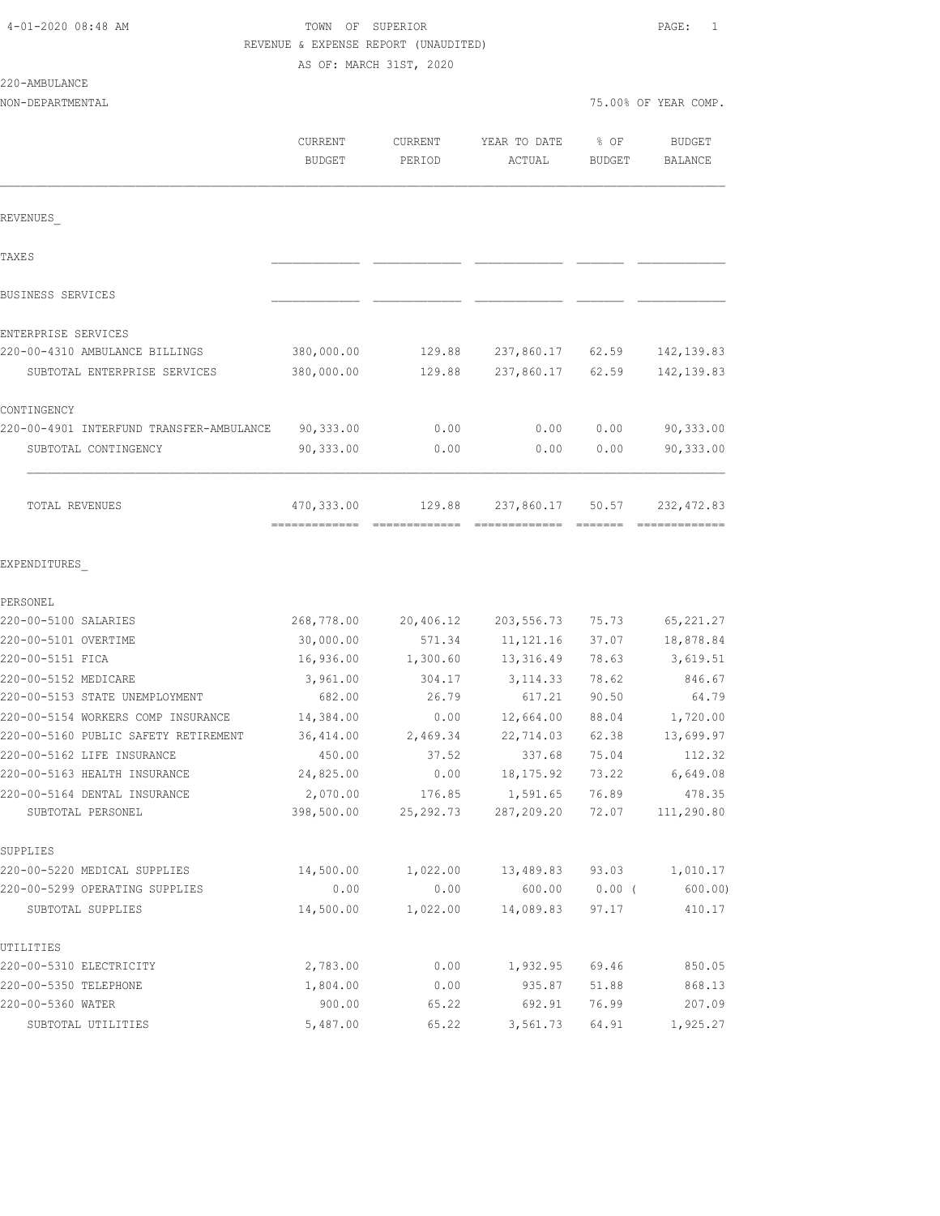TOWN OF SUPERIOR
REVENUE & EXPENSE REPORT (UNAUDITED)
AS OF: MARCH 31ST, 2020

4-01-2020 08:48 AM

220-AMBULANCE
NON-DEPARTMENTAL

75.00% OF YEAR COMP.

| | CURRENT BUDGET | CURRENT PERIOD | YEAR TO DATE ACTUAL | % OF BUDGET | BUDGET BALANCE |
|---|---|---|---|---|---|
| **REVENUES_** | | | | | |
| TAXES | | | | | |
| BUSINESS SERVICES | | | | | |
| ENTERPRISE SERVICES | | | | | |
| 220-00-4310 AMBULANCE BILLINGS | 380,000.00 | 129.88 | 237,860.17 | 62.59 | 142,139.83 |
| SUBTOTAL ENTERPRISE SERVICES | 380,000.00 | 129.88 | 237,860.17 | 62.59 | 142,139.83 |
| CONTINGENCY | | | | | |
| 220-00-4901 INTERFUND TRANSFER-AMBULANCE | 90,333.00 | 0.00 | 0.00 | 0.00 | 90,333.00 |
| SUBTOTAL CONTINGENCY | 90,333.00 | 0.00 | 0.00 | 0.00 | 90,333.00 |
| TOTAL REVENUES | 470,333.00 | 129.88 | 237,860.17 | 50.57 | 232,472.83 |
| **EXPENDITURES_** | | | | | |
| PERSONEL | | | | | |
| 220-00-5100 SALARIES | 268,778.00 | 20,406.12 | 203,556.73 | 75.73 | 65,221.27 |
| 220-00-5101 OVERTIME | 30,000.00 | 571.34 | 11,121.16 | 37.07 | 18,878.84 |
| 220-00-5151 FICA | 16,936.00 | 1,300.60 | 13,316.49 | 78.63 | 3,619.51 |
| 220-00-5152 MEDICARE | 3,961.00 | 304.17 | 3,114.33 | 78.62 | 846.67 |
| 220-00-5153 STATE UNEMPLOYMENT | 682.00 | 26.79 | 617.21 | 90.50 | 64.79 |
| 220-00-5154 WORKERS COMP INSURANCE | 14,384.00 | 0.00 | 12,664.00 | 88.04 | 1,720.00 |
| 220-00-5160 PUBLIC SAFETY RETIREMENT | 36,414.00 | 2,469.34 | 22,714.03 | 62.38 | 13,699.97 |
| 220-00-5162 LIFE INSURANCE | 450.00 | 37.52 | 337.68 | 75.04 | 112.32 |
| 220-00-5163 HEALTH INSURANCE | 24,825.00 | 0.00 | 18,175.92 | 73.22 | 6,649.08 |
| 220-00-5164 DENTAL INSURANCE | 2,070.00 | 176.85 | 1,591.65 | 76.89 | 478.35 |
| SUBTOTAL PERSONEL | 398,500.00 | 25,292.73 | 287,209.20 | 72.07 | 111,290.80 |
| SUPPLIES | | | | | |
| 220-00-5220 MEDICAL SUPPLIES | 14,500.00 | 1,022.00 | 13,489.83 | 93.03 | 1,010.17 |
| 220-00-5299 OPERATING SUPPLIES | 0.00 | 0.00 | 600.00 | 0.00 ( | 600.00) |
| SUBTOTAL SUPPLIES | 14,500.00 | 1,022.00 | 14,089.83 | 97.17 | 410.17 |
| UTILITIES | | | | | |
| 220-00-5310 ELECTRICITY | 2,783.00 | 0.00 | 1,932.95 | 69.46 | 850.05 |
| 220-00-5350 TELEPHONE | 1,804.00 | 0.00 | 935.87 | 51.88 | 868.13 |
| 220-00-5360 WATER | 900.00 | 65.22 | 692.91 | 76.99 | 207.09 |
| SUBTOTAL UTILITIES | 5,487.00 | 65.22 | 3,561.73 | 64.91 | 1,925.27 |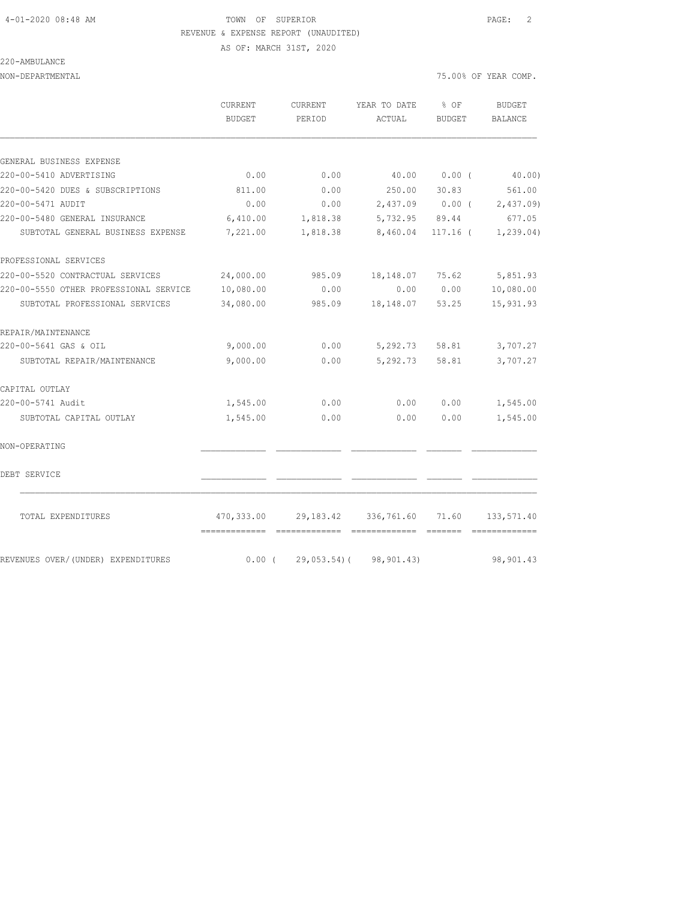TOWN OF SUPERIOR

REVENUE & EXPENSE REPORT (UNAUDITED)

AS OF: MARCH 31ST, 2020

220-AMBULANCE

NON-DEPARTMENTAL — 75.00% OF YEAR COMP.

| | CURRENT BUDGET | CURRENT PERIOD | YEAR TO DATE ACTUAL | % OF BUDGET | BUDGET BALANCE |
|---|---|---|---|---|---|
| **GENERAL BUSINESS EXPENSE** | | | | | |
| 220-00-5410 ADVERTISING | 0.00 | 0.00 | 40.00 | 0.00 ( | 40.00) |
| 220-00-5420 DUES & SUBSCRIPTIONS | 811.00 | 0.00 | 250.00 | 30.83 | 561.00 |
| 220-00-5471 AUDIT | 0.00 | 0.00 | 2,437.09 | 0.00 ( | 2,437.09) |
| 220-00-5480 GENERAL INSURANCE | 6,410.00 | 1,818.38 | 5,732.95 | 89.44 | 677.05 |
| SUBTOTAL GENERAL BUSINESS EXPENSE | 7,221.00 | 1,818.38 | 8,460.04 | 117.16 ( | 1,239.04) |
| **PROFESSIONAL SERVICES** | | | | | |
| 220-00-5520 CONTRACTUAL SERVICES | 24,000.00 | 985.09 | 18,148.07 | 75.62 | 5,851.93 |
| 220-00-5550 OTHER PROFESSIONAL SERVICE | 10,080.00 | 0.00 | 0.00 | 0.00 | 10,080.00 |
| SUBTOTAL PROFESSIONAL SERVICES | 34,080.00 | 985.09 | 18,148.07 | 53.25 | 15,931.93 |
| **REPAIR/MAINTENANCE** | | | | | |
| 220-00-5641 GAS & OIL | 9,000.00 | 0.00 | 5,292.73 | 58.81 | 3,707.27 |
| SUBTOTAL REPAIR/MAINTENANCE | 9,000.00 | 0.00 | 5,292.73 | 58.81 | 3,707.27 |
| **CAPITAL OUTLAY** | | | | | |
| 220-00-5741 Audit | 1,545.00 | 0.00 | 0.00 | 0.00 | 1,545.00 |
| SUBTOTAL CAPITAL OUTLAY | 1,545.00 | 0.00 | 0.00 | 0.00 | 1,545.00 |
| **NON-OPERATING** | | | | | |
| **DEBT SERVICE** | | | | | |
| TOTAL EXPENDITURES | 470,333.00 | 29,183.42 | 336,761.60 | 71.60 | 133,571.40 |
| REVENUES OVER/(UNDER) EXPENDITURES | 0.00 ( | 29,053.54)( | 98,901.43) | | 98,901.43 |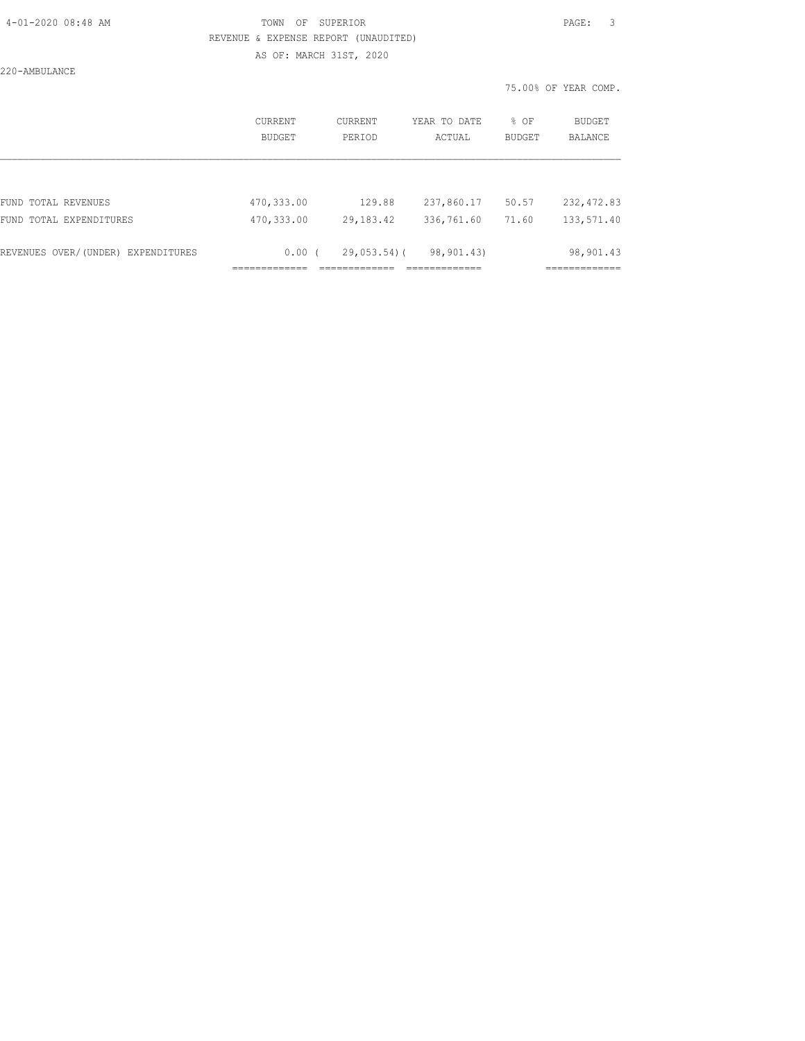TOWN OF SUPERIOR

REVENUE & EXPENSE REPORT (UNAUDITED)

AS OF: MARCH 31ST, 2020

220-AMBULANCE

75.00% OF YEAR COMP.

| | CURRENT BUDGET | CURRENT PERIOD | YEAR TO DATE ACTUAL | % OF BUDGET | BUDGET BALANCE |
|---|---|---|---|---|---|
| FUND TOTAL REVENUES | 470,333.00 | 129.88 | 237,860.17 | 50.57 | 232,472.83 |
| FUND TOTAL EXPENDITURES | 470,333.00 | 29,183.42 | 336,761.60 | 71.60 | 133,571.40 |
| REVENUES OVER/(UNDER) EXPENDITURES | 0.00 | ( 29,053.54) | ( 98,901.43) | | 98,901.43 |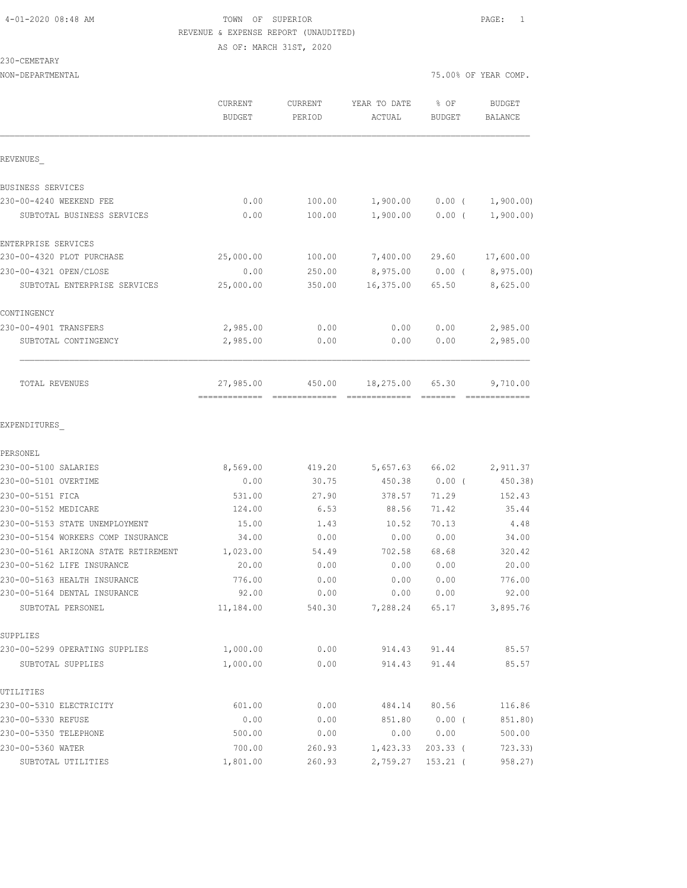4-01-2020 08:48 AM TOWN OF SUPERIOR PAGE: 1

REVENUE & EXPENSE REPORT (UNAUDITED)

AS OF: MARCH 31ST, 2020

230-CEMETARY

NON-DEPARTMENTAL 75.00% OF YEAR COMP.

| | CURRENT BUDGET | CURRENT PERIOD | YEAR TO DATE ACTUAL | % OF BUDGET | BUDGET BALANCE |
|---|---|---|---|---|---|
| REVENUES_ | | | | | |
| BUSINESS SERVICES | | | | | |
| 230-00-4240 WEEKEND FEE | 0.00 | 100.00 | 1,900.00 | 0.00 ( | 1,900.00) |
| SUBTOTAL BUSINESS SERVICES | 0.00 | 100.00 | 1,900.00 | 0.00 ( | 1,900.00) |
| ENTERPRISE SERVICES | | | | | |
| 230-00-4320 PLOT PURCHASE | 25,000.00 | 100.00 | 7,400.00 | 29.60 | 17,600.00 |
| 230-00-4321 OPEN/CLOSE | 0.00 | 250.00 | 8,975.00 | 0.00 ( | 8,975.00) |
| SUBTOTAL ENTERPRISE SERVICES | 25,000.00 | 350.00 | 16,375.00 | 65.50 | 8,625.00 |
| CONTINGENCY | | | | | |
| 230-00-4901 TRANSFERS | 2,985.00 | 0.00 | 0.00 | 0.00 | 2,985.00 |
| SUBTOTAL CONTINGENCY | 2,985.00 | 0.00 | 0.00 | 0.00 | 2,985.00 |
| TOTAL REVENUES | 27,985.00 | 450.00 | 18,275.00 | 65.30 | 9,710.00 |
| EXPENDITURES_ | | | | | |
| PERSONEL | | | | | |
| 230-00-5100 SALARIES | 8,569.00 | 419.20 | 5,657.63 | 66.02 | 2,911.37 |
| 230-00-5101 OVERTIME | 0.00 | 30.75 | 450.38 | 0.00 ( | 450.38) |
| 230-00-5151 FICA | 531.00 | 27.90 | 378.57 | 71.29 | 152.43 |
| 230-00-5152 MEDICARE | 124.00 | 6.53 | 88.56 | 71.42 | 35.44 |
| 230-00-5153 STATE UNEMPLOYMENT | 15.00 | 1.43 | 10.52 | 70.13 | 4.48 |
| 230-00-5154 WORKERS COMP INSURANCE | 34.00 | 0.00 | 0.00 | 0.00 | 34.00 |
| 230-00-5161 ARIZONA STATE RETIREMENT | 1,023.00 | 54.49 | 702.58 | 68.68 | 320.42 |
| 230-00-5162 LIFE INSURANCE | 20.00 | 0.00 | 0.00 | 0.00 | 20.00 |
| 230-00-5163 HEALTH INSURANCE | 776.00 | 0.00 | 0.00 | 0.00 | 776.00 |
| 230-00-5164 DENTAL INSURANCE | 92.00 | 0.00 | 0.00 | 0.00 | 92.00 |
| SUBTOTAL PERSONEL | 11,184.00 | 540.30 | 7,288.24 | 65.17 | 3,895.76 |
| SUPPLIES | | | | | |
| 230-00-5299 OPERATING SUPPLIES | 1,000.00 | 0.00 | 914.43 | 91.44 | 85.57 |
| SUBTOTAL SUPPLIES | 1,000.00 | 0.00 | 914.43 | 91.44 | 85.57 |
| UTILITIES | | | | | |
| 230-00-5310 ELECTRICITY | 601.00 | 0.00 | 484.14 | 80.56 | 116.86 |
| 230-00-5330 REFUSE | 0.00 | 0.00 | 851.80 | 0.00 ( | 851.80) |
| 230-00-5350 TELEPHONE | 500.00 | 0.00 | 0.00 | 0.00 | 500.00 |
| 230-00-5360 WATER | 700.00 | 260.93 | 1,423.33 | 203.33 ( | 723.33) |
| SUBTOTAL UTILITIES | 1,801.00 | 260.93 | 2,759.27 | 153.21 ( | 958.27) |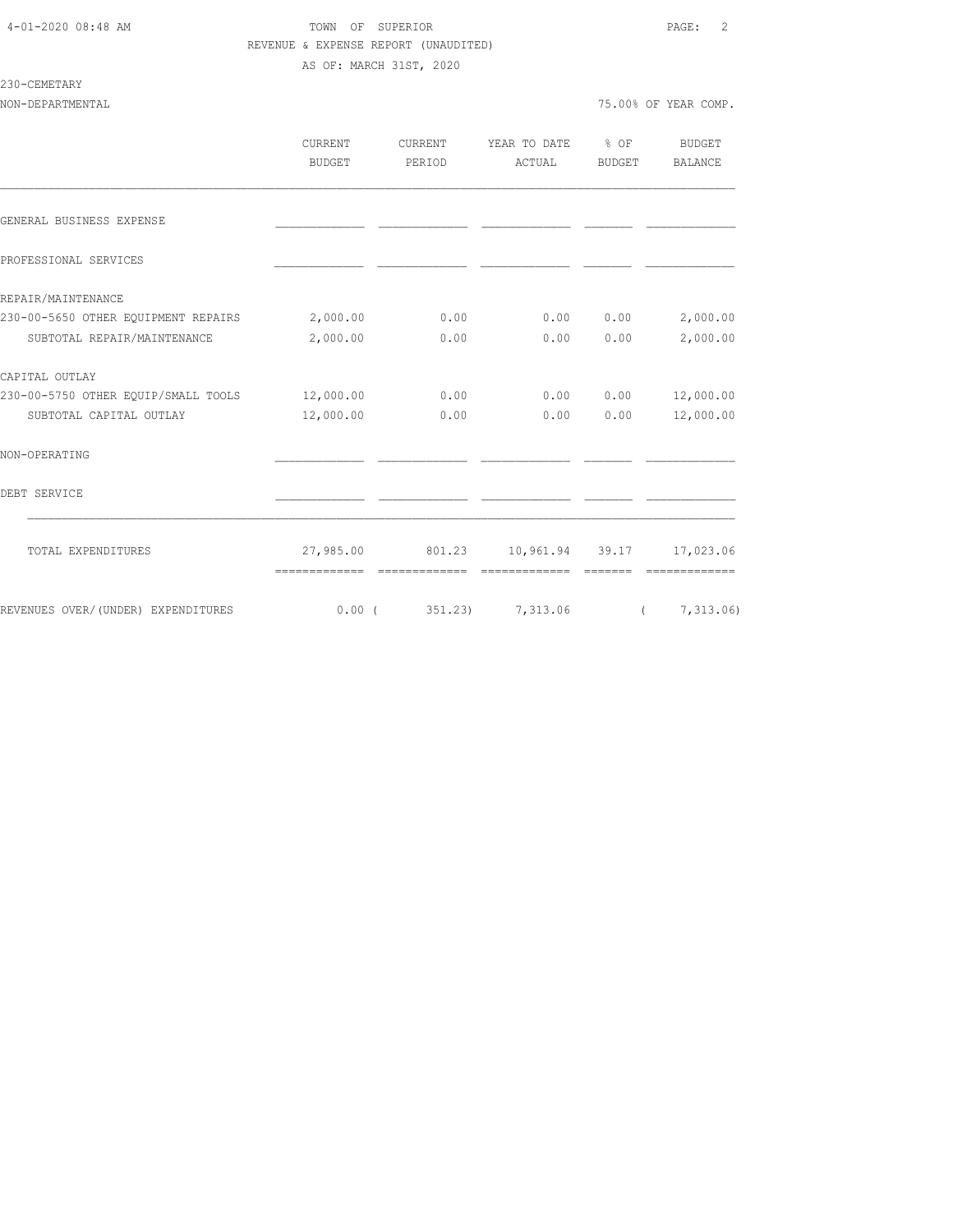TOWN OF SUPERIOR

REVENUE & EXPENSE REPORT (UNAUDITED)

AS OF: MARCH 31ST, 2020

230-CEMETARY

NON-DEPARTMENTAL

75.00% OF YEAR COMP.

| | CURRENT BUDGET | CURRENT PERIOD | YEAR TO DATE ACTUAL | % OF BUDGET | BUDGET BALANCE |
|---|---|---|---|---|---|
| GENERAL BUSINESS EXPENSE | | | | | |
| PROFESSIONAL SERVICES | | | | | |
| REPAIR/MAINTENANCE | | | | | |
| 230-00-5650 OTHER EQUIPMENT REPAIRS | 2,000.00 | 0.00 | 0.00 | 0.00 | 2,000.00 |
| SUBTOTAL REPAIR/MAINTENANCE | 2,000.00 | 0.00 | 0.00 | 0.00 | 2,000.00 |
| CAPITAL OUTLAY | | | | | |
| 230-00-5750 OTHER EQUIP/SMALL TOOLS | 12,000.00 | 0.00 | 0.00 | 0.00 | 12,000.00 |
| SUBTOTAL CAPITAL OUTLAY | 12,000.00 | 0.00 | 0.00 | 0.00 | 12,000.00 |
| NON-OPERATING | | | | | |
| DEBT SERVICE | | | | | |
| TOTAL EXPENDITURES | 27,985.00 | 801.23 | 10,961.94 | 39.17 | 17,023.06 |
| REVENUES OVER/(UNDER) EXPENDITURES | 0.00 | ( 351.23) | 7,313.06 | | ( 7,313.06) |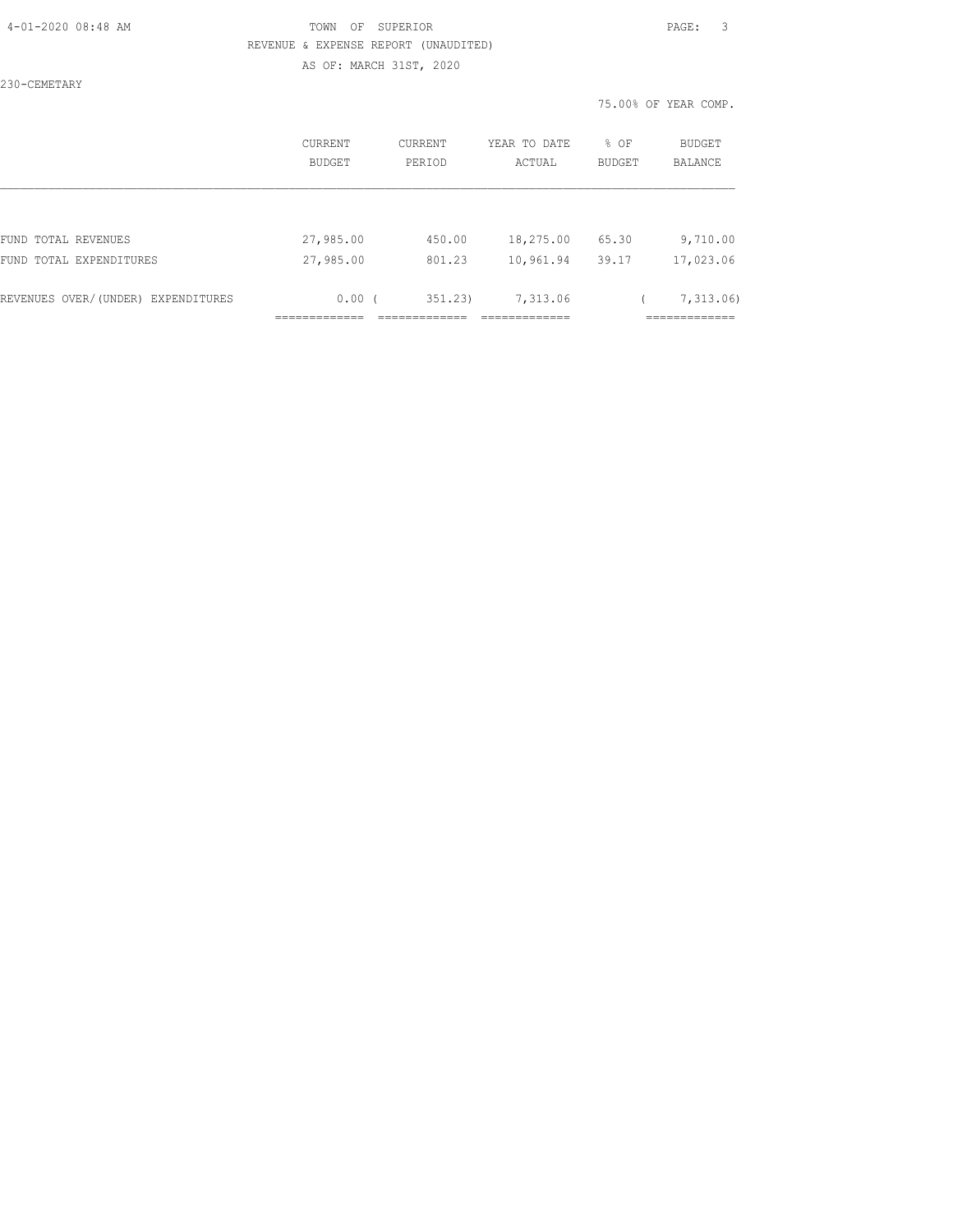TOWN OF SUPERIOR
REVENUE & EXPENSE REPORT (UNAUDITED)
AS OF: MARCH 31ST, 2020

230-CEMETARY

75.00% OF YEAR COMP.

| | CURRENT BUDGET | CURRENT PERIOD | YEAR TO DATE ACTUAL | % OF BUDGET | BUDGET BALANCE |
|---|---|---|---|---|---|
| FUND TOTAL REVENUES | 27,985.00 | 450.00 | 18,275.00 | 65.30 | 9,710.00 |
| FUND TOTAL EXPENDITURES | 27,985.00 | 801.23 | 10,961.94 | 39.17 | 17,023.06 |
| REVENUES OVER/(UNDER) EXPENDITURES | 0.00 | ( 351.23) | 7,313.06 | | ( 7,313.06) |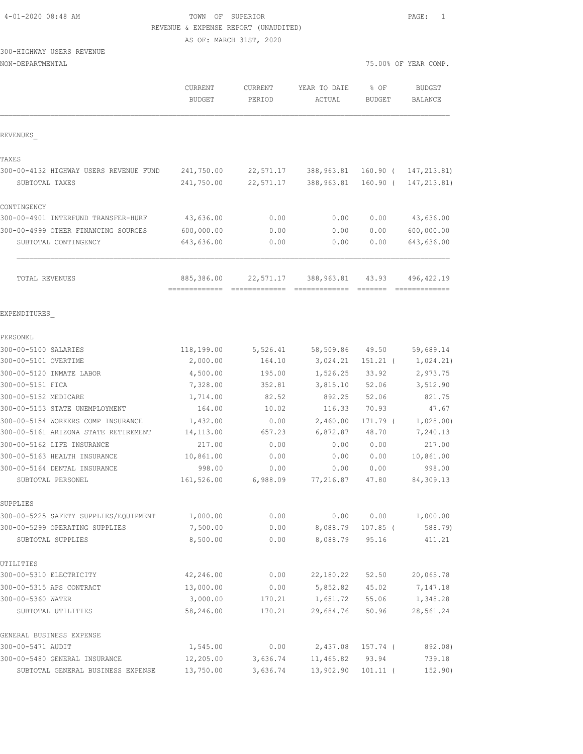4-01-2020 08:48 AM

TOWN OF SUPERIOR

REVENUE & EXPENSE REPORT (UNAUDITED)

AS OF: MARCH 31ST, 2020

300-HIGHWAY USERS REVENUE

NON-DEPARTMENTAL — 75.00% OF YEAR COMP.

| | CURRENT BUDGET | CURRENT PERIOD | YEAR TO DATE ACTUAL | % OF BUDGET | BUDGET BALANCE |
|---|---|---|---|---|---|
| **REVENUES** | | | | | |
| TAXES | | | | | |
| 300-00-4132 HIGHWAY USERS REVENUE FUND | 241,750.00 | 22,571.17 | 388,963.81 | 160.90 ( | 147,213.81) |
| SUBTOTAL TAXES | 241,750.00 | 22,571.17 | 388,963.81 | 160.90 ( | 147,213.81) |
| CONTINGENCY | | | | | |
| 300-00-4901 INTERFUND TRANSFER-HURF | 43,636.00 | 0.00 | 0.00 | 0.00 | 43,636.00 |
| 300-00-4999 OTHER FINANCING SOURCES | 600,000.00 | 0.00 | 0.00 | 0.00 | 600,000.00 |
| SUBTOTAL CONTINGENCY | 643,636.00 | 0.00 | 0.00 | 0.00 | 643,636.00 |
| TOTAL REVENUES | 885,386.00 | 22,571.17 | 388,963.81 | 43.93 | 496,422.19 |
| **EXPENDITURES** | | | | | |
| PERSONEL | | | | | |
| 300-00-5100 SALARIES | 118,199.00 | 5,526.41 | 58,509.86 | 49.50 | 59,689.14 |
| 300-00-5101 OVERTIME | 2,000.00 | 164.10 | 3,024.21 | 151.21 ( | 1,024.21) |
| 300-00-5120 INMATE LABOR | 4,500.00 | 195.00 | 1,526.25 | 33.92 | 2,973.75 |
| 300-00-5151 FICA | 7,328.00 | 352.81 | 3,815.10 | 52.06 | 3,512.90 |
| 300-00-5152 MEDICARE | 1,714.00 | 82.52 | 892.25 | 52.06 | 821.75 |
| 300-00-5153 STATE UNEMPLOYMENT | 164.00 | 10.02 | 116.33 | 70.93 | 47.67 |
| 300-00-5154 WORKERS COMP INSURANCE | 1,432.00 | 0.00 | 2,460.00 | 171.79 ( | 1,028.00) |
| 300-00-5161 ARIZONA STATE RETIREMENT | 14,113.00 | 657.23 | 6,872.87 | 48.70 | 7,240.13 |
| 300-00-5162 LIFE INSURANCE | 217.00 | 0.00 | 0.00 | 0.00 | 217.00 |
| 300-00-5163 HEALTH INSURANCE | 10,861.00 | 0.00 | 0.00 | 0.00 | 10,861.00 |
| 300-00-5164 DENTAL INSURANCE | 998.00 | 0.00 | 0.00 | 0.00 | 998.00 |
| SUBTOTAL PERSONEL | 161,526.00 | 6,988.09 | 77,216.87 | 47.80 | 84,309.13 |
| SUPPLIES | | | | | |
| 300-00-5225 SAFETY SUPPLIES/EQUIPMENT | 1,000.00 | 0.00 | 0.00 | 0.00 | 1,000.00 |
| 300-00-5299 OPERATING SUPPLIES | 7,500.00 | 0.00 | 8,088.79 | 107.85 ( | 588.79) |
| SUBTOTAL SUPPLIES | 8,500.00 | 0.00 | 8,088.79 | 95.16 | 411.21 |
| UTILITIES | | | | | |
| 300-00-5310 ELECTRICITY | 42,246.00 | 0.00 | 22,180.22 | 52.50 | 20,065.78 |
| 300-00-5315 APS CONTRACT | 13,000.00 | 0.00 | 5,852.82 | 45.02 | 7,147.18 |
| 300-00-5360 WATER | 3,000.00 | 170.21 | 1,651.72 | 55.06 | 1,348.28 |
| SUBTOTAL UTILITIES | 58,246.00 | 170.21 | 29,684.76 | 50.96 | 28,561.24 |
| GENERAL BUSINESS EXPENSE | | | | | |
| 300-00-5471 AUDIT | 1,545.00 | 0.00 | 2,437.08 | 157.74 ( | 892.08) |
| 300-00-5480 GENERAL INSURANCE | 12,205.00 | 3,636.74 | 11,465.82 | 93.94 | 739.18 |
| SUBTOTAL GENERAL BUSINESS EXPENSE | 13,750.00 | 3,636.74 | 13,902.90 | 101.11 ( | 152.90) |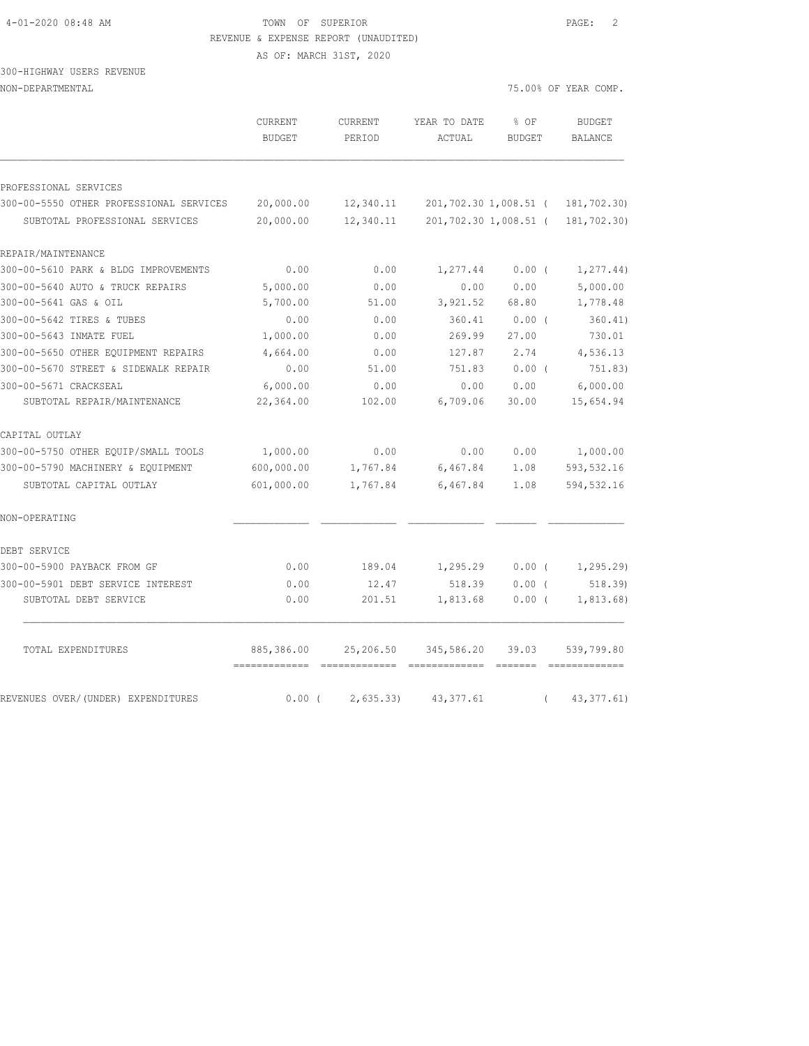TOWN OF SUPERIOR
REVENUE & EXPENSE REPORT (UNAUDITED)
AS OF: MARCH 31ST, 2020

300-HIGHWAY USERS REVENUE
NON-DEPARTMENTAL

75.00% OF YEAR COMP.

| | CURRENT BUDGET | CURRENT PERIOD | YEAR TO DATE ACTUAL | % OF BUDGET | BUDGET BALANCE |
|---|---|---|---|---|---|
| PROFESSIONAL SERVICES | | | | | |
| 300-00-5550 OTHER PROFESSIONAL SERVICES | 20,000.00 | 12,340.11 | 201,702.30 | 1,008.51 | ( 181,702.30) |
| SUBTOTAL PROFESSIONAL SERVICES | 20,000.00 | 12,340.11 | 201,702.30 | 1,008.51 | ( 181,702.30) |
| REPAIR/MAINTENANCE | | | | | |
| 300-00-5610 PARK & BLDG IMPROVEMENTS | 0.00 | 0.00 | 1,277.44 | 0.00 | ( 1,277.44) |
| 300-00-5640 AUTO & TRUCK REPAIRS | 5,000.00 | 0.00 | 0.00 | 0.00 | 5,000.00 |
| 300-00-5641 GAS & OIL | 5,700.00 | 51.00 | 3,921.52 | 68.80 | 1,778.48 |
| 300-00-5642 TIRES & TUBES | 0.00 | 0.00 | 360.41 | 0.00 | ( 360.41) |
| 300-00-5643 INMATE FUEL | 1,000.00 | 0.00 | 269.99 | 27.00 | 730.01 |
| 300-00-5650 OTHER EQUIPMENT REPAIRS | 4,664.00 | 0.00 | 127.87 | 2.74 | 4,536.13 |
| 300-00-5670 STREET & SIDEWALK REPAIR | 0.00 | 51.00 | 751.83 | 0.00 | ( 751.83) |
| 300-00-5671 CRACKSEAL | 6,000.00 | 0.00 | 0.00 | 0.00 | 6,000.00 |
| SUBTOTAL REPAIR/MAINTENANCE | 22,364.00 | 102.00 | 6,709.06 | 30.00 | 15,654.94 |
| CAPITAL OUTLAY | | | | | |
| 300-00-5750 OTHER EQUIP/SMALL TOOLS | 1,000.00 | 0.00 | 0.00 | 0.00 | 1,000.00 |
| 300-00-5790 MACHINERY & EQUIPMENT | 600,000.00 | 1,767.84 | 6,467.84 | 1.08 | 593,532.16 |
| SUBTOTAL CAPITAL OUTLAY | 601,000.00 | 1,767.84 | 6,467.84 | 1.08 | 594,532.16 |
| NON-OPERATING | | | | | |
| DEBT SERVICE | | | | | |
| 300-00-5900 PAYBACK FROM GF | 0.00 | 189.04 | 1,295.29 | 0.00 | ( 1,295.29) |
| 300-00-5901 DEBT SERVICE INTEREST | 0.00 | 12.47 | 518.39 | 0.00 | ( 518.39) |
| SUBTOTAL DEBT SERVICE | 0.00 | 201.51 | 1,813.68 | 0.00 | ( 1,813.68) |
| TOTAL EXPENDITURES | 885,386.00 | 25,206.50 | 345,586.20 | 39.03 | 539,799.80 |
| REVENUES OVER/(UNDER) EXPENDITURES | 0.00 | ( 2,635.33) | 43,377.61 | | ( 43,377.61) |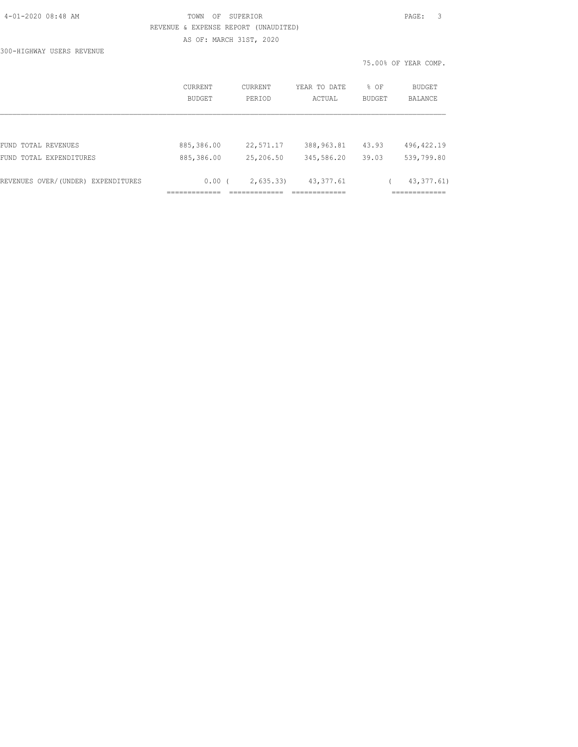TOWN OF SUPERIOR

REVENUE & EXPENSE REPORT (UNAUDITED)

AS OF: MARCH 31ST, 2020

300-HIGHWAY USERS REVENUE

75.00% OF YEAR COMP.

| | CURRENT BUDGET | CURRENT PERIOD | YEAR TO DATE ACTUAL | % OF BUDGET | BUDGET BALANCE |
|---|---|---|---|---|---|
| FUND TOTAL REVENUES | 885,386.00 | 22,571.17 | 388,963.81 | 43.93 | 496,422.19 |
| FUND TOTAL EXPENDITURES | 885,386.00 | 25,206.50 | 345,586.20 | 39.03 | 539,799.80 |
| REVENUES OVER/(UNDER) EXPENDITURES | 0.00 | ( 2,635.33) | 43,377.61 | | ( 43,377.61) |
| | ============= | ============= | ============= | | ============= |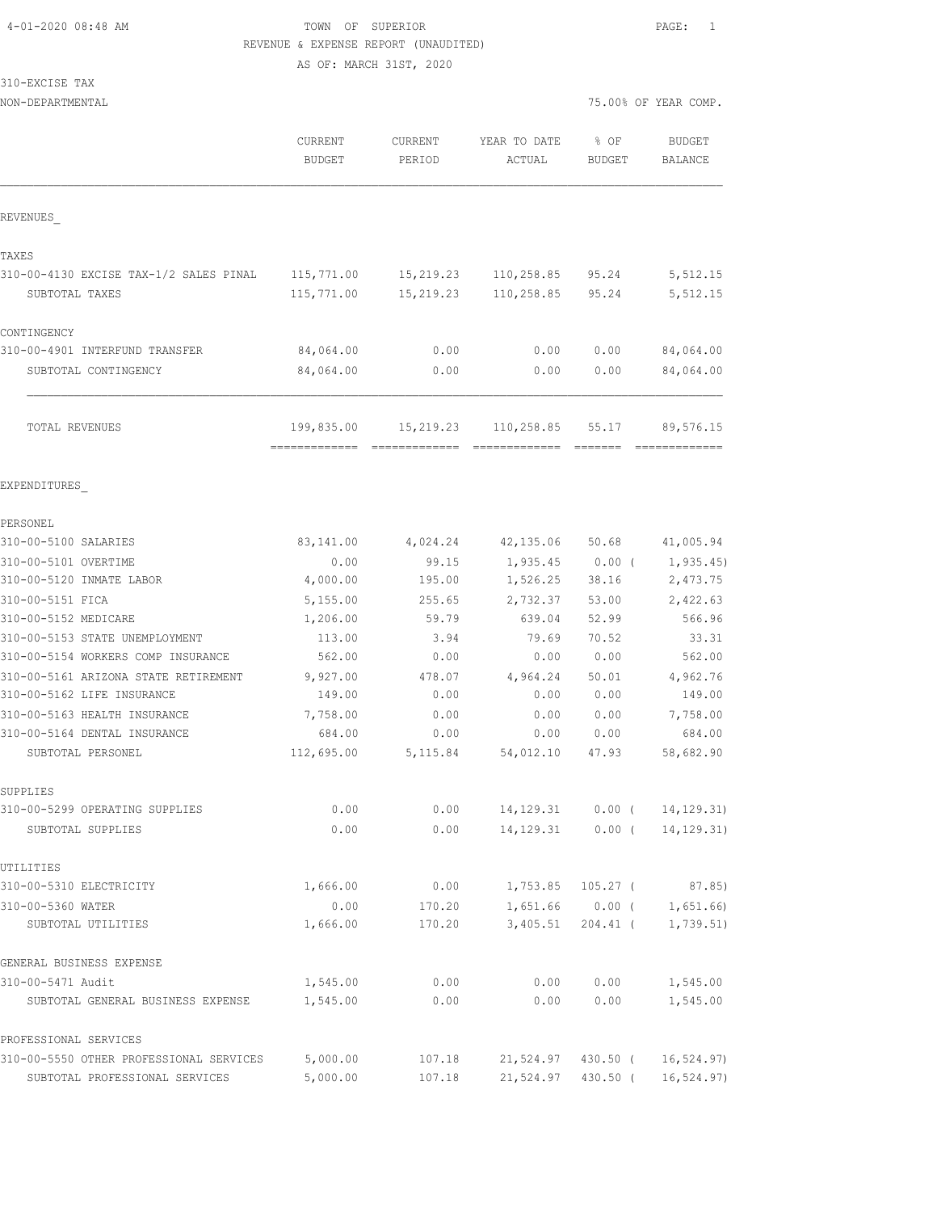TOWN OF SUPERIOR
REVENUE & EXPENSE REPORT (UNAUDITED)
AS OF: MARCH 31ST, 2020

310-EXCISE TAX
NON-DEPARTMENTAL

75.00% OF YEAR COMP.

| | CURRENT BUDGET | CURRENT PERIOD | YEAR TO DATE ACTUAL | % OF BUDGET | BUDGET BALANCE |
|---|---|---|---|---|---|
| **REVENUES** | | | | | |
| **TAXES** | | | | | |
| 310-00-4130 EXCISE TAX-1/2 SALES PINAL | 115,771.00 | 15,219.23 | 110,258.85 | 95.24 | 5,512.15 |
| SUBTOTAL TAXES | 115,771.00 | 15,219.23 | 110,258.85 | 95.24 | 5,512.15 |
| **CONTINGENCY** | | | | | |
| 310-00-4901 INTERFUND TRANSFER | 84,064.00 | 0.00 | 0.00 | 0.00 | 84,064.00 |
| SUBTOTAL CONTINGENCY | 84,064.00 | 0.00 | 0.00 | 0.00 | 84,064.00 |
| TOTAL REVENUES | 199,835.00 | 15,219.23 | 110,258.85 | 55.17 | 89,576.15 |
| **EXPENDITURES** | | | | | |
| **PERSONEL** | | | | | |
| 310-00-5100 SALARIES | 83,141.00 | 4,024.24 | 42,135.06 | 50.68 | 41,005.94 |
| 310-00-5101 OVERTIME | 0.00 | 99.15 | 1,935.45 | 0.00 | (1,935.45) |
| 310-00-5120 INMATE LABOR | 4,000.00 | 195.00 | 1,526.25 | 38.16 | 2,473.75 |
| 310-00-5151 FICA | 5,155.00 | 255.65 | 2,732.37 | 53.00 | 2,422.63 |
| 310-00-5152 MEDICARE | 1,206.00 | 59.79 | 639.04 | 52.99 | 566.96 |
| 310-00-5153 STATE UNEMPLOYMENT | 113.00 | 3.94 | 79.69 | 70.52 | 33.31 |
| 310-00-5154 WORKERS COMP INSURANCE | 562.00 | 0.00 | 0.00 | 0.00 | 562.00 |
| 310-00-5161 ARIZONA STATE RETIREMENT | 9,927.00 | 478.07 | 4,964.24 | 50.01 | 4,962.76 |
| 310-00-5162 LIFE INSURANCE | 149.00 | 0.00 | 0.00 | 0.00 | 149.00 |
| 310-00-5163 HEALTH INSURANCE | 7,758.00 | 0.00 | 0.00 | 0.00 | 7,758.00 |
| 310-00-5164 DENTAL INSURANCE | 684.00 | 0.00 | 0.00 | 0.00 | 684.00 |
| SUBTOTAL PERSONEL | 112,695.00 | 5,115.84 | 54,012.10 | 47.93 | 58,682.90 |
| **SUPPLIES** | | | | | |
| 310-00-5299 OPERATING SUPPLIES | 0.00 | 0.00 | 14,129.31 | 0.00 | (14,129.31) |
| SUBTOTAL SUPPLIES | 0.00 | 0.00 | 14,129.31 | 0.00 | (14,129.31) |
| **UTILITIES** | | | | | |
| 310-00-5310 ELECTRICITY | 1,666.00 | 0.00 | 1,753.85 | 105.27 | (87.85) |
| 310-00-5360 WATER | 0.00 | 170.20 | 1,651.66 | 0.00 | (1,651.66) |
| SUBTOTAL UTILITIES | 1,666.00 | 170.20 | 3,405.51 | 204.41 | (1,739.51) |
| **GENERAL BUSINESS EXPENSE** | | | | | |
| 310-00-5471 Audit | 1,545.00 | 0.00 | 0.00 | 0.00 | 1,545.00 |
| SUBTOTAL GENERAL BUSINESS EXPENSE | 1,545.00 | 0.00 | 0.00 | 0.00 | 1,545.00 |
| **PROFESSIONAL SERVICES** | | | | | |
| 310-00-5550 OTHER PROFESSIONAL SERVICES | 5,000.00 | 107.18 | 21,524.97 | 430.50 | (16,524.97) |
| SUBTOTAL PROFESSIONAL SERVICES | 5,000.00 | 107.18 | 21,524.97 | 430.50 | (16,524.97) |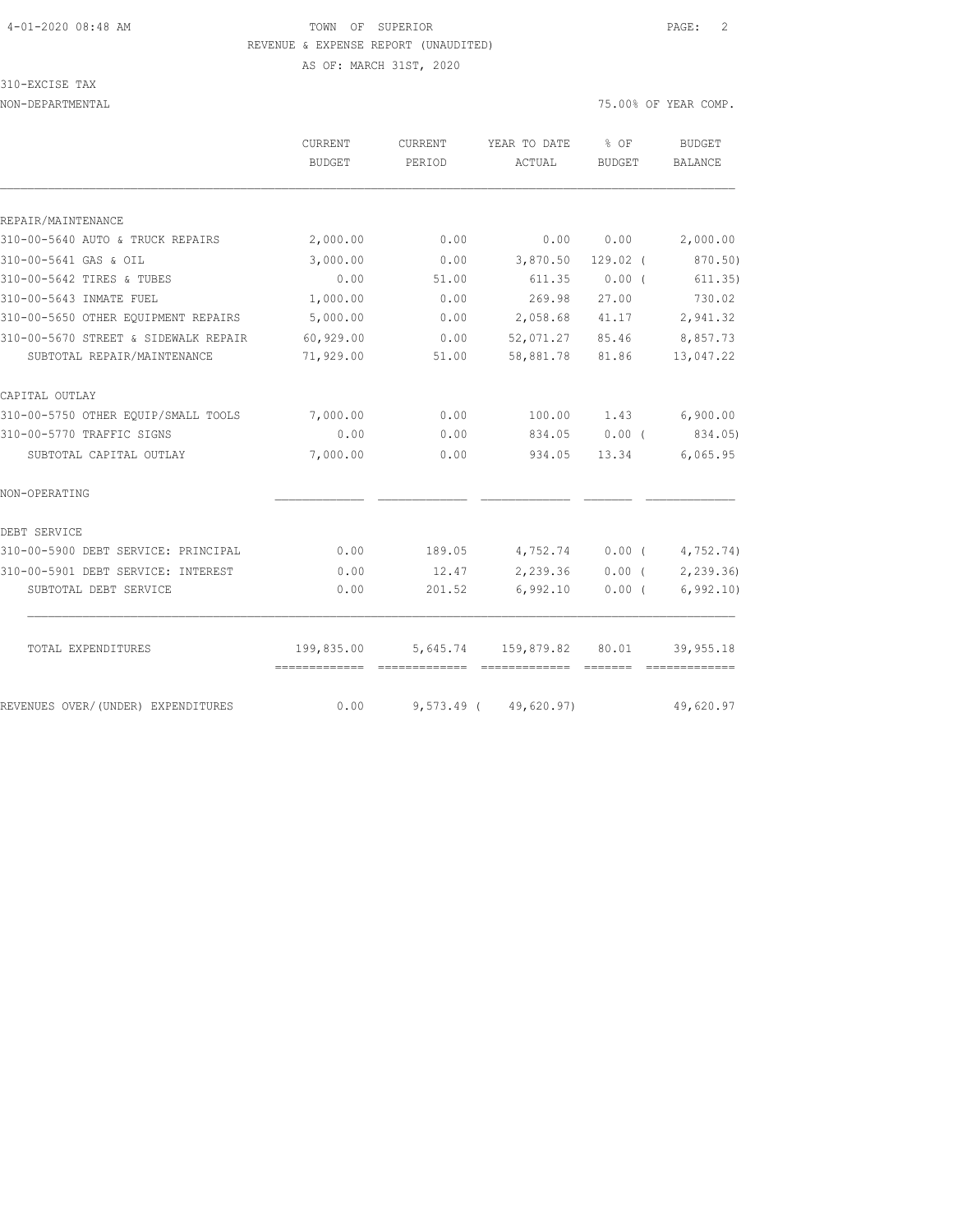TOWN OF SUPERIOR

REVENUE & EXPENSE REPORT (UNAUDITED)

AS OF: MARCH 31ST, 2020

310-EXCISE TAX

NON-DEPARTMENTAL

75.00% OF YEAR COMP.

| | CURRENT BUDGET | CURRENT PERIOD | YEAR TO DATE ACTUAL | % OF BUDGET | BUDGET BALANCE |
|---|---|---|---|---|---|
| REPAIR/MAINTENANCE | | | | | |
| 310-00-5640 AUTO & TRUCK REPAIRS | 2,000.00 | 0.00 | 0.00 | 0.00 | 2,000.00 |
| 310-00-5641 GAS & OIL | 3,000.00 | 0.00 | 3,870.50 | 129.02 | ( 870.50) |
| 310-00-5642 TIRES & TUBES | 0.00 | 51.00 | 611.35 | 0.00 | ( 611.35) |
| 310-00-5643 INMATE FUEL | 1,000.00 | 0.00 | 269.98 | 27.00 | 730.02 |
| 310-00-5650 OTHER EQUIPMENT REPAIRS | 5,000.00 | 0.00 | 2,058.68 | 41.17 | 2,941.32 |
| 310-00-5670 STREET & SIDEWALK REPAIR | 60,929.00 | 0.00 | 52,071.27 | 85.46 | 8,857.73 |
| SUBTOTAL REPAIR/MAINTENANCE | 71,929.00 | 51.00 | 58,881.78 | 81.86 | 13,047.22 |
| CAPITAL OUTLAY | | | | | |
| 310-00-5750 OTHER EQUIP/SMALL TOOLS | 7,000.00 | 0.00 | 100.00 | 1.43 | 6,900.00 |
| 310-00-5770 TRAFFIC SIGNS | 0.00 | 0.00 | 834.05 | 0.00 | ( 834.05) |
| SUBTOTAL CAPITAL OUTLAY | 7,000.00 | 0.00 | 934.05 | 13.34 | 6,065.95 |
| NON-OPERATING | | | | | |
| DEBT SERVICE | | | | | |
| 310-00-5900 DEBT SERVICE: PRINCIPAL | 0.00 | 189.05 | 4,752.74 | 0.00 | ( 4,752.74) |
| 310-00-5901 DEBT SERVICE: INTEREST | 0.00 | 12.47 | 2,239.36 | 0.00 | ( 2,239.36) |
| SUBTOTAL DEBT SERVICE | 0.00 | 201.52 | 6,992.10 | 0.00 | ( 6,992.10) |
| TOTAL EXPENDITURES | 199,835.00 | 5,645.74 | 159,879.82 | 80.01 | 39,955.18 |
| REVENUES OVER/(UNDER) EXPENDITURES | 0.00 | 9,573.49 | ( 49,620.97) | | 49,620.97 |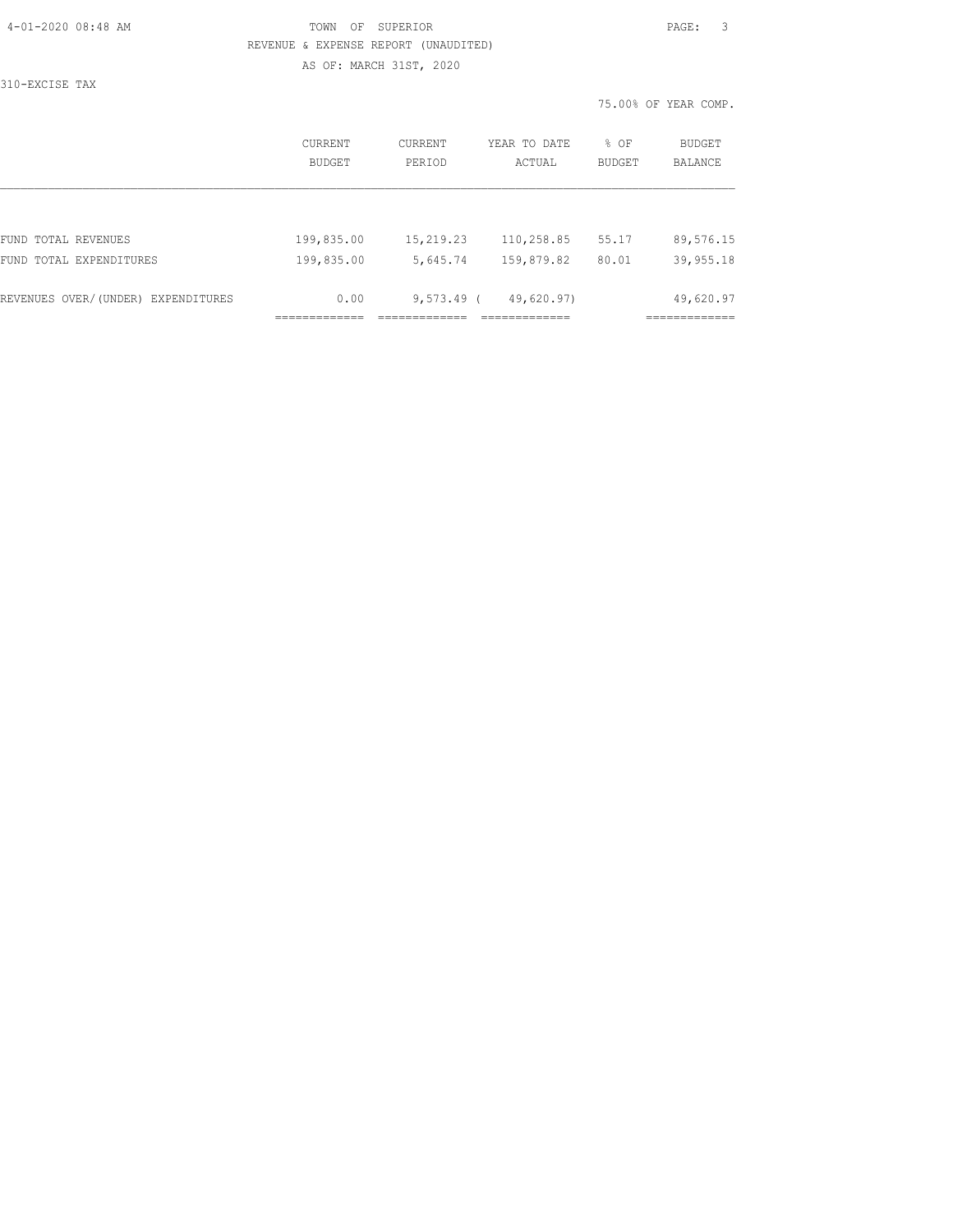TOWN OF SUPERIOR

REVENUE & EXPENSE REPORT (UNAUDITED)

AS OF: MARCH 31ST, 2020

310-EXCISE TAX

75.00% OF YEAR COMP.

| | CURRENT BUDGET | CURRENT PERIOD | YEAR TO DATE ACTUAL | % OF BUDGET | BUDGET BALANCE |
|---|---|---|---|---|---|
| FUND TOTAL REVENUES | 199,835.00 | 15,219.23 | 110,258.85 | 55.17 | 89,576.15 |
| FUND TOTAL EXPENDITURES | 199,835.00 | 5,645.74 | 159,879.82 | 80.01 | 39,955.18 |
| REVENUES OVER/(UNDER) EXPENDITURES | 0.00 | 9,573.49 | ( 49,620.97) | | 49,620.97 |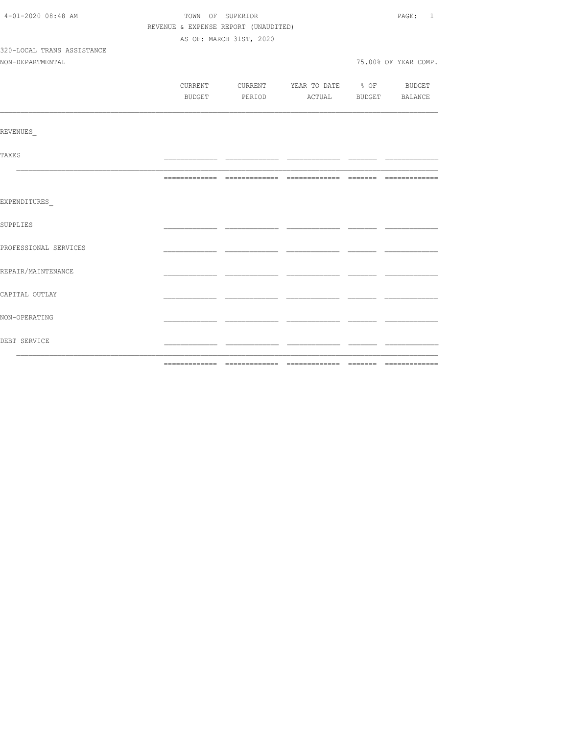TOWN OF SUPERIOR

REVENUE & EXPENSE REPORT (UNAUDITED)

AS OF: MARCH 31ST, 2020

4-01-2020 08:48 AM

320-LOCAL TRANS ASSISTANCE

NON-DEPARTMENTAL

75.00% OF YEAR COMP.

| | CURRENT BUDGET | CURRENT PERIOD | YEAR TO DATE ACTUAL | % OF BUDGET | BUDGET BALANCE |
|---|---|---|---|---|---|
| REVENUES_ | | | | | |
| TAXES | | | | | |
| | | | | | |
| EXPENDITURES_ | | | | | |
| SUPPLIES | | | | | |
| PROFESSIONAL SERVICES | | | | | |
| REPAIR/MAINTENANCE | | | | | |
| CAPITAL OUTLAY | | | | | |
| NON-OPERATING | | | | | |
| DEBT SERVICE | | | | | |
| | | | | | |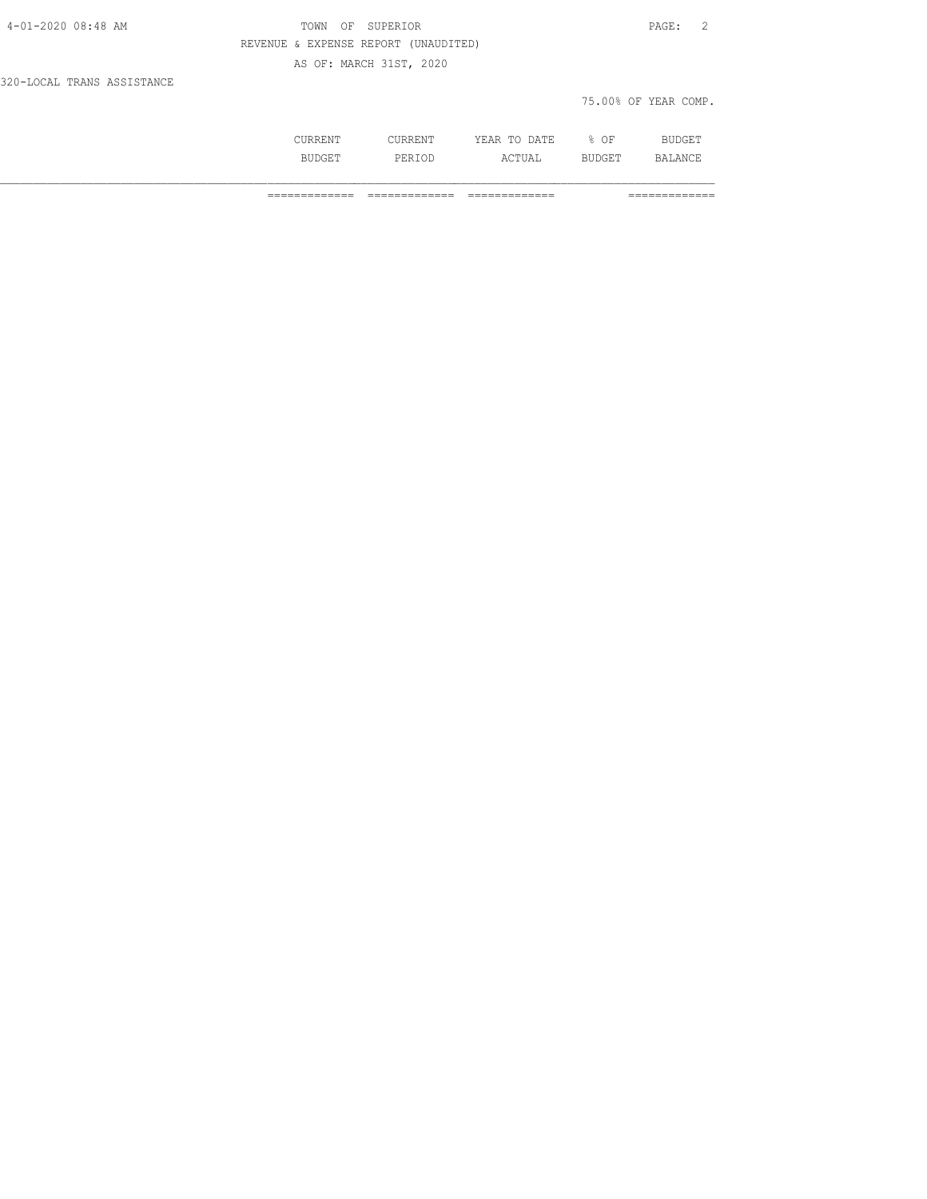REVENUE & EXPENSE REPORT (UNAUDITED)

AS OF: MARCH 31ST, 2020

320-LOCAL TRANS ASSISTANCE

75.00% OF YEAR COMP.

| | CURRENT BUDGET | CURRENT PERIOD | YEAR TO DATE ACTUAL | % OF BUDGET | BUDGET BALANCE |
|---|---|---|---|---|---|
| | ============= | ============= | ============= | | ============= |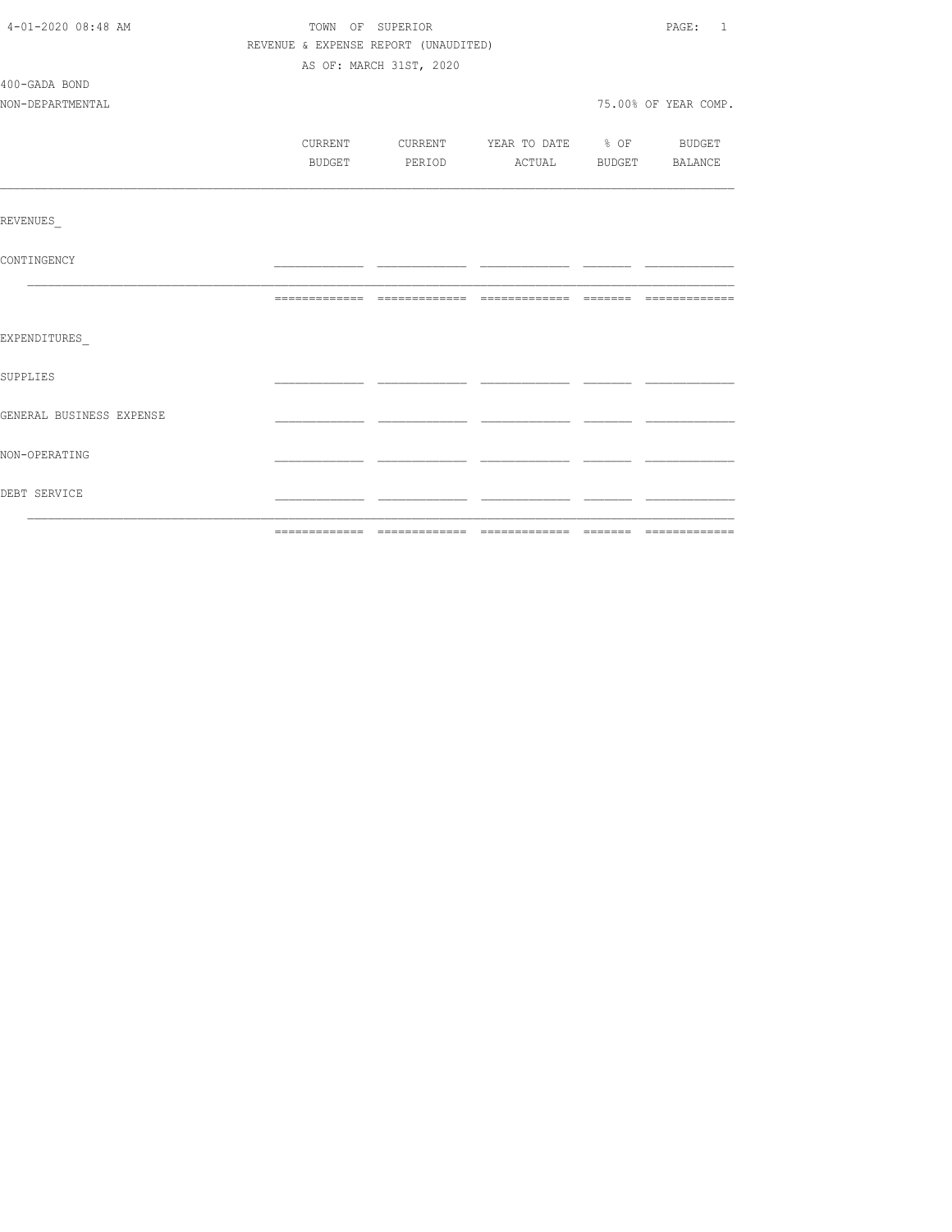4-01-2020 08:48 AM

TOWN OF SUPERIOR

REVENUE & EXPENSE REPORT (UNAUDITED)

AS OF: MARCH 31ST, 2020

400-GADA BOND

NON-DEPARTMENTAL

75.00% OF YEAR COMP.

| | CURRENT BUDGET | CURRENT PERIOD | YEAR TO DATE ACTUAL | % OF BUDGET | BUDGET BALANCE |
|---|---|---|---|---|---|
| REVENUES_ | | | | | |
| CONTINGENCY | | | | | |
| | | | | | |
| EXPENDITURES_ | | | | | |
| SUPPLIES | | | | | |
| GENERAL BUSINESS EXPENSE | | | | | |
| NON-OPERATING | | | | | |
| DEBT SERVICE | | | | | |
| | | | | | |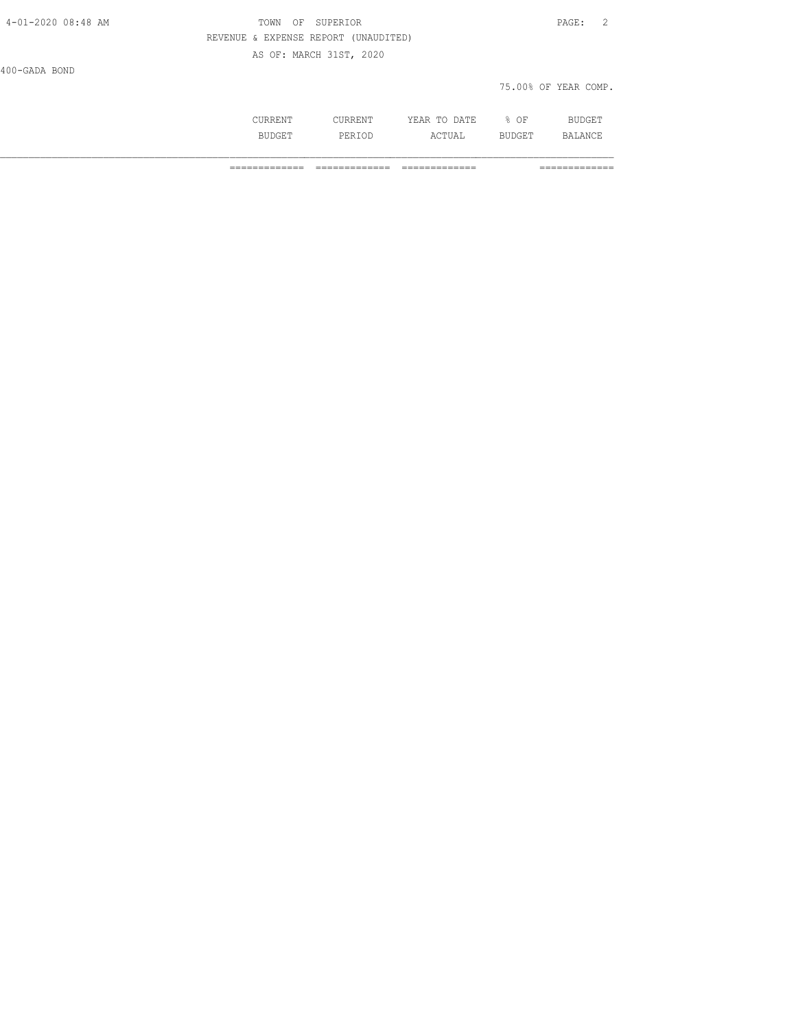REVENUE & EXPENSE REPORT (UNAUDITED)

AS OF: MARCH 31ST, 2020

400-GADA BOND

75.00% OF YEAR COMP.

| | CURRENT BUDGET | CURRENT PERIOD | YEAR TO DATE ACTUAL | % OF BUDGET | BUDGET BALANCE |
|---|---|---|---|---|---|
| | ============= | ============= | ============= | | ============= |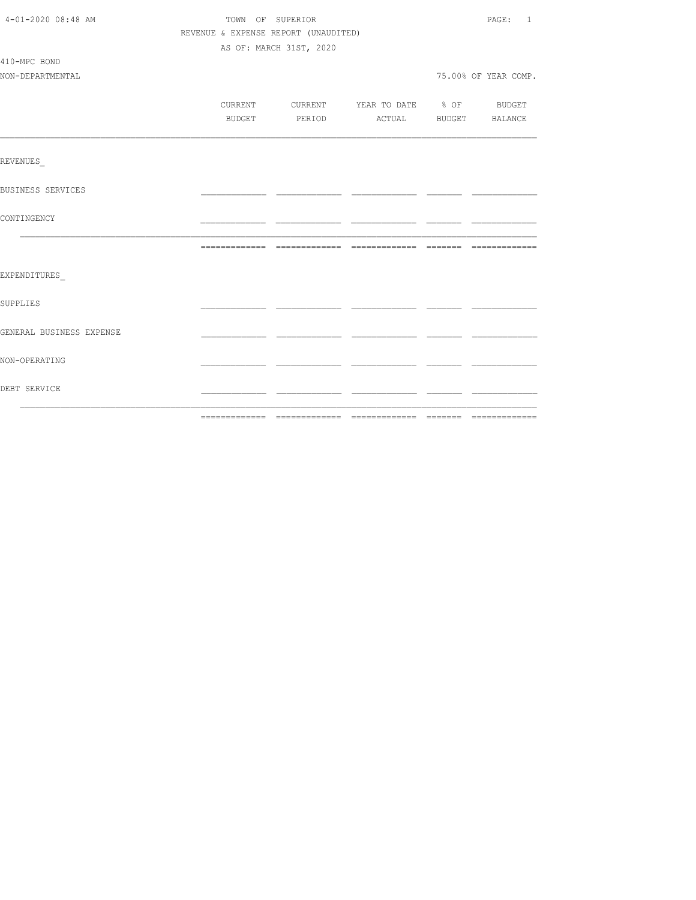TOWN OF SUPERIOR

REVENUE & EXPENSE REPORT (UNAUDITED)

AS OF: MARCH 31ST, 2020

410-MPC BOND

NON-DEPARTMENTAL

75.00% OF YEAR COMP.

| | CURRENT BUDGET | CURRENT PERIOD | YEAR TO DATE ACTUAL | % OF BUDGET | BUDGET BALANCE |
|---|---|---|---|---|---|
| REVENUES_ | | | | | |
| BUSINESS SERVICES | | | | | |
| CONTINGENCY | | | | | |
| | | | | | |
| EXPENDITURES_ | | | | | |
| SUPPLIES | | | | | |
| GENERAL BUSINESS EXPENSE | | | | | |
| NON-OPERATING | | | | | |
| DEBT SERVICE | | | | | |
| | | | | | |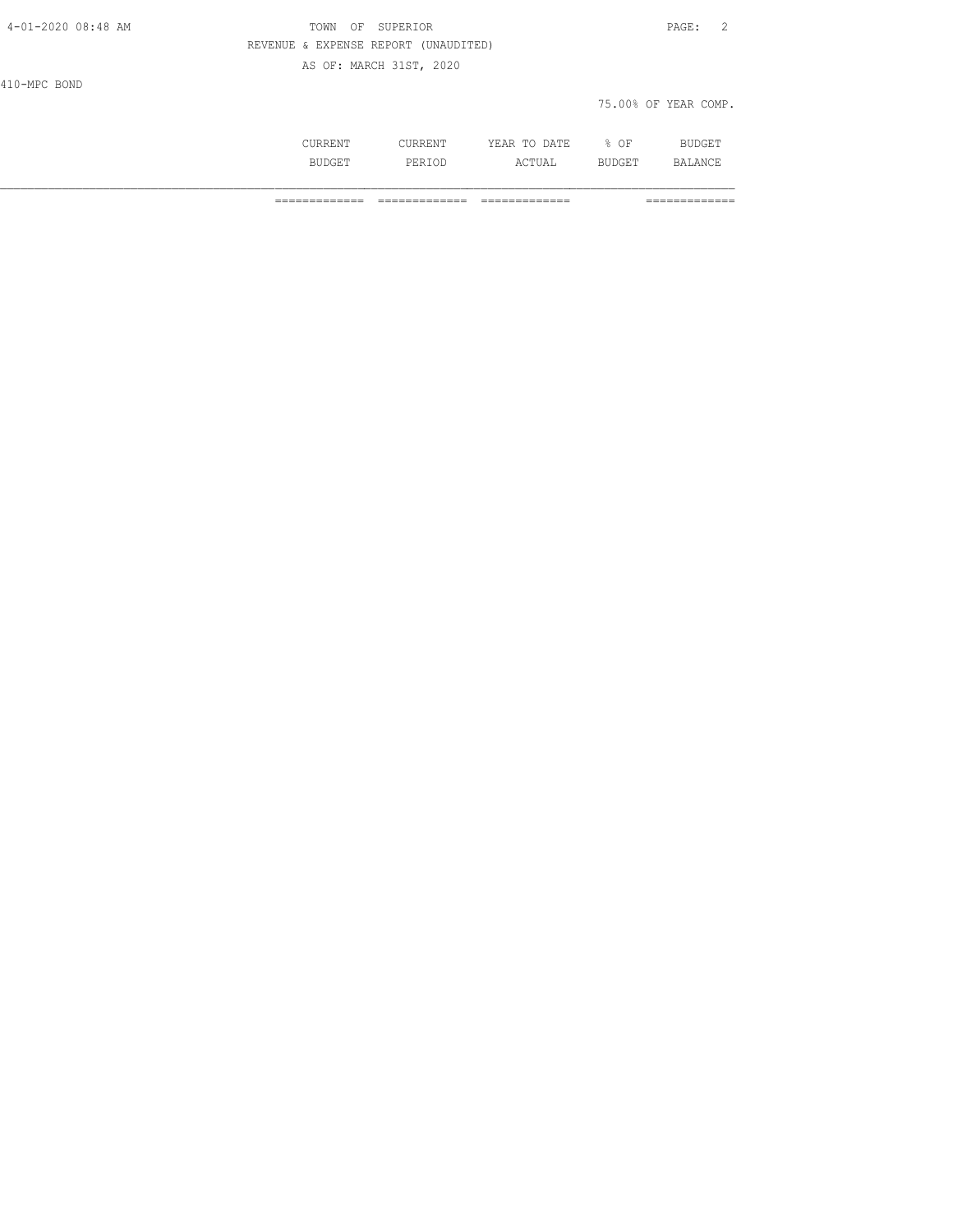REVENUE & EXPENSE REPORT (UNAUDITED)

AS OF: MARCH 31ST, 2020

410-MPC BOND

75.00% OF YEAR COMP.

| | CURRENT BUDGET | CURRENT PERIOD | YEAR TO DATE ACTUAL | % OF BUDGET | BUDGET BALANCE |
|---|---|---|---|---|---|
| | ============= | ============= | ============= | | ============= |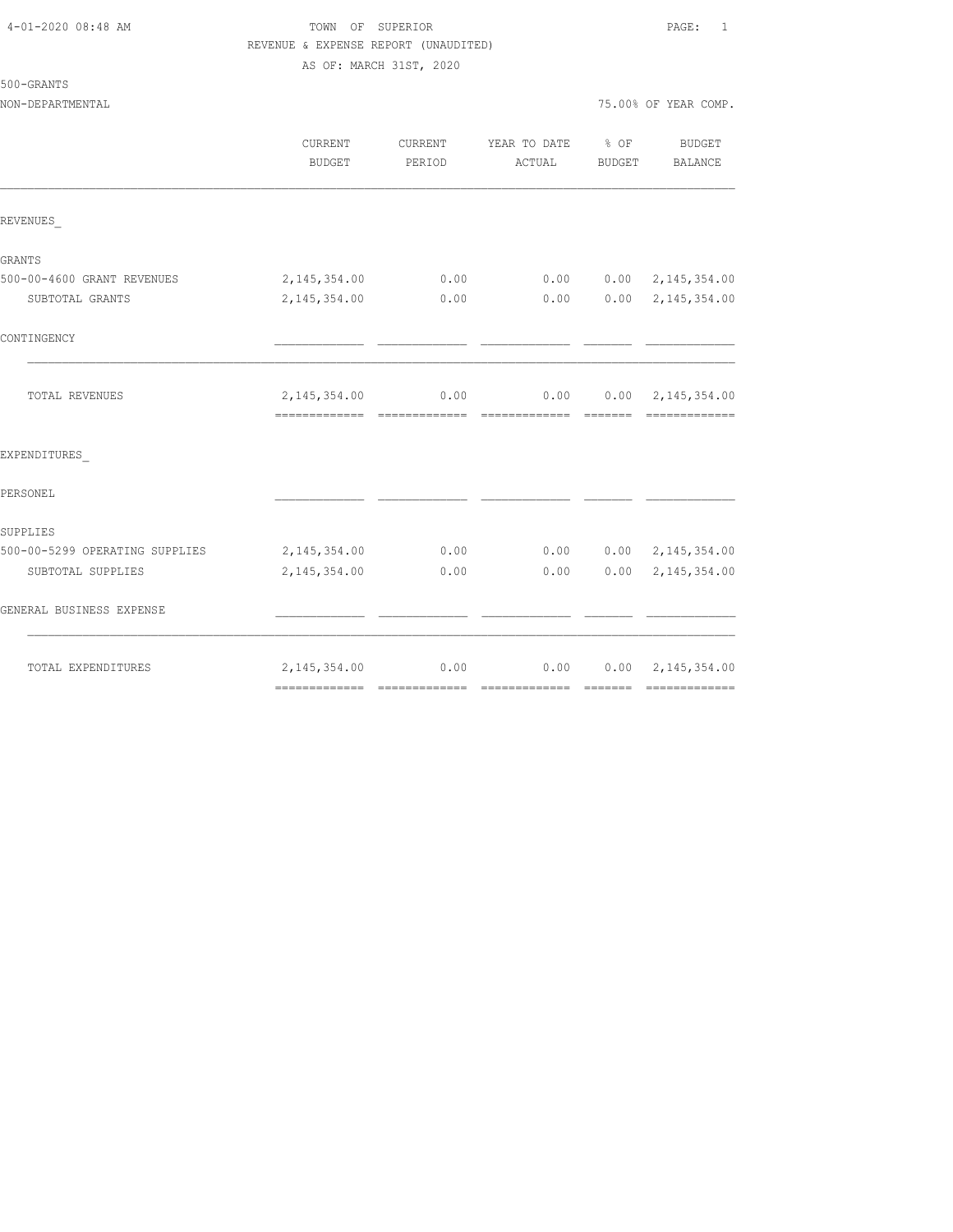TOWN OF SUPERIOR
REVENUE & EXPENSE REPORT (UNAUDITED)
AS OF: MARCH 31ST, 2020

500-GRANTS
NON-DEPARTMENTAL

75.00% OF YEAR COMP.

| | CURRENT BUDGET | CURRENT PERIOD | YEAR TO DATE ACTUAL | % OF BUDGET | BUDGET BALANCE |
|---|---|---|---|---|---|
| REVENUES_ | | | | | |
| GRANTS | | | | | |
| 500-00-4600 GRANT REVENUES | 2,145,354.00 | 0.00 | 0.00 | 0.00 | 2,145,354.00 |
| SUBTOTAL GRANTS | 2,145,354.00 | 0.00 | 0.00 | 0.00 | 2,145,354.00 |
| CONTINGENCY | | | | | |
| TOTAL REVENUES | 2,145,354.00 | 0.00 | 0.00 | 0.00 | 2,145,354.00 |
| EXPENDITURES_ | | | | | |
| PERSONEL | | | | | |
| SUPPLIES | | | | | |
| 500-00-5299 OPERATING SUPPLIES | 2,145,354.00 | 0.00 | 0.00 | 0.00 | 2,145,354.00 |
| SUBTOTAL SUPPLIES | 2,145,354.00 | 0.00 | 0.00 | 0.00 | 2,145,354.00 |
| GENERAL BUSINESS EXPENSE | | | | | |
| TOTAL EXPENDITURES | 2,145,354.00 | 0.00 | 0.00 | 0.00 | 2,145,354.00 |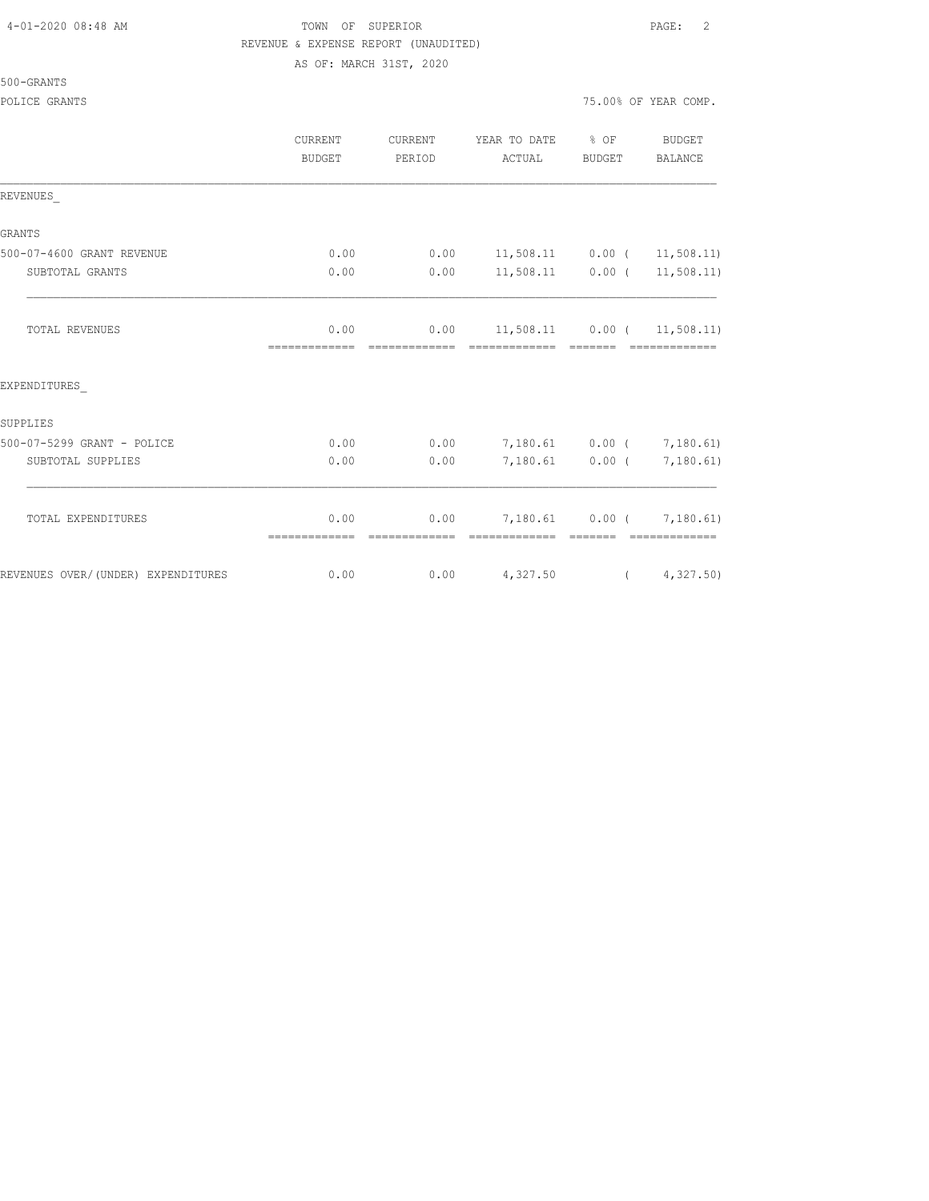TOWN OF SUPERIOR
REVENUE & EXPENSE REPORT (UNAUDITED)
AS OF: MARCH 31ST, 2020

500-GRANTS

POLICE GRANTS

75.00% OF YEAR COMP.

| | CURRENT BUDGET | CURRENT PERIOD | YEAR TO DATE ACTUAL | % OF BUDGET | BUDGET BALANCE |
|---|---|---|---|---|---|
| REVENUES_ | | | | | |
| GRANTS | | | | | |
| 500-07-4600 GRANT REVENUE | 0.00 | 0.00 | 11,508.11 | 0.00 | ( 11,508.11) |
| SUBTOTAL GRANTS | 0.00 | 0.00 | 11,508.11 | 0.00 | ( 11,508.11) |
| TOTAL REVENUES | 0.00 | 0.00 | 11,508.11 | 0.00 | ( 11,508.11) |
| EXPENDITURES_ | | | | | |
| SUPPLIES | | | | | |
| 500-07-5299 GRANT - POLICE | 0.00 | 0.00 | 7,180.61 | 0.00 | ( 7,180.61) |
| SUBTOTAL SUPPLIES | 0.00 | 0.00 | 7,180.61 | 0.00 | ( 7,180.61) |
| TOTAL EXPENDITURES | 0.00 | 0.00 | 7,180.61 | 0.00 | ( 7,180.61) |
| REVENUES OVER/(UNDER) EXPENDITURES | 0.00 | 0.00 | 4,327.50 | | ( 4,327.50) |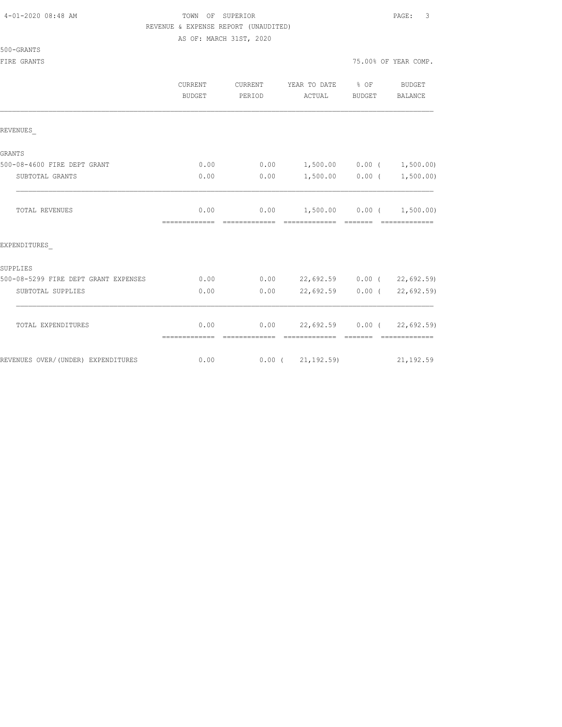TOWN OF SUPERIOR
REVENUE & EXPENSE REPORT (UNAUDITED)
AS OF: MARCH 31ST, 2020

500-GRANTS
FIRE GRANTS

75.00% OF YEAR COMP.

| | CURRENT BUDGET | CURRENT PERIOD | YEAR TO DATE ACTUAL | % OF BUDGET | BUDGET BALANCE |
|---|---|---|---|---|---|
| REVENUES_ | | | | | |
| GRANTS | | | | | |
| 500-08-4600 FIRE DEPT GRANT | 0.00 | 0.00 | 1,500.00 | 0.00 | ( 1,500.00) |
| SUBTOTAL GRANTS | 0.00 | 0.00 | 1,500.00 | 0.00 | ( 1,500.00) |
| TOTAL REVENUES | 0.00 | 0.00 | 1,500.00 | 0.00 | ( 1,500.00) |
| EXPENDITURES_ | | | | | |
| SUPPLIES | | | | | |
| 500-08-5299 FIRE DEPT GRANT EXPENSES | 0.00 | 0.00 | 22,692.59 | 0.00 | ( 22,692.59) |
| SUBTOTAL SUPPLIES | 0.00 | 0.00 | 22,692.59 | 0.00 | ( 22,692.59) |
| TOTAL EXPENDITURES | 0.00 | 0.00 | 22,692.59 | 0.00 | ( 22,692.59) |
| REVENUES OVER/(UNDER) EXPENDITURES | 0.00 | 0.00 | ( 21,192.59) | | 21,192.59 |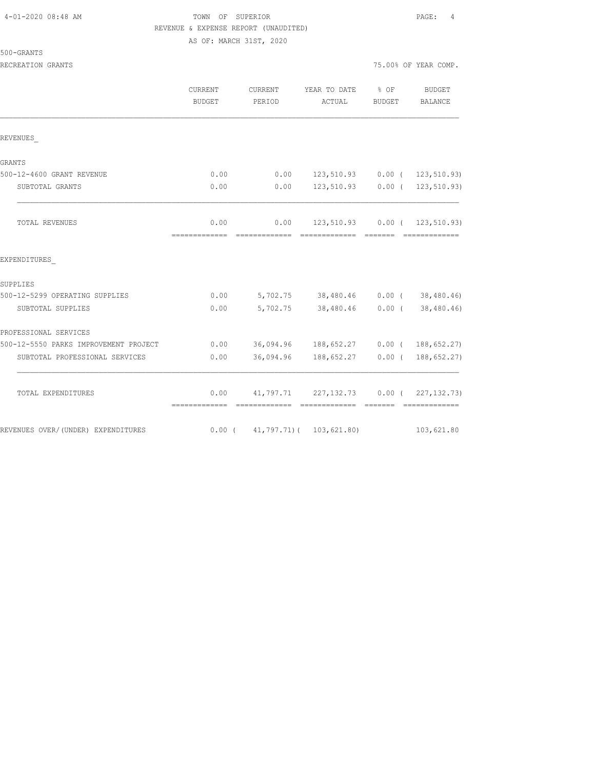TOWN OF SUPERIOR

REVENUE & EXPENSE REPORT (UNAUDITED)

AS OF: MARCH 31ST, 2020

500-GRANTS

RECREATION GRANTS — 75.00% OF YEAR COMP.

| | CURRENT BUDGET | CURRENT PERIOD | YEAR TO DATE ACTUAL | % OF BUDGET | BUDGET BALANCE |
|---|---|---|---|---|---|
| **REVENUES** | | | | | |
| GRANTS | | | | | |
| 500-12-4600 GRANT REVENUE | 0.00 | 0.00 | 123,510.93 | 0.00 | ( 123,510.93) |
| SUBTOTAL GRANTS | 0.00 | 0.00 | 123,510.93 | 0.00 | ( 123,510.93) |
| TOTAL REVENUES | 0.00 | 0.00 | 123,510.93 | 0.00 | ( 123,510.93) |
| **EXPENDITURES** | | | | | |
| SUPPLIES | | | | | |
| 500-12-5299 OPERATING SUPPLIES | 0.00 | 5,702.75 | 38,480.46 | 0.00 | ( 38,480.46) |
| SUBTOTAL SUPPLIES | 0.00 | 5,702.75 | 38,480.46 | 0.00 | ( 38,480.46) |
| PROFESSIONAL SERVICES | | | | | |
| 500-12-5550 PARKS IMPROVEMENT PROJECT | 0.00 | 36,094.96 | 188,652.27 | 0.00 | ( 188,652.27) |
| SUBTOTAL PROFESSIONAL SERVICES | 0.00 | 36,094.96 | 188,652.27 | 0.00 | ( 188,652.27) |
| TOTAL EXPENDITURES | 0.00 | 41,797.71 | 227,132.73 | 0.00 | ( 227,132.73) |
| REVENUES OVER/(UNDER) EXPENDITURES | 0.00 | ( 41,797.71) | ( 103,621.80) | | 103,621.80 |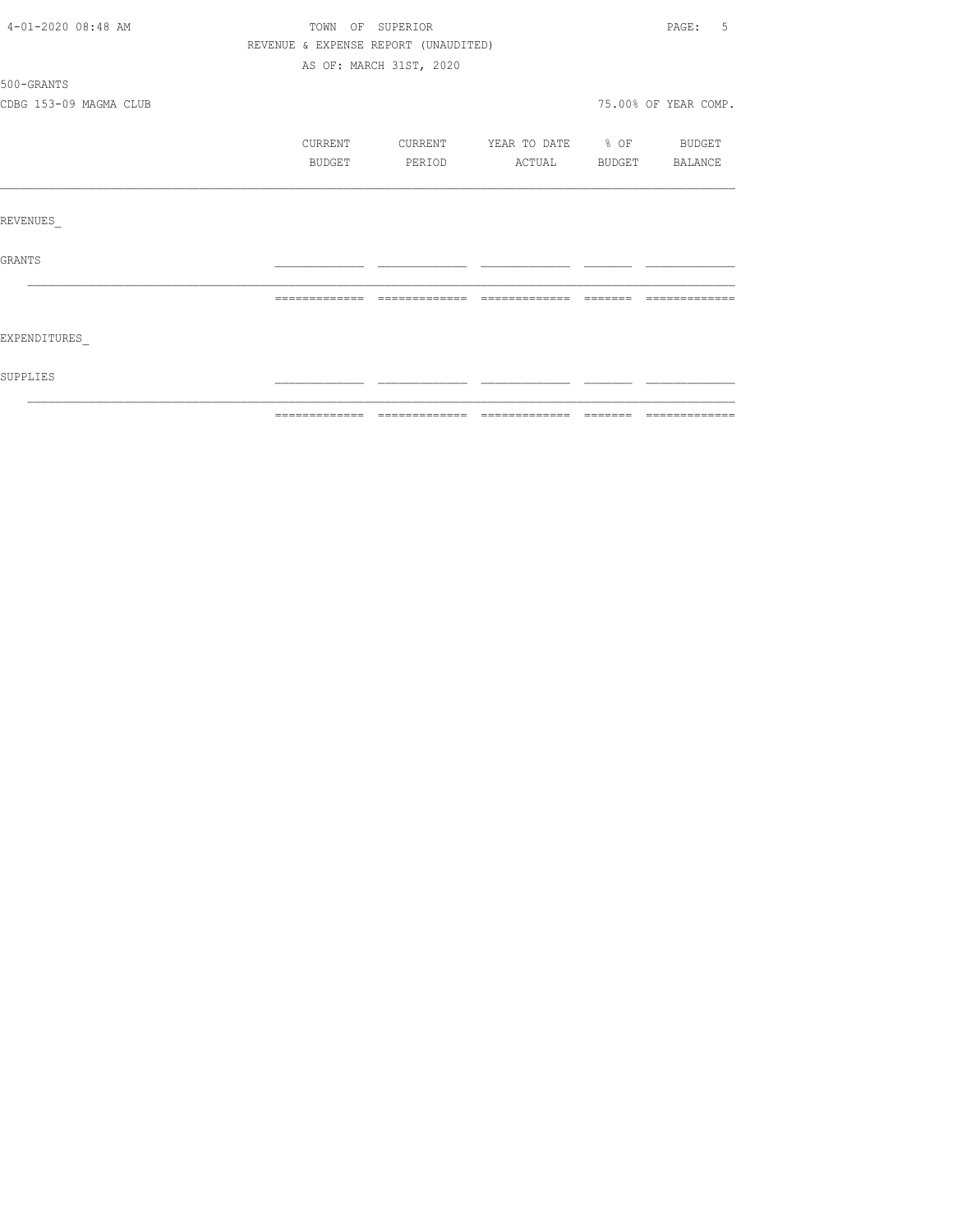TOWN OF SUPERIOR

REVENUE & EXPENSE REPORT (UNAUDITED)

AS OF: MARCH 31ST, 2020

500-GRANTS

CDBG 153-09 MAGMA CLUB

75.00% OF YEAR COMP.

| | CURRENT BUDGET | CURRENT PERIOD | YEAR TO DATE ACTUAL | % OF BUDGET | BUDGET BALANCE |
|---|---|---|---|---|---|
| REVENUES_ | | | | | |
| GRANTS | | | | | |
| EXPENDITURES_ | | | | | |
| SUPPLIES | | | | | |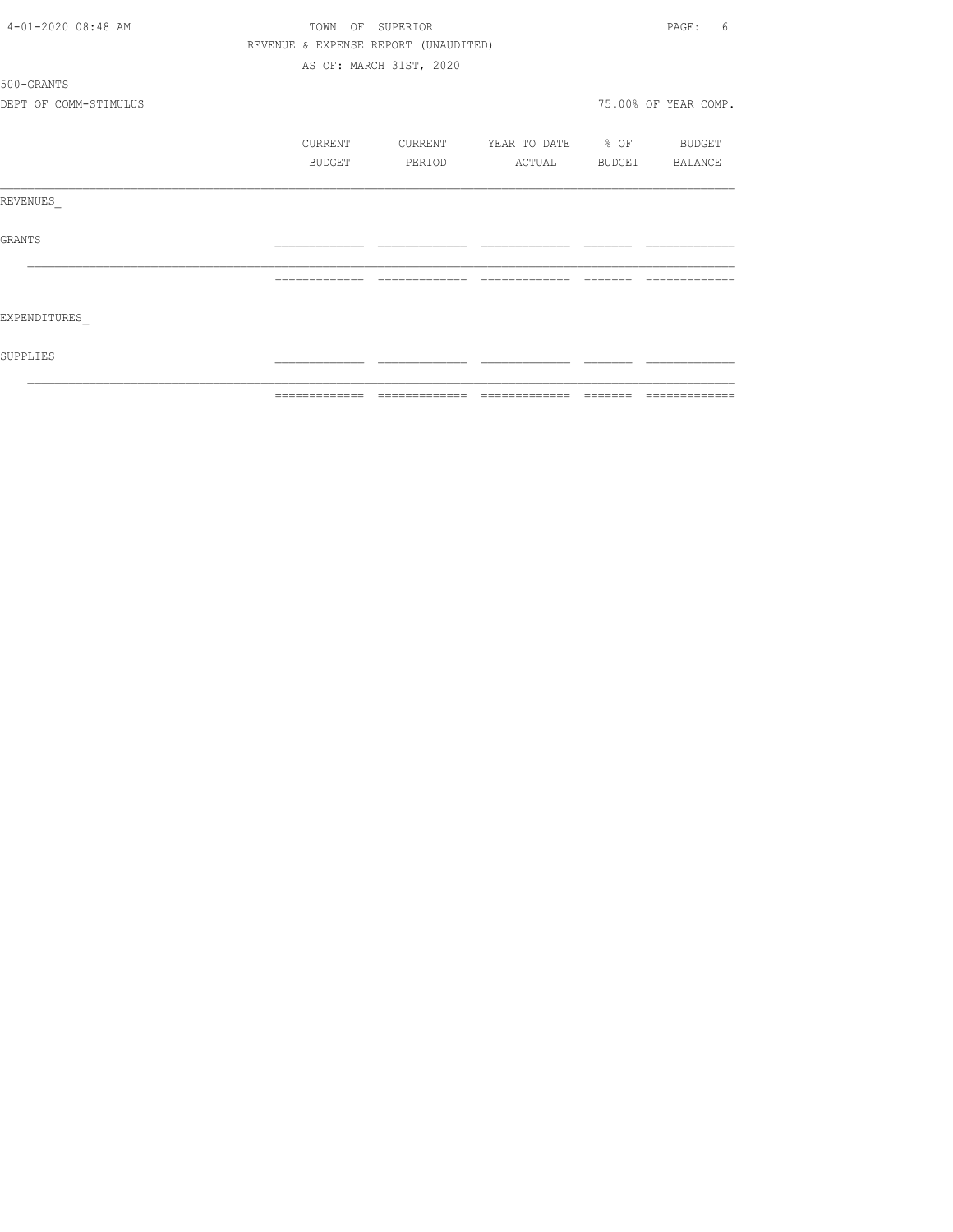TOWN OF SUPERIOR

REVENUE & EXPENSE REPORT (UNAUDITED)

AS OF: MARCH 31ST, 2020

500-GRANTS

DEPT OF COMM-STIMULUS

75.00% OF YEAR COMP.

| | CURRENT BUDGET | CURRENT PERIOD | YEAR TO DATE ACTUAL | % OF BUDGET | BUDGET BALANCE |
|---|---|---|---|---|---|
| REVENUES_ | | | | | |
| GRANTS | | | | | |
| EXPENDITURES_ | | | | | |
| SUPPLIES | | | | | |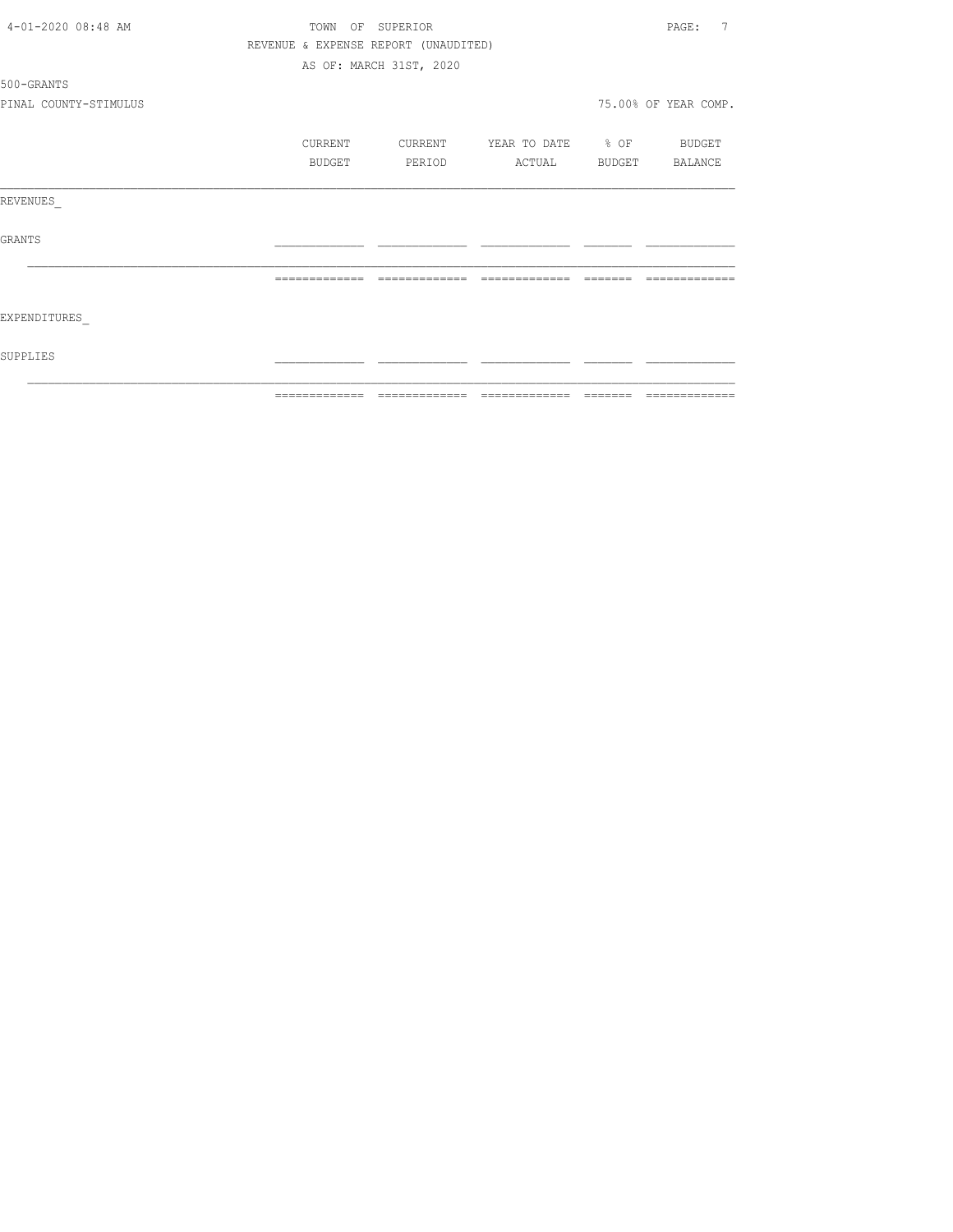TOWN OF SUPERIOR
REVENUE & EXPENSE REPORT (UNAUDITED)
AS OF: MARCH 31ST, 2020

500-GRANTS

PINAL COUNTY-STIMULUS

75.00% OF YEAR COMP.

| | CURRENT BUDGET | CURRENT PERIOD | YEAR TO DATE ACTUAL | % OF BUDGET | BUDGET BALANCE |
|---|---|---|---|---|---|
| REVENUES_ | | | | | |
| GRANTS | | | | | |
| | | | | | |
| EXPENDITURES_ | | | | | |
| SUPPLIES | | | | | |
| | | | | | |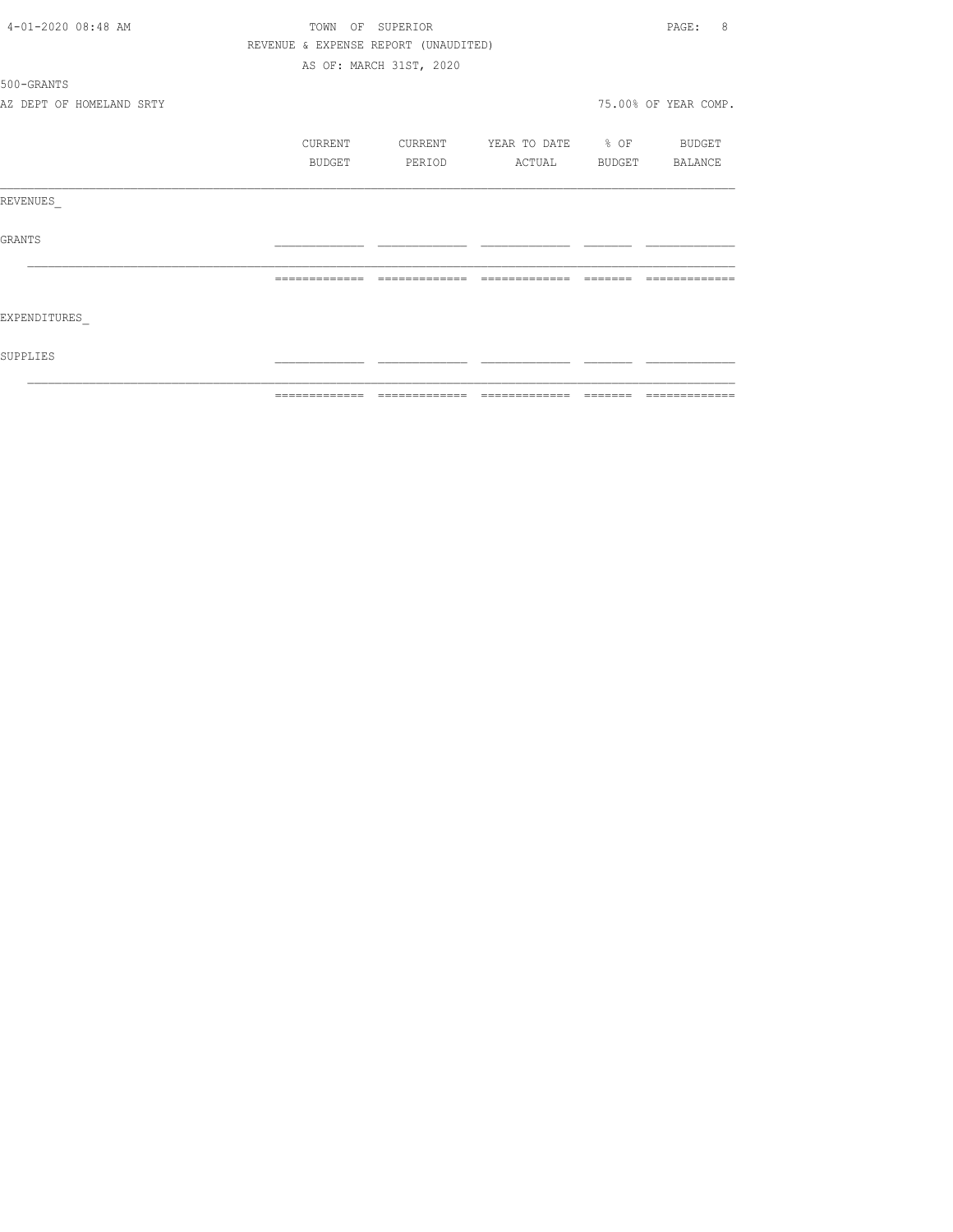TOWN OF SUPERIOR

REVENUE & EXPENSE REPORT (UNAUDITED)

AS OF: MARCH 31ST, 2020

500-GRANTS

AZ DEPT OF HOMELAND SRTY

75.00% OF YEAR COMP.

| | CURRENT BUDGET | CURRENT PERIOD | YEAR TO DATE ACTUAL | % OF BUDGET | BUDGET BALANCE |
|---|---|---|---|---|---|
| REVENUES_ | | | | | |
| GRANTS | | | | | |
| | | | | | |
| EXPENDITURES_ | | | | | |
| SUPPLIES | | | | | |
| | | | | | |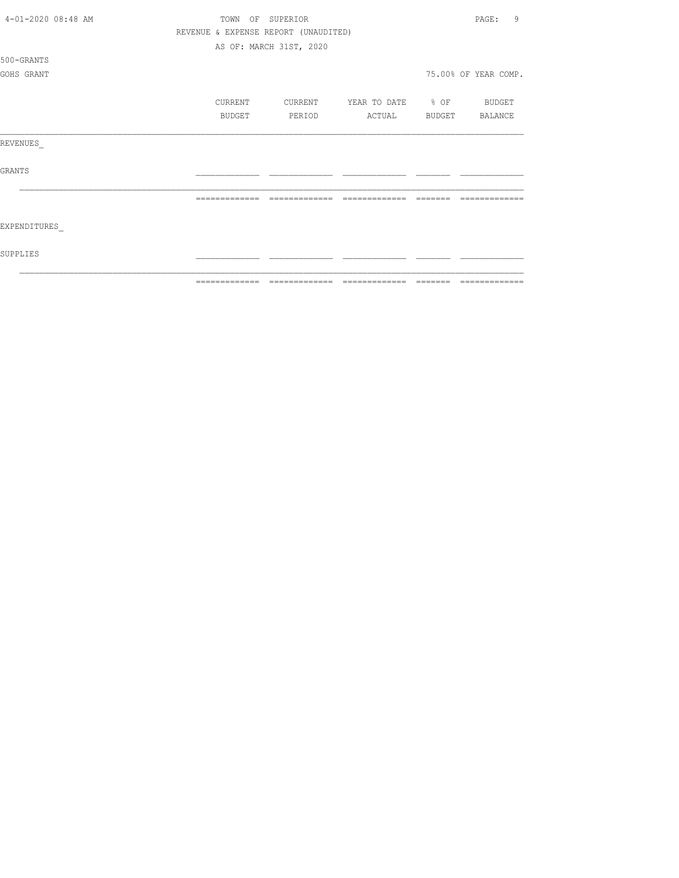TOWN OF SUPERIOR

REVENUE & EXPENSE REPORT (UNAUDITED)

AS OF: MARCH 31ST, 2020

500-GRANTS

GOHS GRANT

75.00% OF YEAR COMP.

| | CURRENT BUDGET | CURRENT PERIOD | YEAR TO DATE ACTUAL | % OF BUDGET | BUDGET BALANCE |
|---|---|---|---|---|---|
| REVENUES_ | | | | | |
| GRANTS | | | | | |
| | | | | | |
| EXPENDITURES_ | | | | | |
| SUPPLIES | | | | | |
| | | | | | |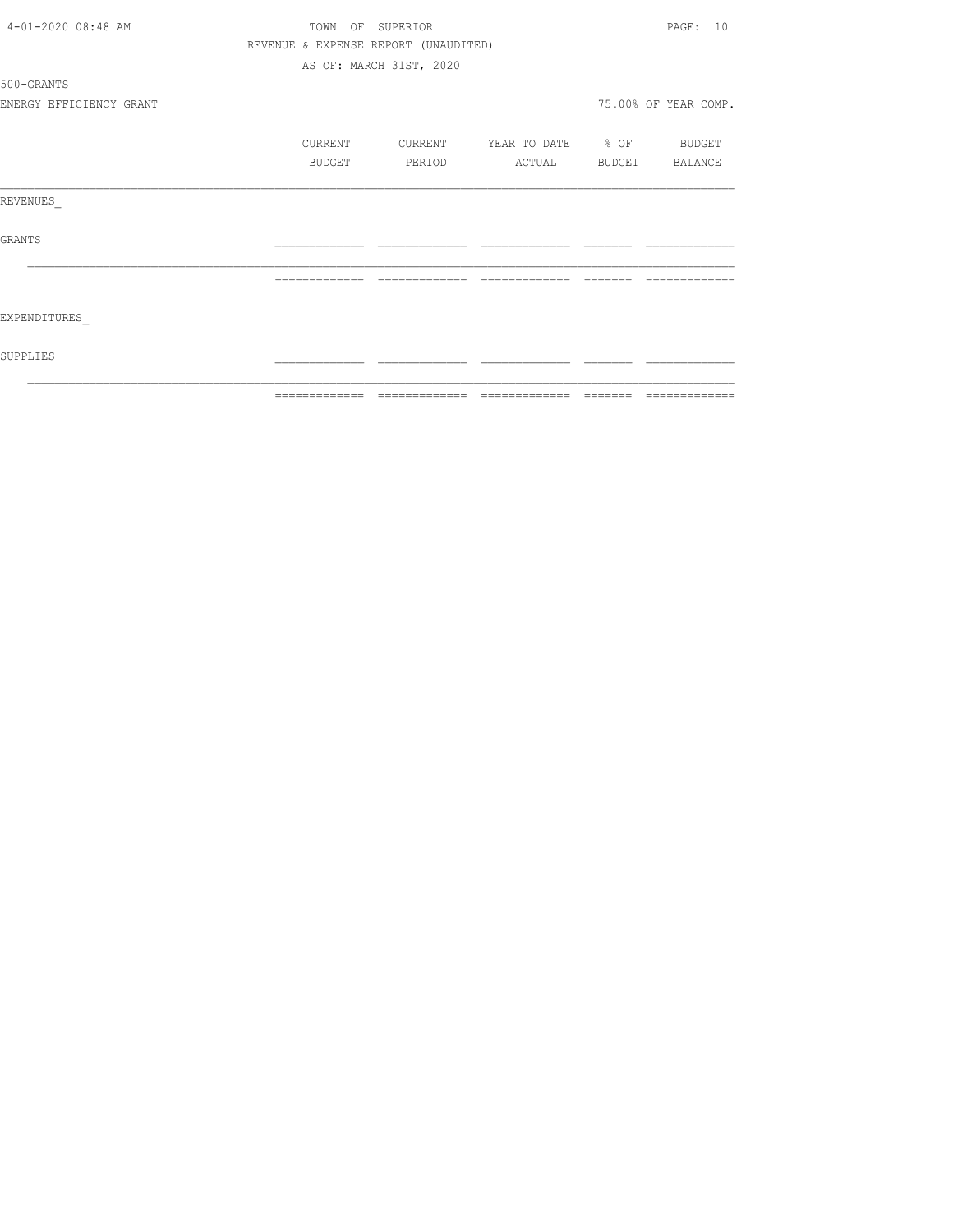TOWN OF SUPERIOR

REVENUE & EXPENSE REPORT (UNAUDITED)

AS OF: MARCH 31ST, 2020

500-GRANTS

ENERGY EFFICIENCY GRANT

75.00% OF YEAR COMP.

| | CURRENT BUDGET | CURRENT PERIOD | YEAR TO DATE ACTUAL | % OF BUDGET | BUDGET BALANCE |
|---|---|---|---|---|---|
| REVENUES_ | | | | | |
| GRANTS | | | | | |
| | | | | | |
| EXPENDITURES_ | | | | | |
| SUPPLIES | | | | | |
| | | | | | |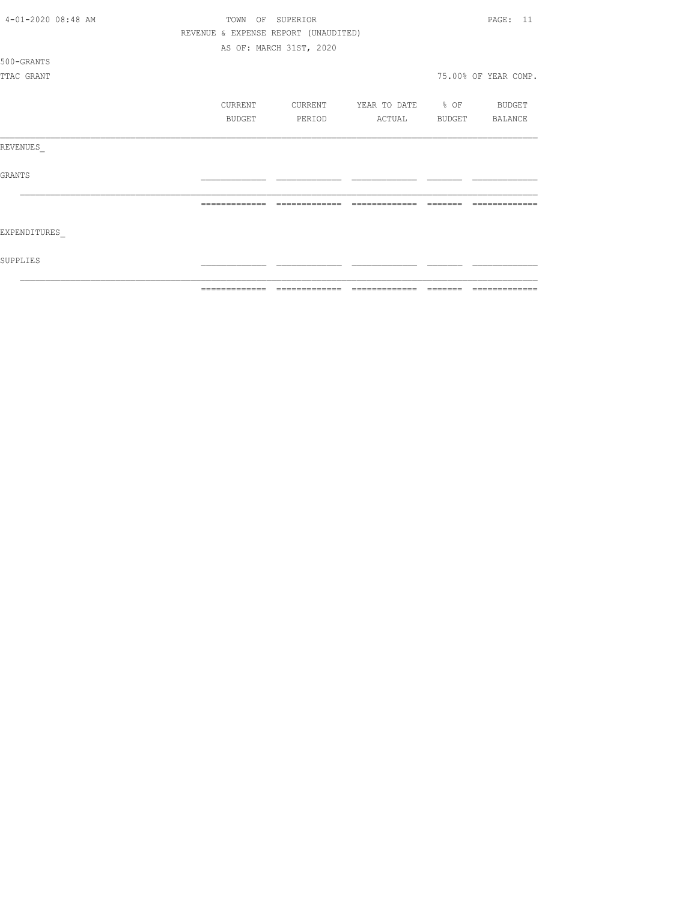TOWN OF SUPERIOR
REVENUE & EXPENSE REPORT (UNAUDITED)
AS OF: MARCH 31ST, 2020

500-GRANTS

TTAC GRANT

75.00% OF YEAR COMP.

| | CURRENT BUDGET | CURRENT PERIOD | YEAR TO DATE ACTUAL | % OF BUDGET | BUDGET BALANCE |
|---|---|---|---|---|---|
| REVENUES_ | | | | | |
| GRANTS | | | | | |
| EXPENDITURES_ | | | | | |
| SUPPLIES | | | | | |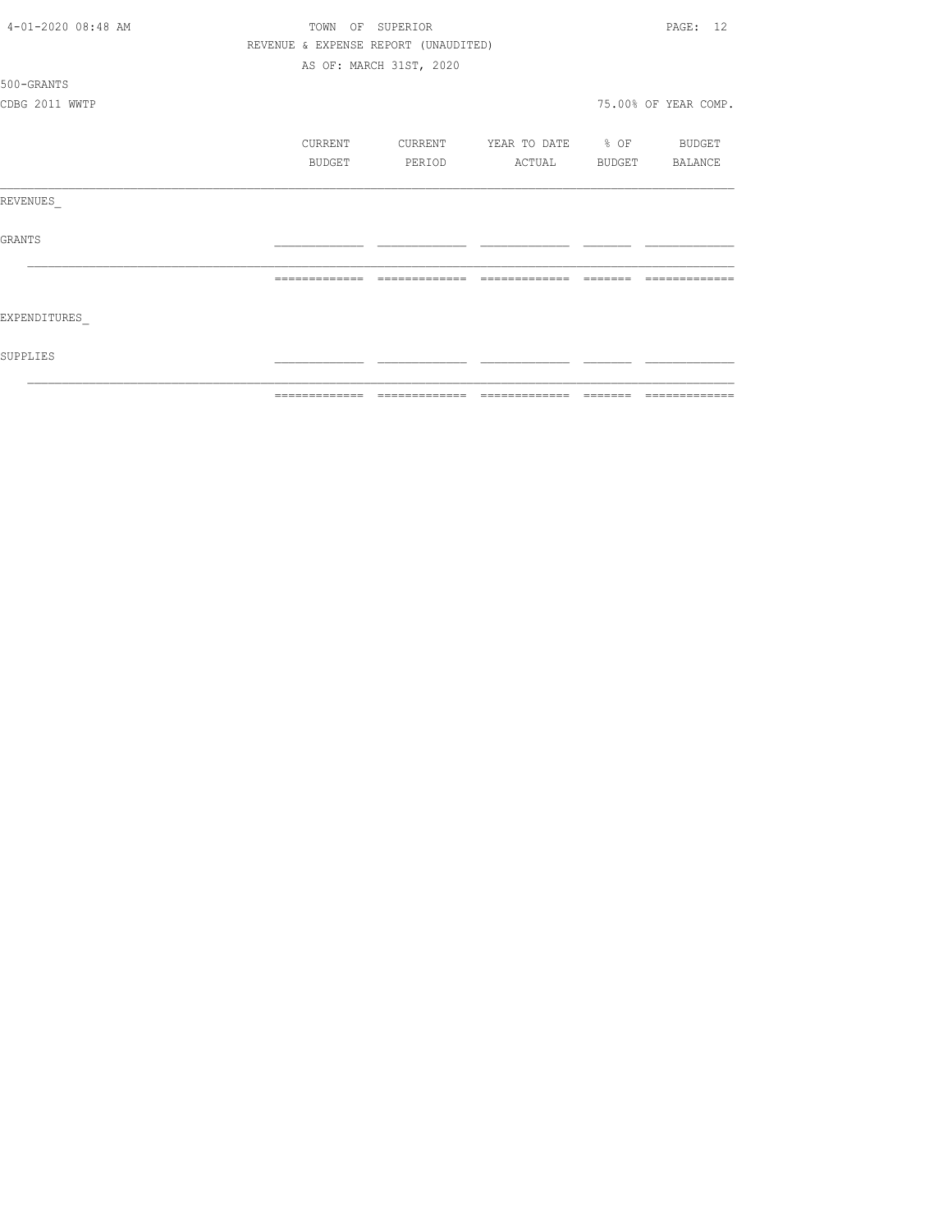TOWN OF SUPERIOR

REVENUE & EXPENSE REPORT (UNAUDITED)

AS OF: MARCH 31ST, 2020

500-GRANTS

CDBG 2011 WWTP

75.00% OF YEAR COMP.

| | CURRENT BUDGET | CURRENT PERIOD | YEAR TO DATE ACTUAL | % OF BUDGET | BUDGET BALANCE |
|---|---|---|---|---|---|
| REVENUES_ | | | | | |
| GRANTS | | | | | |
| | | | | | |
| EXPENDITURES_ | | | | | |
| SUPPLIES | | | | | |
| | | | | | |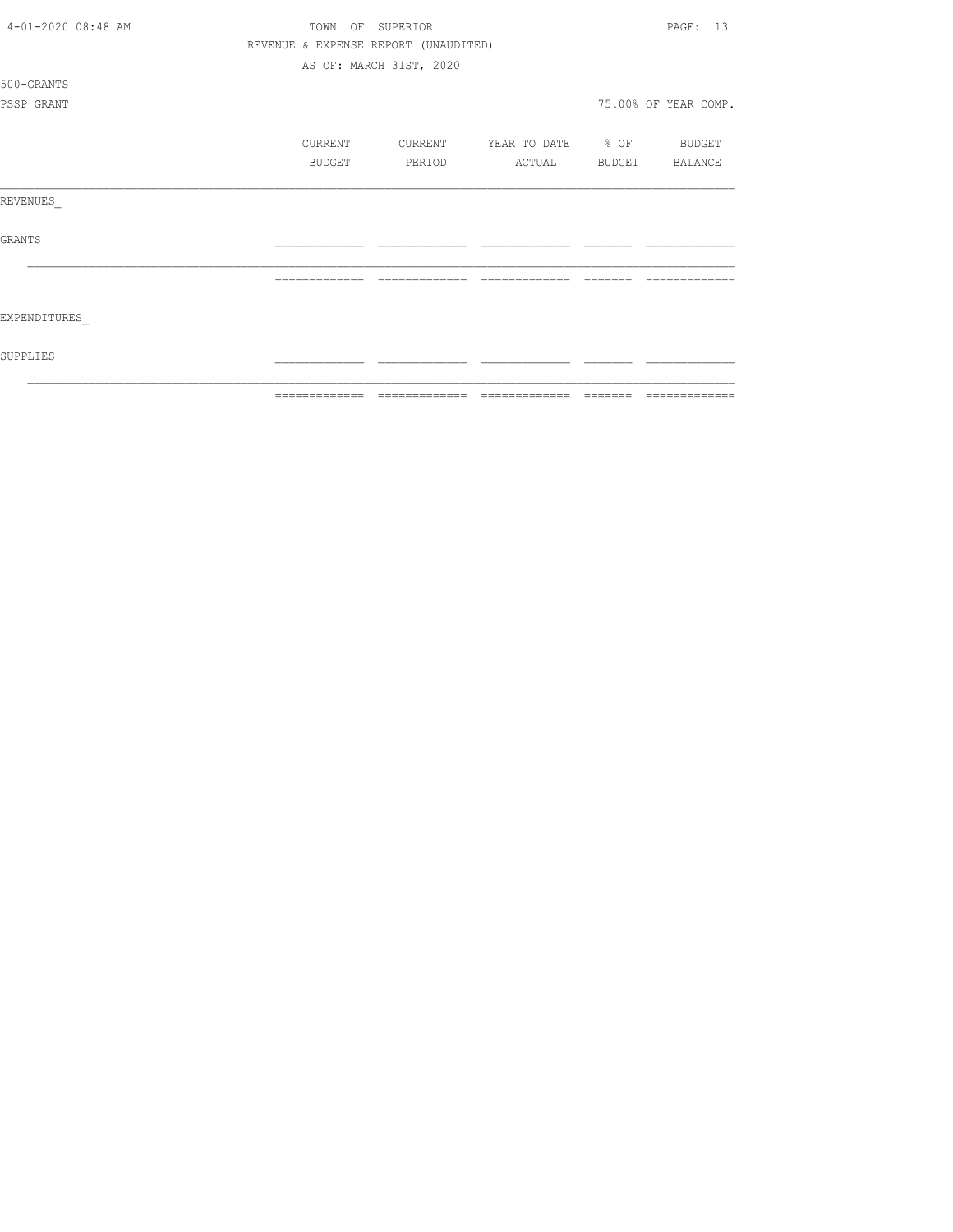TOWN OF SUPERIOR
REVENUE & EXPENSE REPORT (UNAUDITED)
AS OF: MARCH 31ST, 2020

500-GRANTS
PSSP GRANT

75.00% OF YEAR COMP.

| | CURRENT BUDGET | CURRENT PERIOD | YEAR TO DATE ACTUAL | % OF BUDGET | BUDGET BALANCE |
|---|---|---|---|---|---|
| REVENUES_ | | | | | |
| GRANTS | | | | | |
| | | | | | |
| EXPENDITURES_ | | | | | |
| SUPPLIES | | | | | |
| | | | | | |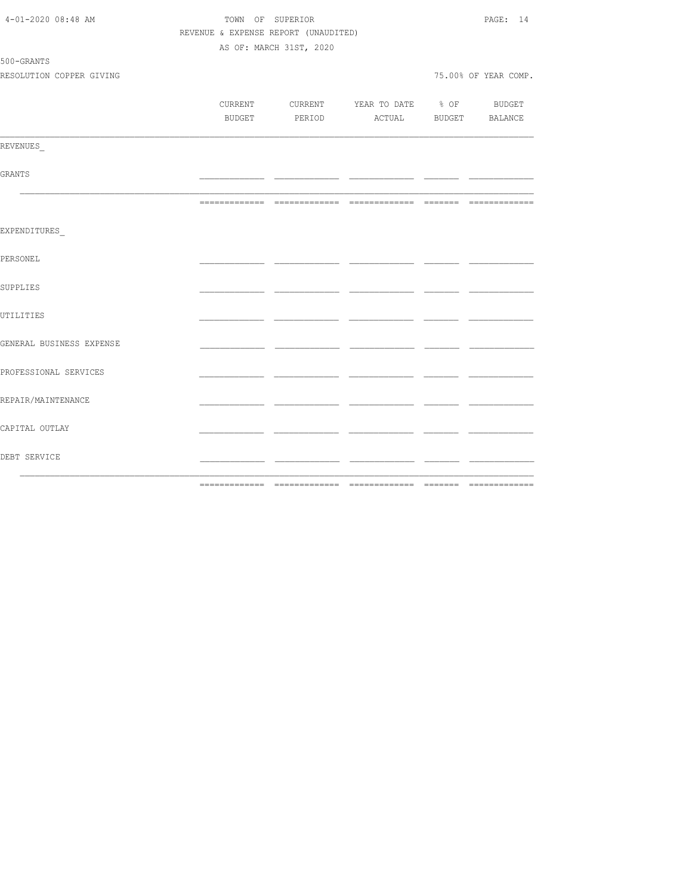TOWN OF SUPERIOR

REVENUE & EXPENSE REPORT (UNAUDITED)

AS OF: MARCH 31ST, 2020

500-GRANTS

RESOLUTION COPPER GIVING

75.00% OF YEAR COMP.

| | CURRENT BUDGET | CURRENT PERIOD | YEAR TO DATE ACTUAL | % OF BUDGET | BUDGET BALANCE |
|---|---|---|---|---|---|
| REVENUES_ | | | | | |
| GRANTS | | | | | |
| EXPENDITURES_ | | | | | |
| PERSONEL | | | | | |
| SUPPLIES | | | | | |
| UTILITIES | | | | | |
| GENERAL BUSINESS EXPENSE | | | | | |
| PROFESSIONAL SERVICES | | | | | |
| REPAIR/MAINTENANCE | | | | | |
| CAPITAL OUTLAY | | | | | |
| DEBT SERVICE | | | | | |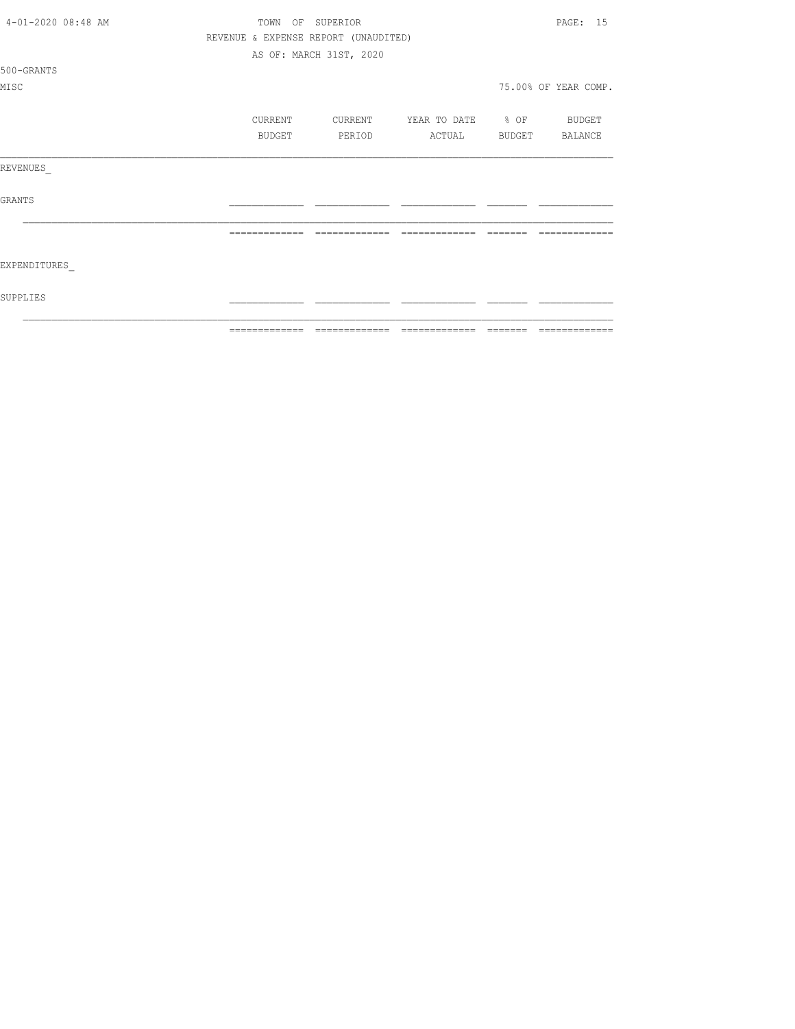TOWN OF SUPERIOR

REVENUE & EXPENSE REPORT (UNAUDITED)

AS OF: MARCH 31ST, 2020

500-GRANTS

MISC

75.00% OF YEAR COMP.

| | CURRENT BUDGET | CURRENT PERIOD | YEAR TO DATE ACTUAL | % OF BUDGET | BUDGET BALANCE |
|---|---|---|---|---|---|
| REVENUES_ | | | | | |
| GRANTS | | | | | |
| EXPENDITURES_ | | | | | |
| SUPPLIES | | | | | |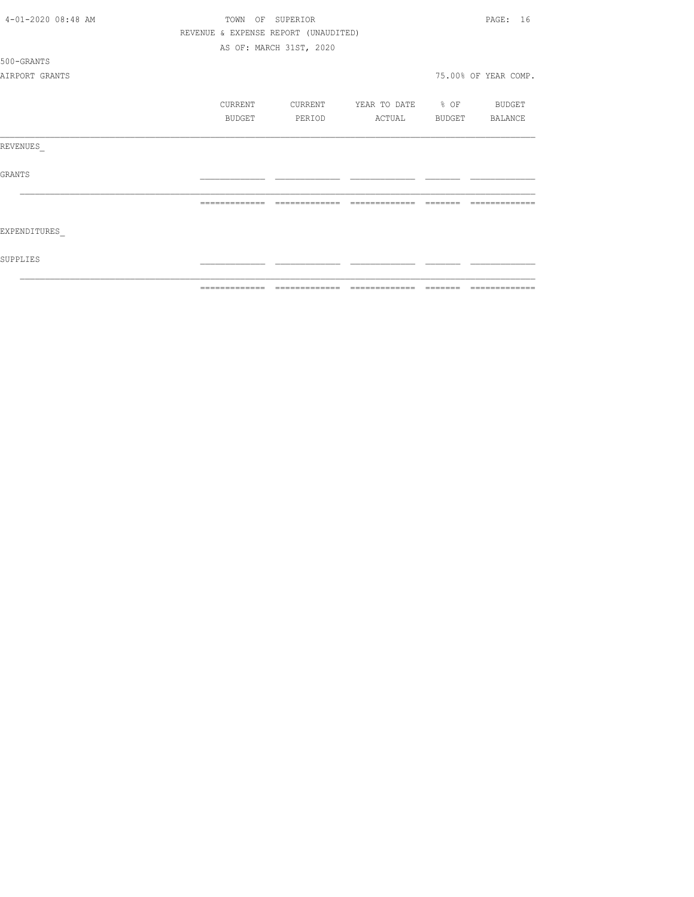TOWN OF SUPERIOR

REVENUE & EXPENSE REPORT (UNAUDITED)

AS OF: MARCH 31ST, 2020

500-GRANTS

AIRPORT GRANTS

75.00% OF YEAR COMP.

| | CURRENT BUDGET | CURRENT PERIOD | YEAR TO DATE ACTUAL | % OF BUDGET | BUDGET BALANCE |
|---|---|---|---|---|---|
| REVENUES_ | | | | | |
| GRANTS | | | | | |
| EXPENDITURES_ | | | | | |
| SUPPLIES | | | | | |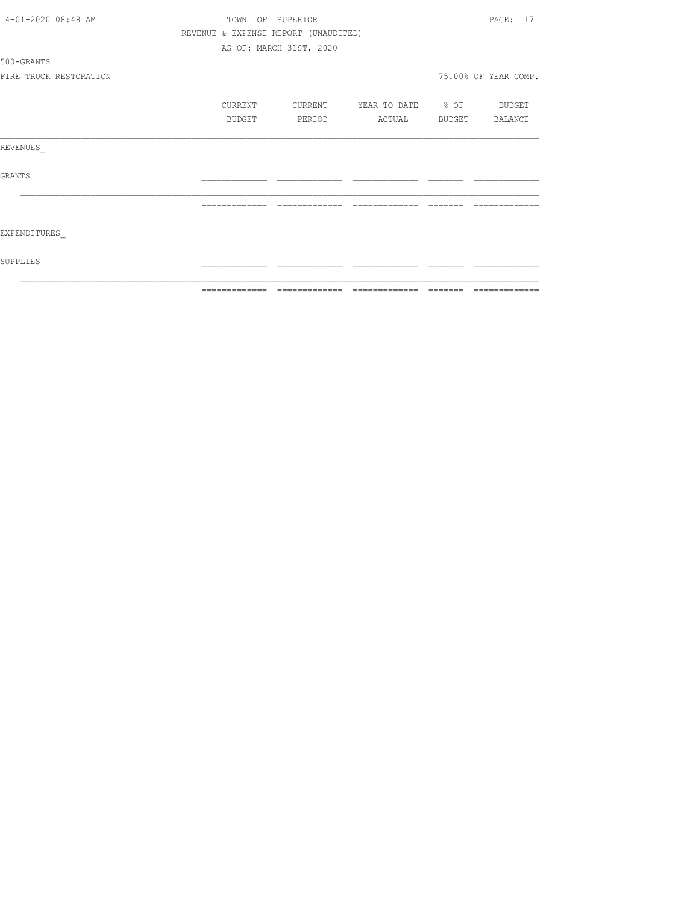TOWN OF SUPERIOR

REVENUE & EXPENSE REPORT (UNAUDITED)

AS OF: MARCH 31ST, 2020

500-GRANTS

FIRE TRUCK RESTORATION — 75.00% OF YEAR COMP.

| | CURRENT BUDGET | CURRENT PERIOD | YEAR TO DATE ACTUAL | % OF BUDGET | BUDGET BALANCE |
|---|---|---|---|---|---|
| REVENUES_ | | | | | |
| GRANTS | | | | | |
| EXPENDITURES_ | | | | | |
| SUPPLIES | | | | | |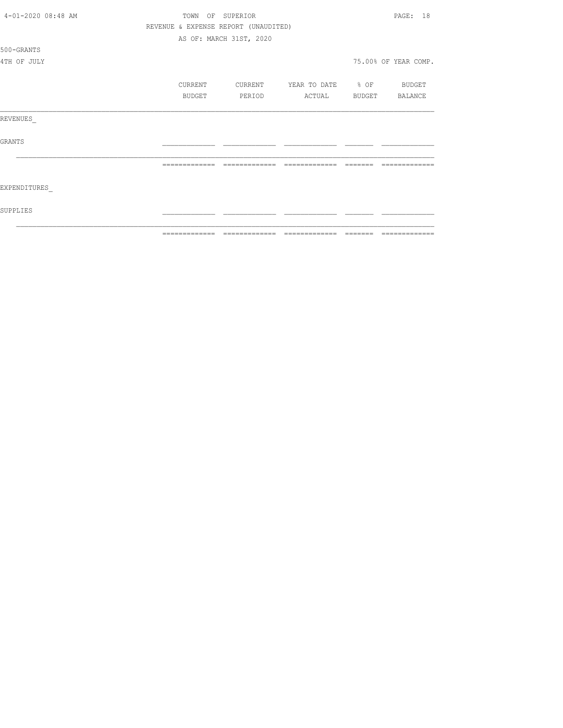TOWN OF SUPERIOR

REVENUE & EXPENSE REPORT (UNAUDITED)

AS OF: MARCH 31ST, 2020

500-GRANTS

4TH OF JULY

75.00% OF YEAR COMP.

| | CURRENT BUDGET | CURRENT PERIOD | YEAR TO DATE ACTUAL | % OF BUDGET | BUDGET BALANCE |
|---|---|---|---|---|---|
| REVENUES_ | | | | | |
| GRANTS | | | | | |
| EXPENDITURES_ | | | | | |
| SUPPLIES | | | | | |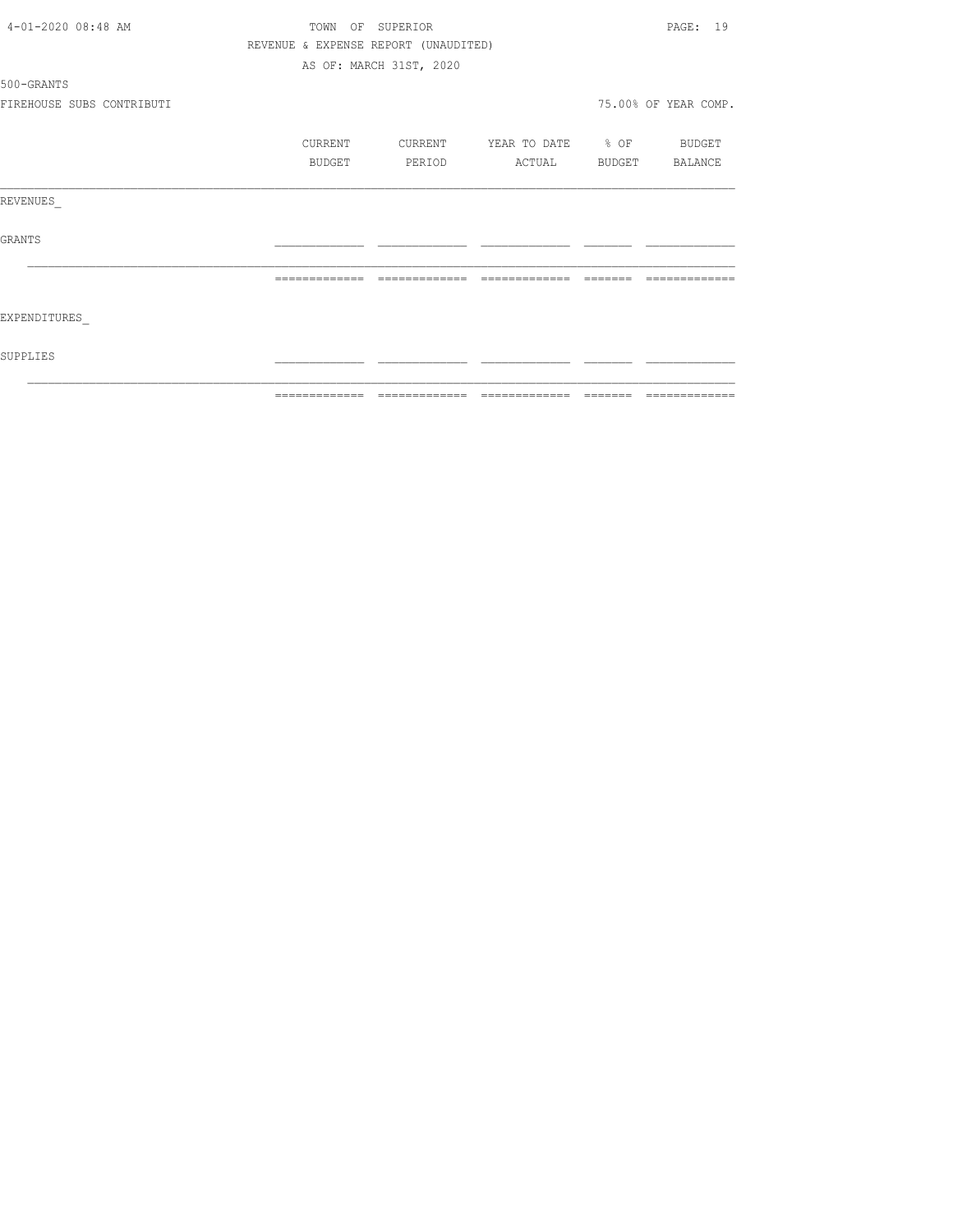TOWN OF SUPERIOR
REVENUE & EXPENSE REPORT (UNAUDITED)
AS OF: MARCH 31ST, 2020

500-GRANTS

FIREHOUSE SUBS CONTRIBUTI

75.00% OF YEAR COMP.

| | CURRENT BUDGET | CURRENT PERIOD | YEAR TO DATE ACTUAL | % OF BUDGET | BUDGET BALANCE |
|---|---|---|---|---|---|
| REVENUES_ | | | | | |
| GRANTS | | | | | |
| | | | | | |
| EXPENDITURES_ | | | | | |
| SUPPLIES | | | | | |
| | | | | | |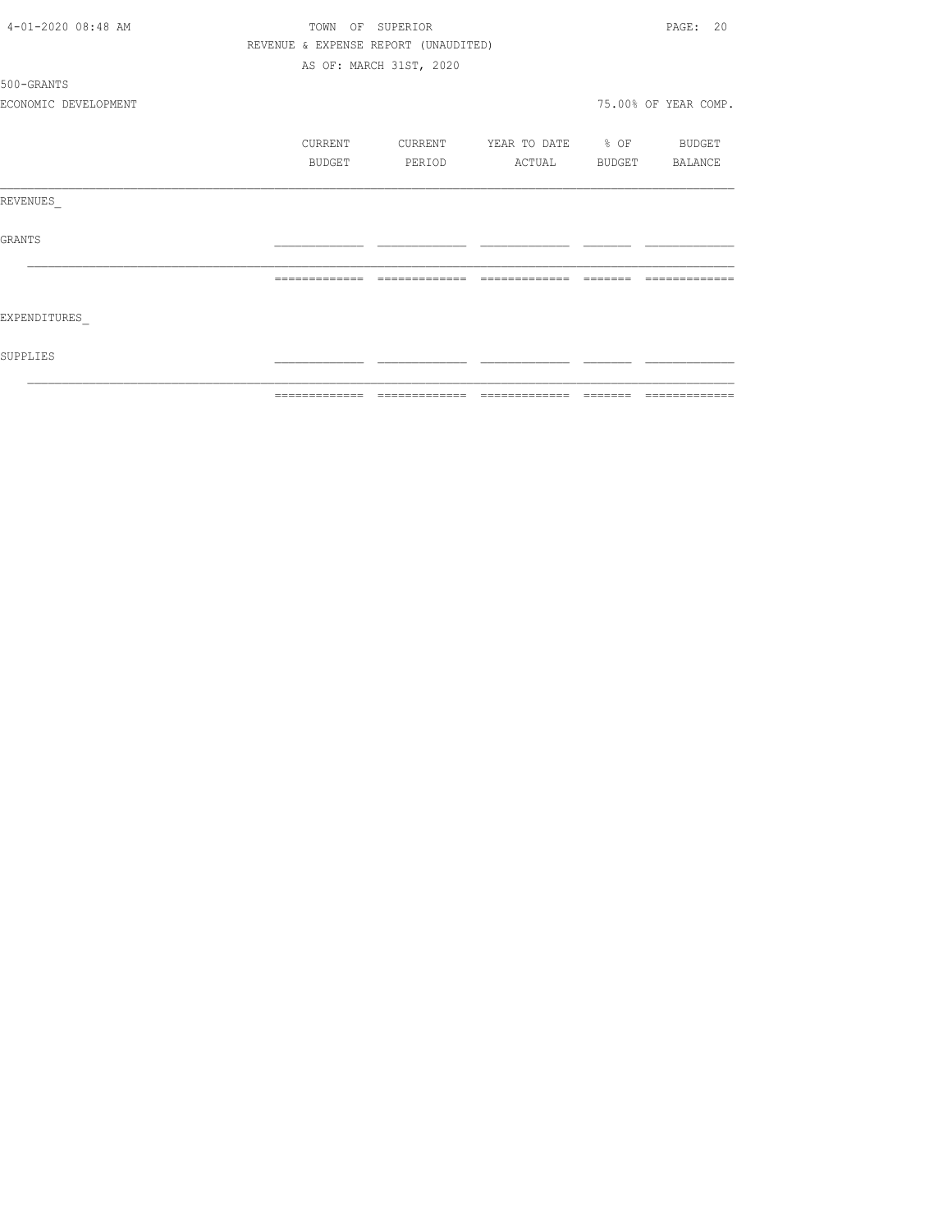TOWN OF SUPERIOR
REVENUE & EXPENSE REPORT (UNAUDITED)
AS OF: MARCH 31ST, 2020

500-GRANTS
ECONOMIC DEVELOPMENT — 75.00% OF YEAR COMP.

| | CURRENT BUDGET | CURRENT PERIOD | YEAR TO DATE ACTUAL | % OF BUDGET | BUDGET BALANCE |
|---|---|---|---|---|---|
| REVENUES_ | | | | | |
| GRANTS | | | | | |
| | | | | | |
| EXPENDITURES_ | | | | | |
| SUPPLIES | | | | | |
| | | | | | |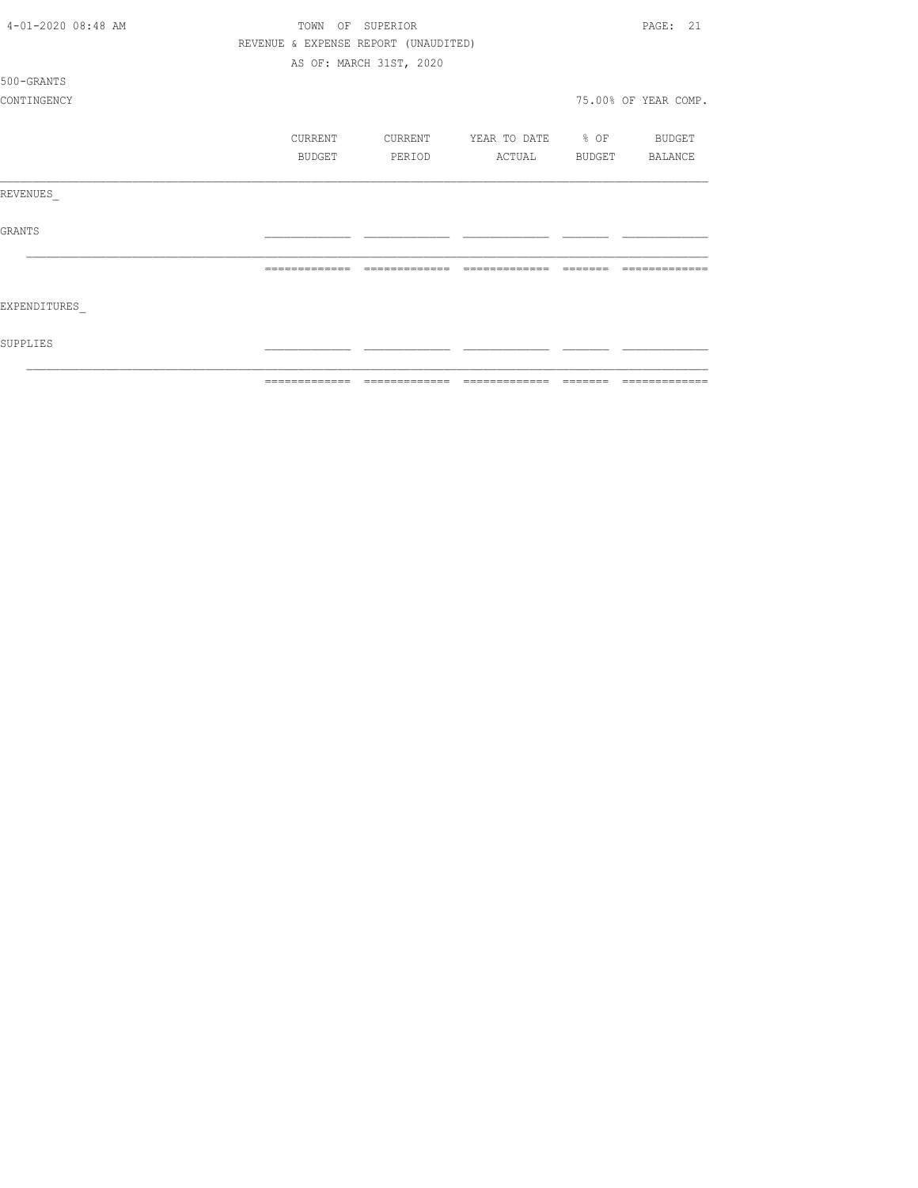TOWN OF SUPERIOR

REVENUE & EXPENSE REPORT (UNAUDITED)

AS OF: MARCH 31ST, 2020

500-GRANTS

CONTINGENCY

75.00% OF YEAR COMP.

| | CURRENT BUDGET | CURRENT PERIOD | YEAR TO DATE ACTUAL | % OF BUDGET | BUDGET BALANCE |
|---|---|---|---|---|---|
| REVENUES_ | | | | | |
| GRANTS | | | | | |
| EXPENDITURES_ | | | | | |
| SUPPLIES | | | | | |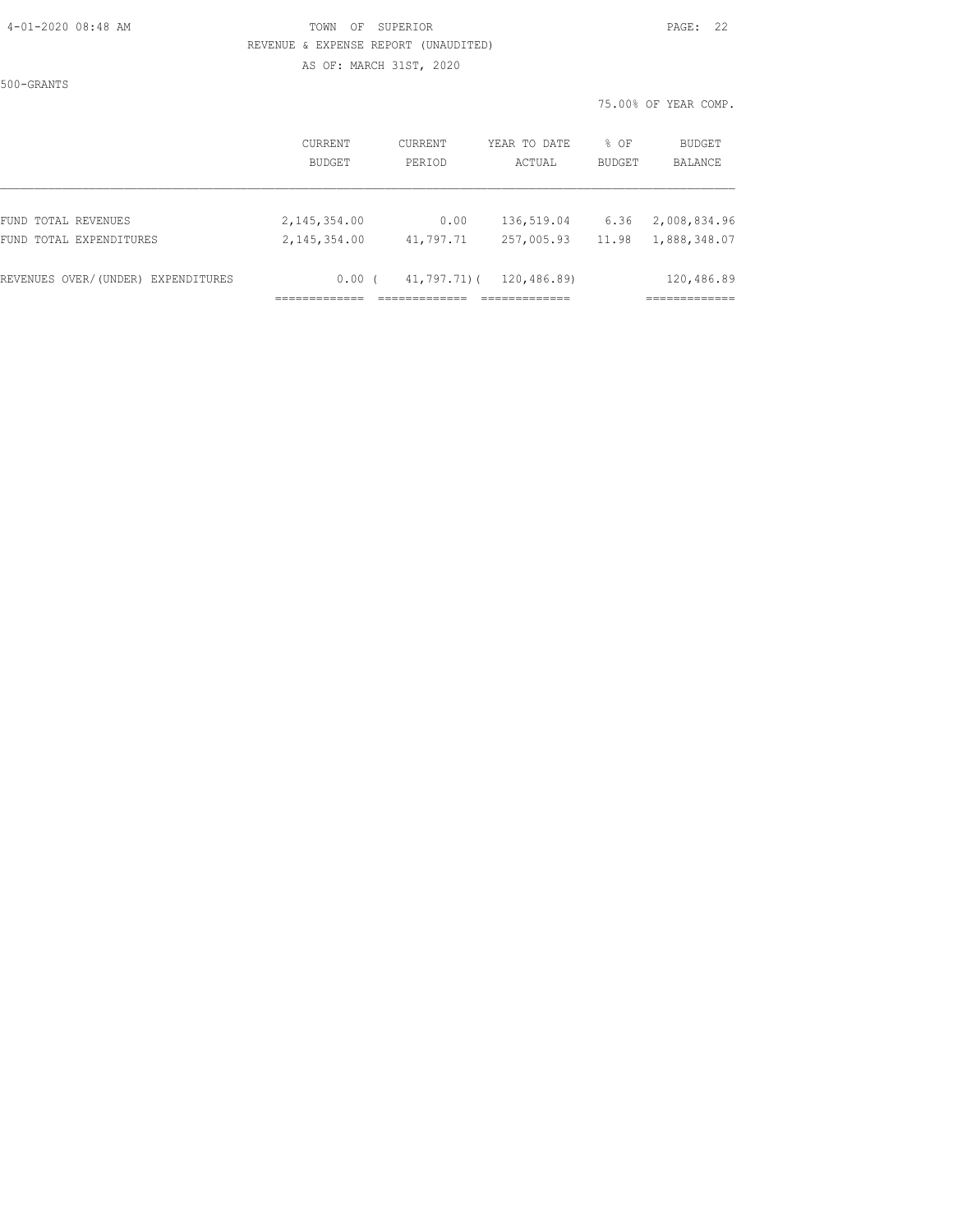500-GRANTS

75.00% OF YEAR COMP.

| | CURRENT BUDGET | CURRENT PERIOD | YEAR TO DATE ACTUAL | % OF BUDGET | BUDGET BALANCE |
|---|---|---|---|---|---|
| FUND TOTAL REVENUES | 2,145,354.00 | 0.00 | 136,519.04 | 6.36 | 2,008,834.96 |
| FUND TOTAL EXPENDITURES | 2,145,354.00 | 41,797.71 | 257,005.93 | 11.98 | 1,888,348.07 |
| REVENUES OVER/(UNDER) EXPENDITURES | 0.00 | ( 41,797.71) | ( 120,486.89) | | 120,486.89 |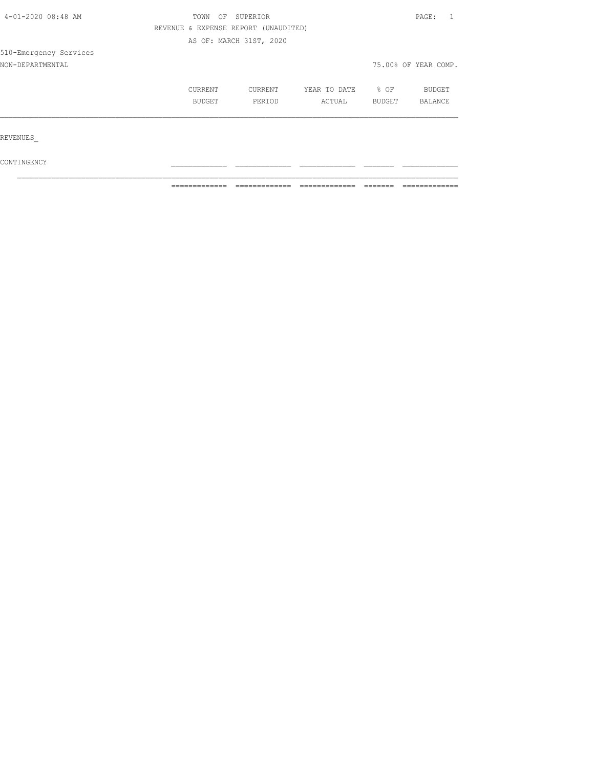TOWN OF SUPERIOR

REVENUE & EXPENSE REPORT (UNAUDITED)

AS OF: MARCH 31ST, 2020

510-Emergency Services

NON-DEPARTMENTAL

75.00% OF YEAR COMP.

| | CURRENT BUDGET | CURRENT PERIOD | YEAR TO DATE ACTUAL | % OF BUDGET | BUDGET BALANCE |
|---|---|---|---|---|---|
| REVENUES_ | | | | | |
| CONTINGENCY | | | | | |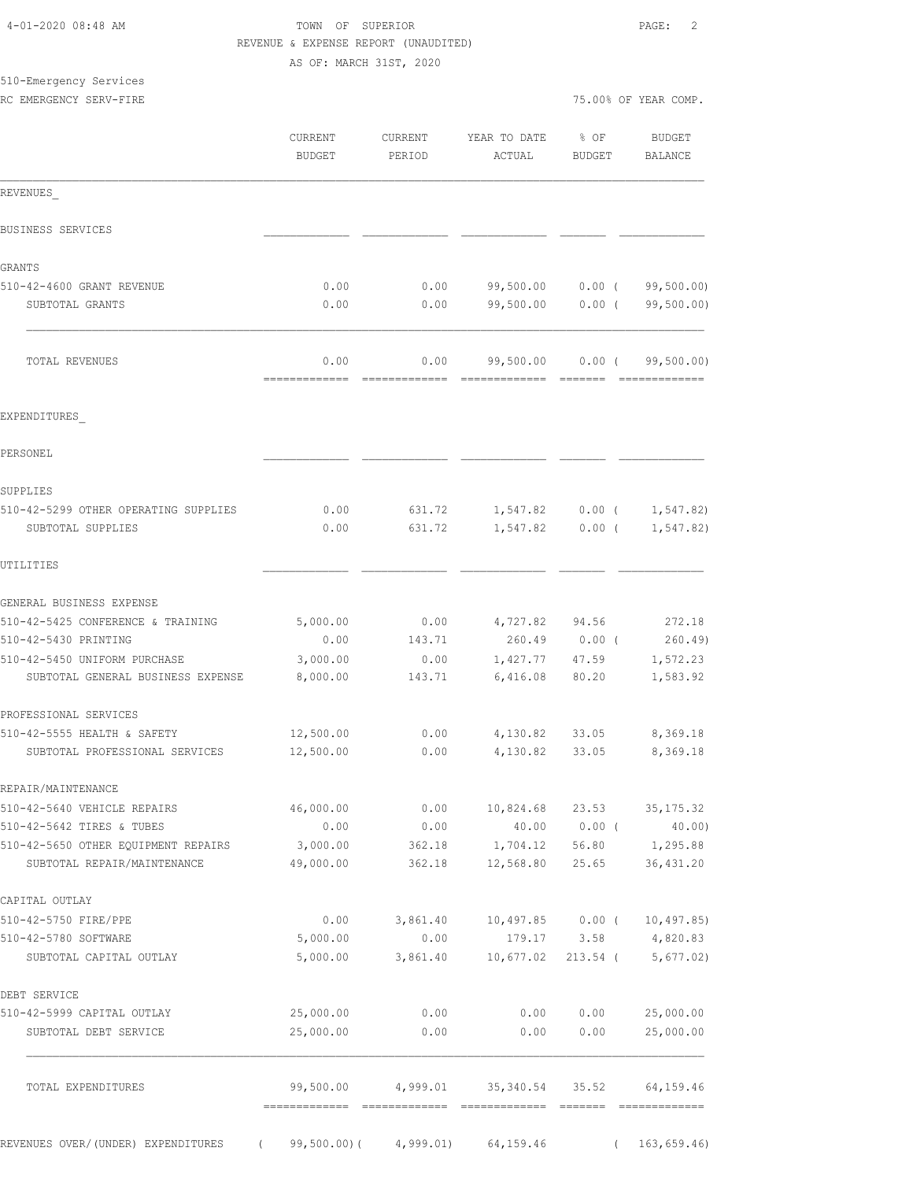TOWN OF SUPERIOR
REVENUE & EXPENSE REPORT (UNAUDITED)
AS OF: MARCH 31ST, 2020

510-Emergency Services
RC EMERGENCY SERV-FIRE

75.00% OF YEAR COMP.

| | CURRENT BUDGET | CURRENT PERIOD | YEAR TO DATE ACTUAL | % OF BUDGET | BUDGET BALANCE |
|---|---|---|---|---|---|
| **REVENUES** | | | | | |
| BUSINESS SERVICES | | | | | |
| GRANTS | | | | | |
| 510-42-4600 GRANT REVENUE | 0.00 | 0.00 | 99,500.00 | 0.00 ( | 99,500.00) |
| SUBTOTAL GRANTS | 0.00 | 0.00 | 99,500.00 | 0.00 ( | 99,500.00) |
| TOTAL REVENUES | 0.00 | 0.00 | 99,500.00 | 0.00 ( | 99,500.00) |
| **EXPENDITURES** | | | | | |
| PERSONEL | | | | | |
| SUPPLIES | | | | | |
| 510-42-5299 OTHER OPERATING SUPPLIES | 0.00 | 631.72 | 1,547.82 | 0.00 ( | 1,547.82) |
| SUBTOTAL SUPPLIES | 0.00 | 631.72 | 1,547.82 | 0.00 ( | 1,547.82) |
| UTILITIES | | | | | |
| GENERAL BUSINESS EXPENSE | | | | | |
| 510-42-5425 CONFERENCE & TRAINING | 5,000.00 | 0.00 | 4,727.82 | 94.56 | 272.18 |
| 510-42-5430 PRINTING | 0.00 | 143.71 | 260.49 | 0.00 ( | 260.49) |
| 510-42-5450 UNIFORM PURCHASE | 3,000.00 | 0.00 | 1,427.77 | 47.59 | 1,572.23 |
| SUBTOTAL GENERAL BUSINESS EXPENSE | 8,000.00 | 143.71 | 6,416.08 | 80.20 | 1,583.92 |
| PROFESSIONAL SERVICES | | | | | |
| 510-42-5555 HEALTH & SAFETY | 12,500.00 | 0.00 | 4,130.82 | 33.05 | 8,369.18 |
| SUBTOTAL PROFESSIONAL SERVICES | 12,500.00 | 0.00 | 4,130.82 | 33.05 | 8,369.18 |
| REPAIR/MAINTENANCE | | | | | |
| 510-42-5640 VEHICLE REPAIRS | 46,000.00 | 0.00 | 10,824.68 | 23.53 | 35,175.32 |
| 510-42-5642 TIRES & TUBES | 0.00 | 0.00 | 40.00 | 0.00 ( | 40.00) |
| 510-42-5650 OTHER EQUIPMENT REPAIRS | 3,000.00 | 362.18 | 1,704.12 | 56.80 | 1,295.88 |
| SUBTOTAL REPAIR/MAINTENANCE | 49,000.00 | 362.18 | 12,568.80 | 25.65 | 36,431.20 |
| CAPITAL OUTLAY | | | | | |
| 510-42-5750 FIRE/PPE | 0.00 | 3,861.40 | 10,497.85 | 0.00 ( | 10,497.85) |
| 510-42-5780 SOFTWARE | 5,000.00 | 0.00 | 179.17 | 3.58 | 4,820.83 |
| SUBTOTAL CAPITAL OUTLAY | 5,000.00 | 3,861.40 | 10,677.02 | 213.54 ( | 5,677.02) |
| DEBT SERVICE | | | | | |
| 510-42-5999 CAPITAL OUTLAY | 25,000.00 | 0.00 | 0.00 | 0.00 | 25,000.00 |
| SUBTOTAL DEBT SERVICE | 25,000.00 | 0.00 | 0.00 | 0.00 | 25,000.00 |
| TOTAL EXPENDITURES | 99,500.00 | 4,999.01 | 35,340.54 | 35.52 | 64,159.46 |
| REVENUES OVER/(UNDER) EXPENDITURES | ( 99,500.00)( | 4,999.01) | 64,159.46 | ( | 163,659.46) |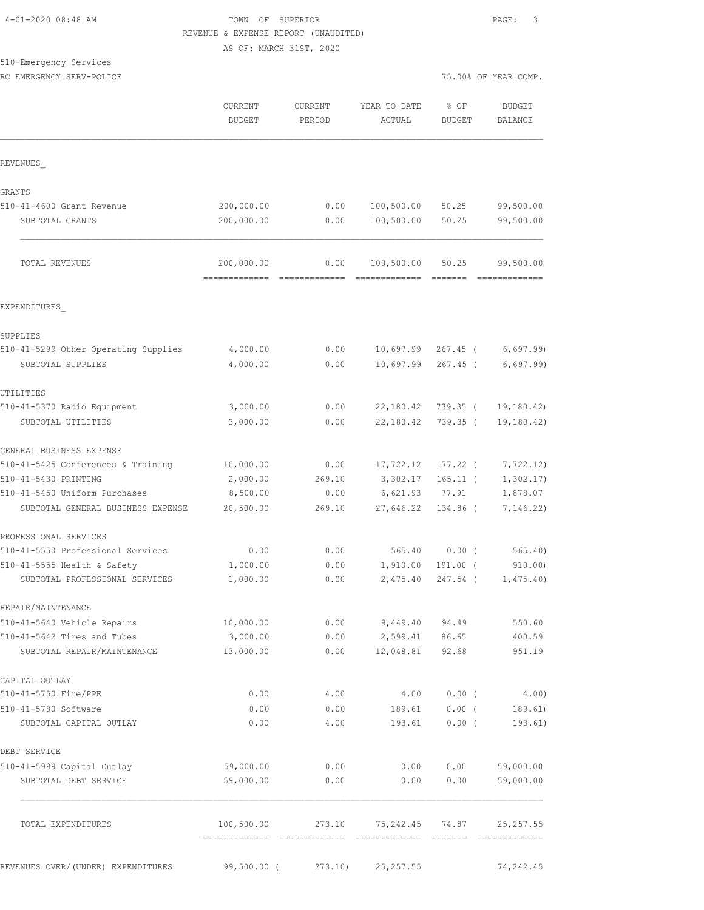TOWN OF SUPERIOR
REVENUE & EXPENSE REPORT (UNAUDITED)
AS OF: MARCH 31ST, 2020

510-Emergency Services
RC EMERGENCY SERV-POLICE

75.00% OF YEAR COMP.

| | CURRENT BUDGET | CURRENT PERIOD | YEAR TO DATE ACTUAL | % OF BUDGET | BUDGET BALANCE |
|---|---|---|---|---|---|
| **REVENUES** | | | | | |
| GRANTS | | | | | |
| 510-41-4600 Grant Revenue | 200,000.00 | 0.00 | 100,500.00 | 50.25 | 99,500.00 |
| SUBTOTAL GRANTS | 200,000.00 | 0.00 | 100,500.00 | 50.25 | 99,500.00 |
| TOTAL REVENUES | 200,000.00 | 0.00 | 100,500.00 | 50.25 | 99,500.00 |
| **EXPENDITURES** | | | | | |
| SUPPLIES | | | | | |
| 510-41-5299 Other Operating Supplies | 4,000.00 | 0.00 | 10,697.99 | 267.45 | ( 6,697.99) |
| SUBTOTAL SUPPLIES | 4,000.00 | 0.00 | 10,697.99 | 267.45 | ( 6,697.99) |
| UTILITIES | | | | | |
| 510-41-5370 Radio Equipment | 3,000.00 | 0.00 | 22,180.42 | 739.35 | ( 19,180.42) |
| SUBTOTAL UTILITIES | 3,000.00 | 0.00 | 22,180.42 | 739.35 | ( 19,180.42) |
| GENERAL BUSINESS EXPENSE | | | | | |
| 510-41-5425 Conferences & Training | 10,000.00 | 0.00 | 17,722.12 | 177.22 | ( 7,722.12) |
| 510-41-5430 PRINTING | 2,000.00 | 269.10 | 3,302.17 | 165.11 | ( 1,302.17) |
| 510-41-5450 Uniform Purchases | 8,500.00 | 0.00 | 6,621.93 | 77.91 | 1,878.07 |
| SUBTOTAL GENERAL BUSINESS EXPENSE | 20,500.00 | 269.10 | 27,646.22 | 134.86 | ( 7,146.22) |
| PROFESSIONAL SERVICES | | | | | |
| 510-41-5550 Professional Services | 0.00 | 0.00 | 565.40 | 0.00 | ( 565.40) |
| 510-41-5555 Health & Safety | 1,000.00 | 0.00 | 1,910.00 | 191.00 | ( 910.00) |
| SUBTOTAL PROFESSIONAL SERVICES | 1,000.00 | 0.00 | 2,475.40 | 247.54 | ( 1,475.40) |
| REPAIR/MAINTENANCE | | | | | |
| 510-41-5640 Vehicle Repairs | 10,000.00 | 0.00 | 9,449.40 | 94.49 | 550.60 |
| 510-41-5642 Tires and Tubes | 3,000.00 | 0.00 | 2,599.41 | 86.65 | 400.59 |
| SUBTOTAL REPAIR/MAINTENANCE | 13,000.00 | 0.00 | 12,048.81 | 92.68 | 951.19 |
| CAPITAL OUTLAY | | | | | |
| 510-41-5750 Fire/PPE | 0.00 | 4.00 | 4.00 | 0.00 | ( 4.00) |
| 510-41-5780 Software | 0.00 | 0.00 | 189.61 | 0.00 | ( 189.61) |
| SUBTOTAL CAPITAL OUTLAY | 0.00 | 4.00 | 193.61 | 0.00 | ( 193.61) |
| DEBT SERVICE | | | | | |
| 510-41-5999 Capital Outlay | 59,000.00 | 0.00 | 0.00 | 0.00 | 59,000.00 |
| SUBTOTAL DEBT SERVICE | 59,000.00 | 0.00 | 0.00 | 0.00 | 59,000.00 |
| TOTAL EXPENDITURES | 100,500.00 | 273.10 | 75,242.45 | 74.87 | 25,257.55 |
| REVENUES OVER/(UNDER) EXPENDITURES | 99,500.00 | ( 273.10) | 25,257.55 | | 74,242.45 |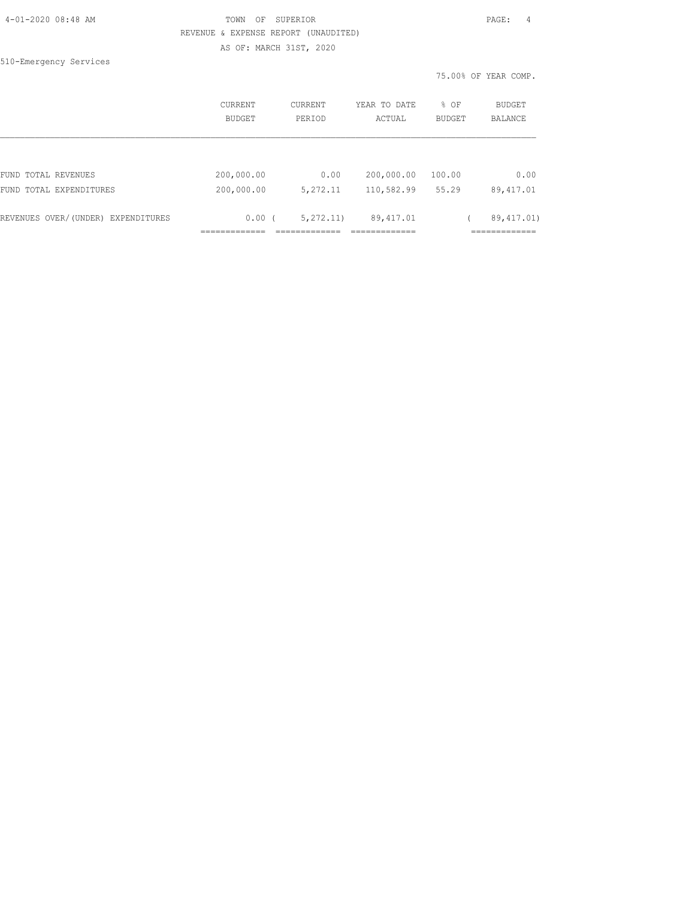TOWN OF SUPERIOR

REVENUE & EXPENSE REPORT (UNAUDITED)

AS OF: MARCH 31ST, 2020

510-Emergency Services

75.00% OF YEAR COMP.

| | CURRENT BUDGET | CURRENT PERIOD | YEAR TO DATE ACTUAL | % OF BUDGET | BUDGET BALANCE |
|---|---|---|---|---|---|
| FUND TOTAL REVENUES | 200,000.00 | 0.00 | 200,000.00 | 100.00 | 0.00 |
| FUND TOTAL EXPENDITURES | 200,000.00 | 5,272.11 | 110,582.99 | 55.29 | 89,417.01 |
| REVENUES OVER/(UNDER) EXPENDITURES | 0.00 | ( 5,272.11) | 89,417.01 | | ( 89,417.01) |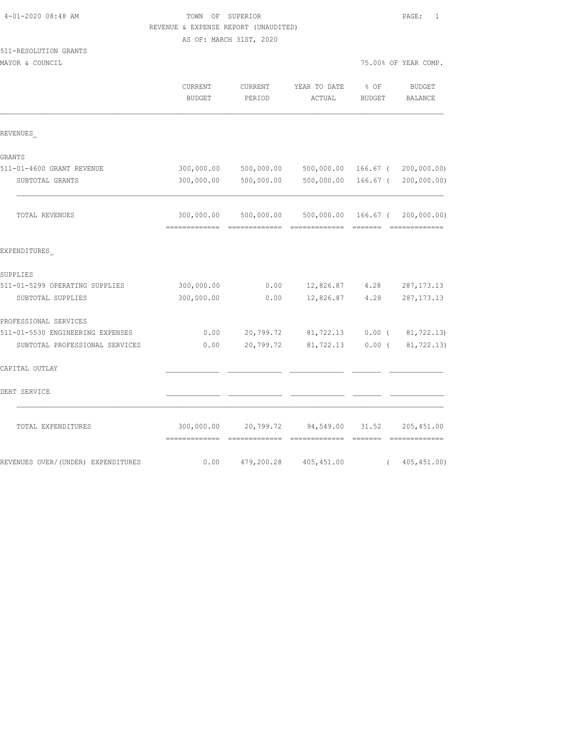4-01-2020 08:48 AM

TOWN OF SUPERIOR

REVENUE & EXPENSE REPORT (UNAUDITED)

AS OF: MARCH 31ST, 2020

511-RESOLUTION GRANTS

MAYOR & COUNCIL

75.00% OF YEAR COMP.

| | CURRENT BUDGET | CURRENT PERIOD | YEAR TO DATE ACTUAL | % OF BUDGET | BUDGET BALANCE |
|---|---|---|---|---|---|
| **REVENUES** | | | | | |
| GRANTS | | | | | |
| 511-01-4600 GRANT REVENUE | 300,000.00 | 500,000.00 | 500,000.00 | 166.67 | ( 200,000.00) |
| SUBTOTAL GRANTS | 300,000.00 | 500,000.00 | 500,000.00 | 166.67 | ( 200,000.00) |
| TOTAL REVENUES | 300,000.00 | 500,000.00 | 500,000.00 | 166.67 | ( 200,000.00) |
| **EXPENDITURES** | | | | | |
| SUPPLIES | | | | | |
| 511-01-5299 OPERATING SUPPLIES | 300,000.00 | 0.00 | 12,826.87 | 4.28 | 287,173.13 |
| SUBTOTAL SUPPLIES | 300,000.00 | 0.00 | 12,826.87 | 4.28 | 287,173.13 |
| PROFESSIONAL SERVICES | | | | | |
| 511-01-5530 ENGINEERING EXPENSES | 0.00 | 20,799.72 | 81,722.13 | 0.00 | ( 81,722.13) |
| SUBTOTAL PROFESSIONAL SERVICES | 0.00 | 20,799.72 | 81,722.13 | 0.00 | ( 81,722.13) |
| CAPITAL OUTLAY | | | | | |
| DEBT SERVICE | | | | | |
| TOTAL EXPENDITURES | 300,000.00 | 20,799.72 | 94,549.00 | 31.52 | 205,451.00 |
| REVENUES OVER/(UNDER) EXPENDITURES | 0.00 | 479,200.28 | 405,451.00 | | ( 405,451.00) |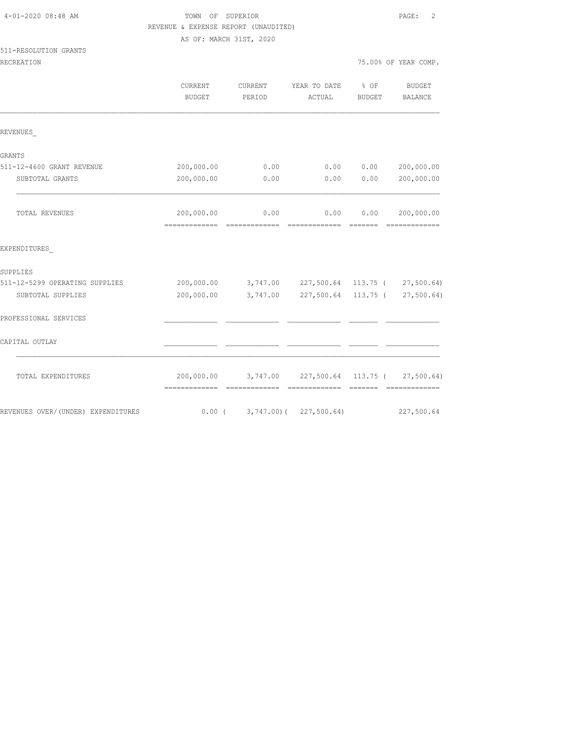TOWN OF SUPERIOR
REVENUE & EXPENSE REPORT (UNAUDITED)
AS OF: MARCH 31ST, 2020

511-RESOLUTION GRANTS
RECREATION

75.00% OF YEAR COMP.

| | CURRENT BUDGET | CURRENT PERIOD | YEAR TO DATE ACTUAL | % OF BUDGET | BUDGET BALANCE |
|---|---|---|---|---|---|
| **REVENUES_** | | | | | |
| **GRANTS** | | | | | |
| 511-12-4600 GRANT REVENUE | 200,000.00 | 0.00 | 0.00 | 0.00 | 200,000.00 |
| SUBTOTAL GRANTS | 200,000.00 | 0.00 | 0.00 | 0.00 | 200,000.00 |
| TOTAL REVENUES | 200,000.00 | 0.00 | 0.00 | 0.00 | 200,000.00 |
| **EXPENDITURES_** | | | | | |
| **SUPPLIES** | | | | | |
| 511-12-5299 OPERATING SUPPLIES | 200,000.00 | 3,747.00 | 227,500.64 | 113.75 | ( 27,500.64) |
| SUBTOTAL SUPPLIES | 200,000.00 | 3,747.00 | 227,500.64 | 113.75 | ( 27,500.64) |
| **PROFESSIONAL SERVICES** | | | | | |
| **CAPITAL OUTLAY** | | | | | |
| TOTAL EXPENDITURES | 200,000.00 | 3,747.00 | 227,500.64 | 113.75 | ( 27,500.64) |
| REVENUES OVER/(UNDER) EXPENDITURES | 0.00 | ( 3,747.00) | ( 227,500.64) | | 227,500.64 |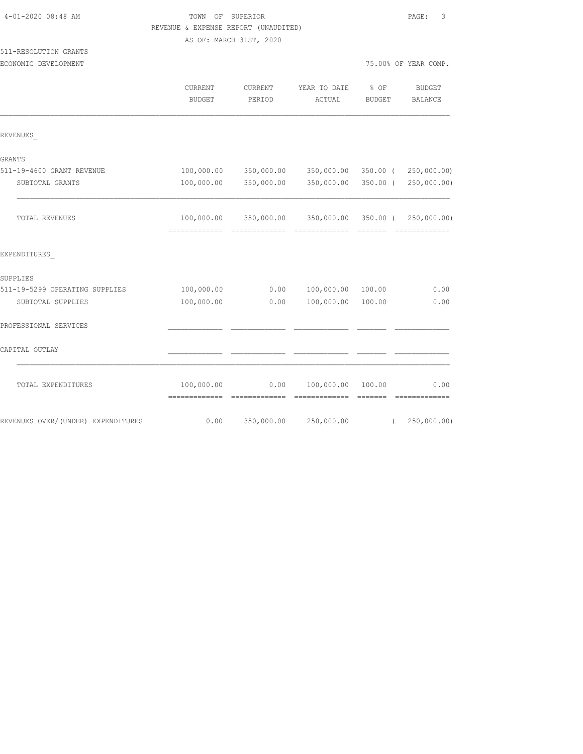TOWN OF SUPERIOR
REVENUE & EXPENSE REPORT (UNAUDITED)
AS OF: MARCH 31ST, 2020

511-RESOLUTION GRANTS
ECONOMIC DEVELOPMENT

75.00% OF YEAR COMP.

| | CURRENT BUDGET | CURRENT PERIOD | YEAR TO DATE ACTUAL | % OF BUDGET | BUDGET BALANCE |
|---|---|---|---|---|---|
| REVENUES_ | | | | | |
| GRANTS | | | | | |
| 511-19-4600 GRANT REVENUE | 100,000.00 | 350,000.00 | 350,000.00 | 350.00 | ( 250,000.00) |
| SUBTOTAL GRANTS | 100,000.00 | 350,000.00 | 350,000.00 | 350.00 | ( 250,000.00) |
| TOTAL REVENUES | 100,000.00 | 350,000.00 | 350,000.00 | 350.00 | ( 250,000.00) |
| EXPENDITURES_ | | | | | |
| SUPPLIES | | | | | |
| 511-19-5299 OPERATING SUPPLIES | 100,000.00 | 0.00 | 100,000.00 | 100.00 | 0.00 |
| SUBTOTAL SUPPLIES | 100,000.00 | 0.00 | 100,000.00 | 100.00 | 0.00 |
| PROFESSIONAL SERVICES | | | | | |
| CAPITAL OUTLAY | | | | | |
| TOTAL EXPENDITURES | 100,000.00 | 0.00 | 100,000.00 | 100.00 | 0.00 |
| REVENUES OVER/(UNDER) EXPENDITURES | 0.00 | 350,000.00 | 250,000.00 | | ( 250,000.00) |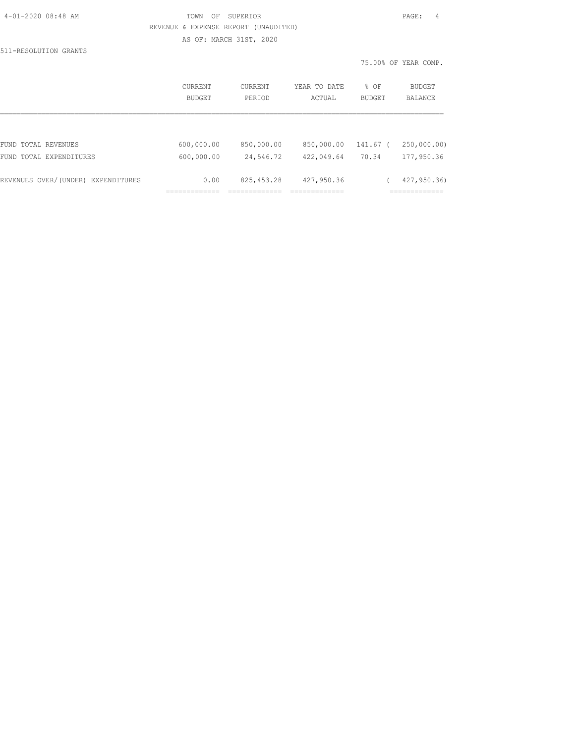TOWN OF SUPERIOR

REVENUE & EXPENSE REPORT (UNAUDITED)

AS OF: MARCH 31ST, 2020

511-RESOLUTION GRANTS

75.00% OF YEAR COMP.

| | CURRENT BUDGET | CURRENT PERIOD | YEAR TO DATE ACTUAL | % OF BUDGET | BUDGET BALANCE |
|---|---|---|---|---|---|
| FUND TOTAL REVENUES | 600,000.00 | 850,000.00 | 850,000.00 | 141.67 | ( 250,000.00) |
| FUND TOTAL EXPENDITURES | 600,000.00 | 24,546.72 | 422,049.64 | 70.34 | 177,950.36 |
| REVENUES OVER/(UNDER) EXPENDITURES | 0.00 | 825,453.28 | 427,950.36 | | ( 427,950.36) |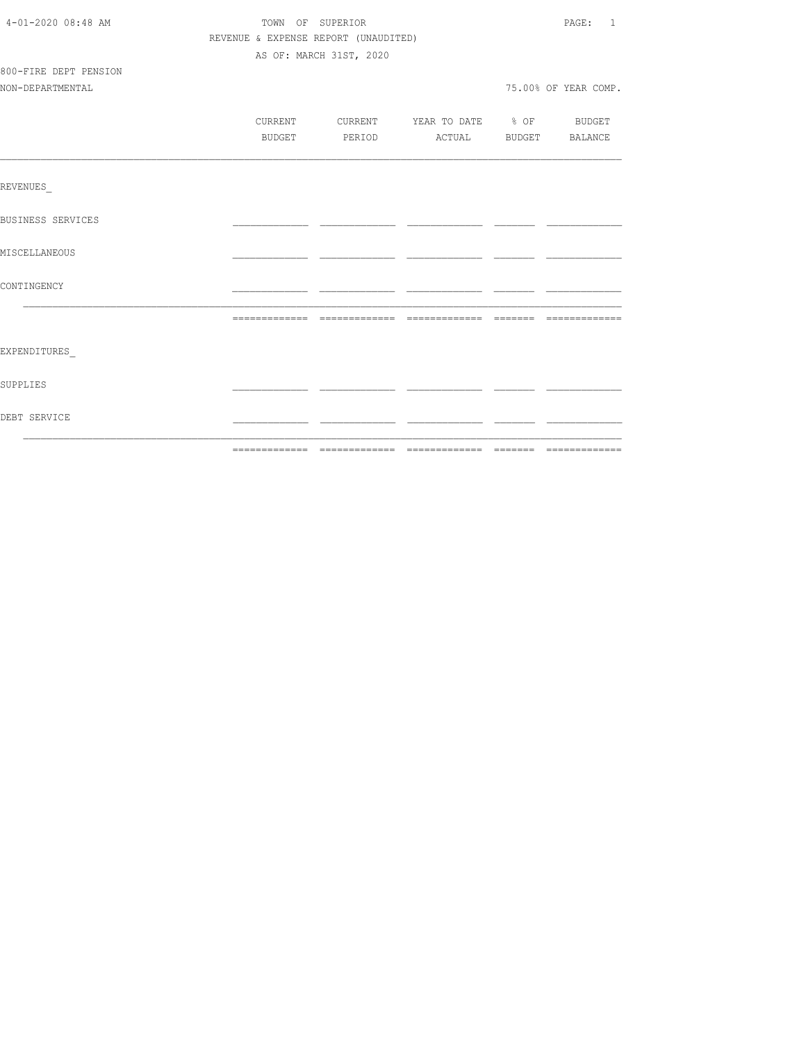TOWN OF SUPERIOR
REVENUE & EXPENSE REPORT (UNAUDITED)
AS OF: MARCH 31ST, 2020

800-FIRE DEPT PENSION
NON-DEPARTMENTAL

75.00% OF YEAR COMP.

| | CURRENT BUDGET | CURRENT PERIOD | YEAR TO DATE ACTUAL | % OF BUDGET | BUDGET BALANCE |
|---|---|---|---|---|---|
| REVENUES_ | | | | | |
| BUSINESS SERVICES | | | | | |
| MISCELLANEOUS | | | | | |
| CONTINGENCY | | | | | |
| | | | | | |
| EXPENDITURES_ | | | | | |
| SUPPLIES | | | | | |
| DEBT SERVICE | | | | | |
| | | | | | |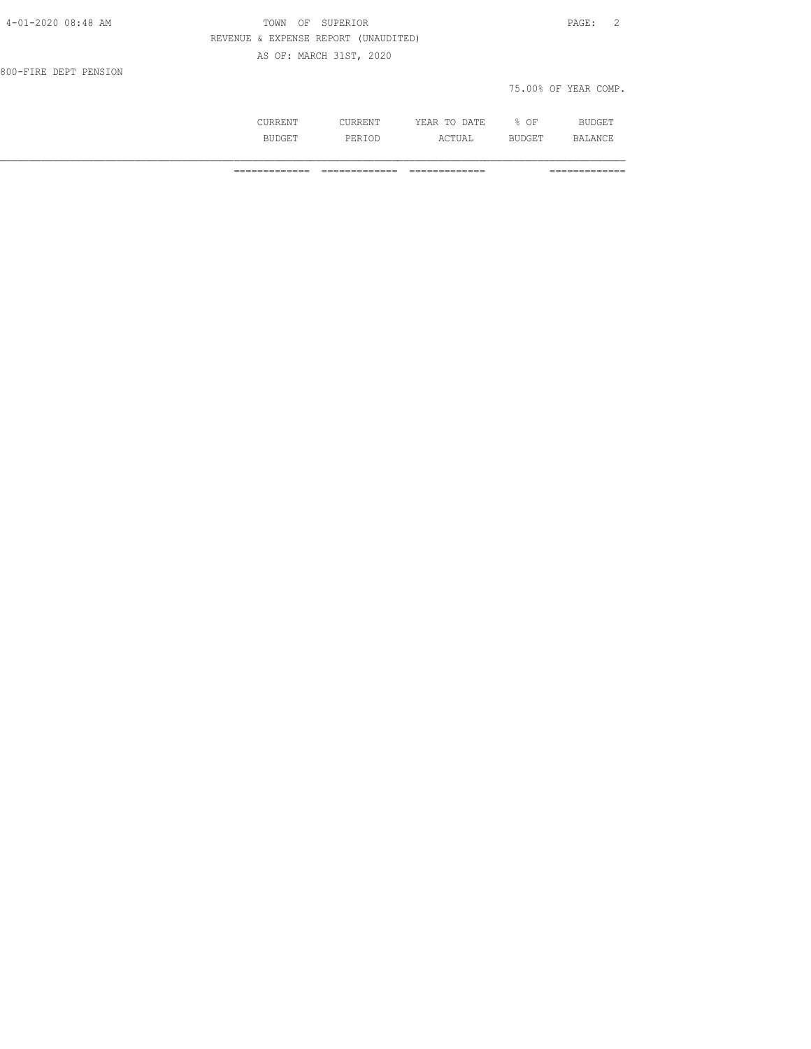TOWN OF SUPERIOR

REVENUE & EXPENSE REPORT (UNAUDITED)

AS OF: MARCH 31ST, 2020

800-FIRE DEPT PENSION

75.00% OF YEAR COMP.

| | CURRENT BUDGET | CURRENT PERIOD | YEAR TO DATE ACTUAL | % OF BUDGET | BUDGET BALANCE |
|---|---|---|---|---|---|
| | ============= | ============= | ============= | | ============= |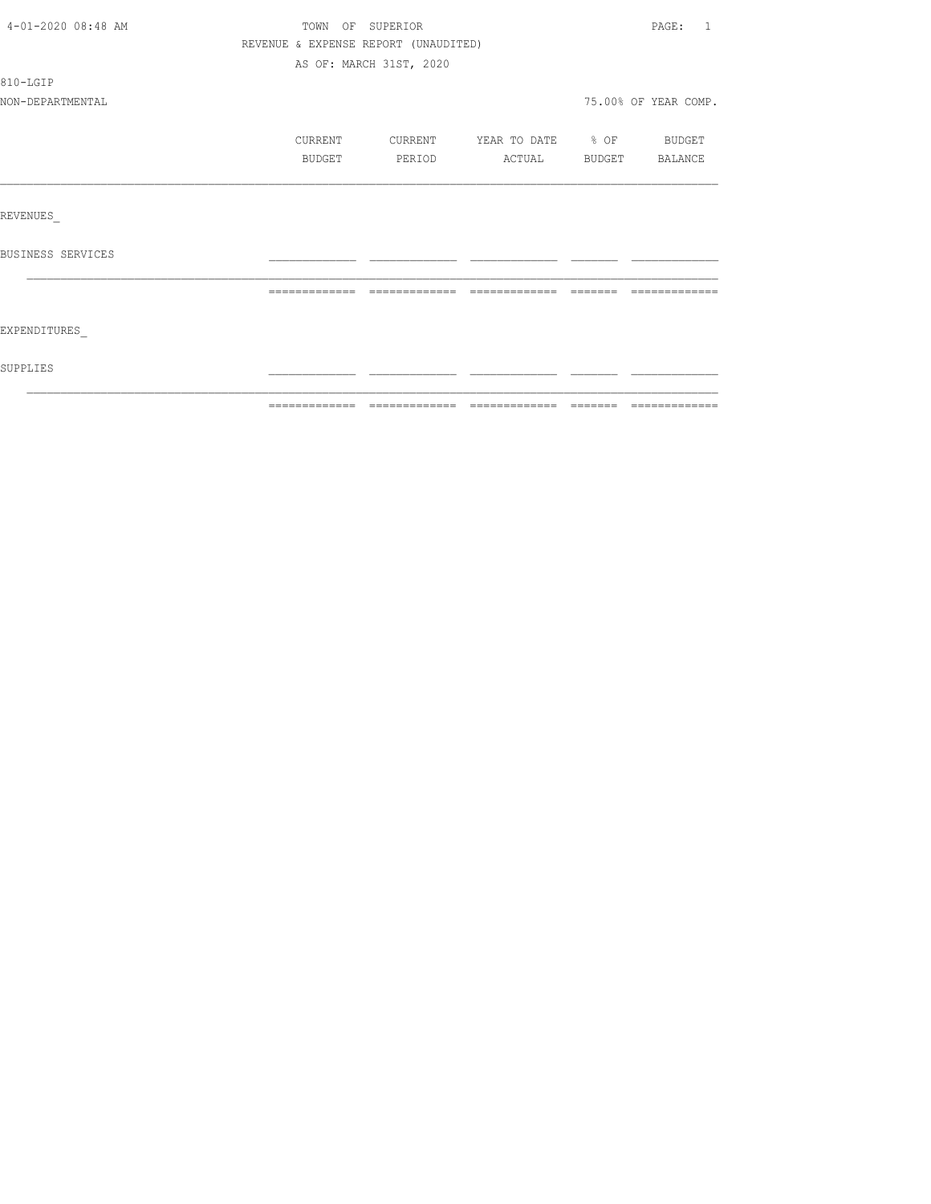TOWN OF SUPERIOR

REVENUE & EXPENSE REPORT (UNAUDITED)

AS OF: MARCH 31ST, 2020

4-01-2020 08:48 AM

810-LGIP

NON-DEPARTMENTAL

75.00% OF YEAR COMP.

| | CURRENT BUDGET | CURRENT PERIOD | YEAR TO DATE ACTUAL | % OF BUDGET | BUDGET BALANCE |
|---|---|---|---|---|---|
| REVENUES_ | | | | | |
| BUSINESS SERVICES | | | | | |
| EXPENDITURES_ | | | | | |
| SUPPLIES | | | | | |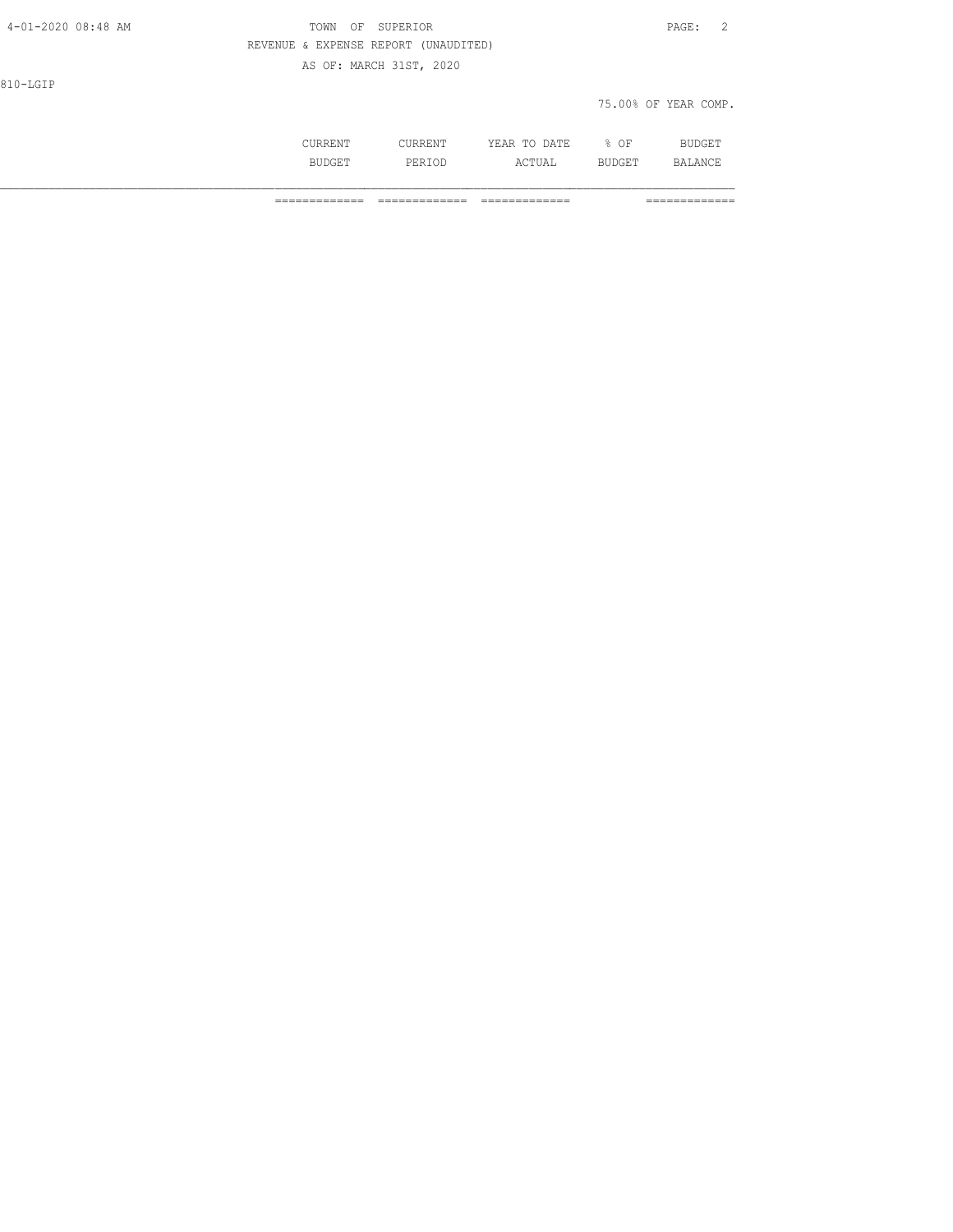TOWN OF SUPERIOR

REVENUE & EXPENSE REPORT (UNAUDITED)

AS OF: MARCH 31ST, 2020

810-LGIP

75.00% OF YEAR COMP.

| | CURRENT BUDGET | CURRENT PERIOD | YEAR TO DATE ACTUAL | % OF BUDGET | BUDGET BALANCE |
|---|---|---|---|---|---|
| | ============= | ============= | ============= | | ============= |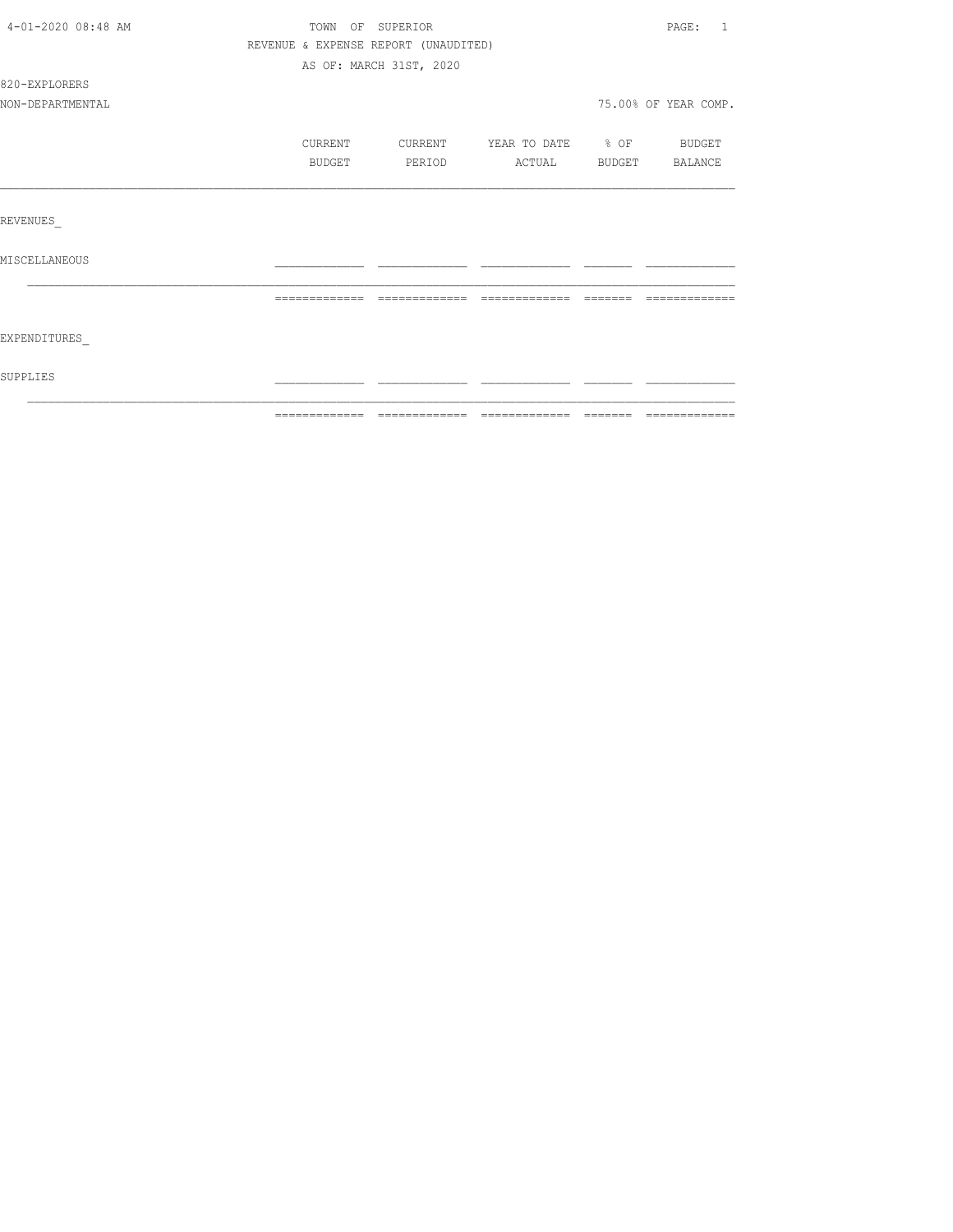4-01-2020 08:48 AM

TOWN OF SUPERIOR

REVENUE & EXPENSE REPORT (UNAUDITED)

AS OF: MARCH 31ST, 2020

820-EXPLORERS

NON-DEPARTMENTAL

75.00% OF YEAR COMP.

|  | CURRENT BUDGET | CURRENT PERIOD | YEAR TO DATE ACTUAL | % OF BUDGET | BUDGET BALANCE |
|---|---|---|---|---|---|
| REVENUES_ |  |  |  |  |  |
| MISCELLANEOUS |  |  |  |  |  |
|  |  |  |  |  |  |
| EXPENDITURES_ |  |  |  |  |  |
| SUPPLIES |  |  |  |  |  |
|  |  |  |  |  |  |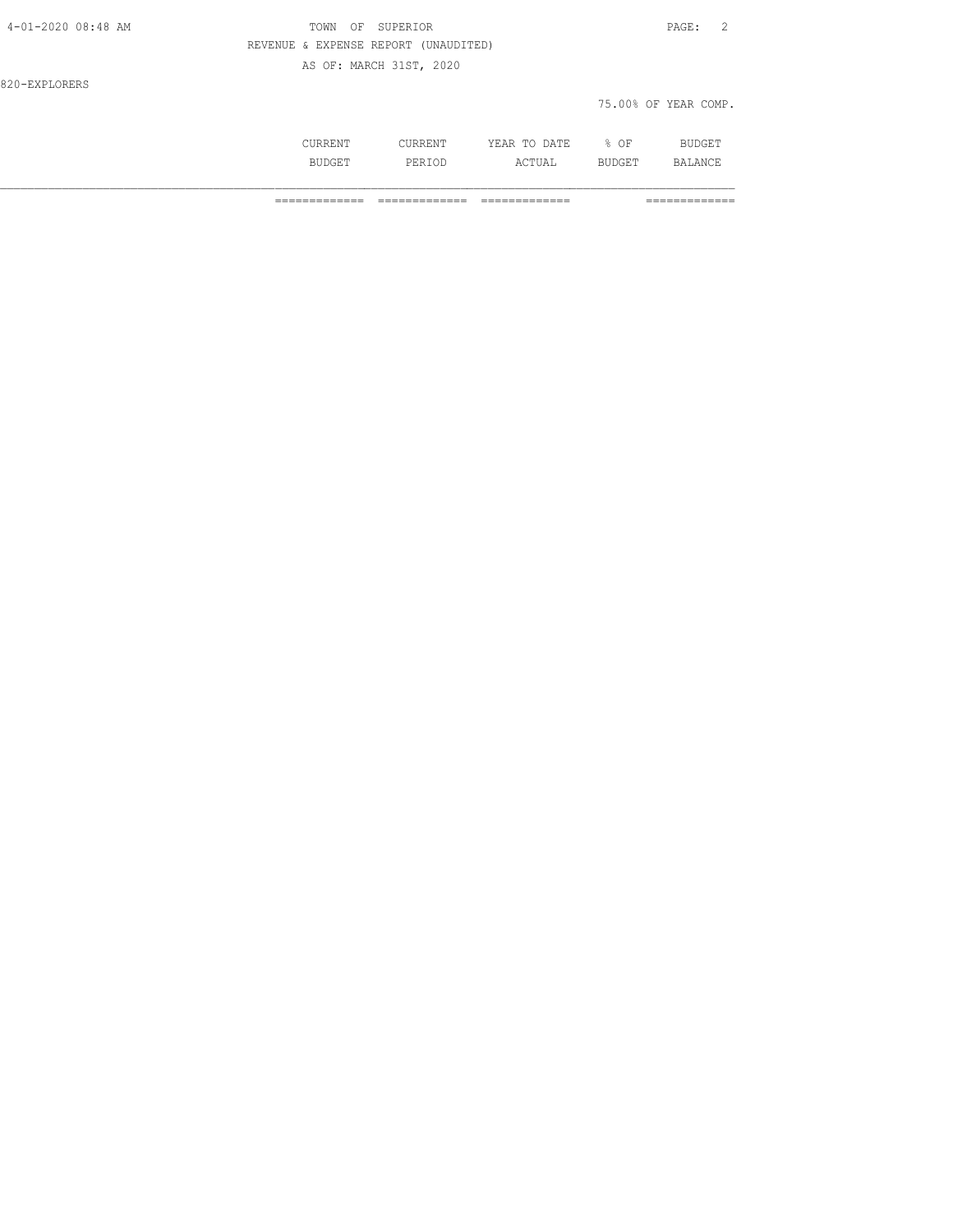REVENUE & EXPENSE REPORT (UNAUDITED)

AS OF: MARCH 31ST, 2020

820-EXPLORERS

75.00% OF YEAR COMP.

| | CURRENT BUDGET | CURRENT PERIOD | YEAR TO DATE ACTUAL | % OF BUDGET | BUDGET BALANCE |
|---|---|---|---|---|---|
| | ============= | ============= | ============= | | ============= |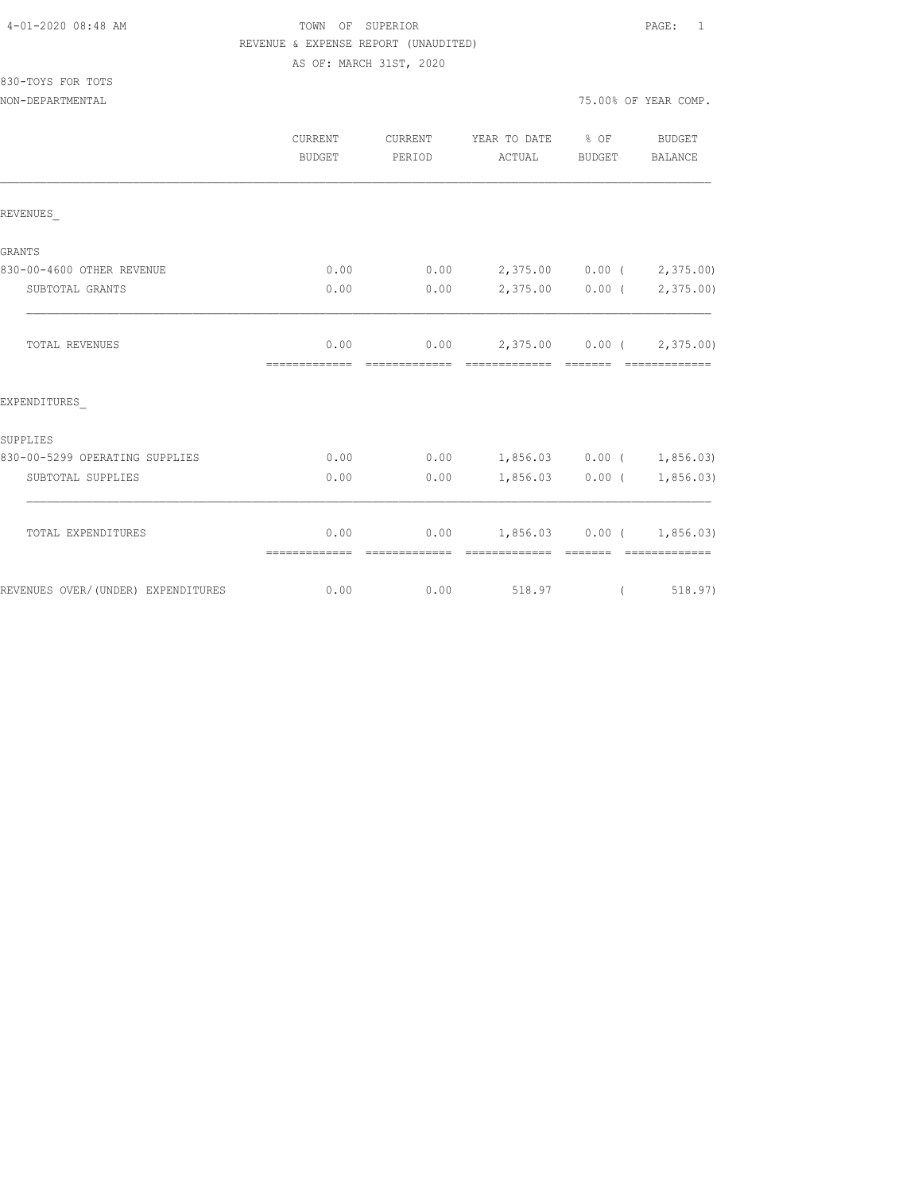TOWN OF SUPERIOR
REVENUE & EXPENSE REPORT (UNAUDITED)
AS OF: MARCH 31ST, 2020

4-01-2020 08:48 AM

830-TOYS FOR TOTS
NON-DEPARTMENTAL

75.00% OF YEAR COMP.

| | CURRENT BUDGET | CURRENT PERIOD | YEAR TO DATE ACTUAL | % OF BUDGET | BUDGET BALANCE |
|---|---|---|---|---|---|
| REVENUES_ | | | | | |
| GRANTS | | | | | |
| 830-00-4600 OTHER REVENUE | 0.00 | 0.00 | 2,375.00 | 0.00 | ( 2,375.00) |
| SUBTOTAL GRANTS | 0.00 | 0.00 | 2,375.00 | 0.00 | ( 2,375.00) |
| TOTAL REVENUES | 0.00 | 0.00 | 2,375.00 | 0.00 | ( 2,375.00) |
| EXPENDITURES_ | | | | | |
| SUPPLIES | | | | | |
| 830-00-5299 OPERATING SUPPLIES | 0.00 | 0.00 | 1,856.03 | 0.00 | ( 1,856.03) |
| SUBTOTAL SUPPLIES | 0.00 | 0.00 | 1,856.03 | 0.00 | ( 1,856.03) |
| TOTAL EXPENDITURES | 0.00 | 0.00 | 1,856.03 | 0.00 | ( 1,856.03) |
| REVENUES OVER/(UNDER) EXPENDITURES | 0.00 | 0.00 | 518.97 | | ( 518.97) |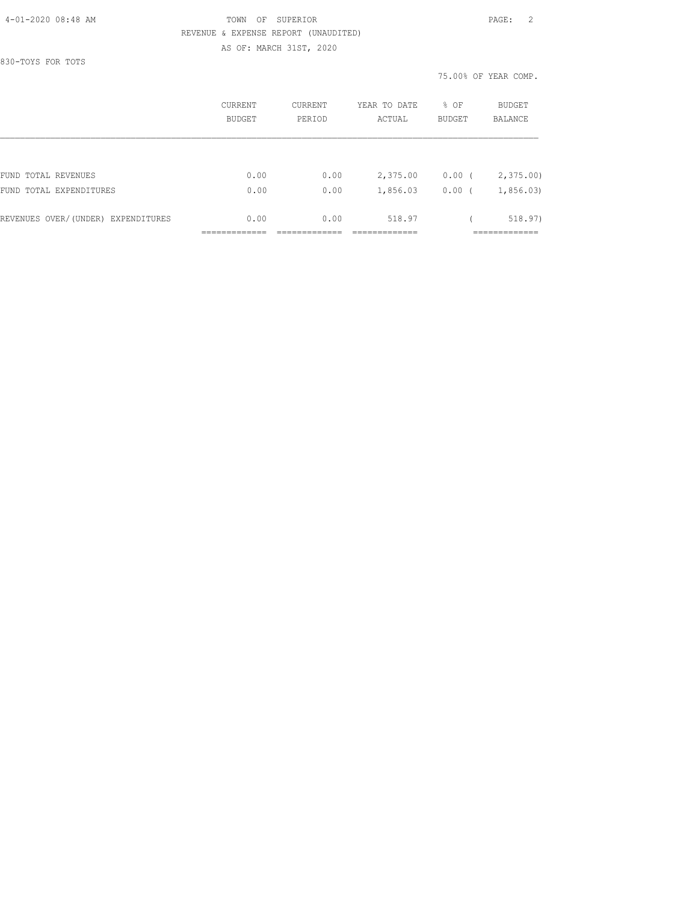TOWN OF SUPERIOR

REVENUE & EXPENSE REPORT (UNAUDITED)

AS OF: MARCH 31ST, 2020

830-TOYS FOR TOTS

75.00% OF YEAR COMP.

| | CURRENT BUDGET | CURRENT PERIOD | YEAR TO DATE ACTUAL | % OF BUDGET | BUDGET BALANCE |
|---|---|---|---|---|---|
| FUND TOTAL REVENUES | 0.00 | 0.00 | 2,375.00 | 0.00 | ( 2,375.00) |
| FUND TOTAL EXPENDITURES | 0.00 | 0.00 | 1,856.03 | 0.00 | ( 1,856.03) |
| REVENUES OVER/(UNDER) EXPENDITURES | 0.00 | 0.00 | 518.97 | | ( 518.97) |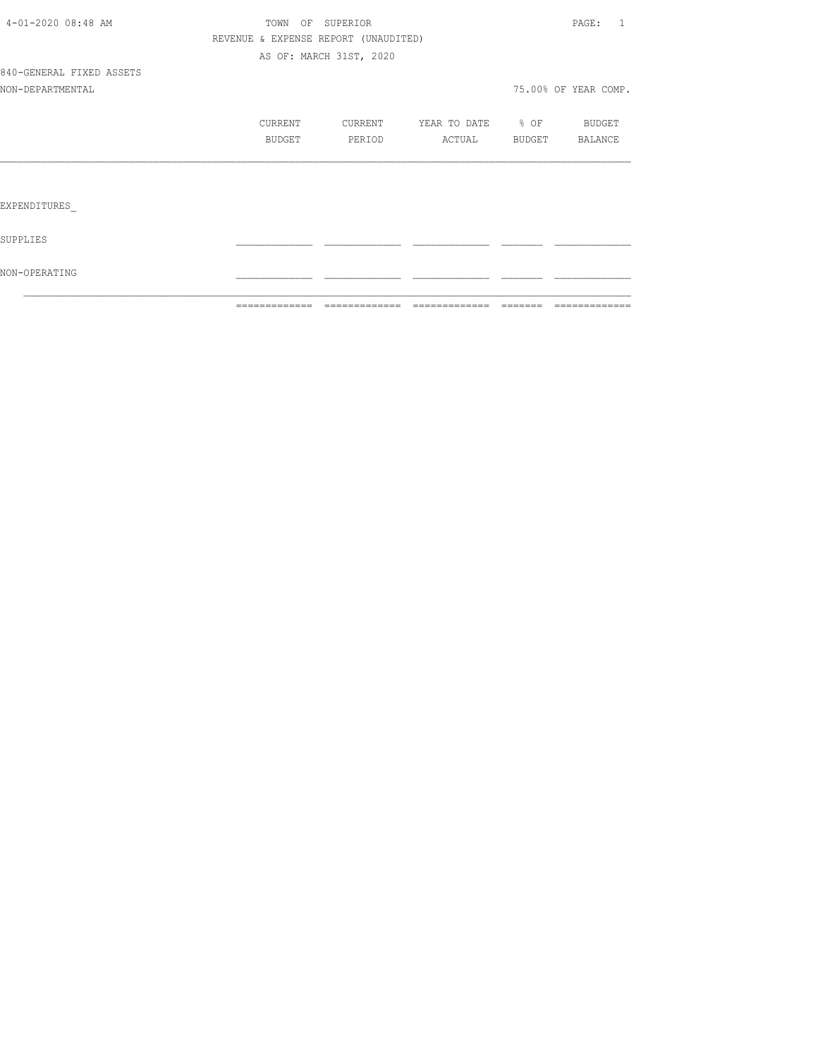TOWN OF SUPERIOR

REVENUE & EXPENSE REPORT (UNAUDITED)

AS OF: MARCH 31ST, 2020

840-GENERAL FIXED ASSETS

NON-DEPARTMENTAL

75.00% OF YEAR COMP.

| | CURRENT BUDGET | CURRENT PERIOD | YEAR TO DATE ACTUAL | % OF BUDGET | BUDGET BALANCE |
|---|---|---|---|---|---|
| EXPENDITURES_ | | | | | |
| SUPPLIES | | | | | |
| NON-OPERATING | | | | | |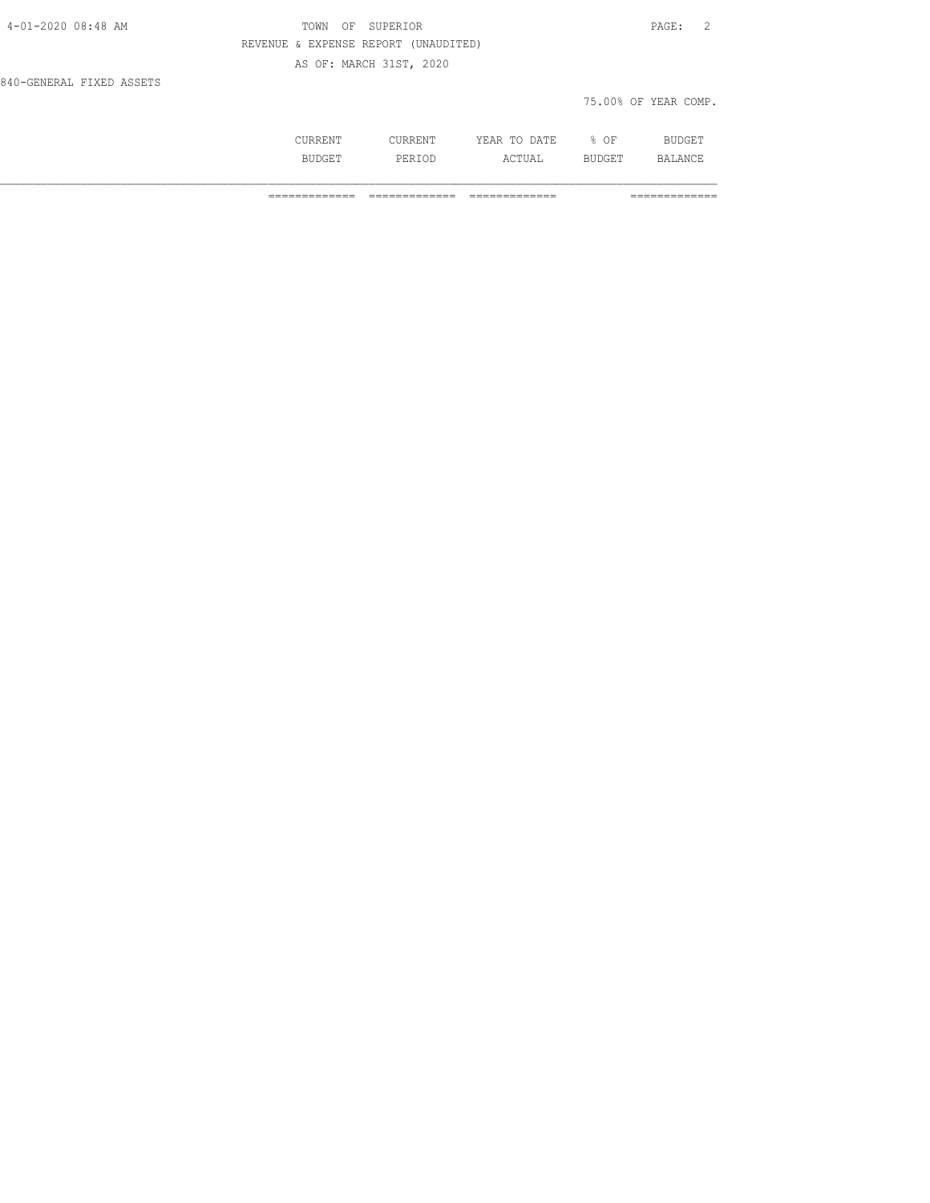REVENUE & EXPENSE REPORT (UNAUDITED)

AS OF: MARCH 31ST, 2020

840-GENERAL FIXED ASSETS

75.00% OF YEAR COMP.

| | CURRENT BUDGET | CURRENT PERIOD | YEAR TO DATE ACTUAL | % OF BUDGET | BUDGET BALANCE |
|---|---|---|---|---|---|
| | ============= | ============= | ============= | | ============= |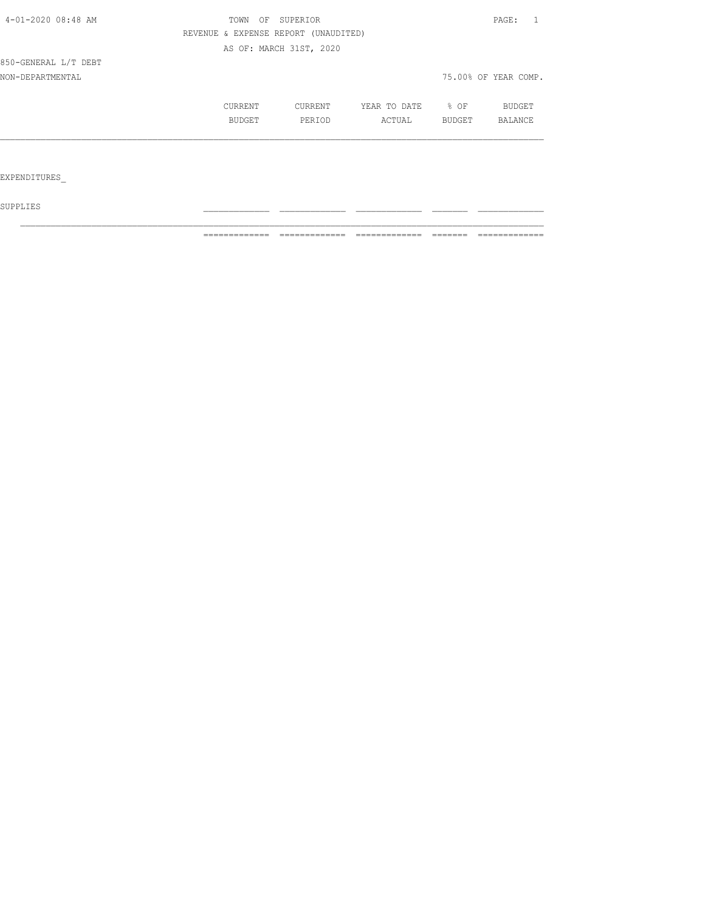TOWN OF SUPERIOR
REVENUE & EXPENSE REPORT (UNAUDITED)
AS OF: MARCH 31ST, 2020

850-GENERAL L/T DEBT
NON-DEPARTMENTAL

75.00% OF YEAR COMP.

| | CURRENT BUDGET | CURRENT PERIOD | YEAR TO DATE ACTUAL | % OF BUDGET | BUDGET BALANCE |
|---|---|---|---|---|---|
| EXPENDITURES_ | | | | | |
| SUPPLIES | | | | | |
| | | | | | |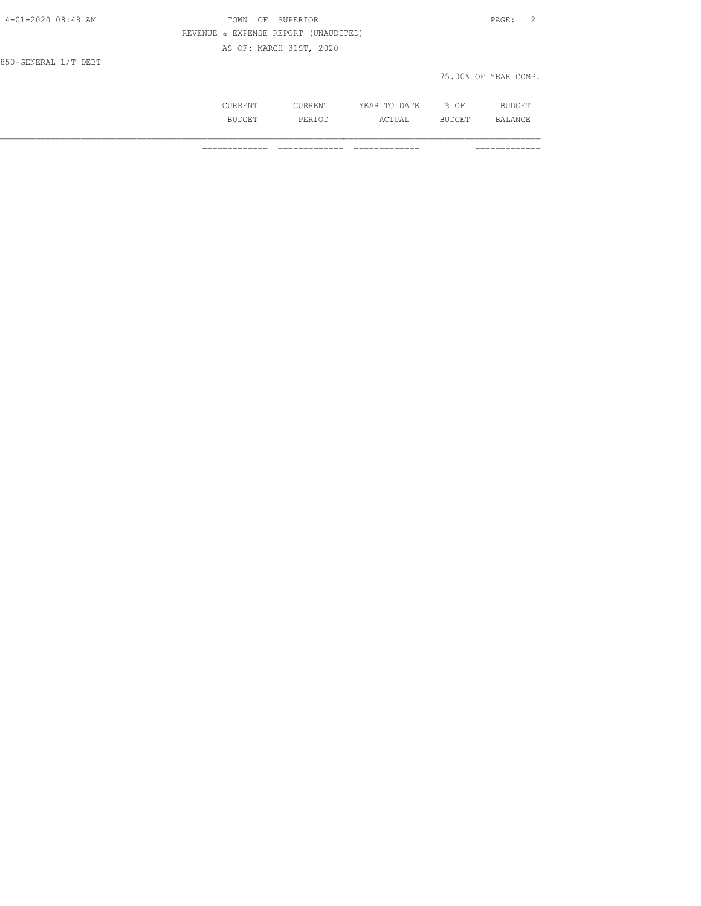850-GENERAL L/T DEBT

75.00% OF YEAR COMP.

| | CURRENT BUDGET | CURRENT PERIOD | YEAR TO DATE ACTUAL | % OF BUDGET | BUDGET BALANCE |
|---|---|---|---|---|---|
| | ============= | ============= | ============= | | ============= |